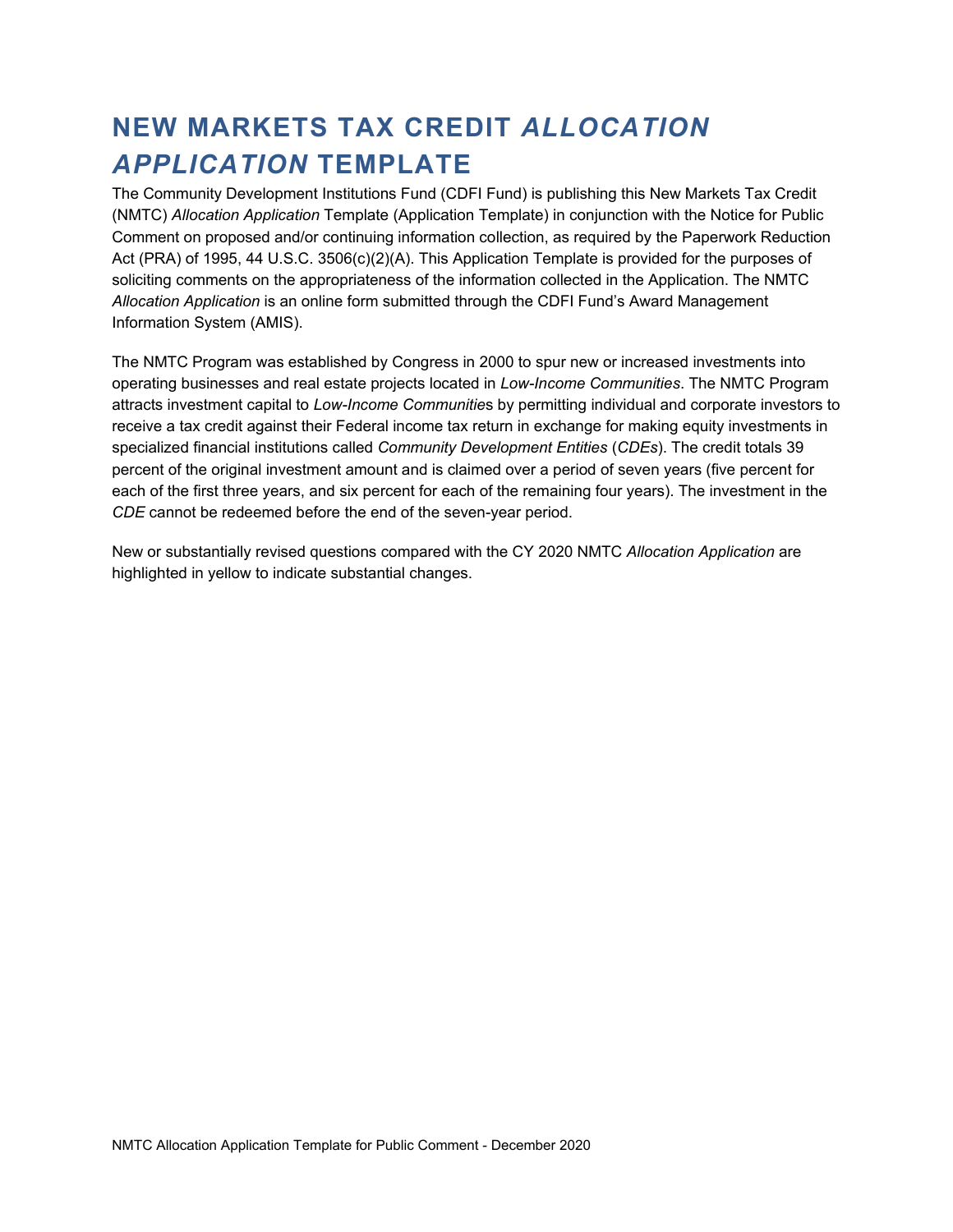# NEW MARKETS TAX CREDIT *ALLOCATION APPLICATION* TEMPLATE

The Community Development Institutions Fund (CDFI Fund) is publishing this New Markets Tax Credit (NMTC) *Allocation Application* Template (Application Template) in conjunction with the Notice for Public Comment on proposed and/or continuing information collection, as required by the Paperwork Reduction Act (PRA) of 1995, 44 U.S.C. 3506(c)(2)(A). This Application Template is provided for the purposes of soliciting comments on the appropriateness of the information collected in the Application. The NMTC *Allocation Application* is an online form submitted through the CDFI Fund's Award Management Information System (AMIS).

The NMTC Program was established by Congress in 2000 to spur new or increased investments into operating businesses and real estate projects located in *Low-Income Communities*. The NMTC Program attracts investment capital to *Low-Income Communitie*s by permitting individual and corporate investors to receive a tax credit against their Federal income tax return in exchange for making equity investments in specialized financial institutions called *Community Development Entities* (*CDEs*). The credit totals 39 percent of the original investment amount and is claimed over a period of seven years (five percent for each of the first three years, and six percent for each of the remaining four years). The investment in the *CDE* cannot be redeemed before the end of the seven-year period.

New or substantially revised questions compared with the CY 2020 NMTC *Allocation Application* are highlighted in yellow to indicate substantial changes.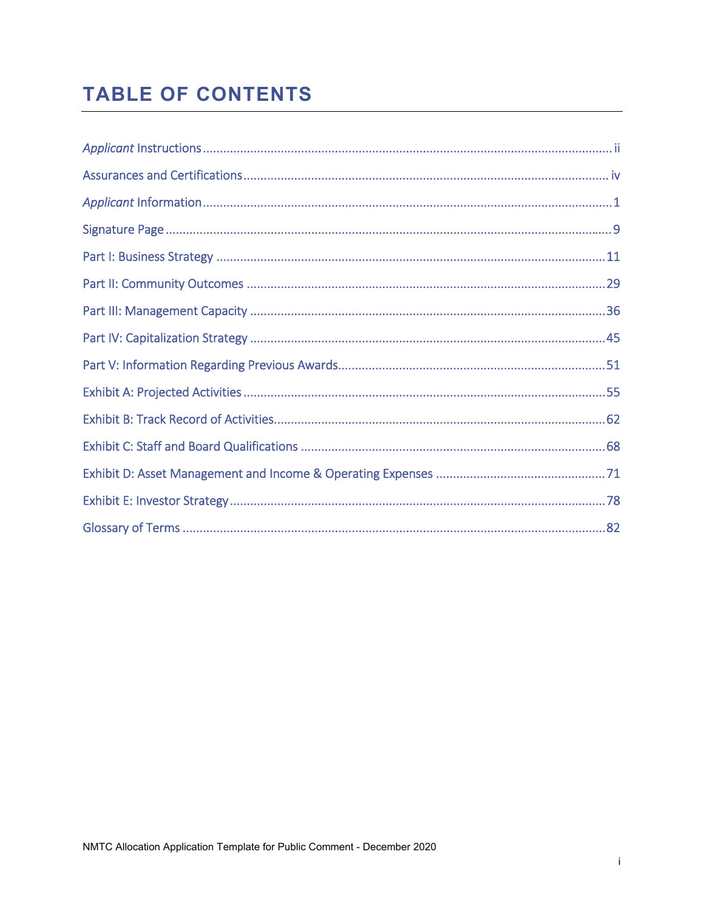# TABLE OF CONTENTS

*Applicant* Instructions ..... ii

Assurances and Certifications ..... iv

*Applicant* Information ..... 1

Signature Page ..... 9

Part I: Business Strategy ..... 11

Part II: Community Outcomes ..... 29

Part III: Management Capacity ..... 36

Part IV: Capitalization Strategy ..... 45

Part V: Information Regarding Previous Awards ..... 51

Exhibit A: Projected Activities ..... 55

Exhibit B: Track Record of Activities ..... 62

Exhibit C: Staff and Board Qualifications ..... 68

Exhibit D: Asset Management and Income & Operating Expenses ..... 71

Exhibit E: Investor Strategy ..... 78

Glossary of Terms ..... 82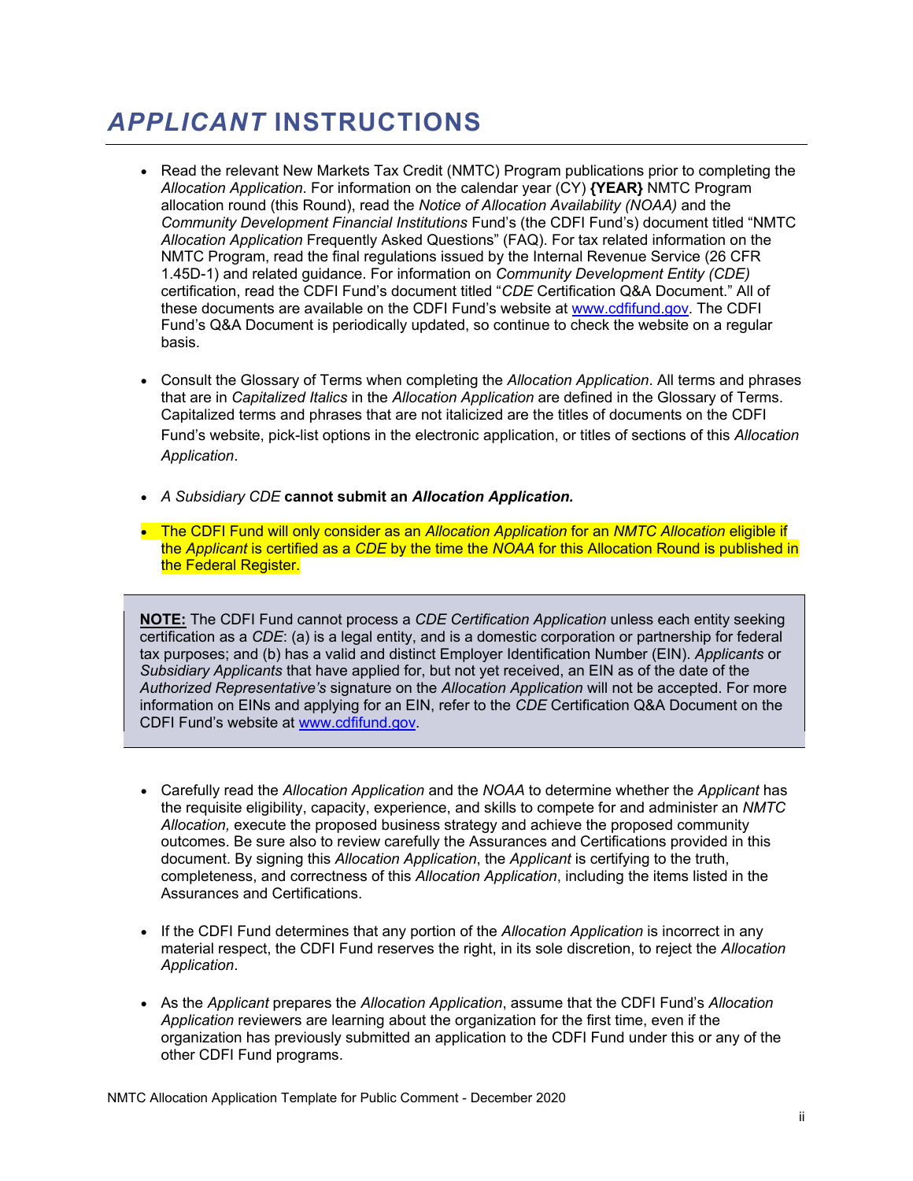# *APPLICANT* INSTRUCTIONS

- Read the relevant New Markets Tax Credit (NMTC) Program publications prior to completing the *Allocation Application*. For information on the calendar year (CY) **{YEAR}** NMTC Program allocation round (this Round), read the *Notice of Allocation Availability (NOAA)* and the *Community Development Financial Institutions* Fund's (the CDFI Fund's) document titled "NMTC *Allocation Application* Frequently Asked Questions" (FAQ). For tax related information on the NMTC Program, read the final regulations issued by the Internal Revenue Service (26 CFR 1.45D-1) and related guidance. For information on *Community Development Entity (CDE)* certification, read the CDFI Fund's document titled "*CDE* Certification Q&A Document." All of these documents are available on the CDFI Fund's website at www.cdfifund.gov. The CDFI Fund's Q&A Document is periodically updated, so continue to check the website on a regular basis.

- Consult the Glossary of Terms when completing the *Allocation Application*. All terms and phrases that are in *Capitalized Italics* in the *Allocation Application* are defined in the Glossary of Terms. Capitalized terms and phrases that are not italicized are the titles of documents on the CDFI Fund's website, pick-list options in the electronic application, or titles of sections of this *Allocation Application*.

- *A Subsidiary CDE* **cannot submit an *Allocation Application.***

- The CDFI Fund will only consider as an *Allocation Application* for an *NMTC Allocation* eligible if the *Applicant* is certified as a *CDE* by the time the *NOAA* for this Allocation Round is published in the Federal Register.

> **NOTE:** The CDFI Fund cannot process a *CDE Certification Application* unless each entity seeking certification as a *CDE*: (a) is a legal entity, and is a domestic corporation or partnership for federal tax purposes; and (b) has a valid and distinct Employer Identification Number (EIN). *Applicants* or *Subsidiary Applicants* that have applied for, but not yet received, an EIN as of the date of the *Authorized Representative's* signature on the *Allocation Application* will not be accepted. For more information on EINs and applying for an EIN, refer to the *CDE* Certification Q&A Document on the CDFI Fund's website at www.cdfifund.gov.

- Carefully read the *Allocation Application* and the *NOAA* to determine whether the *Applicant* has the requisite eligibility, capacity, experience, and skills to compete for and administer an *NMTC Allocation,* execute the proposed business strategy and achieve the proposed community outcomes. Be sure also to review carefully the Assurances and Certifications provided in this document. By signing this *Allocation Application*, the *Applicant* is certifying to the truth, completeness, and correctness of this *Allocation Application*, including the items listed in the Assurances and Certifications.

- If the CDFI Fund determines that any portion of the *Allocation Application* is incorrect in any material respect, the CDFI Fund reserves the right, in its sole discretion, to reject the *Allocation Application*.

- As the *Applicant* prepares the *Allocation Application*, assume that the CDFI Fund's *Allocation Application* reviewers are learning about the organization for the first time, even if the organization has previously submitted an application to the CDFI Fund under this or any of the other CDFI Fund programs.

NMTC Allocation Application Template for Public Comment - December 2020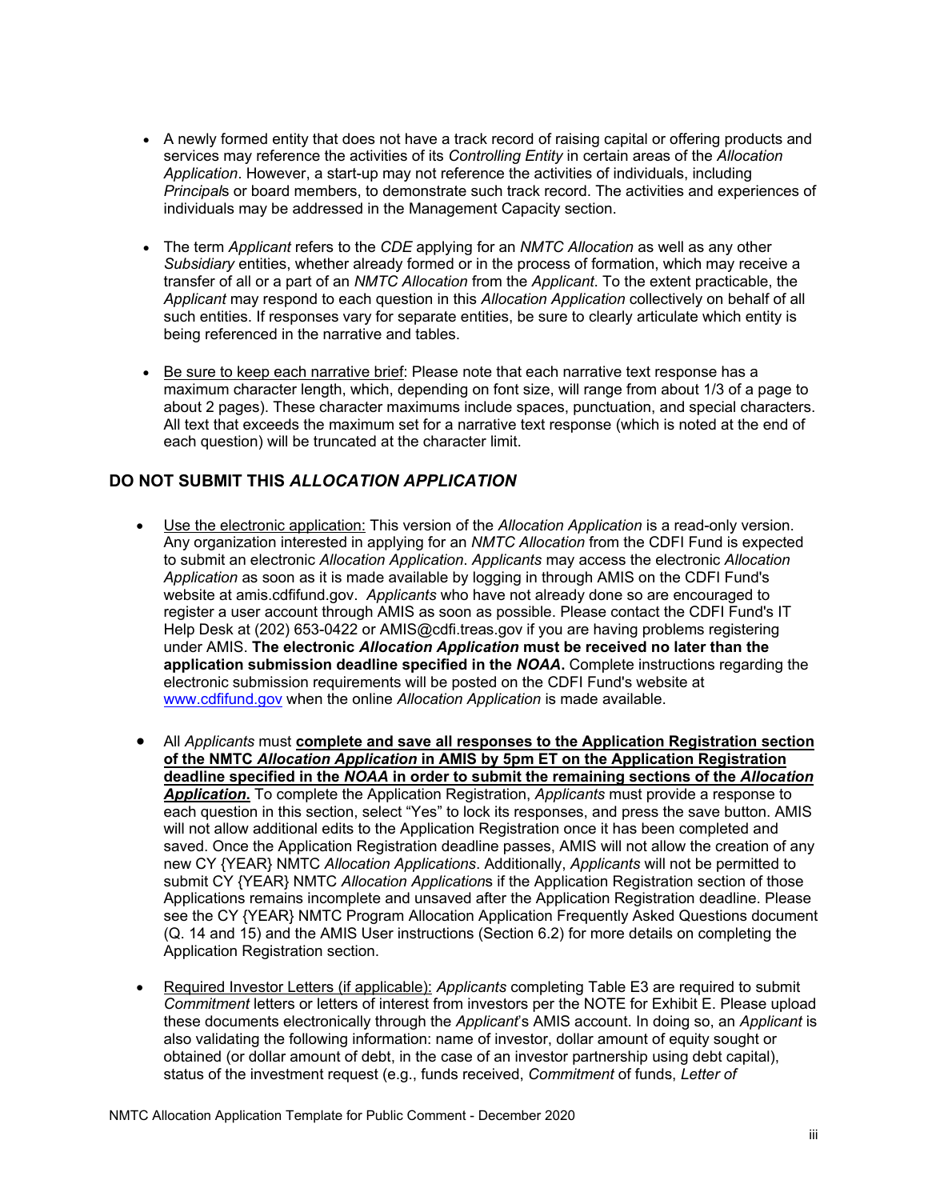- A newly formed entity that does not have a track record of raising capital or offering products and services may reference the activities of its *Controlling Entity* in certain areas of the *Allocation Application*. However, a start-up may not reference the activities of individuals, including *Principal*s or board members, to demonstrate such track record. The activities and experiences of individuals may be addressed in the Management Capacity section.

- The term *Applicant* refers to the *CDE* applying for an *NMTC Allocation* as well as any other *Subsidiary* entities, whether already formed or in the process of formation, which may receive a transfer of all or a part of an *NMTC Allocation* from the *Applicant*. To the extent practicable, the *Applicant* may respond to each question in this *Allocation Application* collectively on behalf of all such entities. If responses vary for separate entities, be sure to clearly articulate which entity is being referenced in the narrative and tables.

- <u>Be sure to keep each narrative brief</u>: Please note that each narrative text response has a maximum character length, which, depending on font size, will range from about 1/3 of a page to about 2 pages). These character maximums include spaces, punctuation, and special characters. All text that exceeds the maximum set for a narrative text response (which is noted at the end of each question) will be truncated at the character limit.

## DO NOT SUBMIT THIS *ALLOCATION APPLICATION*

- <u>Use the electronic application:</u> This version of the *Allocation Application* is a read-only version. Any organization interested in applying for an *NMTC Allocation* from the CDFI Fund is expected to submit an electronic *Allocation Application*. *Applicants* may access the electronic *Allocation Application* as soon as it is made available by logging in through AMIS on the CDFI Fund's website at amis.cdfifund.gov. *Applicants* who have not already done so are encouraged to register a user account through AMIS as soon as possible. Please contact the CDFI Fund's IT Help Desk at (202) 653-0422 or AMIS@cdfi.treas.gov if you are having problems registering under AMIS. **The electronic *Allocation Application* must be received no later than the application submission deadline specified in the *NOAA*.** Complete instructions regarding the electronic submission requirements will be posted on the CDFI Fund's website at [www.cdfifund.gov](http://www.cdfifund.gov) when the online *Allocation Application* is made available.

- All *Applicants* must **<u>complete and save all responses to the Application Registration section of the NMTC *Allocation Application* in AMIS by 5pm ET on the Application Registration deadline specified in the *NOAA* in order to submit the remaining sections of the *Allocation Application*.</u>** To complete the Application Registration, *Applicants* must provide a response to each question in this section, select "Yes" to lock its responses, and press the save button. AMIS will not allow additional edits to the Application Registration once it has been completed and saved. Once the Application Registration deadline passes, AMIS will not allow the creation of any new CY {YEAR} NMTC *Allocation Applications*. Additionally, *Applicants* will not be permitted to submit CY {YEAR} NMTC *Allocation Application*s if the Application Registration section of those Applications remains incomplete and unsaved after the Application Registration deadline. Please see the CY {YEAR} NMTC Program Allocation Application Frequently Asked Questions document (Q. 14 and 15) and the AMIS User instructions (Section 6.2) for more details on completing the Application Registration section.

- <u>Required Investor Letters (if applicable):</u> *Applicants* completing Table E3 are required to submit *Commitment* letters or letters of interest from investors per the NOTE for Exhibit E. Please upload these documents electronically through the *Applicant*'s AMIS account. In doing so, an *Applicant* is also validating the following information: name of investor, dollar amount of equity sought or obtained (or dollar amount of debt, in the case of an investor partnership using debt capital), status of the investment request (e.g., funds received, *Commitment* of funds, *Letter of*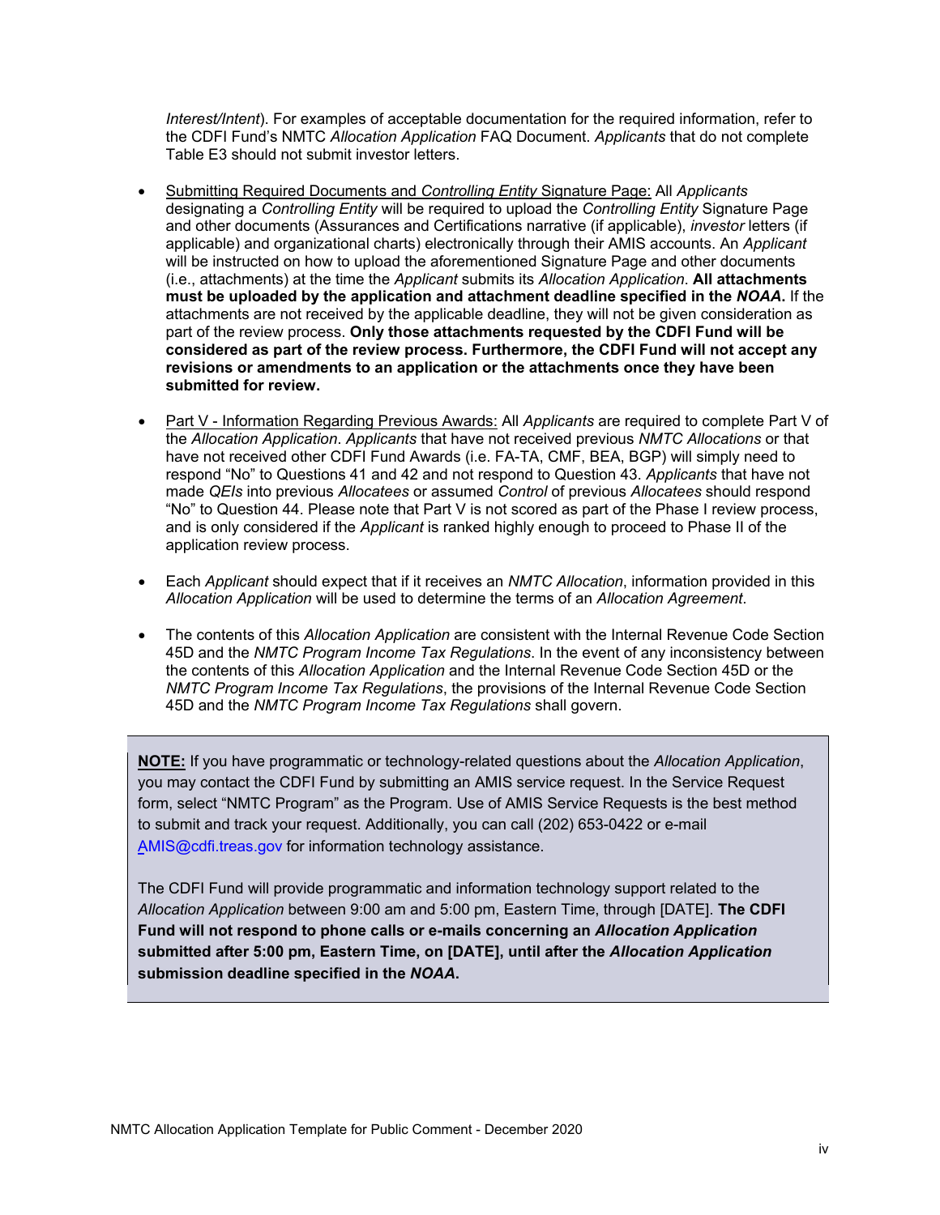*Interest/Intent*). For examples of acceptable documentation for the required information, refer to the CDFI Fund's NMTC *Allocation Application* FAQ Document. *Applicants* that do not complete Table E3 should not submit investor letters.

- Submitting Required Documents and *Controlling Entity* Signature Page: All *Applicants* designating a *Controlling Entity* will be required to upload the *Controlling Entity* Signature Page and other documents (Assurances and Certifications narrative (if applicable), *investor* letters (if applicable) and organizational charts) electronically through their AMIS accounts. An *Applicant* will be instructed on how to upload the aforementioned Signature Page and other documents (i.e., attachments) at the time the *Applicant* submits its *Allocation Application*. **All attachments must be uploaded by the application and attachment deadline specified in the *NOAA*.** If the attachments are not received by the applicable deadline, they will not be given consideration as part of the review process. **Only those attachments requested by the CDFI Fund will be considered as part of the review process. Furthermore, the CDFI Fund will not accept any revisions or amendments to an application or the attachments once they have been submitted for review.**

- Part V - Information Regarding Previous Awards: All *Applicants* are required to complete Part V of the *Allocation Application*. *Applicants* that have not received previous *NMTC Allocations* or that have not received other CDFI Fund Awards (i.e. FA-TA, CMF, BEA, BGP) will simply need to respond "No" to Questions 41 and 42 and not respond to Question 43. *Applicants* that have not made *QEIs* into previous *Allocatees* or assumed *Control* of previous *Allocatees* should respond "No" to Question 44. Please note that Part V is not scored as part of the Phase I review process, and is only considered if the *Applicant* is ranked highly enough to proceed to Phase II of the application review process.

- Each *Applicant* should expect that if it receives an *NMTC Allocation*, information provided in this *Allocation Application* will be used to determine the terms of an *Allocation Agreement*.

- The contents of this *Allocation Application* are consistent with the Internal Revenue Code Section 45D and the *NMTC Program Income Tax Regulations*. In the event of any inconsistency between the contents of this *Allocation Application* and the Internal Revenue Code Section 45D or the *NMTC Program Income Tax Regulations*, the provisions of the Internal Revenue Code Section 45D and the *NMTC Program Income Tax Regulations* shall govern.

**NOTE:** If you have programmatic or technology-related questions about the *Allocation Application*, you may contact the CDFI Fund by submitting an AMIS service request. In the Service Request form, select "NMTC Program" as the Program. Use of AMIS Service Requests is the best method to submit and track your request. Additionally, you can call (202) 653-0422 or e-mail AMIS@cdfi.treas.gov for information technology assistance.

The CDFI Fund will provide programmatic and information technology support related to the *Allocation Application* between 9:00 am and 5:00 pm, Eastern Time, through [DATE]. **The CDFI Fund will not respond to phone calls or e-mails concerning an *Allocation Application* submitted after 5:00 pm, Eastern Time, on [DATE], until after the *Allocation Application* submission deadline specified in the *NOAA*.**

NMTC Allocation Application Template for Public Comment - December 2020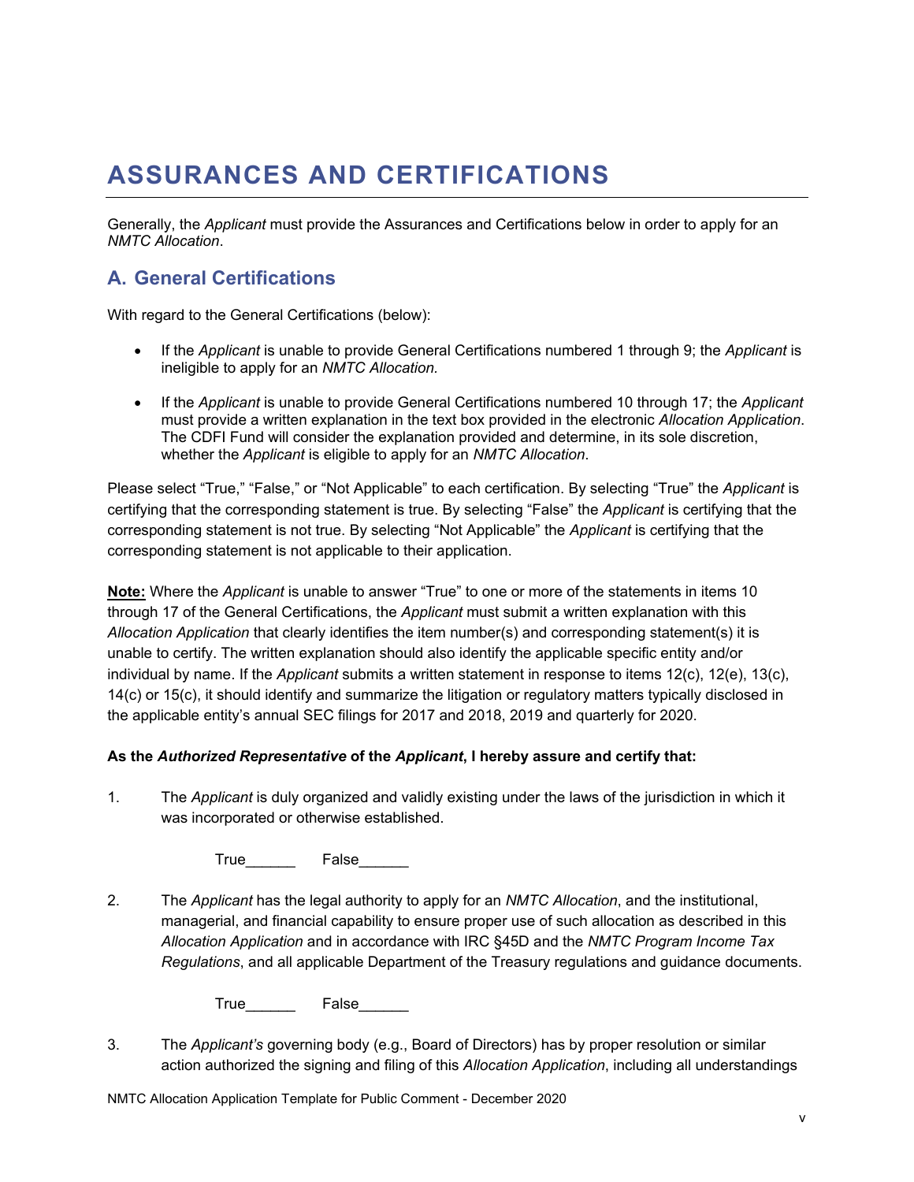# ASSURANCES AND CERTIFICATIONS

Generally, the *Applicant* must provide the Assurances and Certifications below in order to apply for an *NMTC Allocation*.

## A. General Certifications

With regard to the General Certifications (below):

- If the *Applicant* is unable to provide General Certifications numbered 1 through 9; the *Applicant* is ineligible to apply for an *NMTC Allocation.*
- If the *Applicant* is unable to provide General Certifications numbered 10 through 17; the *Applicant* must provide a written explanation in the text box provided in the electronic *Allocation Application*. The CDFI Fund will consider the explanation provided and determine, in its sole discretion, whether the *Applicant* is eligible to apply for an *NMTC Allocation*.

Please select "True," "False," or "Not Applicable" to each certification. By selecting "True" the *Applicant* is certifying that the corresponding statement is true. By selecting "False" the *Applicant* is certifying that the corresponding statement is not true. By selecting "Not Applicable" the *Applicant* is certifying that the corresponding statement is not applicable to their application.

**Note:** Where the *Applicant* is unable to answer "True" to one or more of the statements in items 10 through 17 of the General Certifications, the *Applicant* must submit a written explanation with this *Allocation Application* that clearly identifies the item number(s) and corresponding statement(s) it is unable to certify. The written explanation should also identify the applicable specific entity and/or individual by name. If the *Applicant* submits a written statement in response to items 12(c), 12(e), 13(c), 14(c) or 15(c), it should identify and summarize the litigation or regulatory matters typically disclosed in the applicable entity's annual SEC filings for 2017 and 2018, 2019 and quarterly for 2020.

**As the *Authorized Representative* of the *Applicant*, I hereby assure and certify that:**

1. The *Applicant* is duly organized and validly existing under the laws of the jurisdiction in which it was incorporated or otherwise established.

   True______ False______

2. The *Applicant* has the legal authority to apply for an *NMTC Allocation*, and the institutional, managerial, and financial capability to ensure proper use of such allocation as described in this *Allocation Application* and in accordance with IRC §45D and the *NMTC Program Income Tax Regulations*, and all applicable Department of the Treasury regulations and guidance documents.

   True______ False______

3. The *Applicant's* governing body (e.g., Board of Directors) has by proper resolution or similar action authorized the signing and filing of this *Allocation Application*, including all understandings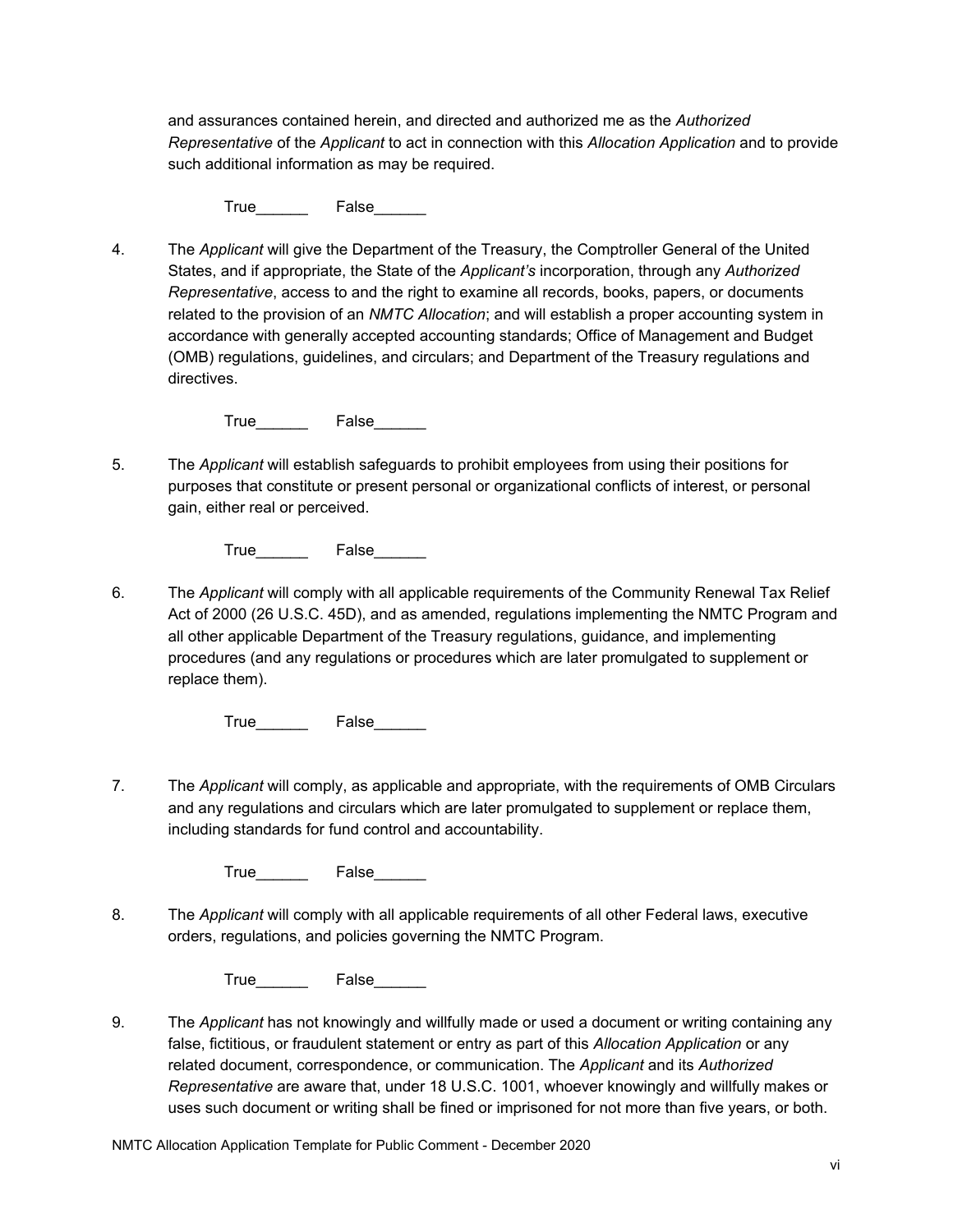and assurances contained herein, and directed and authorized me as the *Authorized Representative* of the *Applicant* to act in connection with this *Allocation Application* and to provide such additional information as may be required.

True______ False______

4. The *Applicant* will give the Department of the Treasury, the Comptroller General of the United States, and if appropriate, the State of the *Applicant's* incorporation, through any *Authorized Representative*, access to and the right to examine all records, books, papers, or documents related to the provision of an *NMTC Allocation*; and will establish a proper accounting system in accordance with generally accepted accounting standards; Office of Management and Budget (OMB) regulations, guidelines, and circulars; and Department of the Treasury regulations and directives.

   True______ False______

5. The *Applicant* will establish safeguards to prohibit employees from using their positions for purposes that constitute or present personal or organizational conflicts of interest, or personal gain, either real or perceived.

   True______ False______

6. The *Applicant* will comply with all applicable requirements of the Community Renewal Tax Relief Act of 2000 (26 U.S.C. 45D), and as amended, regulations implementing the NMTC Program and all other applicable Department of the Treasury regulations, guidance, and implementing procedures (and any regulations or procedures which are later promulgated to supplement or replace them).

   True______ False______

7. The *Applicant* will comply, as applicable and appropriate, with the requirements of OMB Circulars and any regulations and circulars which are later promulgated to supplement or replace them, including standards for fund control and accountability.

   True______ False______

8. The *Applicant* will comply with all applicable requirements of all other Federal laws, executive orders, regulations, and policies governing the NMTC Program.

   True______ False______

9. The *Applicant* has not knowingly and willfully made or used a document or writing containing any false, fictitious, or fraudulent statement or entry as part of this *Allocation Application* or any related document, correspondence, or communication. The *Applicant* and its *Authorized Representative* are aware that, under 18 U.S.C. 1001, whoever knowingly and willfully makes or uses such document or writing shall be fined or imprisoned for not more than five years, or both.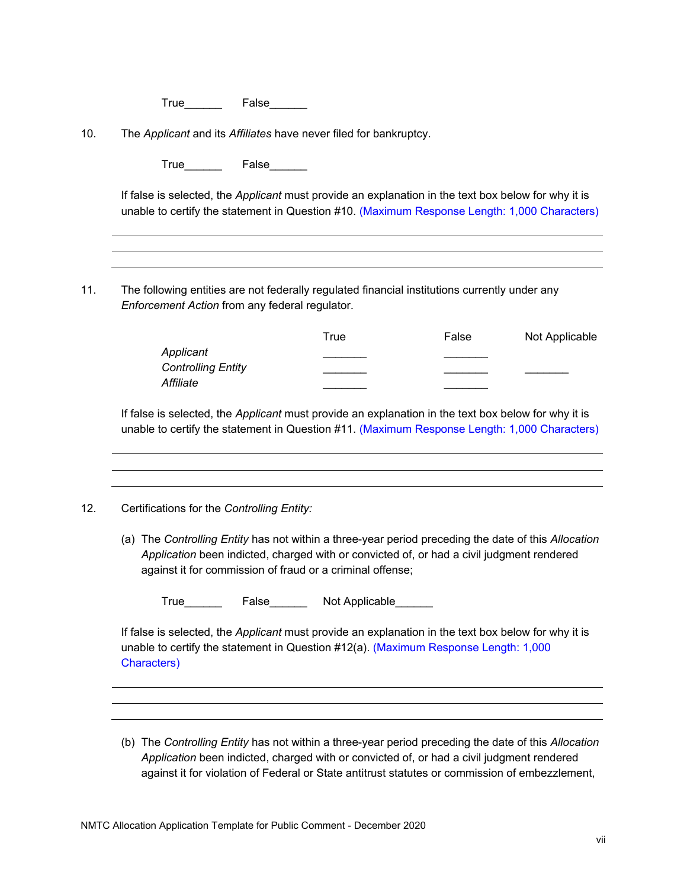True______ False______

10. The *Applicant* and its *Affiliates* have never filed for bankruptcy.

True______ False______

If false is selected, the *Applicant* must provide an explanation in the text box below for why it is unable to certify the statement in Question #10. (Maximum Response Length: 1,000 Characters)

---

---

---

11. The following entities are not federally regulated financial institutions currently under any *Enforcement Action* from any federal regulator.

| | True | False | Not Applicable |
|---|---|---|---|
| *Applicant* | _______ | _______ | |
| *Controlling Entity* | _______ | _______ | _______ |
| *Affiliate* | _______ | _______ | |

If false is selected, the *Applicant* must provide an explanation in the text box below for why it is unable to certify the statement in Question #11. (Maximum Response Length: 1,000 Characters)

---

---

---

12. Certifications for the *Controlling Entity:*

(a) The *Controlling Entity* has not within a three-year period preceding the date of this *Allocation Application* been indicted, charged with or convicted of, or had a civil judgment rendered against it for commission of fraud or a criminal offense;

True______ False______ Not Applicable______

If false is selected, the *Applicant* must provide an explanation in the text box below for why it is unable to certify the statement in Question #12(a). (Maximum Response Length: 1,000 Characters)

---

---

---

(b) The *Controlling Entity* has not within a three-year period preceding the date of this *Allocation Application* been indicted, charged with or convicted of, or had a civil judgment rendered against it for violation of Federal or State antitrust statutes or commission of embezzlement,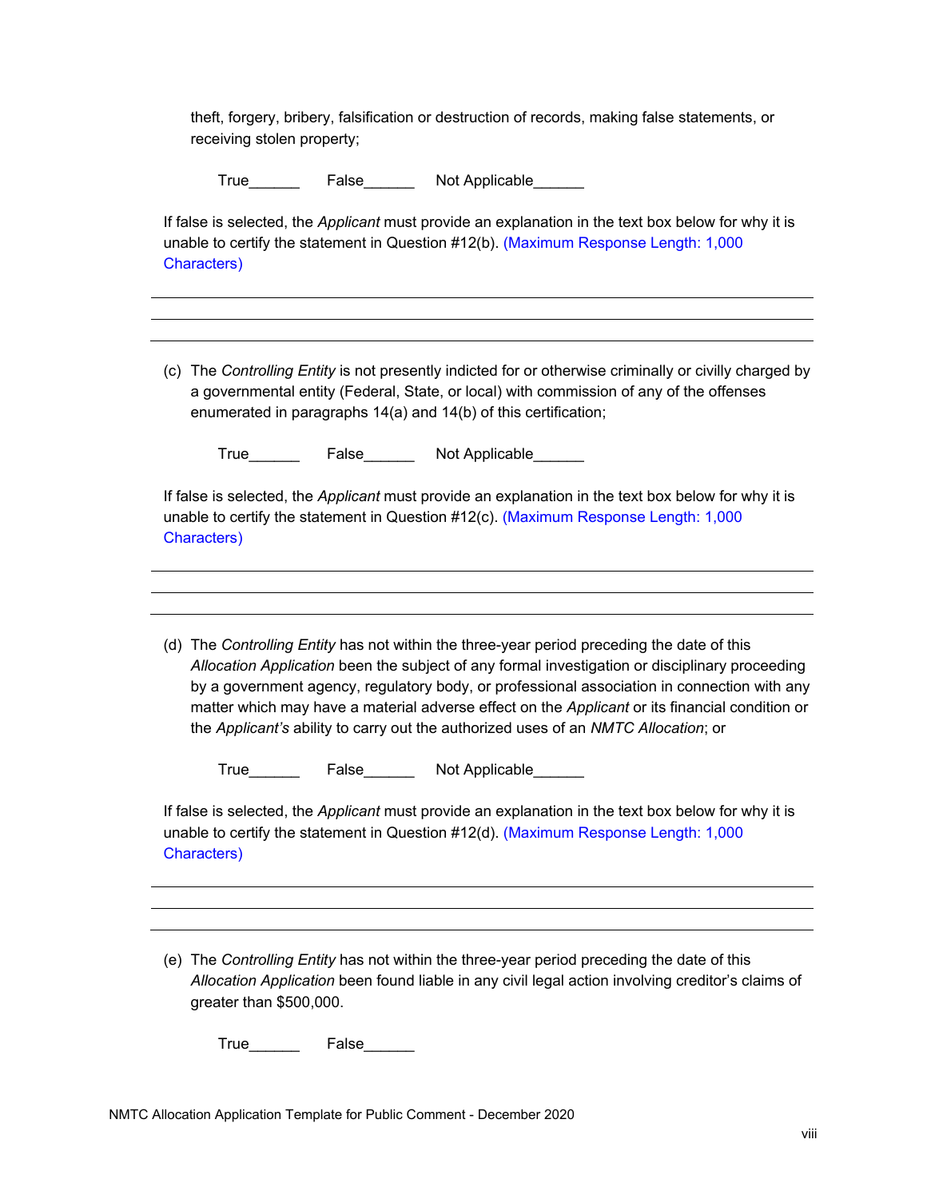theft, forgery, bribery, falsification or destruction of records, making false statements, or receiving stolen property;

True______ False______ Not Applicable______

If false is selected, the *Applicant* must provide an explanation in the text box below for why it is unable to certify the statement in Question #12(b). (Maximum Response Length: 1,000 Characters)

---

---

---

(c) The *Controlling Entity* is not presently indicted for or otherwise criminally or civilly charged by a governmental entity (Federal, State, or local) with commission of any of the offenses enumerated in paragraphs 14(a) and 14(b) of this certification;

True______ False______ Not Applicable______

If false is selected, the *Applicant* must provide an explanation in the text box below for why it is unable to certify the statement in Question #12(c). (Maximum Response Length: 1,000 Characters)

---

---

---

(d) The *Controlling Entity* has not within the three-year period preceding the date of this *Allocation Application* been the subject of any formal investigation or disciplinary proceeding by a government agency, regulatory body, or professional association in connection with any matter which may have a material adverse effect on the *Applicant* or its financial condition or the *Applicant's* ability to carry out the authorized uses of an *NMTC Allocation*; or

True______ False______ Not Applicable______

If false is selected, the *Applicant* must provide an explanation in the text box below for why it is unable to certify the statement in Question #12(d). (Maximum Response Length: 1,000 Characters)

---

---

---

(e) The *Controlling Entity* has not within the three-year period preceding the date of this *Allocation Application* been found liable in any civil legal action involving creditor's claims of greater than $500,000.

True______ False______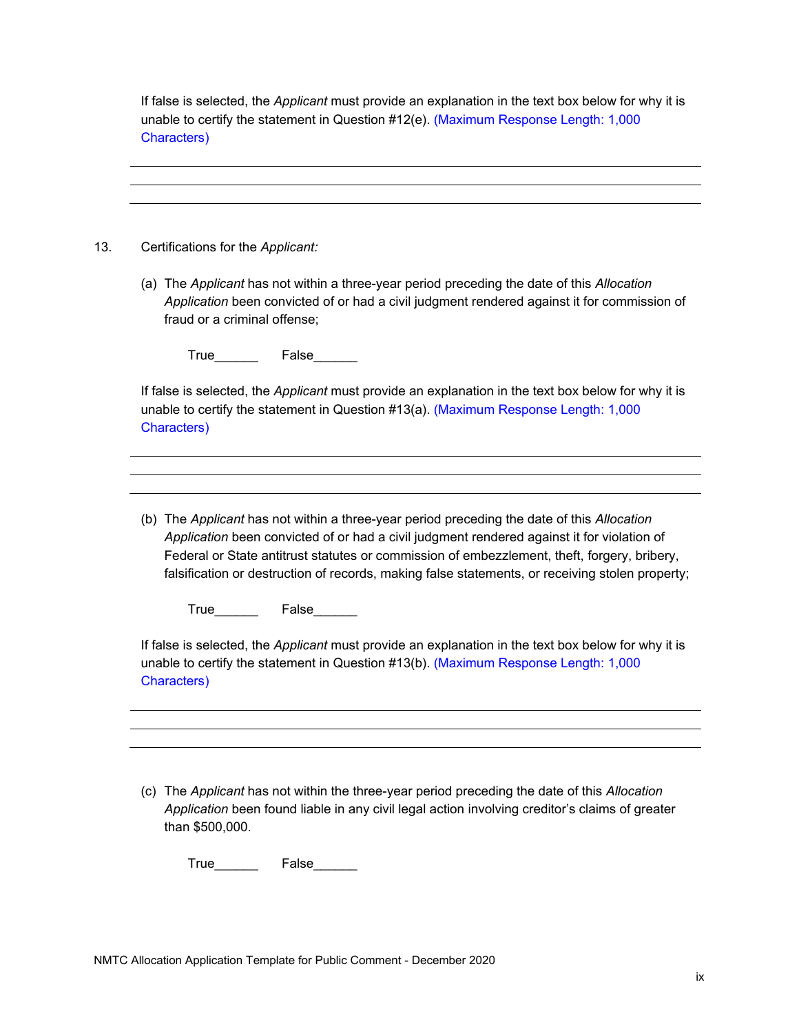If false is selected, the *Applicant* must provide an explanation in the text box below for why it is unable to certify the statement in Question #12(e). (Maximum Response Length: 1,000 Characters)

---

13. Certifications for the *Applicant:*

   (a) The *Applicant* has not within a three-year period preceding the date of this *Allocation Application* been convicted of or had a civil judgment rendered against it for commission of fraud or a criminal offense;

   True______ False______

   If false is selected, the *Applicant* must provide an explanation in the text box below for why it is unable to certify the statement in Question #13(a). (Maximum Response Length: 1,000 Characters)

---

   (b) The *Applicant* has not within a three-year period preceding the date of this *Allocation Application* been convicted of or had a civil judgment rendered against it for violation of Federal or State antitrust statutes or commission of embezzlement, theft, forgery, bribery, falsification or destruction of records, making false statements, or receiving stolen property;

   True______ False______

   If false is selected, the *Applicant* must provide an explanation in the text box below for why it is unable to certify the statement in Question #13(b). (Maximum Response Length: 1,000 Characters)

---

   (c) The *Applicant* has not within the three-year period preceding the date of this *Allocation Application* been found liable in any civil legal action involving creditor's claims of greater than $500,000.

   True______ False______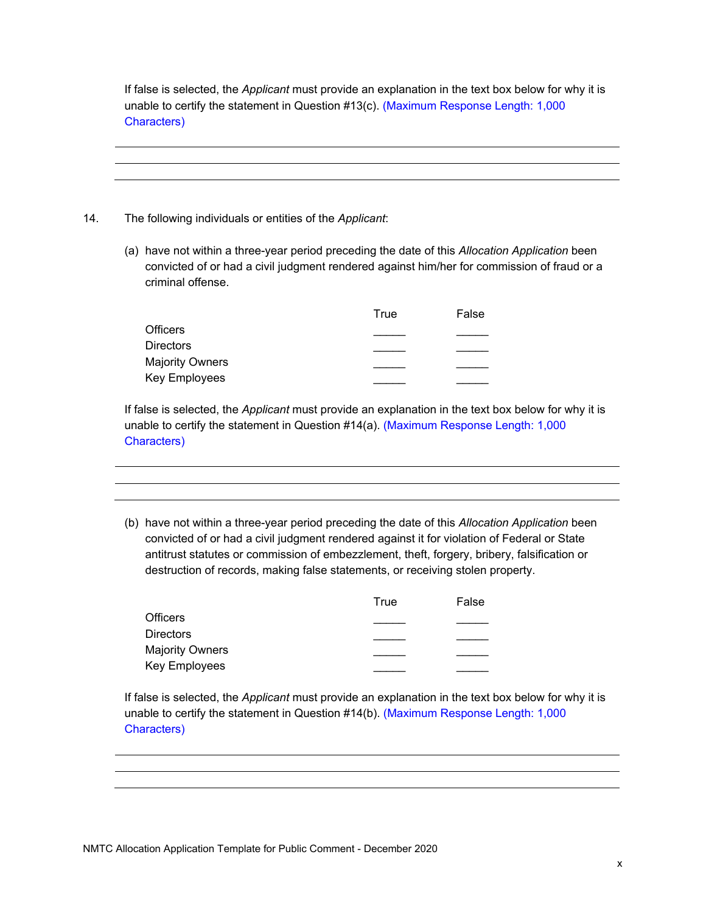If false is selected, the *Applicant* must provide an explanation in the text box below for why it is unable to certify the statement in Question #13(c). (Maximum Response Length: 1,000 Characters)

---

---

---

14. The following individuals or entities of the *Applicant*:

(a) have not within a three-year period preceding the date of this *Allocation Application* been convicted of or had a civil judgment rendered against him/her for commission of fraud or a criminal offense.

| | True | False |
|---|---|---|
| Officers | _____ | _____ |
| Directors | _____ | _____ |
| Majority Owners | _____ | _____ |
| Key Employees | _____ | _____ |

If false is selected, the *Applicant* must provide an explanation in the text box below for why it is unable to certify the statement in Question #14(a). (Maximum Response Length: 1,000 Characters)

---

---

---

(b) have not within a three-year period preceding the date of this *Allocation Application* been convicted of or had a civil judgment rendered against it for violation of Federal or State antitrust statutes or commission of embezzlement, theft, forgery, bribery, falsification or destruction of records, making false statements, or receiving stolen property.

| | True | False |
|---|---|---|
| Officers | _____ | _____ |
| Directors | _____ | _____ |
| Majority Owners | _____ | _____ |
| Key Employees | _____ | _____ |

If false is selected, the *Applicant* must provide an explanation in the text box below for why it is unable to certify the statement in Question #14(b). (Maximum Response Length: 1,000 Characters)

---

---

---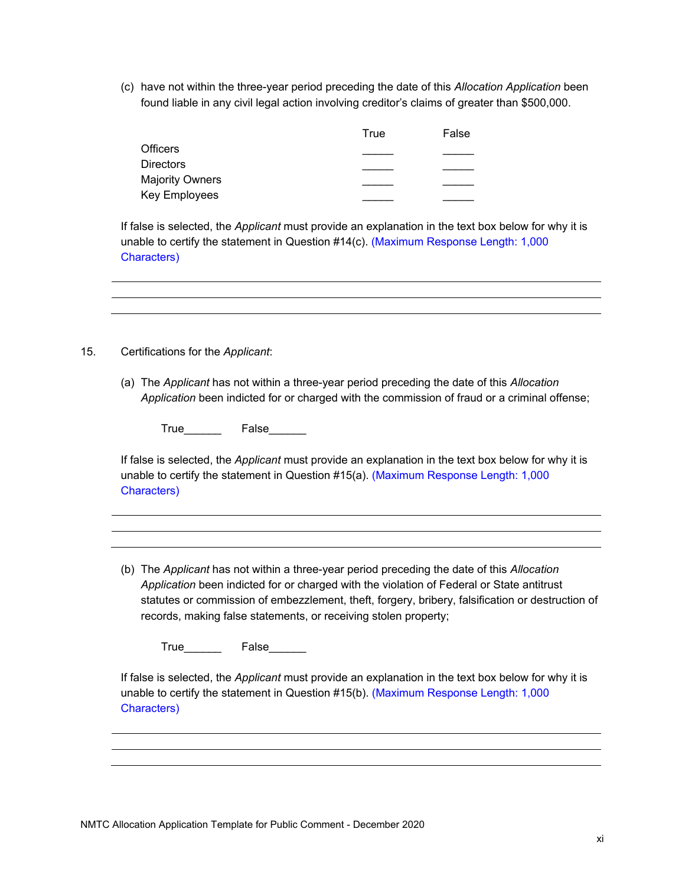(c) have not within the three-year period preceding the date of this *Allocation Application* been found liable in any civil legal action involving creditor's claims of greater than $500,000.

| | True | False |
|---|---|---|
| Officers | _____ | _____ |
| Directors | _____ | _____ |
| Majority Owners | _____ | _____ |
| Key Employees | _____ | _____ |

If false is selected, the *Applicant* must provide an explanation in the text box below for why it is unable to certify the statement in Question #14(c). (Maximum Response Length: 1,000 Characters)

15. Certifications for the *Applicant*:

(a) The *Applicant* has not within a three-year period preceding the date of this *Allocation Application* been indicted for or charged with the commission of fraud or a criminal offense;

True______ False______

If false is selected, the *Applicant* must provide an explanation in the text box below for why it is unable to certify the statement in Question #15(a). (Maximum Response Length: 1,000 Characters)

(b) The *Applicant* has not within a three-year period preceding the date of this *Allocation Application* been indicted for or charged with the violation of Federal or State antitrust statutes or commission of embezzlement, theft, forgery, bribery, falsification or destruction of records, making false statements, or receiving stolen property;

True______ False______

If false is selected, the *Applicant* must provide an explanation in the text box below for why it is unable to certify the statement in Question #15(b). (Maximum Response Length: 1,000 Characters)

NMTC Allocation Application Template for Public Comment - December 2020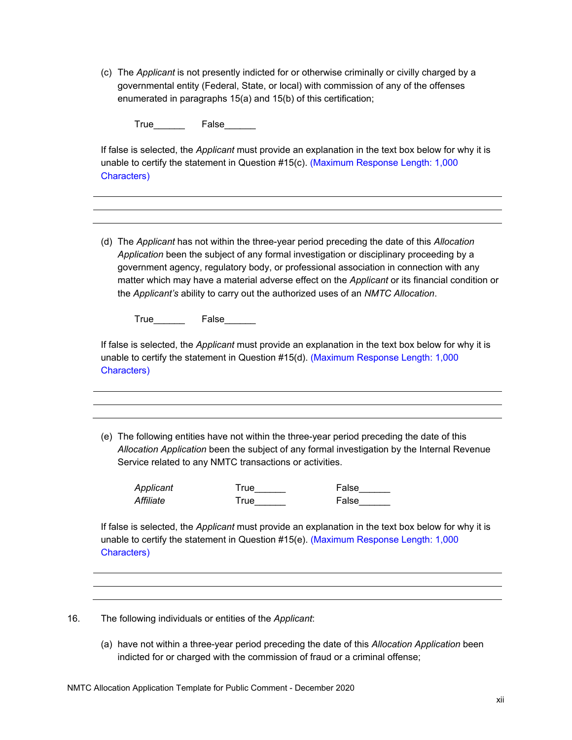(c) The *Applicant* is not presently indicted for or otherwise criminally or civilly charged by a governmental entity (Federal, State, or local) with commission of any of the offenses enumerated in paragraphs 15(a) and 15(b) of this certification;

True______ False______

If false is selected, the *Applicant* must provide an explanation in the text box below for why it is unable to certify the statement in Question #15(c). (Maximum Response Length: 1,000 Characters)

---

(d) The *Applicant* has not within the three-year period preceding the date of this *Allocation Application* been the subject of any formal investigation or disciplinary proceeding by a government agency, regulatory body, or professional association in connection with any matter which may have a material adverse effect on the *Applicant* or its financial condition or the *Applicant's* ability to carry out the authorized uses of an *NMTC Allocation*.

True______ False______

If false is selected, the *Applicant* must provide an explanation in the text box below for why it is unable to certify the statement in Question #15(d). (Maximum Response Length: 1,000 Characters)

---

(e) The following entities have not within the three-year period preceding the date of this *Allocation Application* been the subject of any formal investigation by the Internal Revenue Service related to any NMTC transactions or activities.

| | | |
|---|---|---|
| *Applicant* | True______ | False______ |
| *Affiliate* | True______ | False______ |

If false is selected, the *Applicant* must provide an explanation in the text box below for why it is unable to certify the statement in Question #15(e). (Maximum Response Length: 1,000 Characters)

---

16. The following individuals or entities of the *Applicant*:

(a) have not within a three-year period preceding the date of this *Allocation Application* been indicted for or charged with the commission of fraud or a criminal offense;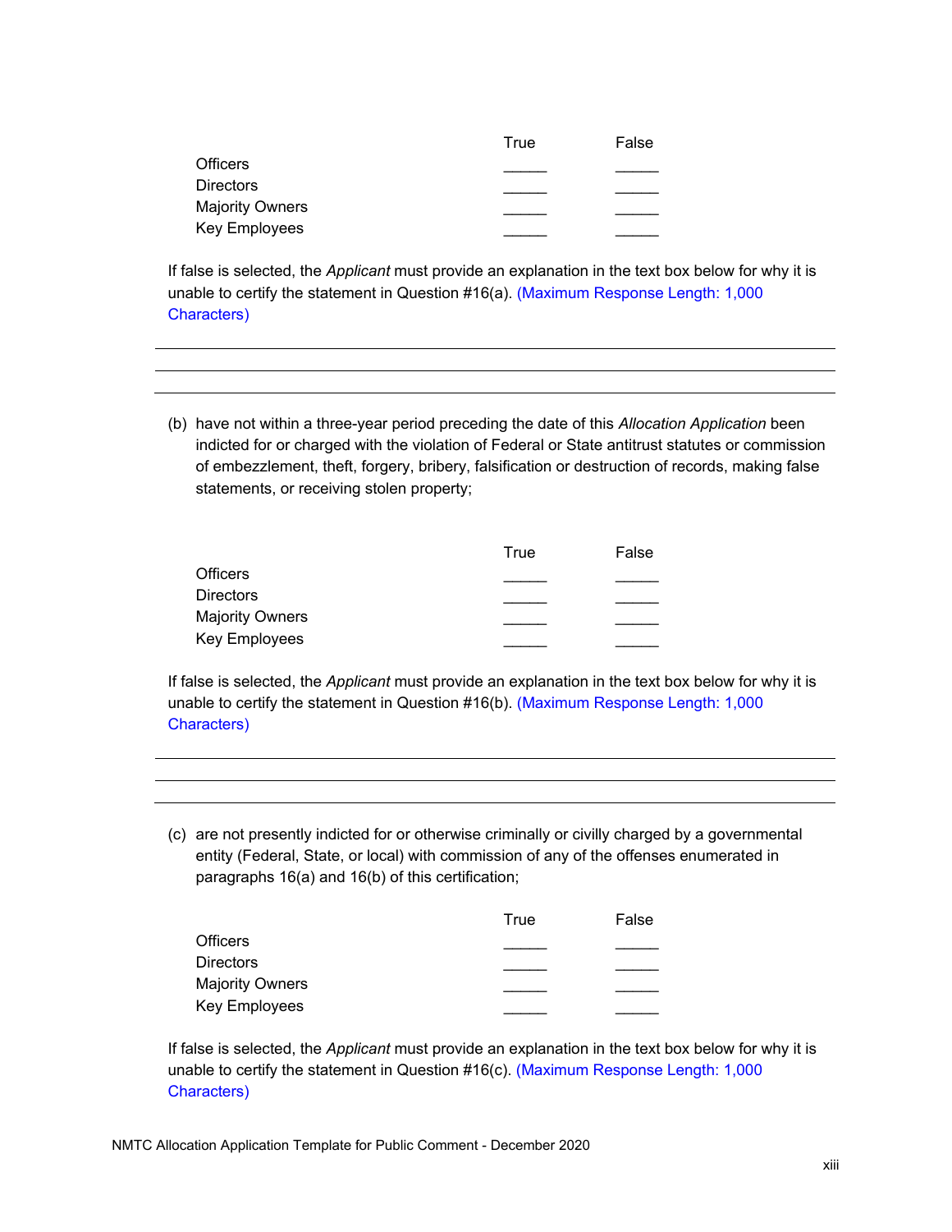| | True | False |
|---|---|---|
| Officers | _____ | _____ |
| Directors | _____ | _____ |
| Majority Owners | _____ | _____ |
| Key Employees | _____ | _____ |

If false is selected, the *Applicant* must provide an explanation in the text box below for why it is unable to certify the statement in Question #16(a). (Maximum Response Length: 1,000 Characters)

---

---

---

(b) have not within a three-year period preceding the date of this *Allocation Application* been indicted for or charged with the violation of Federal or State antitrust statutes or commission of embezzlement, theft, forgery, bribery, falsification or destruction of records, making false statements, or receiving stolen property;

| | True | False |
|---|---|---|
| Officers | _____ | _____ |
| Directors | _____ | _____ |
| Majority Owners | _____ | _____ |
| Key Employees | _____ | _____ |

If false is selected, the *Applicant* must provide an explanation in the text box below for why it is unable to certify the statement in Question #16(b). (Maximum Response Length: 1,000 Characters)

---

---

---

(c) are not presently indicted for or otherwise criminally or civilly charged by a governmental entity (Federal, State, or local) with commission of any of the offenses enumerated in paragraphs 16(a) and 16(b) of this certification;

| | True | False |
|---|---|---|
| Officers | _____ | _____ |
| Directors | _____ | _____ |
| Majority Owners | _____ | _____ |
| Key Employees | _____ | _____ |

If false is selected, the *Applicant* must provide an explanation in the text box below for why it is unable to certify the statement in Question #16(c). (Maximum Response Length: 1,000 Characters)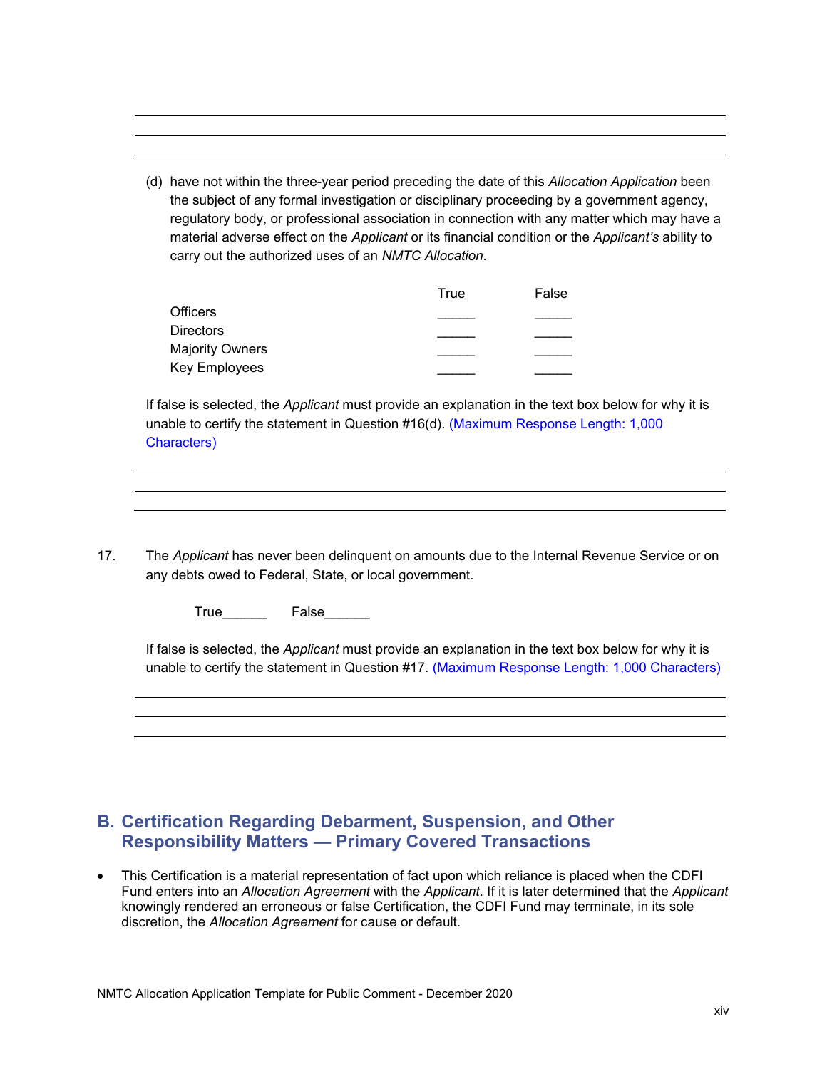---

---

---

(d) have not within the three-year period preceding the date of this *Allocation Application* been the subject of any formal investigation or disciplinary proceeding by a government agency, regulatory body, or professional association in connection with any matter which may have a material adverse effect on the *Applicant* or its financial condition or the *Applicant's* ability to carry out the authorized uses of an *NMTC Allocation*.

| | True | False |
|---|---|---|
| Officers | _____ | _____ |
| Directors | _____ | _____ |
| Majority Owners | _____ | _____ |
| Key Employees | _____ | _____ |

If false is selected, the *Applicant* must provide an explanation in the text box below for why it is unable to certify the statement in Question #16(d). (Maximum Response Length: 1,000 Characters)

---

---

---

17. The *Applicant* has never been delinquent on amounts due to the Internal Revenue Service or on any debts owed to Federal, State, or local government.

True______ False______

If false is selected, the *Applicant* must provide an explanation in the text box below for why it is unable to certify the statement in Question #17. (Maximum Response Length: 1,000 Characters)

---

---

---

## B. Certification Regarding Debarment, Suspension, and Other Responsibility Matters — Primary Covered Transactions

- This Certification is a material representation of fact upon which reliance is placed when the CDFI Fund enters into an *Allocation Agreement* with the *Applicant*. If it is later determined that the *Applicant* knowingly rendered an erroneous or false Certification, the CDFI Fund may terminate, in its sole discretion, the *Allocation Agreement* for cause or default.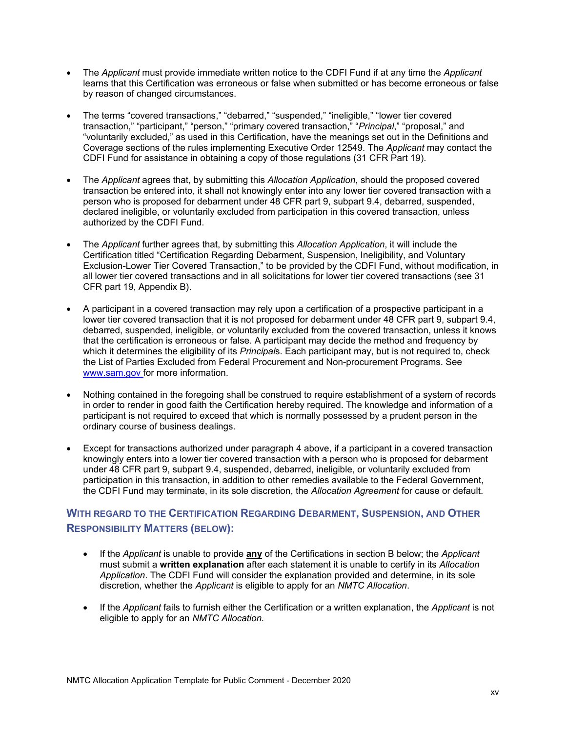- The *Applicant* must provide immediate written notice to the CDFI Fund if at any time the *Applicant* learns that this Certification was erroneous or false when submitted or has become erroneous or false by reason of changed circumstances.

- The terms "covered transactions," "debarred," "suspended," "ineligible," "lower tier covered transaction," "participant," "person," "primary covered transaction," "*Principal*," "proposal," and "voluntarily excluded," as used in this Certification, have the meanings set out in the Definitions and Coverage sections of the rules implementing Executive Order 12549. The *Applicant* may contact the CDFI Fund for assistance in obtaining a copy of those regulations (31 CFR Part 19).

- The *Applicant* agrees that, by submitting this *Allocation Application*, should the proposed covered transaction be entered into, it shall not knowingly enter into any lower tier covered transaction with a person who is proposed for debarment under 48 CFR part 9, subpart 9.4, debarred, suspended, declared ineligible, or voluntarily excluded from participation in this covered transaction, unless authorized by the CDFI Fund.

- The *Applicant* further agrees that, by submitting this *Allocation Application*, it will include the Certification titled "Certification Regarding Debarment, Suspension, Ineligibility, and Voluntary Exclusion-Lower Tier Covered Transaction," to be provided by the CDFI Fund, without modification, in all lower tier covered transactions and in all solicitations for lower tier covered transactions (see 31 CFR part 19, Appendix B).

- A participant in a covered transaction may rely upon a certification of a prospective participant in a lower tier covered transaction that it is not proposed for debarment under 48 CFR part 9, subpart 9.4, debarred, suspended, ineligible, or voluntarily excluded from the covered transaction, unless it knows that the certification is erroneous or false. A participant may decide the method and frequency by which it determines the eligibility of its *Principal*s. Each participant may, but is not required to, check the List of Parties Excluded from Federal Procurement and Non-procurement Programs. See [www.sam.gov](http://www.sam.gov) for more information.

- Nothing contained in the foregoing shall be construed to require establishment of a system of records in order to render in good faith the Certification hereby required. The knowledge and information of a participant is not required to exceed that which is normally possessed by a prudent person in the ordinary course of business dealings.

- Except for transactions authorized under paragraph 4 above, if a participant in a covered transaction knowingly enters into a lower tier covered transaction with a person who is proposed for debarment under 48 CFR part 9, subpart 9.4, suspended, debarred, ineligible, or voluntarily excluded from participation in this transaction, in addition to other remedies available to the Federal Government, the CDFI Fund may terminate, in its sole discretion, the *Allocation Agreement* for cause or default.

### With Regard to the Certification Regarding Debarment, Suspension, and Other Responsibility Matters (below):

- If the *Applicant* is unable to provide **any** of the Certifications in section B below; the *Applicant* must submit a **written explanation** after each statement it is unable to certify in its *Allocation Application*. The CDFI Fund will consider the explanation provided and determine, in its sole discretion, whether the *Applicant* is eligible to apply for an *NMTC Allocation*.

- If the *Applicant* fails to furnish either the Certification or a written explanation, the *Applicant* is not eligible to apply for an *NMTC Allocation.*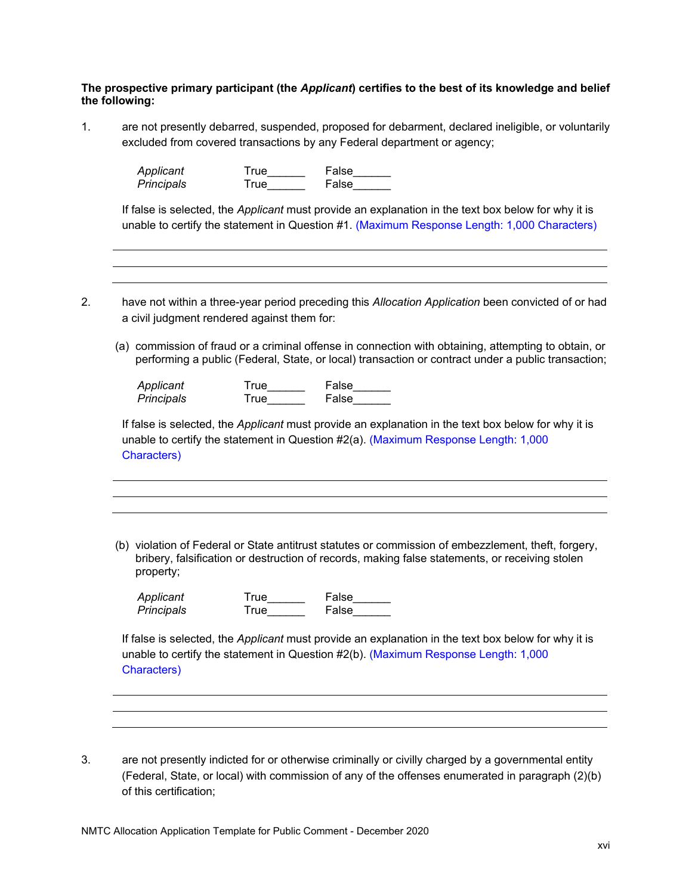**The prospective primary participant (the *Applicant*) certifies to the best of its knowledge and belief the following:**

1. are not presently debarred, suspended, proposed for debarment, declared ineligible, or voluntarily excluded from covered transactions by any Federal department or agency;

   | | | |
   |---|---|---|
   | *Applicant* | True______ | False______ |
   | *Principals* | True______ | False______ |

   If false is selected, the *Applicant* must provide an explanation in the text box below for why it is unable to certify the statement in Question #1. (Maximum Response Length: 1,000 Characters)

   ______________________________________________________________________
   ______________________________________________________________________
   ______________________________________________________________________

2. have not within a three-year period preceding this *Allocation Application* been convicted of or had a civil judgment rendered against them for:

   (a) commission of fraud or a criminal offense in connection with obtaining, attempting to obtain, or performing a public (Federal, State, or local) transaction or contract under a public transaction;

   | | | |
   |---|---|---|
   | *Applicant* | True______ | False______ |
   | *Principals* | True______ | False______ |

   If false is selected, the *Applicant* must provide an explanation in the text box below for why it is unable to certify the statement in Question #2(a). (Maximum Response Length: 1,000 Characters)

   ______________________________________________________________________
   ______________________________________________________________________
   ______________________________________________________________________

   (b) violation of Federal or State antitrust statutes or commission of embezzlement, theft, forgery, bribery, falsification or destruction of records, making false statements, or receiving stolen property;

   | | | |
   |---|---|---|
   | *Applicant* | True______ | False______ |
   | *Principals* | True______ | False______ |

   If false is selected, the *Applicant* must provide an explanation in the text box below for why it is unable to certify the statement in Question #2(b). (Maximum Response Length: 1,000 Characters)

   ______________________________________________________________________
   ______________________________________________________________________
   ______________________________________________________________________

3. are not presently indicted for or otherwise criminally or civilly charged by a governmental entity (Federal, State, or local) with commission of any of the offenses enumerated in paragraph (2)(b) of this certification;

NMTC Allocation Application Template for Public Comment - December 2020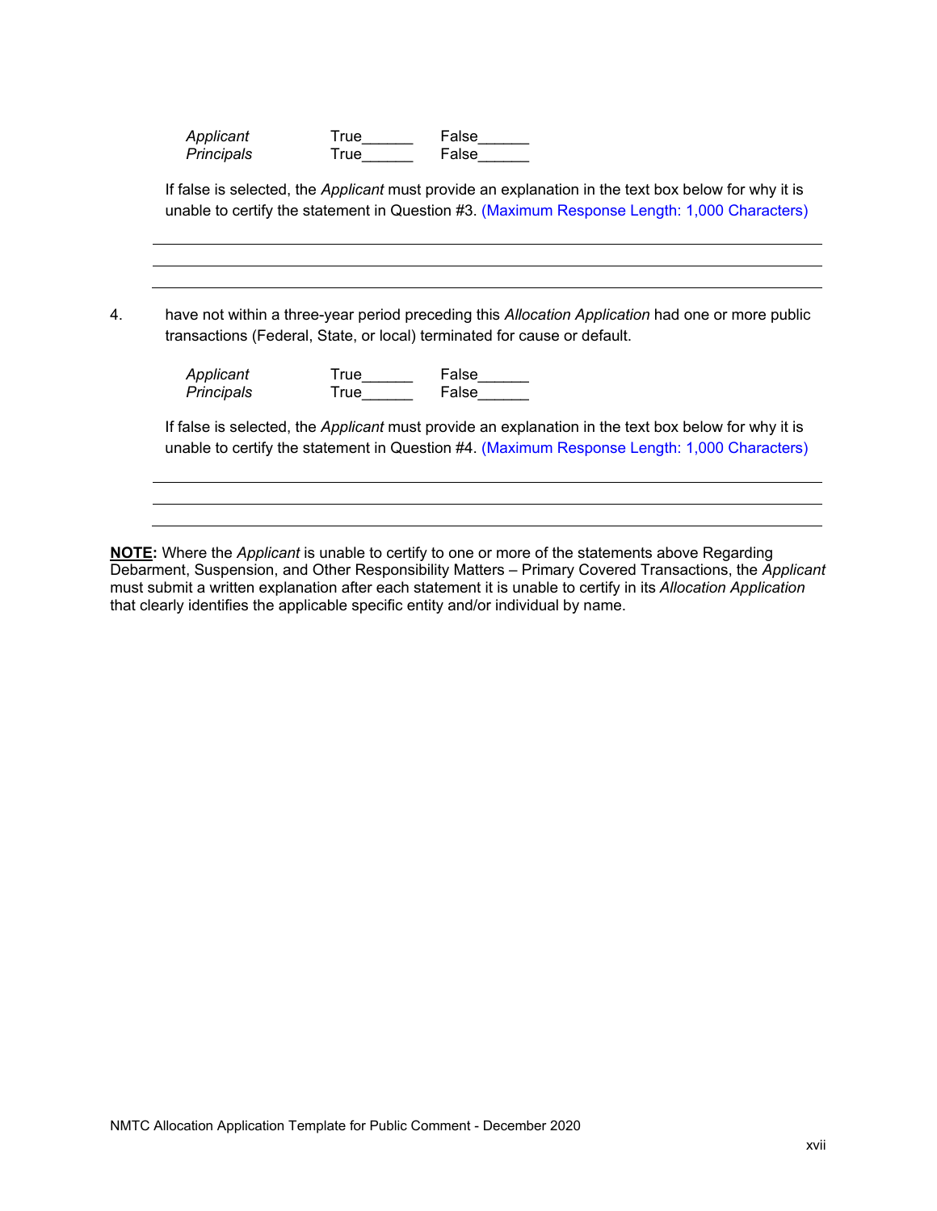| | | |
|---|---|---|
| *Applicant* | True______ | False______ |
| *Principals* | True______ | False______ |

If false is selected, the *Applicant* must provide an explanation in the text box below for why it is unable to certify the statement in Question #3. (Maximum Response Length: 1,000 Characters)

______________________________________________________________________

______________________________________________________________________

______________________________________________________________________

4. have not within a three-year period preceding this *Allocation Application* had one or more public transactions (Federal, State, or local) terminated for cause or default.

| | | |
|---|---|---|
| *Applicant* | True______ | False______ |
| *Principals* | True______ | False______ |

If false is selected, the *Applicant* must provide an explanation in the text box below for why it is unable to certify the statement in Question #4. (Maximum Response Length: 1,000 Characters)

______________________________________________________________________

______________________________________________________________________

______________________________________________________________________

**NOTE:** Where the *Applicant* is unable to certify to one or more of the statements above Regarding Debarment, Suspension, and Other Responsibility Matters – Primary Covered Transactions, the *Applicant* must submit a written explanation after each statement it is unable to certify in its *Allocation Application* that clearly identifies the applicable specific entity and/or individual by name.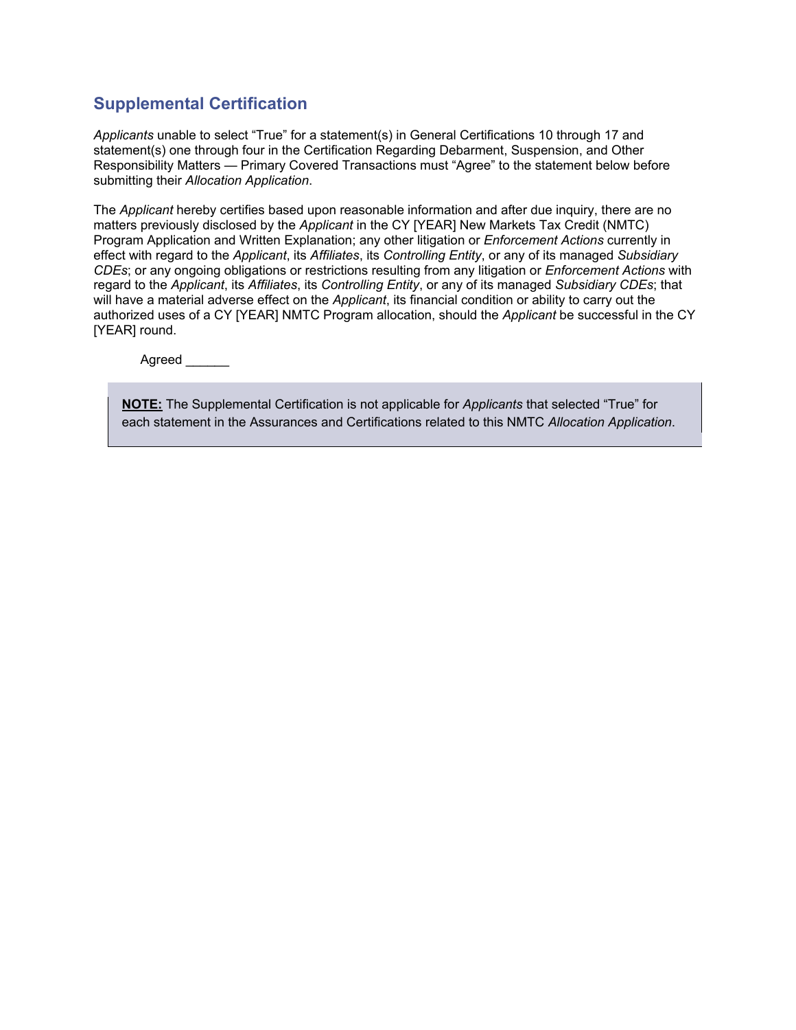## Supplemental Certification

*Applicants* unable to select “True” for a statement(s) in General Certifications 10 through 17 and statement(s) one through four in the Certification Regarding Debarment, Suspension, and Other Responsibility Matters — Primary Covered Transactions must “Agree” to the statement below before submitting their *Allocation Application*.

The *Applicant* hereby certifies based upon reasonable information and after due inquiry, there are no matters previously disclosed by the *Applicant* in the CY [YEAR] New Markets Tax Credit (NMTC) Program Application and Written Explanation; any other litigation or *Enforcement Actions* currently in effect with regard to the *Applicant*, its *Affiliates*, its *Controlling Entity*, or any of its managed *Subsidiary CDEs*; or any ongoing obligations or restrictions resulting from any litigation or *Enforcement Actions* with regard to the *Applicant*, its *Affiliates*, its *Controlling Entity*, or any of its managed *Subsidiary CDEs*; that will have a material adverse effect on the *Applicant*, its financial condition or ability to carry out the authorized uses of a CY [YEAR] NMTC Program allocation, should the *Applicant* be successful in the CY [YEAR] round.

Agreed ______

> **NOTE:** The Supplemental Certification is not applicable for *Applicants* that selected “True” for each statement in the Assurances and Certifications related to this NMTC *Allocation Application*.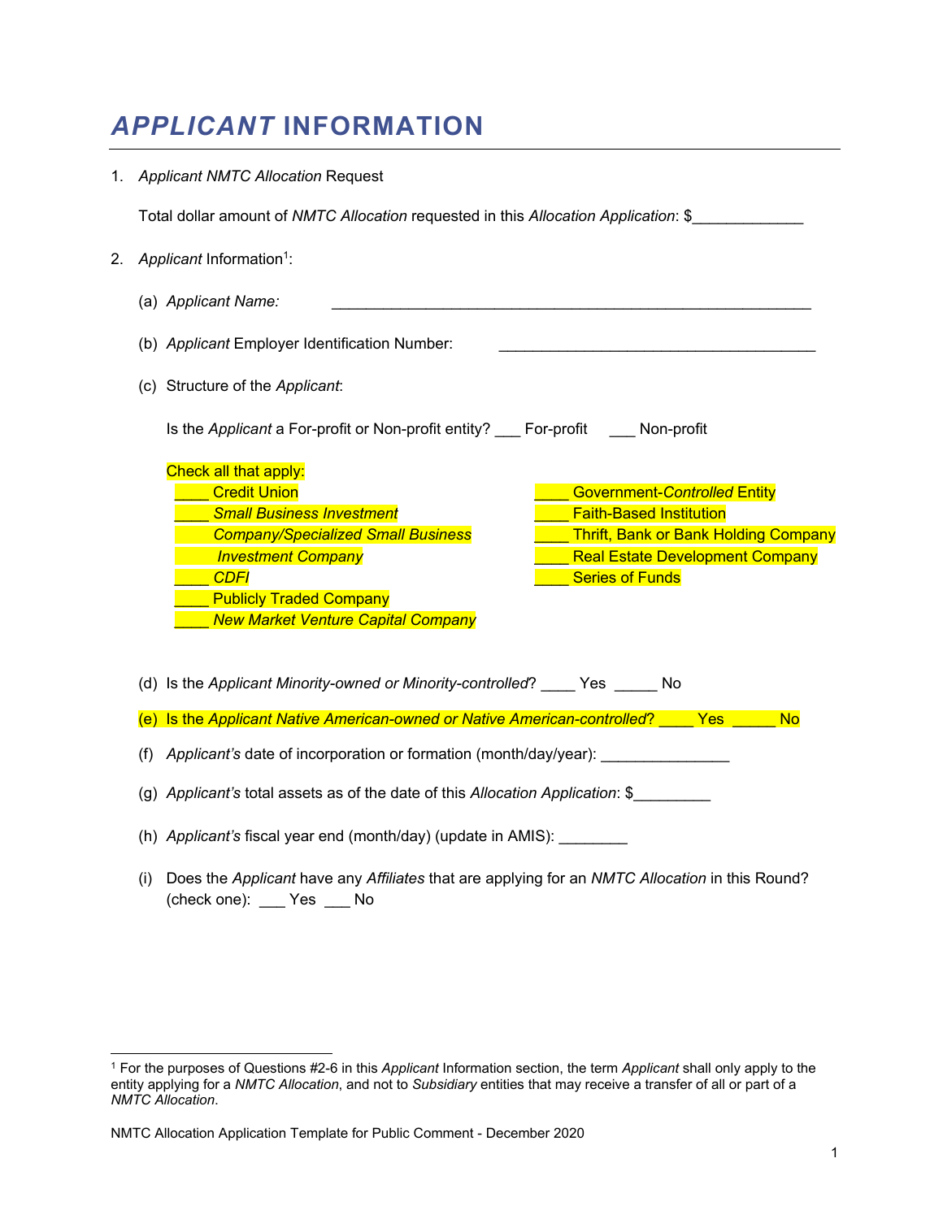# *APPLICANT* INFORMATION

1. *Applicant NMTC Allocation* Request

   Total dollar amount of *NMTC Allocation* requested in this *Allocation Application*: $_____________

2. *Applicant* Information[1]:

   (a) *Applicant Name:* __________________________________________________________

   (b) *Applicant* Employer Identification Number: ______________________________________

   (c) Structure of the *Applicant*:

   Is the *Applicant* a For-profit or Non-profit entity? ___ For-profit ___ Non-profit

   Check all that apply:

   ____ Credit Union
   ____ *Small Business Investment Company/Specialized Small Business Investment Company*
   ____ *CDFI*
   ____ Publicly Traded Company
   ____ *New Market Venture Capital Company*
   ____ Government-*Controlled* Entity
   ____ Faith-Based Institution
   ____ Thrift, Bank or Bank Holding Company
   ____ Real Estate Development Company
   ____ Series of Funds

   (d) Is the *Applicant Minority-owned or Minority-controlled*? ____ Yes _____ No

   (e) Is the *Applicant Native American-owned or Native American-controlled*? ____ Yes _____ No

   (f) *Applicant's* date of incorporation or formation (month/day/year): _______________

   (g) *Applicant's* total assets as of the date of this *Allocation Application*: $_________

   (h) *Applicant's* fiscal year end (month/day) (update in AMIS): ________

   (i) Does the *Applicant* have any *Affiliates* that are applying for an *NMTC Allocation* in this Round? (check one): ___ Yes ___ No

[1] For the purposes of Questions #2-6 in this *Applicant* Information section, the term *Applicant* shall only apply to the entity applying for a *NMTC Allocation*, and not to *Subsidiary* entities that may receive a transfer of all or part of a *NMTC Allocation*.

NMTC Allocation Application Template for Public Comment - December 2020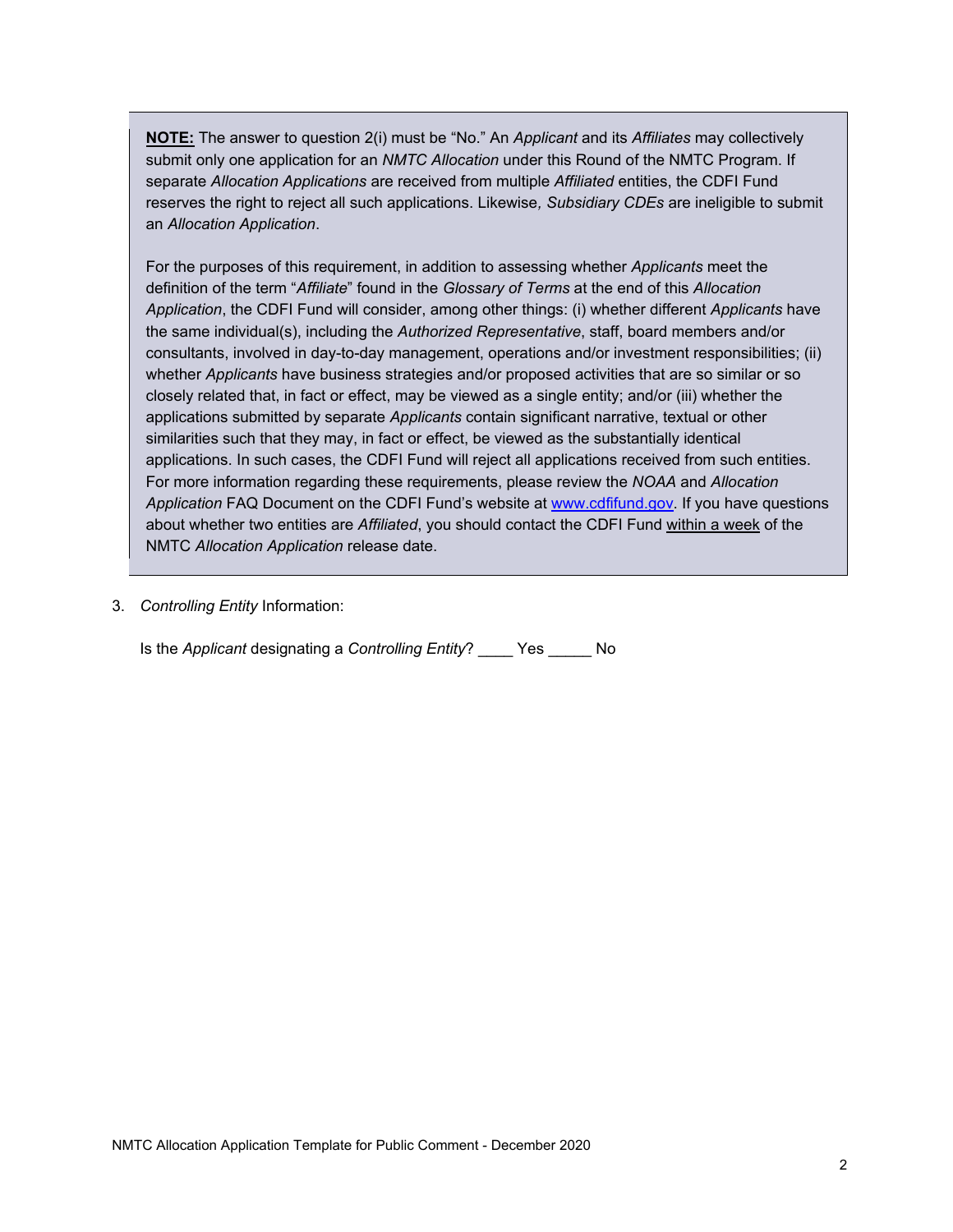> **<u>NOTE:</u>** The answer to question 2(i) must be "No." An *Applicant* and its *Affiliates* may collectively submit only one application for an *NMTC Allocation* under this Round of the NMTC Program. If separate *Allocation Applications* are received from multiple *Affiliated* entities, the CDFI Fund reserves the right to reject all such applications. Likewise*, Subsidiary CDEs* are ineligible to submit an *Allocation Application*.
>
> For the purposes of this requirement, in addition to assessing whether *Applicants* meet the definition of the term "*Affiliate*" found in the *Glossary of Terms* at the end of this *Allocation Application*, the CDFI Fund will consider, among other things: (i) whether different *Applicants* have the same individual(s), including the *Authorized Representative*, staff, board members and/or consultants, involved in day-to-day management, operations and/or investment responsibilities; (ii) whether *Applicants* have business strategies and/or proposed activities that are so similar or so closely related that, in fact or effect, may be viewed as a single entity; and/or (iii) whether the applications submitted by separate *Applicants* contain significant narrative, textual or other similarities such that they may, in fact or effect, be viewed as the substantially identical applications. In such cases, the CDFI Fund will reject all applications received from such entities. For more information regarding these requirements, please review the *NOAA* and *Allocation Application* FAQ Document on the CDFI Fund's website at [www.cdfifund.gov](http://www.cdfifund.gov). If you have questions about whether two entities are *Affiliated*, you should contact the CDFI Fund <u>within a week</u> of the NMTC *Allocation Application* release date.

3. *Controlling Entity* Information:

   Is the *Applicant* designating a *Controlling Entity*? ____ Yes _____ No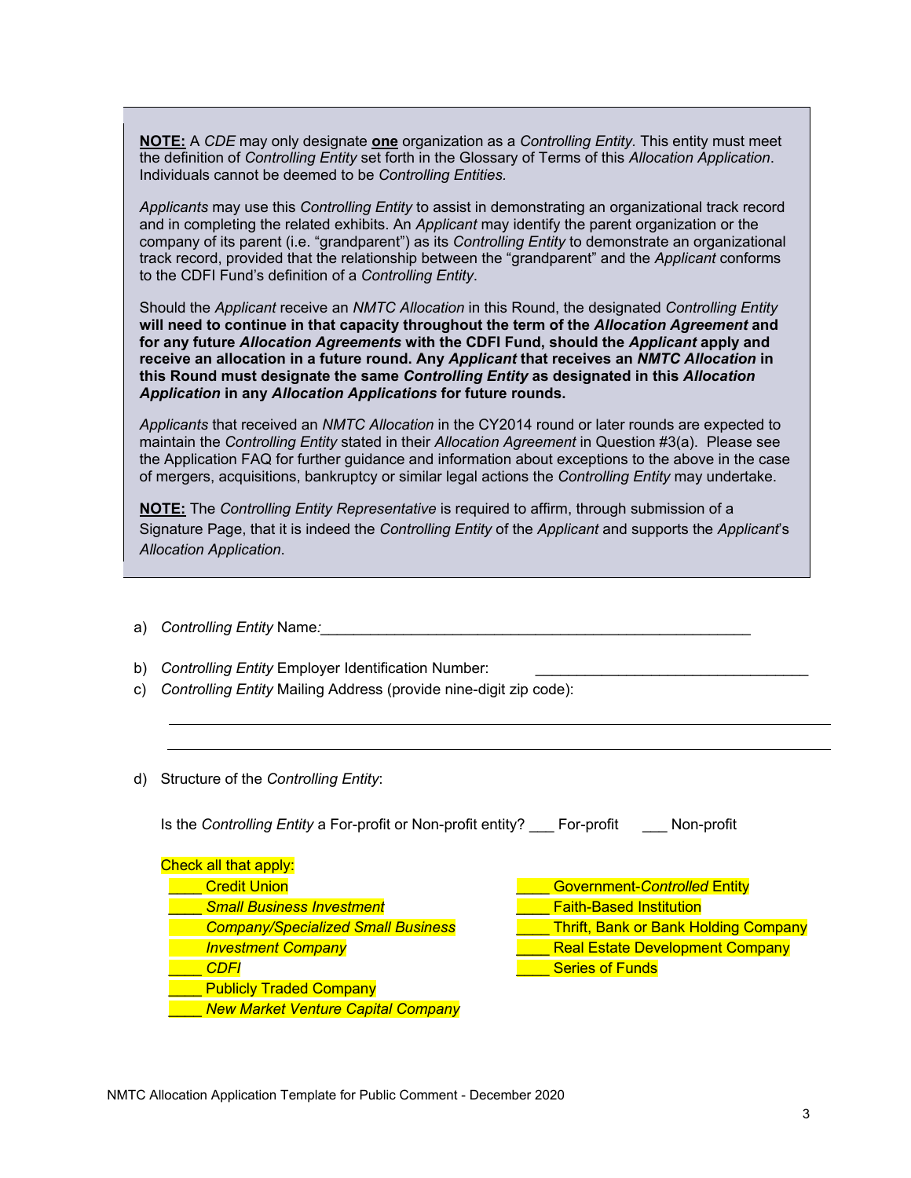**NOTE:** A *CDE* may only designate **one** organization as a *Controlling Entity*. This entity must meet the definition of *Controlling Entity* set forth in the Glossary of Terms of this *Allocation Application*. Individuals cannot be deemed to be *Controlling Entities.*

*Applicants* may use this *Controlling Entity* to assist in demonstrating an organizational track record and in completing the related exhibits. An *Applicant* may identify the parent organization or the company of its parent (i.e. "grandparent") as its *Controlling Entity* to demonstrate an organizational track record, provided that the relationship between the "grandparent" and the *Applicant* conforms to the CDFI Fund's definition of a *Controlling Entity*.

Should the *Applicant* receive an *NMTC Allocation* in this Round, the designated *Controlling Entity* **will need to continue in that capacity throughout the term of the *Allocation Agreement* and for any future *Allocation Agreements* with the CDFI Fund, should the *Applicant* apply and receive an allocation in a future round. Any *Applicant* that receives an *NMTC Allocation* in this Round must designate the same *Controlling Entity* as designated in this *Allocation Application* in any *Allocation Applications* for future rounds.**

*Applicants* that received an *NMTC Allocation* in the CY2014 round or later rounds are expected to maintain the *Controlling Entity* stated in their *Allocation Agreement* in Question #3(a). Please see the Application FAQ for further guidance and information about exceptions to the above in the case of mergers, acquisitions, bankruptcy or similar legal actions the *Controlling Entity* may undertake.

**NOTE:** The *Controlling Entity Representative* is required to affirm, through submission of a Signature Page, that it is indeed the *Controlling Entity* of the *Applicant* and supports the *Applicant*'s *Allocation Application*.

a) *Controlling Entity* Name:_____________________________________________________

b) *Controlling Entity* Employer Identification Number: _________________________________

c) *Controlling Entity* Mailing Address (provide nine-digit zip code):

_______________________________________________________________________________

_______________________________________________________________________________

d) Structure of the *Controlling Entity*:

Is the *Controlling Entity* a For-profit or Non-profit entity? ___ For-profit ___ Non-profit

Check all that apply:

____ Credit Union
____ *Small Business Investment Company/Specialized Small Business Investment Company*
____ *CDFI*
____ Publicly Traded Company
____ *New Market Venture Capital Company*
____ Government-*Controlled* Entity
____ Faith-Based Institution
____ Thrift, Bank or Bank Holding Company
____ Real Estate Development Company
____ Series of Funds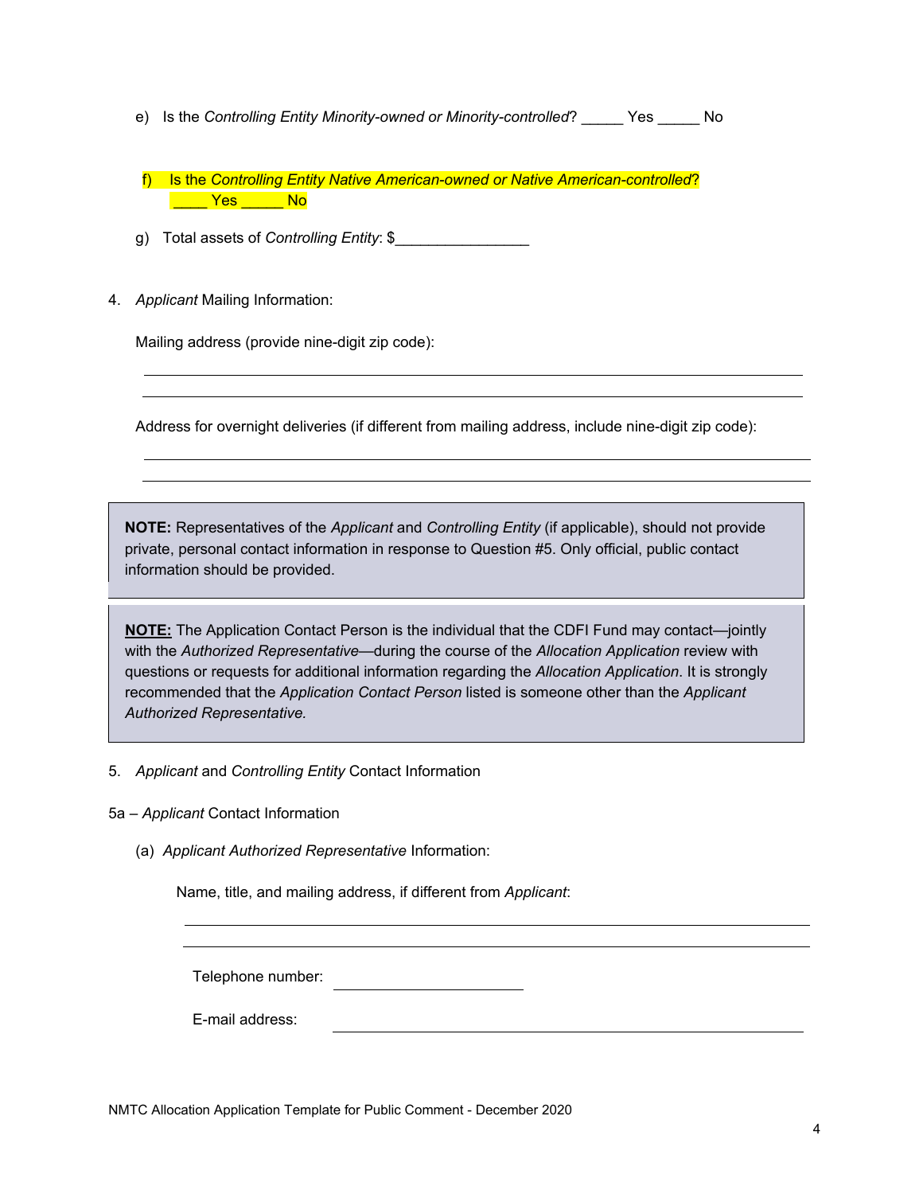e) Is the *Controlling Entity Minority-owned or Minority-controlled*? _____ Yes _____ No

f) Is the *Controlling Entity Native American-owned or Native American-controlled*? ____ Yes _____ No

g) Total assets of *Controlling Entity*: $________________

4. *Applicant* Mailing Information:

   Mailing address (provide nine-digit zip code):

   ______________________________________________________________________

   ______________________________________________________________________

   Address for overnight deliveries (if different from mailing address, include nine-digit zip code):

   ______________________________________________________________________

   ______________________________________________________________________

> **NOTE:** Representatives of the *Applicant* and *Controlling Entity* (if applicable), should not provide private, personal contact information in response to Question #5. Only official, public contact information should be provided.

> **NOTE:** The Application Contact Person is the individual that the CDFI Fund may contact—jointly with the *Authorized Representative*—during the course of the *Allocation Application* review with questions or requests for additional information regarding the *Allocation Application*. It is strongly recommended that the *Application Contact Person* listed is someone other than the *Applicant Authorized Representative.*

5. *Applicant* and *Controlling Entity* Contact Information

5a – *Applicant* Contact Information

(a) *Applicant Authorized Representative* Information:

   Name, title, and mailing address, if different from *Applicant*:

   ______________________________________________________________________

   ______________________________________________________________________

   Telephone number: ____________________

   E-mail address: ______________________________________________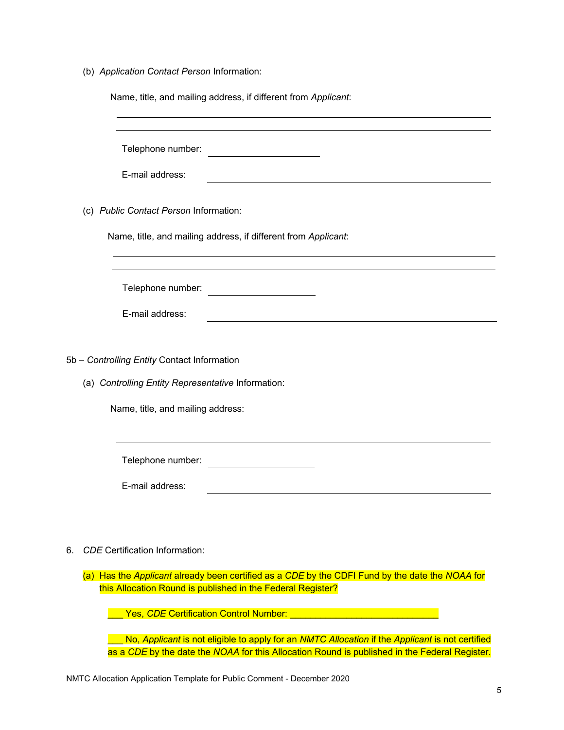(b) *Application Contact Person* Information:

Name, title, and mailing address, if different from *Applicant*:

______________________________________________________________________

______________________________________________________________________

Telephone number: ____________________

E-mail address: ______________________________________________________

(c) *Public Contact Person* Information:

Name, title, and mailing address, if different from *Applicant*:

______________________________________________________________________

______________________________________________________________________

Telephone number: ____________________

E-mail address: ______________________________________________________

5b – *Controlling Entity* Contact Information

(a) *Controlling Entity Representative* Information:

Name, title, and mailing address:

______________________________________________________________________

______________________________________________________________________

Telephone number: ____________________

E-mail address: ______________________________________________________

6. *CDE* Certification Information:

(a) Has the *Applicant* already been certified as a *CDE* by the CDFI Fund by the date the *NOAA* for this Allocation Round is published in the Federal Register?

___ Yes, *CDE* Certification Control Number: ______________________________

___ No, *Applicant* is not eligible to apply for an *NMTC Allocation* if the *Applicant* is not certified as a *CDE* by the date the *NOAA* for this Allocation Round is published in the Federal Register.

NMTC Allocation Application Template for Public Comment - December 2020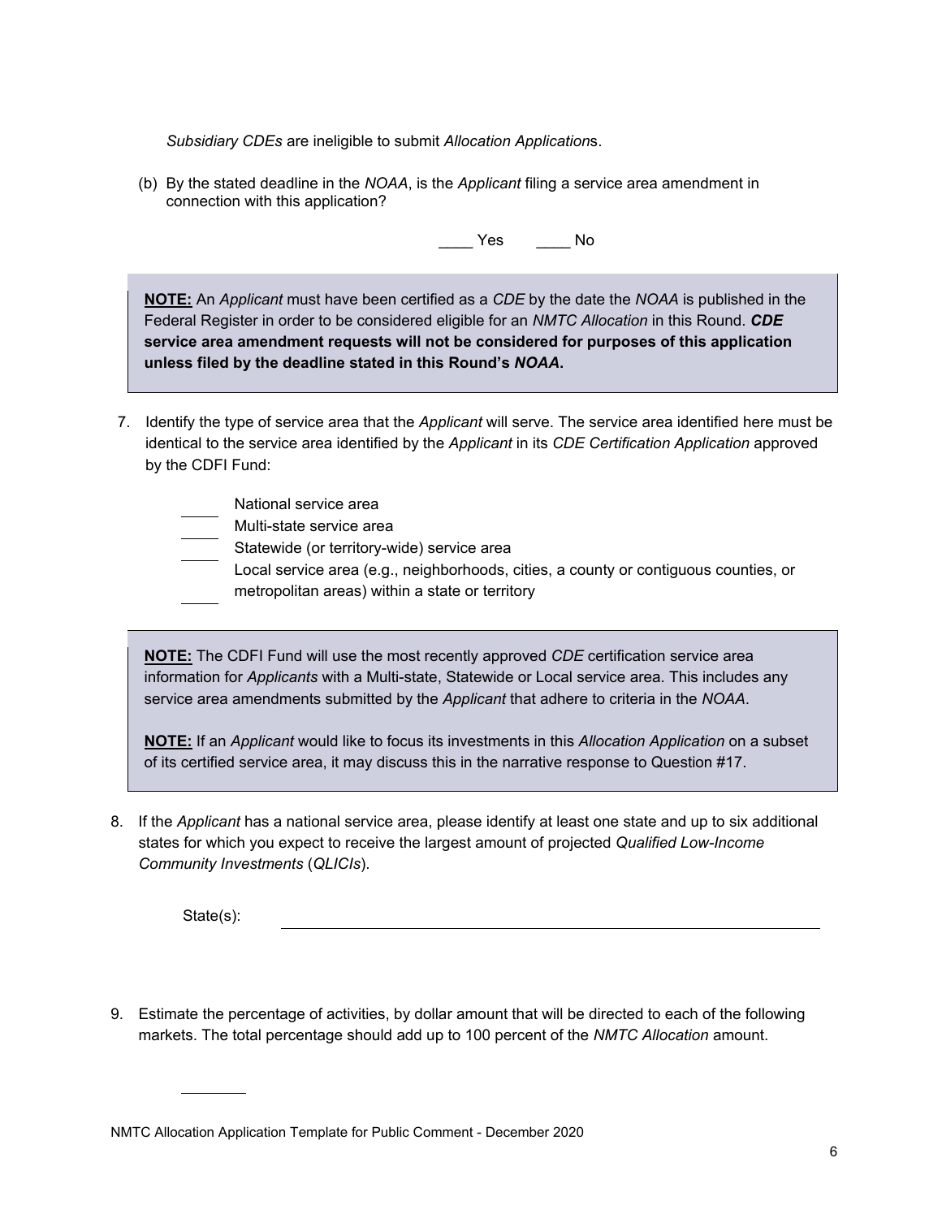*Subsidiary CDEs* are ineligible to submit *Allocation Application*s.

(b) By the stated deadline in the *NOAA*, is the *Applicant* filing a service area amendment in connection with this application?

____ Yes ____ No

> **NOTE:** An *Applicant* must have been certified as a *CDE* by the date the *NOAA* is published in the Federal Register in order to be considered eligible for an *NMTC Allocation* in this Round. ***CDE*** **service area amendment requests will not be considered for purposes of this application unless filed by the deadline stated in this Round's *NOAA*.**

7. Identify the type of service area that the *Applicant* will serve. The service area identified here must be identical to the service area identified by the *Applicant* in its *CDE Certification Application* approved by the CDFI Fund:

   ____ National service area
   ____ Multi-state service area
   ____ Statewide (or territory-wide) service area
   ____ Local service area (e.g., neighborhoods, cities, a county or contiguous counties, or metropolitan areas) within a state or territory

> **NOTE:** The CDFI Fund will use the most recently approved *CDE* certification service area information for *Applicants* with a Multi-state, Statewide or Local service area. This includes any service area amendments submitted by the *Applicant* that adhere to criteria in the *NOAA*.
>
> **NOTE:** If an *Applicant* would like to focus its investments in this *Allocation Application* on a subset of its certified service area, it may discuss this in the narrative response to Question #17.

8. If the *Applicant* has a national service area, please identify at least one state and up to six additional states for which you expect to receive the largest amount of projected *Qualified Low-Income Community Investments* (*QLICIs*).

   State(s): ______________________________

9. Estimate the percentage of activities, by dollar amount that will be directed to each of the following markets. The total percentage should add up to 100 percent of the *NMTC Allocation* amount.

   ________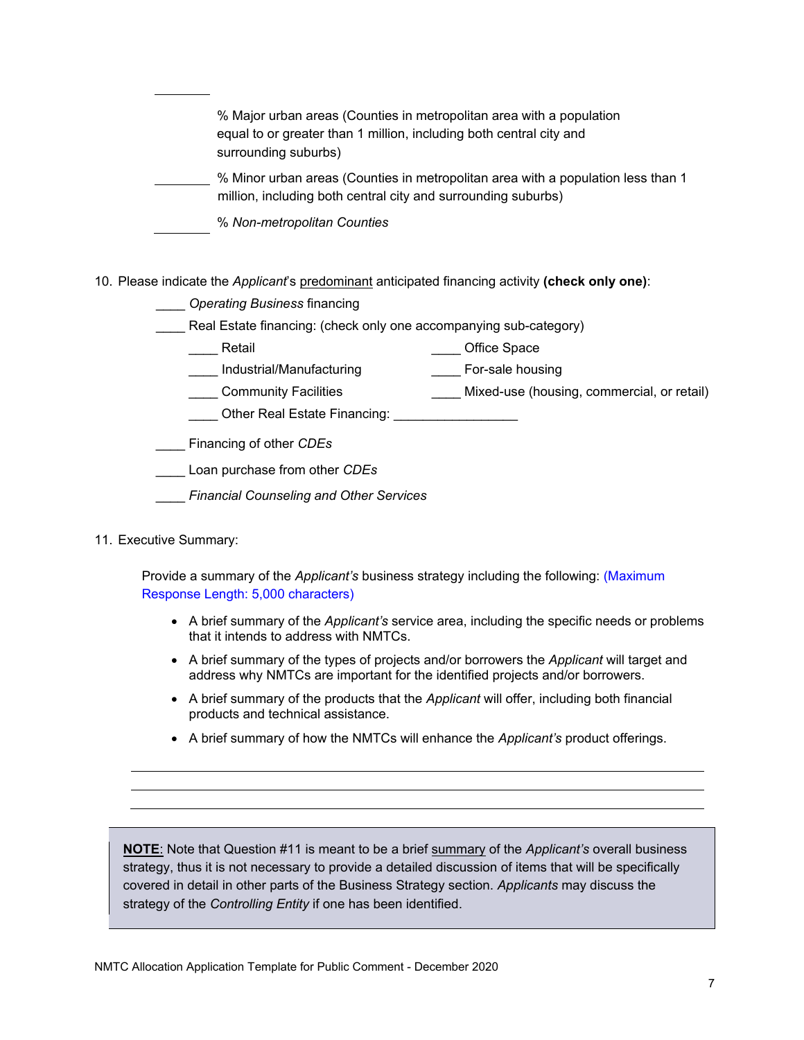________ % Major urban areas (Counties in metropolitan area with a population equal to or greater than 1 million, including both central city and surrounding suburbs)

________ % Minor urban areas (Counties in metropolitan area with a population less than 1 million, including both central city and surrounding suburbs)

________ % *Non-metropolitan Counties*

10. Please indicate the *Applicant*'s <u>predominant</u> anticipated financing activity **(check only one)**:

    ____ *Operating Business* financing

    ____ Real Estate financing: (check only one accompanying sub-category)

    ____ Retail

    ____ Office Space

    ____ Industrial/Manufacturing

    ____ For-sale housing

    ____ Community Facilities

    ____ Mixed-use (housing, commercial, or retail)

    ____ Other Real Estate Financing: _________________

    ____ Financing of other *CDEs*

    ____ Loan purchase from other *CDEs*

    ____ *Financial Counseling and Other Services*

11. Executive Summary:

    Provide a summary of the *Applicant's* business strategy including the following: (Maximum Response Length: 5,000 characters)

    - A brief summary of the *Applicant's* service area, including the specific needs or problems that it intends to address with NMTCs.
    - A brief summary of the types of projects and/or borrowers the *Applicant* will target and address why NMTCs are important for the identified projects and/or borrowers.
    - A brief summary of the products that the *Applicant* will offer, including both financial products and technical assistance.
    - A brief summary of how the NMTCs will enhance the *Applicant's* product offerings.

> **<u>NOTE</u>**: Note that Question #11 is meant to be a brief <u>summary</u> of the *Applicant's* overall business strategy, thus it is not necessary to provide a detailed discussion of items that will be specifically covered in detail in other parts of the Business Strategy section. *Applicants* may discuss the strategy of the *Controlling Entity* if one has been identified.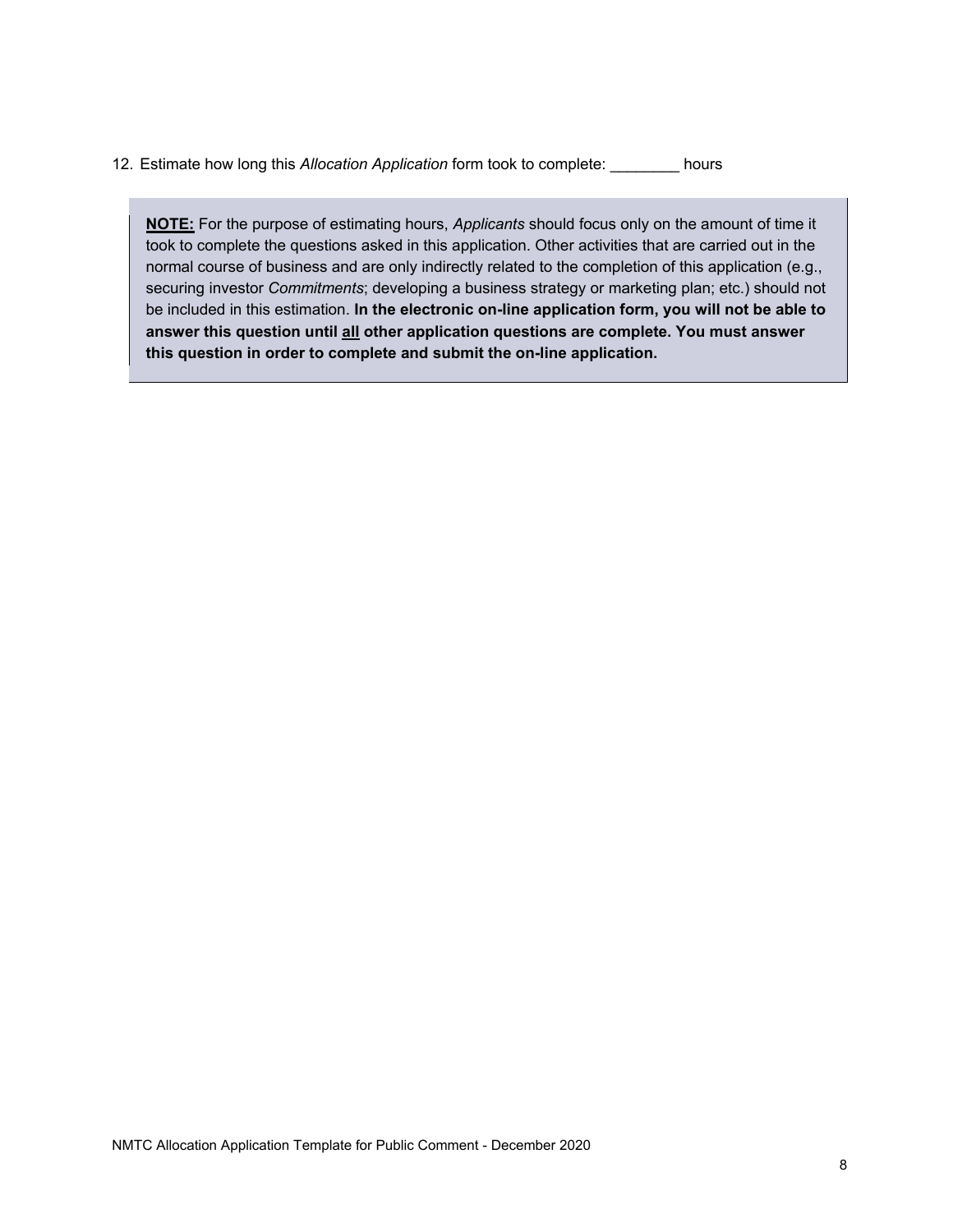12. Estimate how long this *Allocation Application* form took to complete: ________ hours

> **NOTE:** For the purpose of estimating hours, *Applicants* should focus only on the amount of time it took to complete the questions asked in this application. Other activities that are carried out in the normal course of business and are only indirectly related to the completion of this application (e.g., securing investor *Commitments*; developing a business strategy or marketing plan; etc.) should not be included in this estimation. **In the electronic on-line application form, you will not be able to answer this question until all other application questions are complete. You must answer this question in order to complete and submit the on-line application.**

NMTC Allocation Application Template for Public Comment - December 2020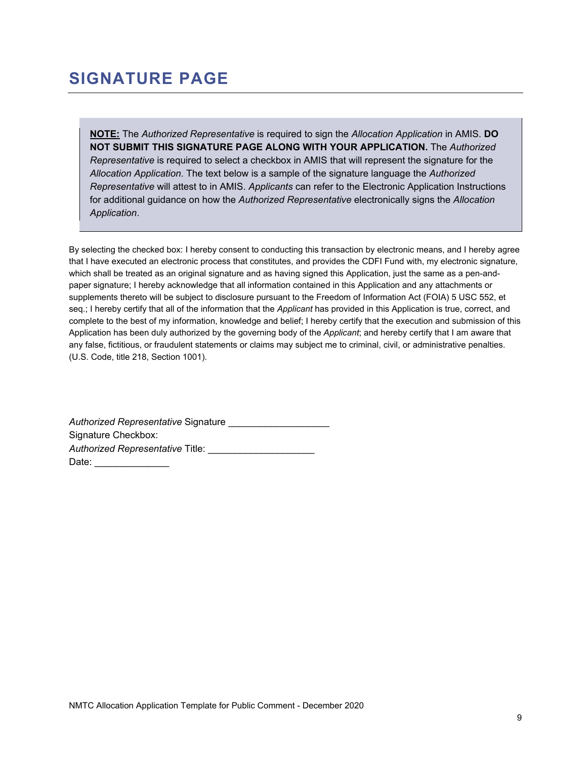# SIGNATURE PAGE

> **NOTE:** The *Authorized Representative* is required to sign the *Allocation Application* in AMIS. **DO NOT SUBMIT THIS SIGNATURE PAGE ALONG WITH YOUR APPLICATION.** The *Authorized Representative* is required to select a checkbox in AMIS that will represent the signature for the *Allocation Application*. The text below is a sample of the signature language the *Authorized Representative* will attest to in AMIS. *Applicants* can refer to the Electronic Application Instructions for additional guidance on how the *Authorized Representative* electronically signs the *Allocation Application*.

By selecting the checked box: I hereby consent to conducting this transaction by electronic means, and I hereby agree that I have executed an electronic process that constitutes, and provides the CDFI Fund with, my electronic signature, which shall be treated as an original signature and as having signed this Application, just the same as a pen-and-paper signature; I hereby acknowledge that all information contained in this Application and any attachments or supplements thereto will be subject to disclosure pursuant to the Freedom of Information Act (FOIA) 5 USC 552, et seq.; I hereby certify that all of the information that the *Applicant* has provided in this Application is true, correct, and complete to the best of my information, knowledge and belief; I hereby certify that the execution and submission of this Application has been duly authorized by the governing body of the *Applicant*; and hereby certify that I am aware that any false, fictitious, or fraudulent statements or claims may subject me to criminal, civil, or administrative penalties. (U.S. Code, title 218, Section 1001).

*Authorized Representative* Signature ___________________
Signature Checkbox:
*Authorized Representative* Title: ____________________
Date: ______________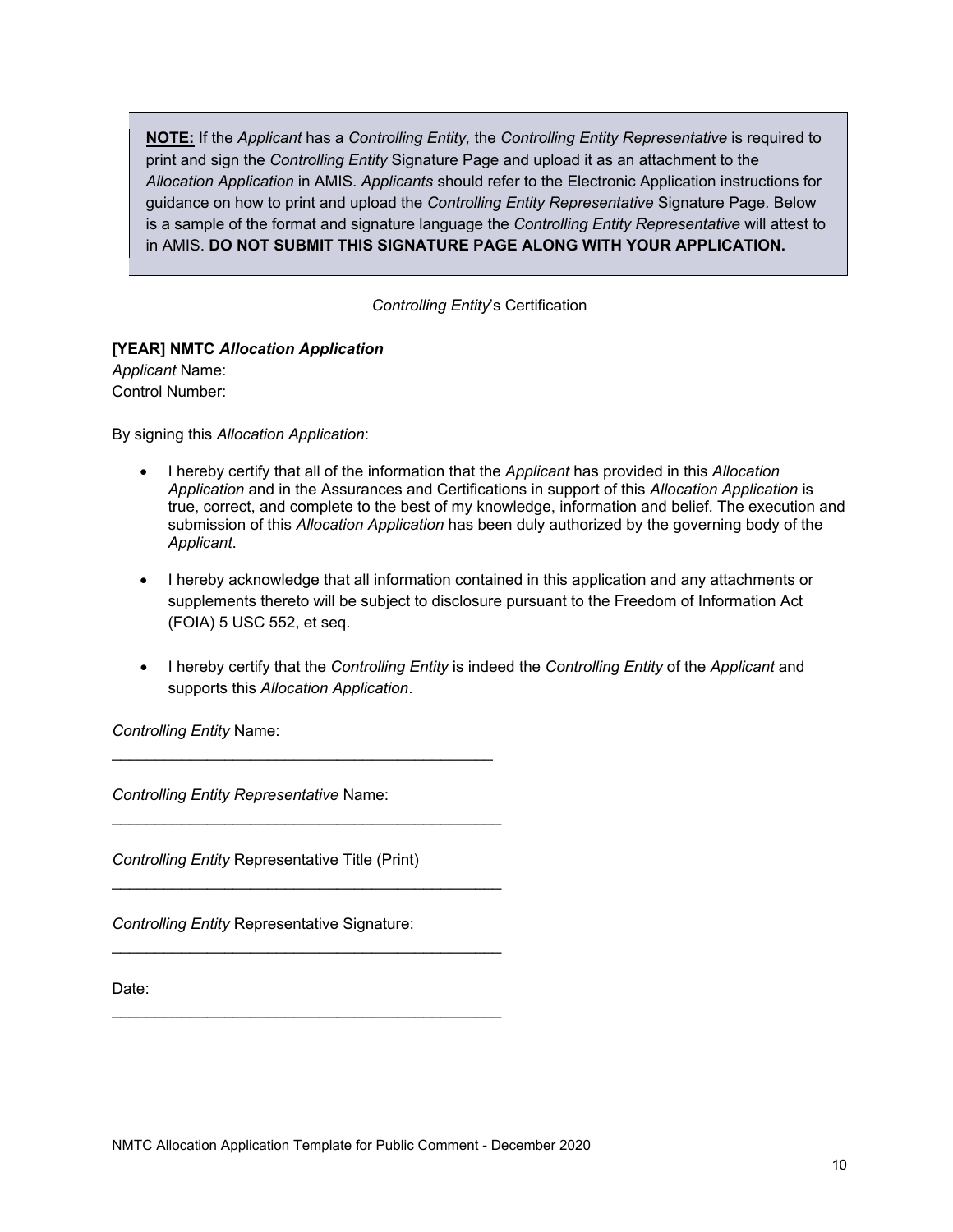> **<u>NOTE:</u>** If the *Applicant* has a *Controlling Entity,* the *Controlling Entity Representative* is required to print and sign the *Controlling Entity* Signature Page and upload it as an attachment to the *Allocation Application* in AMIS. *Applicants* should refer to the Electronic Application instructions for guidance on how to print and upload the *Controlling Entity Representative* Signature Page. Below is a sample of the format and signature language the *Controlling Entity Representative* will attest to in AMIS. **DO NOT SUBMIT THIS SIGNATURE PAGE ALONG WITH YOUR APPLICATION.**

*Controlling Entity*'s Certification

**[YEAR] NMTC *Allocation Application***
*Applicant* Name:
Control Number:

By signing this *Allocation Application*:

- I hereby certify that all of the information that the *Applicant* has provided in this *Allocation Application* and in the Assurances and Certifications in support of this *Allocation Application* is true, correct, and complete to the best of my knowledge, information and belief. The execution and submission of this *Allocation Application* has been duly authorized by the governing body of the *Applicant*.
- I hereby acknowledge that all information contained in this application and any attachments or supplements thereto will be subject to disclosure pursuant to the Freedom of Information Act (FOIA) 5 USC 552, et seq.
- I hereby certify that the *Controlling Entity* is indeed the *Controlling Entity* of the *Applicant* and supports this *Allocation Application*.

*Controlling Entity* Name:

_____________________________________________

*Controlling Entity Representative* Name:

_____________________________________________

*Controlling Entity* Representative Title (Print)

_____________________________________________

*Controlling Entity* Representative Signature:

_____________________________________________

Date:

_____________________________________________

NMTC Allocation Application Template for Public Comment - December 2020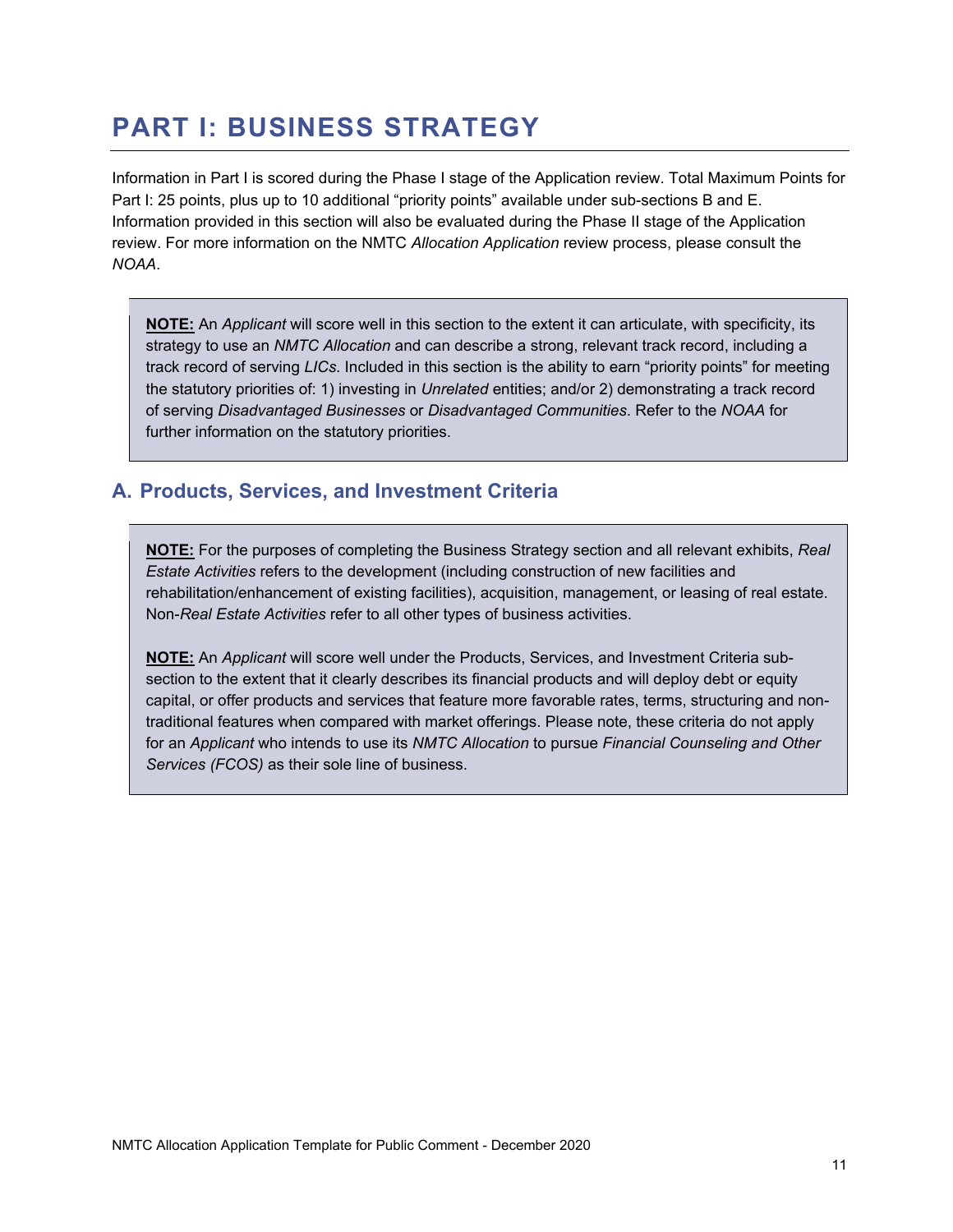# PART I: BUSINESS STRATEGY

Information in Part I is scored during the Phase I stage of the Application review. Total Maximum Points for Part I: 25 points, plus up to 10 additional "priority points" available under sub-sections B and E. Information provided in this section will also be evaluated during the Phase II stage of the Application review. For more information on the NMTC *Allocation Application* review process, please consult the *NOAA*.

> **NOTE:** An *Applicant* will score well in this section to the extent it can articulate, with specificity, its strategy to use an *NMTC Allocation* and can describe a strong, relevant track record, including a track record of serving *LICs*. Included in this section is the ability to earn "priority points" for meeting the statutory priorities of: 1) investing in *Unrelated* entities; and/or 2) demonstrating a track record of serving *Disadvantaged Businesses* or *Disadvantaged Communities*. Refer to the *NOAA* for further information on the statutory priorities.

## A. Products, Services, and Investment Criteria

> **NOTE:** For the purposes of completing the Business Strategy section and all relevant exhibits, *Real Estate Activities* refers to the development (including construction of new facilities and rehabilitation/enhancement of existing facilities), acquisition, management, or leasing of real estate. Non-*Real Estate Activities* refer to all other types of business activities.
>
> **NOTE:** An *Applicant* will score well under the Products, Services, and Investment Criteria sub-section to the extent that it clearly describes its financial products and will deploy debt or equity capital, or offer products and services that feature more favorable rates, terms, structuring and non-traditional features when compared with market offerings. Please note, these criteria do not apply for an *Applicant* who intends to use its *NMTC Allocation* to pursue *Financial Counseling and Other Services (FCOS)* as their sole line of business.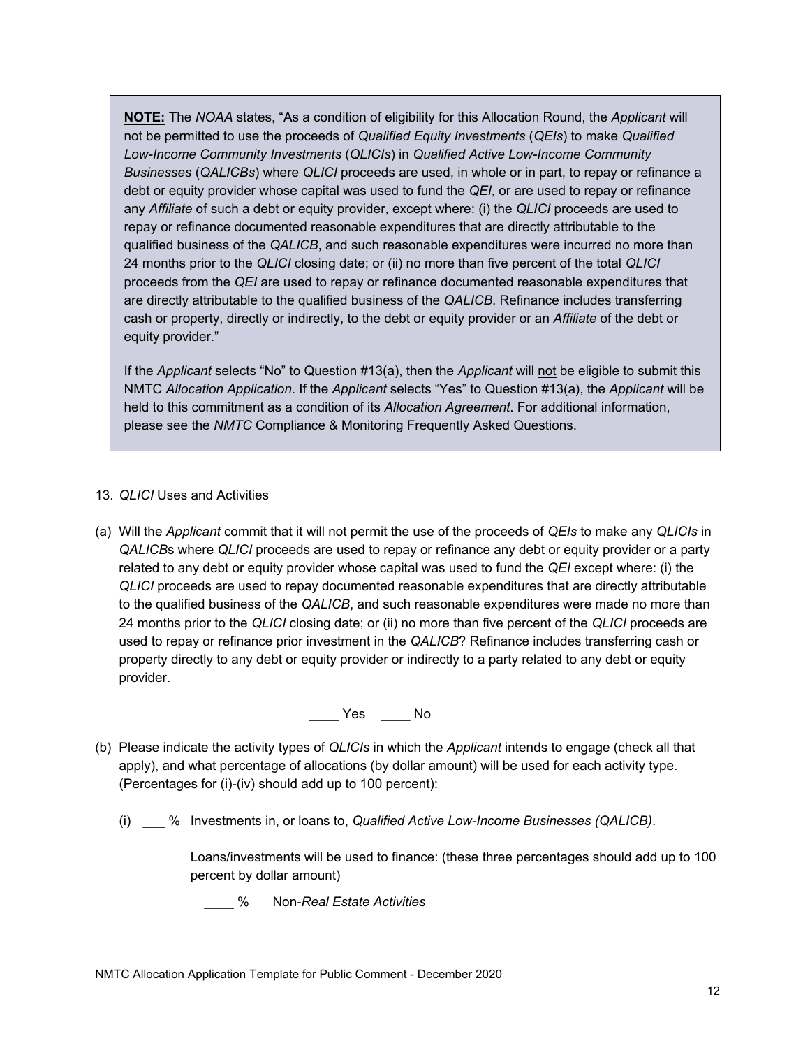> **<u>NOTE:</u>** The *NOAA* states, "As a condition of eligibility for this Allocation Round, the *Applicant* will not be permitted to use the proceeds of *Qualified Equity Investments* (*QEIs*) to make *Qualified Low-Income Community Investments* (*QLICIs*) in *Qualified Active Low-Income Community Businesses* (*QALICBs*) where *QLICI* proceeds are used, in whole or in part, to repay or refinance a debt or equity provider whose capital was used to fund the *QEI*, or are used to repay or refinance any *Affiliate* of such a debt or equity provider, except where: (i) the *QLICI* proceeds are used to repay or refinance documented reasonable expenditures that are directly attributable to the qualified business of the *QALICB*, and such reasonable expenditures were incurred no more than 24 months prior to the *QLICI* closing date; or (ii) no more than five percent of the total *QLICI* proceeds from the *QEI* are used to repay or refinance documented reasonable expenditures that are directly attributable to the qualified business of the *QALICB*. Refinance includes transferring cash or property, directly or indirectly, to the debt or equity provider or an *Affiliate* of the debt or equity provider."
>
> If the *Applicant* selects "No" to Question #13(a), then the *Applicant* will <u>not</u> be eligible to submit this NMTC *Allocation Application*. If the *Applicant* selects "Yes" to Question #13(a), the *Applicant* will be held to this commitment as a condition of its *Allocation Agreement*. For additional information, please see the *NMTC* Compliance & Monitoring Frequently Asked Questions.

13. *QLICI* Uses and Activities

(a) Will the *Applicant* commit that it will not permit the use of the proceeds of *QEIs* to make any *QLICIs* in *QALICB*s where *QLICI* proceeds are used to repay or refinance any debt or equity provider or a party related to any debt or equity provider whose capital was used to fund the *QEI* except where: (i) the *QLICI* proceeds are used to repay documented reasonable expenditures that are directly attributable to the qualified business of the *QALICB*, and such reasonable expenditures were made no more than 24 months prior to the *QLICI* closing date; or (ii) no more than five percent of the *QLICI* proceeds are used to repay or refinance prior investment in the *QALICB*? Refinance includes transferring cash or property directly to any debt or equity provider or indirectly to a party related to any debt or equity provider.

____ Yes ____ No

(b) Please indicate the activity types of *QLICIs* in which the *Applicant* intends to engage (check all that apply), and what percentage of allocations (by dollar amount) will be used for each activity type. (Percentages for (i)-(iv) should add up to 100 percent):

(i) ___ % Investments in, or loans to, *Qualified Active Low-Income Businesses (QALICB)*.

Loans/investments will be used to finance: (these three percentages should add up to 100 percent by dollar amount)

____ % Non-*Real Estate Activities*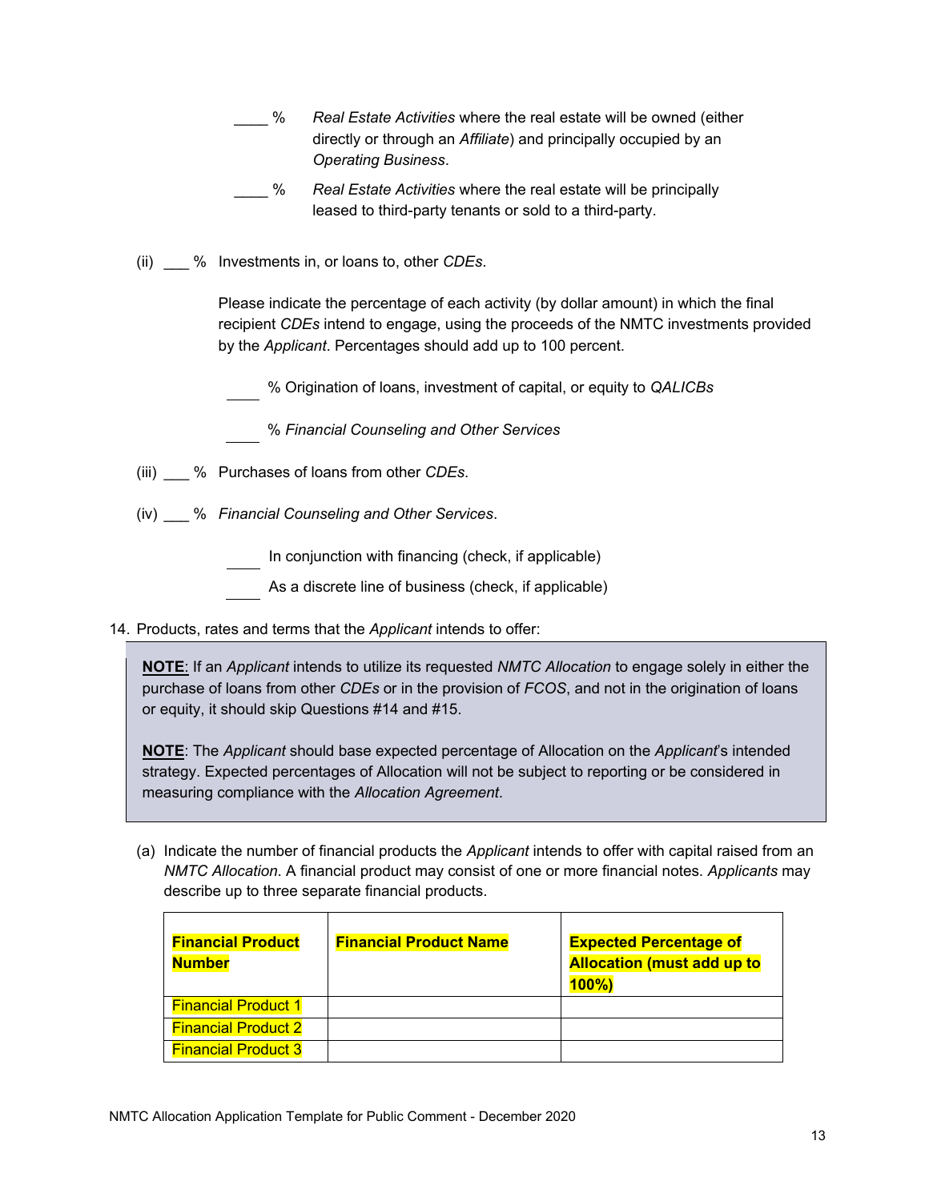____ % *Real Estate Activities* where the real estate will be owned (either directly or through an *Affiliate*) and principally occupied by an *Operating Business*.

____ % *Real Estate Activities* where the real estate will be principally leased to third-party tenants or sold to a third-party.

(ii) ___ % Investments in, or loans to, other *CDEs*.

Please indicate the percentage of each activity (by dollar amount) in which the final recipient *CDEs* intend to engage, using the proceeds of the NMTC investments provided by the *Applicant*. Percentages should add up to 100 percent.

____ % Origination of loans, investment of capital, or equity to *QALICBs*

____ % *Financial Counseling and Other Services*

(iii) ___ % Purchases of loans from other *CDEs*.

(iv) ___ % *Financial Counseling and Other Services*.

____ In conjunction with financing (check, if applicable)

____ As a discrete line of business (check, if applicable)

14. Products, rates and terms that the *Applicant* intends to offer:

> **NOTE**: If an *Applicant* intends to utilize its requested *NMTC Allocation* to engage solely in either the purchase of loans from other *CDEs* or in the provision of *FCOS*, and not in the origination of loans or equity, it should skip Questions #14 and #15.
>
> **NOTE**: The *Applicant* should base expected percentage of Allocation on the *Applicant*'s intended strategy. Expected percentages of Allocation will not be subject to reporting or be considered in measuring compliance with the *Allocation Agreement*.

(a) Indicate the number of financial products the *Applicant* intends to offer with capital raised from an *NMTC Allocation*. A financial product may consist of one or more financial notes. *Applicants* may describe up to three separate financial products.

| Financial Product Number | Financial Product Name | Expected Percentage of Allocation (must add up to 100%) |
|---|---|---|
| Financial Product 1 | | |
| Financial Product 2 | | |
| Financial Product 3 | | |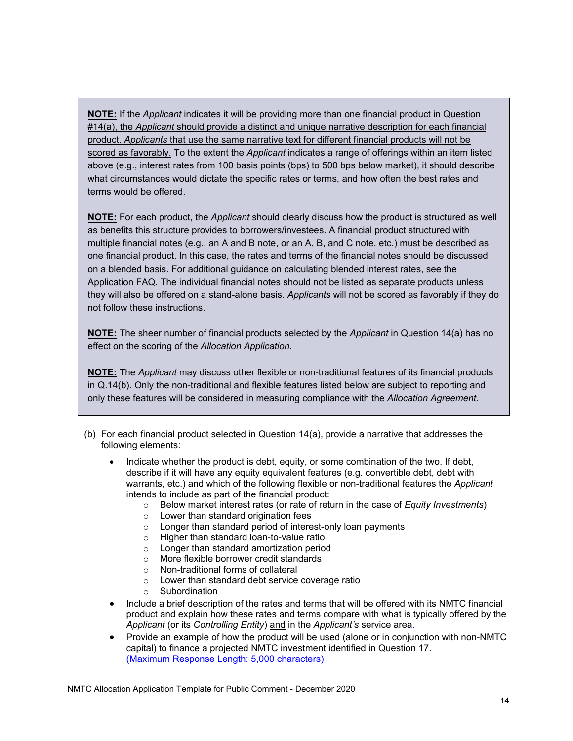**NOTE:** If the *Applicant* indicates it will be providing more than one financial product in Question #14(a), the *Applicant* should provide a distinct and unique narrative description for each financial product. *Applicants* that use the same narrative text for different financial products will not be scored as favorably. To the extent the *Applicant* indicates a range of offerings within an item listed above (e.g., interest rates from 100 basis points (bps) to 500 bps below market), it should describe what circumstances would dictate the specific rates or terms, and how often the best rates and terms would be offered.

**NOTE:** For each product, the *Applicant* should clearly discuss how the product is structured as well as benefits this structure provides to borrowers/investees. A financial product structured with multiple financial notes (e.g., an A and B note, or an A, B, and C note, etc.) must be described as one financial product. In this case, the rates and terms of the financial notes should be discussed on a blended basis. For additional guidance on calculating blended interest rates, see the Application FAQ. The individual financial notes should not be listed as separate products unless they will also be offered on a stand-alone basis. *Applicants* will not be scored as favorably if they do not follow these instructions.

**NOTE:** The sheer number of financial products selected by the *Applicant* in Question 14(a) has no effect on the scoring of the *Allocation Application*.

**NOTE:** The *Applicant* may discuss other flexible or non-traditional features of its financial products in Q.14(b). Only the non-traditional and flexible features listed below are subject to reporting and only these features will be considered in measuring compliance with the *Allocation Agreement*.

(b) For each financial product selected in Question 14(a), provide a narrative that addresses the following elements:

- Indicate whether the product is debt, equity, or some combination of the two. If debt, describe if it will have any equity equivalent features (e.g. convertible debt, debt with warrants, etc.) and which of the following flexible or non-traditional features the *Applicant* intends to include as part of the financial product:
  - Below market interest rates (or rate of return in the case of *Equity Investments*)
  - Lower than standard origination fees
  - Longer than standard period of interest-only loan payments
  - Higher than standard loan-to-value ratio
  - Longer than standard amortization period
  - More flexible borrower credit standards
  - Non-traditional forms of collateral
  - Lower than standard debt service coverage ratio
  - Subordination
- Include a brief description of the rates and terms that will be offered with its NMTC financial product and explain how these rates and terms compare with what is typically offered by the *Applicant* (or its *Controlling Entity*) and in the *Applicant's* service area.
- Provide an example of how the product will be used (alone or in conjunction with non-NMTC capital) to finance a projected NMTC investment identified in Question 17.
  (Maximum Response Length: 5,000 characters)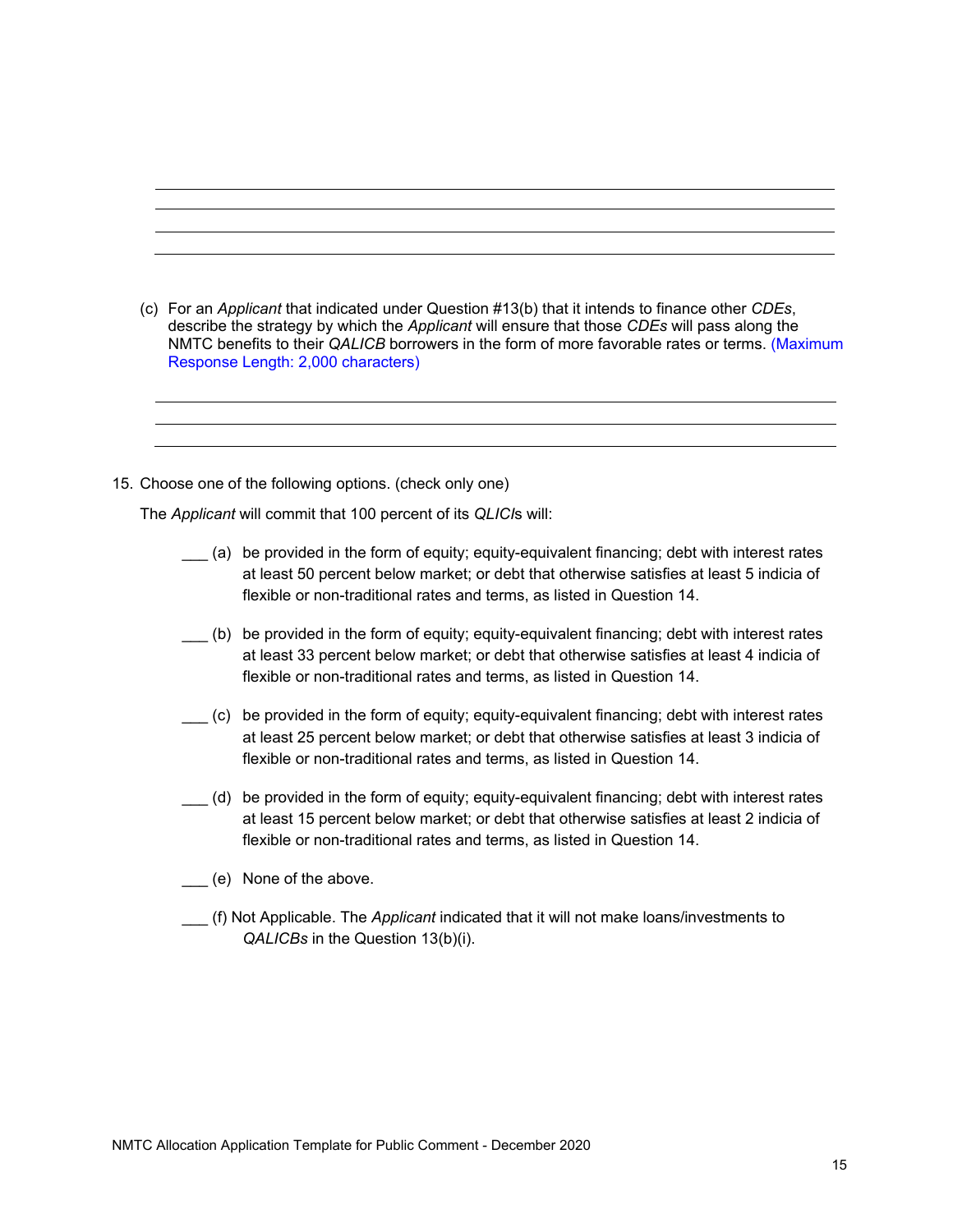(c) For an *Applicant* that indicated under Question #13(b) that it intends to finance other *CDEs*, describe the strategy by which the *Applicant* will ensure that those *CDEs* will pass along the NMTC benefits to their *QALICB* borrowers in the form of more favorable rates or terms. (Maximum Response Length: 2,000 characters)

15. Choose one of the following options. (check only one)

The *Applicant* will commit that 100 percent of its *QLICI*s will:

___ (a) be provided in the form of equity; equity-equivalent financing; debt with interest rates at least 50 percent below market; or debt that otherwise satisfies at least 5 indicia of flexible or non-traditional rates and terms, as listed in Question 14.

___ (b) be provided in the form of equity; equity-equivalent financing; debt with interest rates at least 33 percent below market; or debt that otherwise satisfies at least 4 indicia of flexible or non-traditional rates and terms, as listed in Question 14.

___ (c) be provided in the form of equity; equity-equivalent financing; debt with interest rates at least 25 percent below market; or debt that otherwise satisfies at least 3 indicia of flexible or non-traditional rates and terms, as listed in Question 14.

___ (d) be provided in the form of equity; equity-equivalent financing; debt with interest rates at least 15 percent below market; or debt that otherwise satisfies at least 2 indicia of flexible or non-traditional rates and terms, as listed in Question 14.

___ (e) None of the above.

___ (f) Not Applicable. The *Applicant* indicated that it will not make loans/investments to *QALICBs* in the Question 13(b)(i).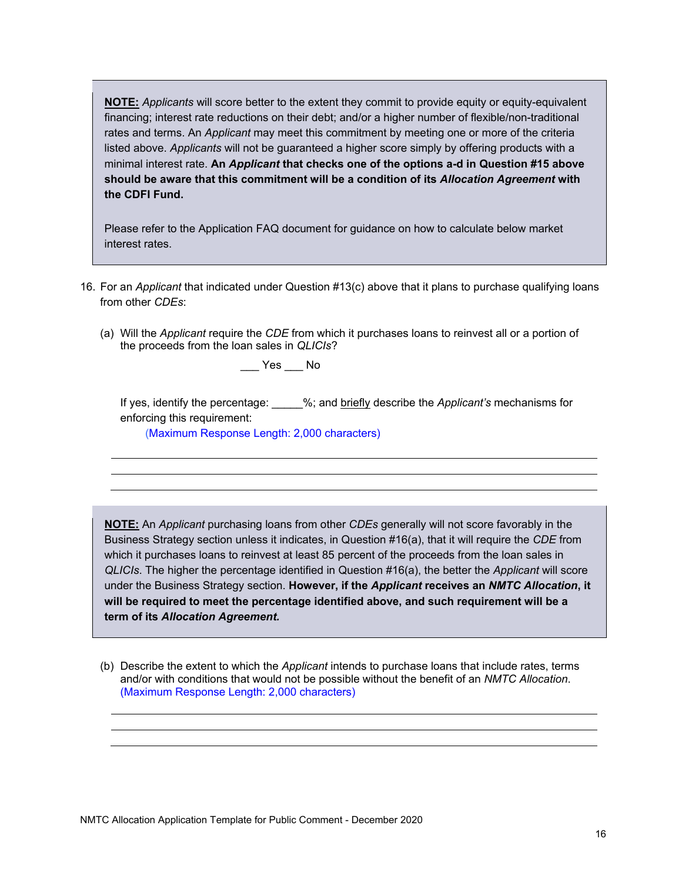> **<u>NOTE:</u>** *Applicants* will score better to the extent they commit to provide equity or equity-equivalent financing; interest rate reductions on their debt; and/or a higher number of flexible/non-traditional rates and terms. An *Applicant* may meet this commitment by meeting one or more of the criteria listed above. *Applicants* will not be guaranteed a higher score simply by offering products with a minimal interest rate. **An *Applicant* that checks one of the options a-d in Question #15 above should be aware that this commitment will be a condition of its *Allocation Agreement* with the CDFI Fund.**
>
> Please refer to the Application FAQ document for guidance on how to calculate below market interest rates.

16. For an *Applicant* that indicated under Question #13(c) above that it plans to purchase qualifying loans from other *CDEs*:

    (a) Will the *Applicant* require the *CDE* from which it purchases loans to reinvest all or a portion of the proceeds from the loan sales in *QLICIs*?

    ___ Yes ___ No

    If yes, identify the percentage: _____%; and <u>briefly</u> describe the *Applicant's* mechanisms for enforcing this requirement:
    (Maximum Response Length: 2,000 characters)

    ______________________________________________________________________
    ______________________________________________________________________
    ______________________________________________________________________

> **<u>NOTE:</u>** An *Applicant* purchasing loans from other *CDEs* generally will not score favorably in the Business Strategy section unless it indicates, in Question #16(a), that it will require the *CDE* from which it purchases loans to reinvest at least 85 percent of the proceeds from the loan sales in *QLICIs*. The higher the percentage identified in Question #16(a), the better the *Applicant* will score under the Business Strategy section. **However, if the *Applicant* receives an *NMTC Allocation*, it will be required to meet the percentage identified above, and such requirement will be a term of its *Allocation Agreement.***

    (b) Describe the extent to which the *Applicant* intends to purchase loans that include rates, terms and/or with conditions that would not be possible without the benefit of an *NMTC Allocation*.
    (Maximum Response Length: 2,000 characters)

    ______________________________________________________________________
    ______________________________________________________________________
    ______________________________________________________________________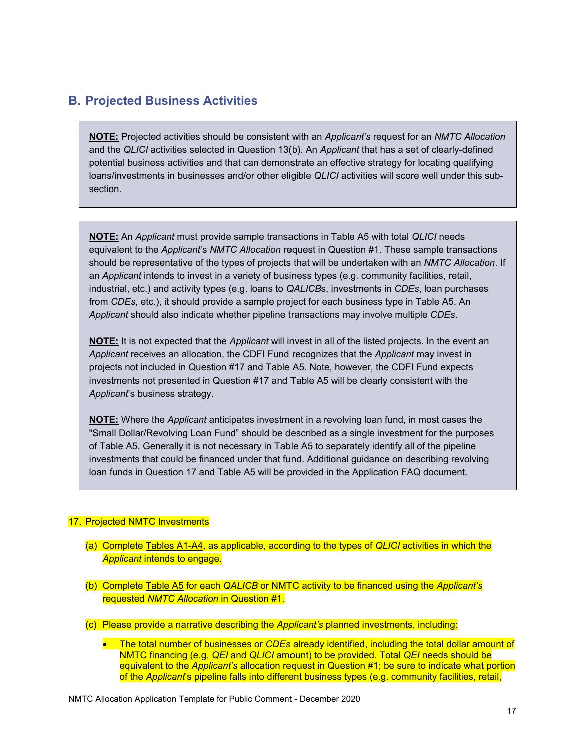## B. Projected Business Activities

> **NOTE:** Projected activities should be consistent with an *Applicant's* request for an *NMTC Allocation* and the *QLICI* activities selected in Question 13(b). An *Applicant* that has a set of clearly-defined potential business activities and that can demonstrate an effective strategy for locating qualifying loans/investments in businesses and/or other eligible *QLICI* activities will score well under this sub-section.

> **NOTE:** An *Applicant* must provide sample transactions in Table A5 with total *QLICI* needs equivalent to the *Applicant*'s *NMTC Allocation* request in Question #1. These sample transactions should be representative of the types of projects that will be undertaken with an *NMTC Allocation*. If an *Applicant* intends to invest in a variety of business types (e.g. community facilities, retail, industrial, etc.) and activity types (e.g. loans to *QALICB*s, investments in *CDEs*, loan purchases from *CDEs*, etc.), it should provide a sample project for each business type in Table A5. An *Applicant* should also indicate whether pipeline transactions may involve multiple *CDEs*.
>
> **NOTE:** It is not expected that the *Applicant* will invest in all of the listed projects. In the event an *Applicant* receives an allocation, the CDFI Fund recognizes that the *Applicant* may invest in projects not included in Question #17 and Table A5. Note, however, the CDFI Fund expects investments not presented in Question #17 and Table A5 will be clearly consistent with the *Applicant*'s business strategy.
>
> **NOTE:** Where the *Applicant* anticipates investment in a revolving loan fund, in most cases the "Small Dollar/Revolving Loan Fund" should be described as a single investment for the purposes of Table A5. Generally it is not necessary in Table A5 to separately identify all of the pipeline investments that could be financed under that fund. Additional guidance on describing revolving loan funds in Question 17 and Table A5 will be provided in the Application FAQ document.

17. Projected NMTC Investments

   (a) Complete Tables A1-A4, as applicable, according to the types of *QLICI* activities in which the *Applicant* intends to engage.

   (b) Complete Table A5 for each *QALICB* or NMTC activity to be financed using the *Applicant's* requested *NMTC Allocation* in Question #1.

   (c) Please provide a narrative describing the *Applicant's* planned investments, including:

   - The total number of businesses or *CDEs* already identified, including the total dollar amount of NMTC financing (e.g. *QEI* and *QLICI* amount) to be provided. Total *QEI* needs should be equivalent to the *Applicant's* allocation request in Question #1; be sure to indicate what portion of the *Applicant*'s pipeline falls into different business types (e.g. community facilities, retail,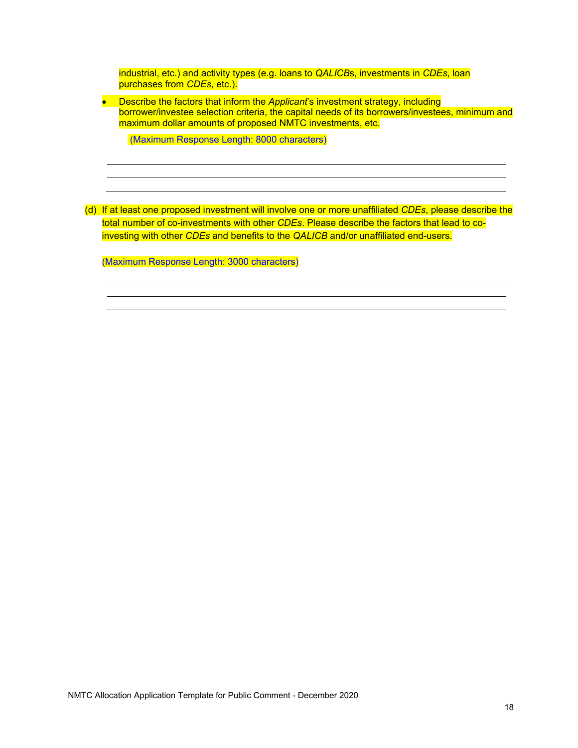industrial, etc.) and activity types (e.g. loans to *QALICB*s, investments in *CDEs*, loan purchases from *CDEs*, etc.).

- Describe the factors that inform the *Applicant*'s investment strategy, including borrower/investee selection criteria, the capital needs of its borrowers/investees, minimum and maximum dollar amounts of proposed NMTC investments, etc.

  (Maximum Response Length: 8000 characters)

(d) If at least one proposed investment will involve one or more unaffiliated *CDEs*, please describe the total number of co-investments with other *CDEs*. Please describe the factors that lead to co-investing with other *CDEs* and benefits to the *QALICB* and/or unaffiliated end-users.

(Maximum Response Length: 3000 characters)

NMTC Allocation Application Template for Public Comment - December 2020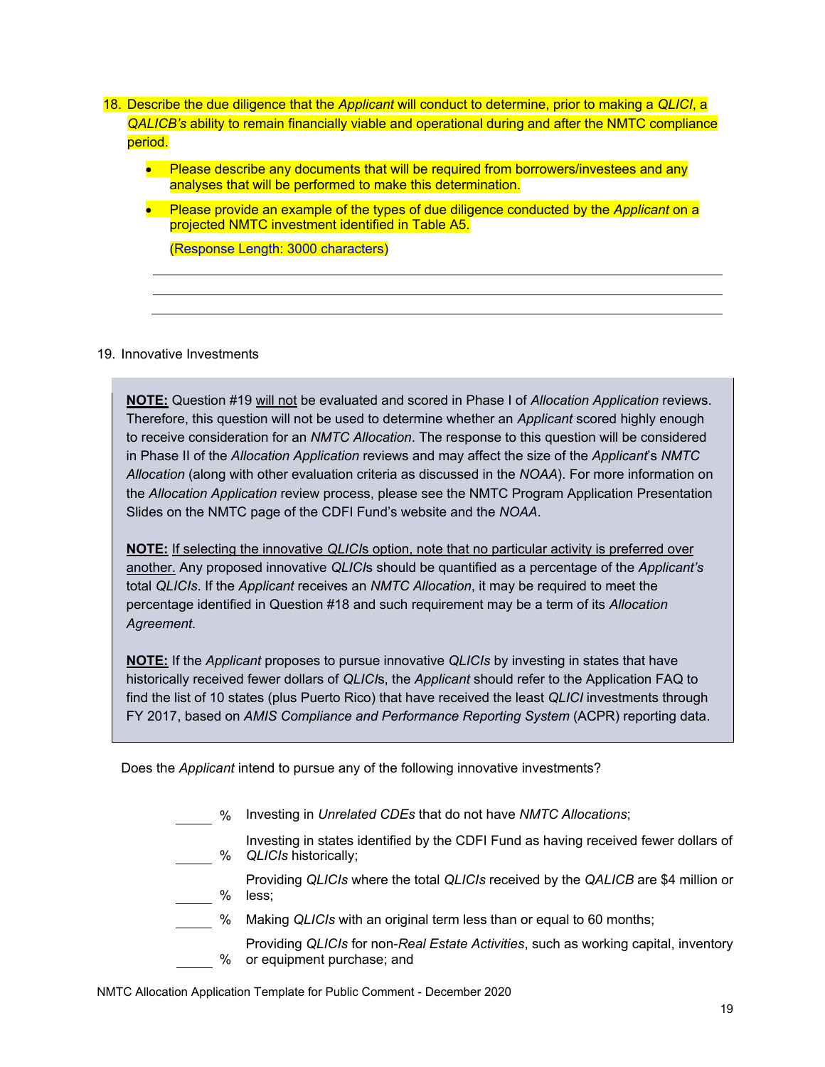18. Describe the due diligence that the *Applicant* will conduct to determine, prior to making a *QLICI*, a *QALICB's* ability to remain financially viable and operational during and after the NMTC compliance period.

    - Please describe any documents that will be required from borrowers/investees and any analyses that will be performed to make this determination.
    - Please provide an example of the types of due diligence conducted by the *Applicant* on a projected NMTC investment identified in Table A5.

    (Response Length: 3000 characters)

    ______________________________________________
    ______________________________________________
    ______________________________________________

19. Innovative Investments

> **NOTE:** Question #19 will not be evaluated and scored in Phase I of *Allocation Application* reviews. Therefore, this question will not be used to determine whether an *Applicant* scored highly enough to receive consideration for an *NMTC Allocation*. The response to this question will be considered in Phase II of the *Allocation Application* reviews and may affect the size of the *Applicant*'s *NMTC Allocation* (along with other evaluation criteria as discussed in the *NOAA*). For more information on the *Allocation Application* review process, please see the NMTC Program Application Presentation Slides on the NMTC page of the CDFI Fund's website and the *NOAA*.
>
> **NOTE:** If selecting the innovative *QLICI*s option, note that no particular activity is preferred over another. Any proposed innovative *QLICI*s should be quantified as a percentage of the *Applicant's* total *QLICIs*. If the *Applicant* receives an *NMTC Allocation*, it may be required to meet the percentage identified in Question #18 and such requirement may be a term of its *Allocation Agreement*.
>
> **NOTE:** If the *Applicant* proposes to pursue innovative *QLICIs* by investing in states that have historically received fewer dollars of *QLICI*s, the *Applicant* should refer to the Application FAQ to find the list of 10 states (plus Puerto Rico) that have received the least *QLICI* investments through FY 2017, based on *AMIS Compliance and Performance Reporting System* (ACPR) reporting data.

Does the *Applicant* intend to pursue any of the following innovative investments?

_____ % Investing in *Unrelated CDEs* that do not have *NMTC Allocations*;

_____ % Investing in states identified by the CDFI Fund as having received fewer dollars of *QLICIs* historically;

_____ % Providing *QLICIs* where the total *QLICIs* received by the *QALICB* are $4 million or less;

_____ % Making *QLICIs* with an original term less than or equal to 60 months;

_____ % Providing *QLICIs* for non-*Real Estate Activities*, such as working capital, inventory or equipment purchase; and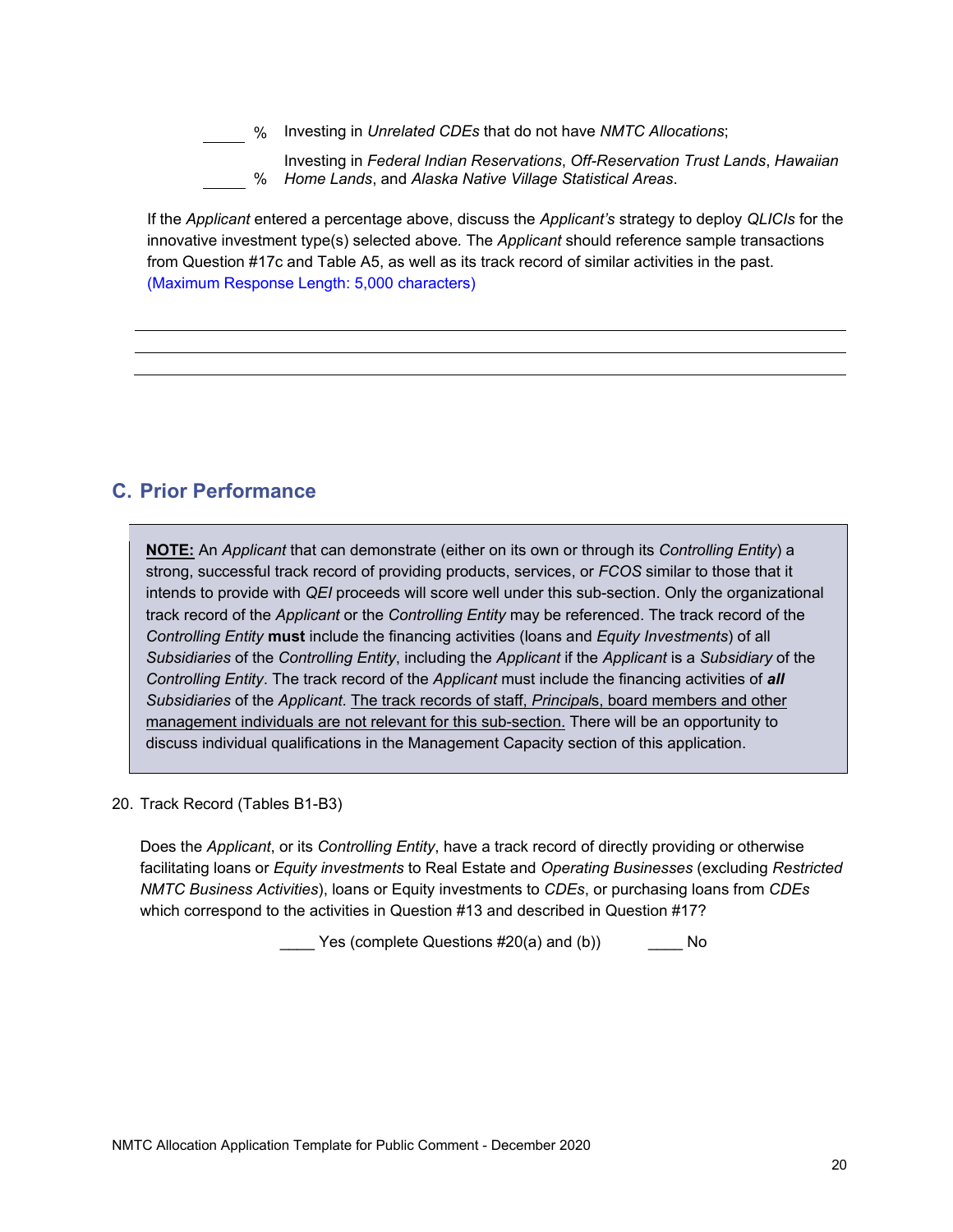_____ % Investing in *Unrelated CDEs* that do not have *NMTC Allocations*;

_____ % Investing in *Federal Indian Reservations*, *Off-Reservation Trust Lands*, *Hawaiian Home Lands*, and *Alaska Native Village Statistical Areas*.

If the *Applicant* entered a percentage above, discuss the *Applicant's* strategy to deploy *QLICIs* for the innovative investment type(s) selected above*.* The *Applicant* should reference sample transactions from Question #17c and Table A5, as well as its track record of similar activities in the past. (Maximum Response Length: 5,000 characters)

---

---

---

## C. Prior Performance

> **NOTE:** An *Applicant* that can demonstrate (either on its own or through its *Controlling Entity*) a strong, successful track record of providing products, services, or *FCOS* similar to those that it intends to provide with *QEI* proceeds will score well under this sub-section. Only the organizational track record of the *Applicant* or the *Controlling Entity* may be referenced. The track record of the *Controlling Entity* **must** include the financing activities (loans and *Equity Investments*) of all *Subsidiaries* of the *Controlling Entity*, including the *Applicant* if the *Applicant* is a *Subsidiary* of the *Controlling Entity*. The track record of the *Applicant* must include the financing activities of ***all*** *Subsidiaries* of the *Applicant*. The track records of staff, *Principal*s, board members and other management individuals are not relevant for this sub-section. There will be an opportunity to discuss individual qualifications in the Management Capacity section of this application.

20. Track Record (Tables B1-B3)

    Does the *Applicant*, or its *Controlling Entity*, have a track record of directly providing or otherwise facilitating loans or *Equity investments* to Real Estate and *Operating Businesses* (excluding *Restricted NMTC Business Activities*), loans or Equity investments to *CDEs*, or purchasing loans from *CDEs* which correspond to the activities in Question #13 and described in Question #17?

    ____ Yes (complete Questions #20(a) and (b)) ____ No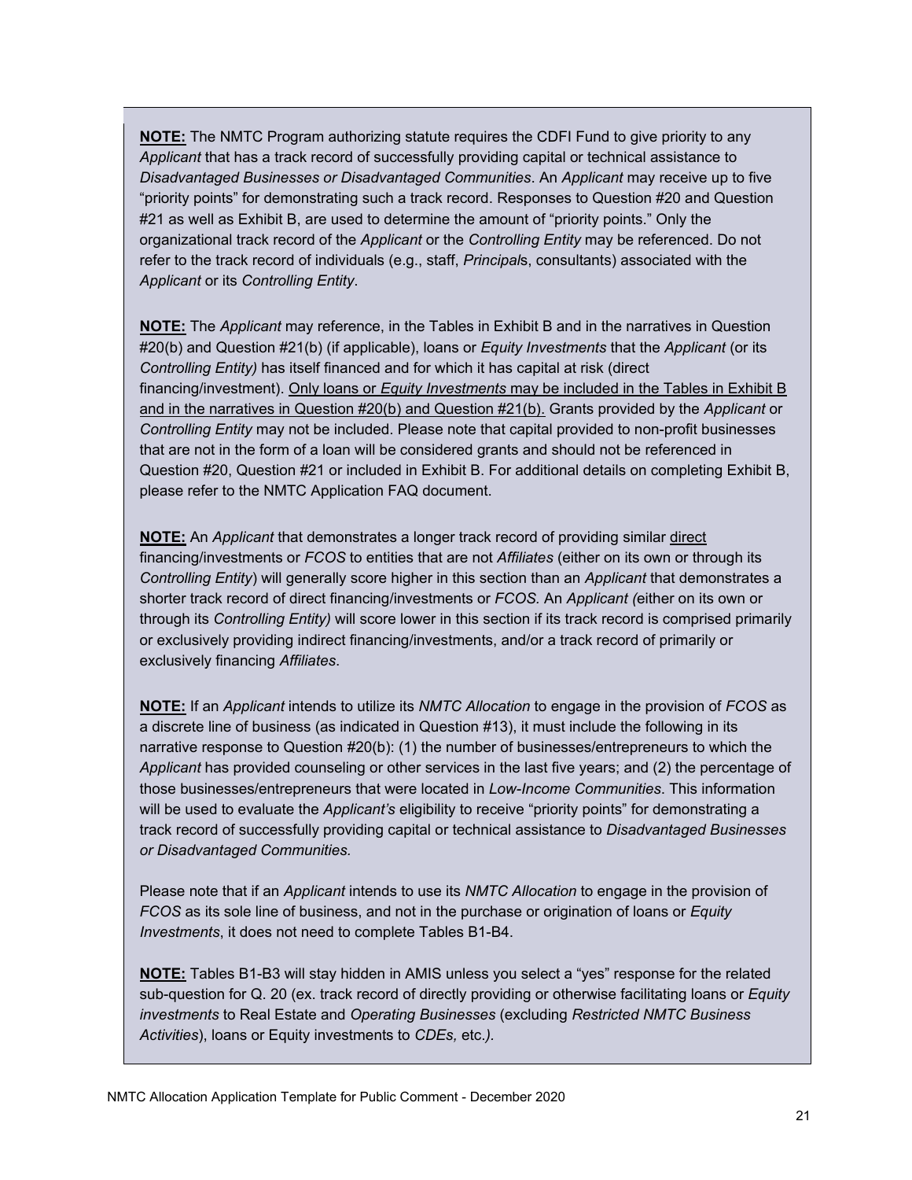**NOTE:** The NMTC Program authorizing statute requires the CDFI Fund to give priority to any *Applicant* that has a track record of successfully providing capital or technical assistance to *Disadvantaged Businesses or Disadvantaged Communities*. An *Applicant* may receive up to five "priority points" for demonstrating such a track record. Responses to Question #20 and Question #21 as well as Exhibit B, are used to determine the amount of "priority points." Only the organizational track record of the *Applicant* or the *Controlling Entity* may be referenced. Do not refer to the track record of individuals (e.g., staff, *Principal*s, consultants) associated with the *Applicant* or its *Controlling Entity*.

**NOTE:** The *Applicant* may reference, in the Tables in Exhibit B and in the narratives in Question #20(b) and Question #21(b) (if applicable), loans or *Equity Investments* that the *Applicant* (or its *Controlling Entity)* has itself financed and for which it has capital at risk (direct financing/investment). Only loans or *Equity Investments* may be included in the Tables in Exhibit B and in the narratives in Question #20(b) and Question #21(b). Grants provided by the *Applicant* or *Controlling Entity* may not be included. Please note that capital provided to non-profit businesses that are not in the form of a loan will be considered grants and should not be referenced in Question #20, Question #21 or included in Exhibit B. For additional details on completing Exhibit B, please refer to the NMTC Application FAQ document.

**NOTE:** An *Applicant* that demonstrates a longer track record of providing similar direct financing/investments or *FCOS* to entities that are not *Affiliates* (either on its own or through its *Controlling Entity*) will generally score higher in this section than an *Applicant* that demonstrates a shorter track record of direct financing/investments or *FCOS.* An *Applicant (*either on its own or through its *Controlling Entity)* will score lower in this section if its track record is comprised primarily or exclusively providing indirect financing/investments, and/or a track record of primarily or exclusively financing *Affiliates*.

**NOTE:** If an *Applicant* intends to utilize its *NMTC Allocation* to engage in the provision of *FCOS* as a discrete line of business (as indicated in Question #13), it must include the following in its narrative response to Question #20(b): (1) the number of businesses/entrepreneurs to which the *Applicant* has provided counseling or other services in the last five years; and (2) the percentage of those businesses/entrepreneurs that were located in *Low-Income Communities.* This information will be used to evaluate the *Applicant's* eligibility to receive "priority points" for demonstrating a track record of successfully providing capital or technical assistance to *Disadvantaged Businesses or Disadvantaged Communities.*

Please note that if an *Applicant* intends to use its *NMTC Allocation* to engage in the provision of *FCOS* as its sole line of business, and not in the purchase or origination of loans or *Equity Investments*, it does not need to complete Tables B1-B4.

**NOTE:** Tables B1-B3 will stay hidden in AMIS unless you select a "yes" response for the related sub-question for Q. 20 (ex. track record of directly providing or otherwise facilitating loans or *Equity investments* to Real Estate and *Operating Businesses* (excluding *Restricted NMTC Business Activities*), loans or Equity investments to *CDEs,* etc.*)*.

NMTC Allocation Application Template for Public Comment - December 2020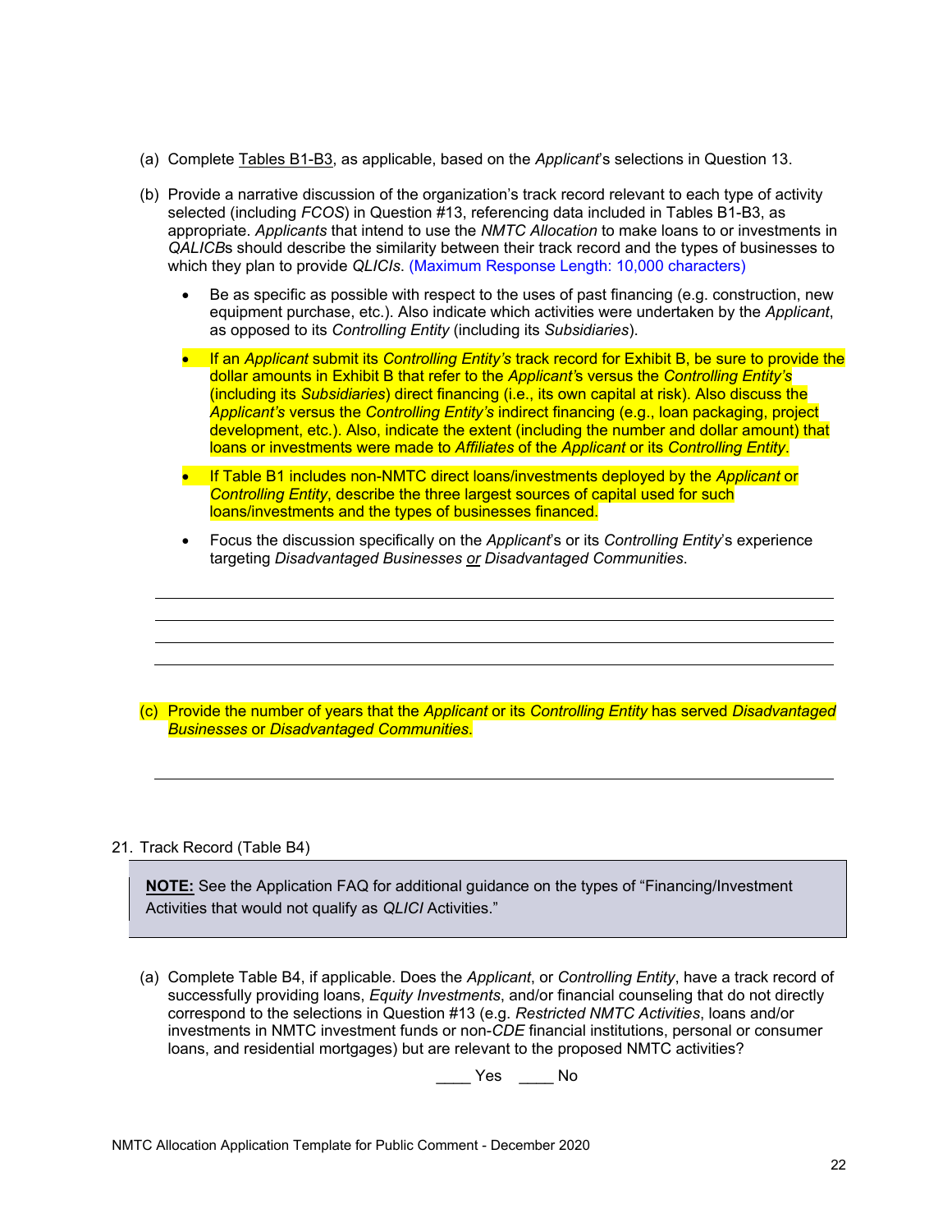(a) Complete Tables B1-B3, as applicable, based on the *Applicant*'s selections in Question 13.

(b) Provide a narrative discussion of the organization's track record relevant to each type of activity selected (including *FCOS*) in Question #13, referencing data included in Tables B1-B3, as appropriate. *Applicants* that intend to use the *NMTC Allocation* to make loans to or investments in *QALICB*s should describe the similarity between their track record and the types of businesses to which they plan to provide *QLICIs*. (Maximum Response Length: 10,000 characters)

- Be as specific as possible with respect to the uses of past financing (e.g. construction, new equipment purchase, etc.). Also indicate which activities were undertaken by the *Applicant*, as opposed to its *Controlling Entity* (including its *Subsidiaries*).
- If an *Applicant* submit its *Controlling Entity's* track record for Exhibit B, be sure to provide the dollar amounts in Exhibit B that refer to the *Applicant's* versus the *Controlling Entity's* (including its *Subsidiaries*) direct financing (i.e., its own capital at risk). Also discuss the *Applicant's* versus the *Controlling Entity's* indirect financing (e.g., loan packaging, project development, etc.). Also, indicate the extent (including the number and dollar amount) that loans or investments were made to *Affiliates* of the *Applicant* or its *Controlling Entity*.
- If Table B1 includes non-NMTC direct loans/investments deployed by the *Applicant* or *Controlling Entity*, describe the three largest sources of capital used for such loans/investments and the types of businesses financed.
- Focus the discussion specifically on the *Applicant*'s or its *Controlling Entity*'s experience targeting *Disadvantaged Businesses* <u>*or*</u> *Disadvantaged Communities*.

(c) Provide the number of years that the *Applicant* or its *Controlling Entity* has served *Disadvantaged Businesses* or *Disadvantaged Communities*.

21. Track Record (Table B4)

> **<u>NOTE:</u>** See the Application FAQ for additional guidance on the types of "Financing/Investment Activities that would not qualify as *QLICI* Activities."

(a) Complete Table B4, if applicable. Does the *Applicant*, or *Controlling Entity*, have a track record of successfully providing loans, *Equity Investments*, and/or financial counseling that do not directly correspond to the selections in Question #13 (e.g. *Restricted NMTC Activities*, loans and/or investments in NMTC investment funds or non-*CDE* financial institutions, personal or consumer loans, and residential mortgages) but are relevant to the proposed NMTC activities?

____ Yes ____ No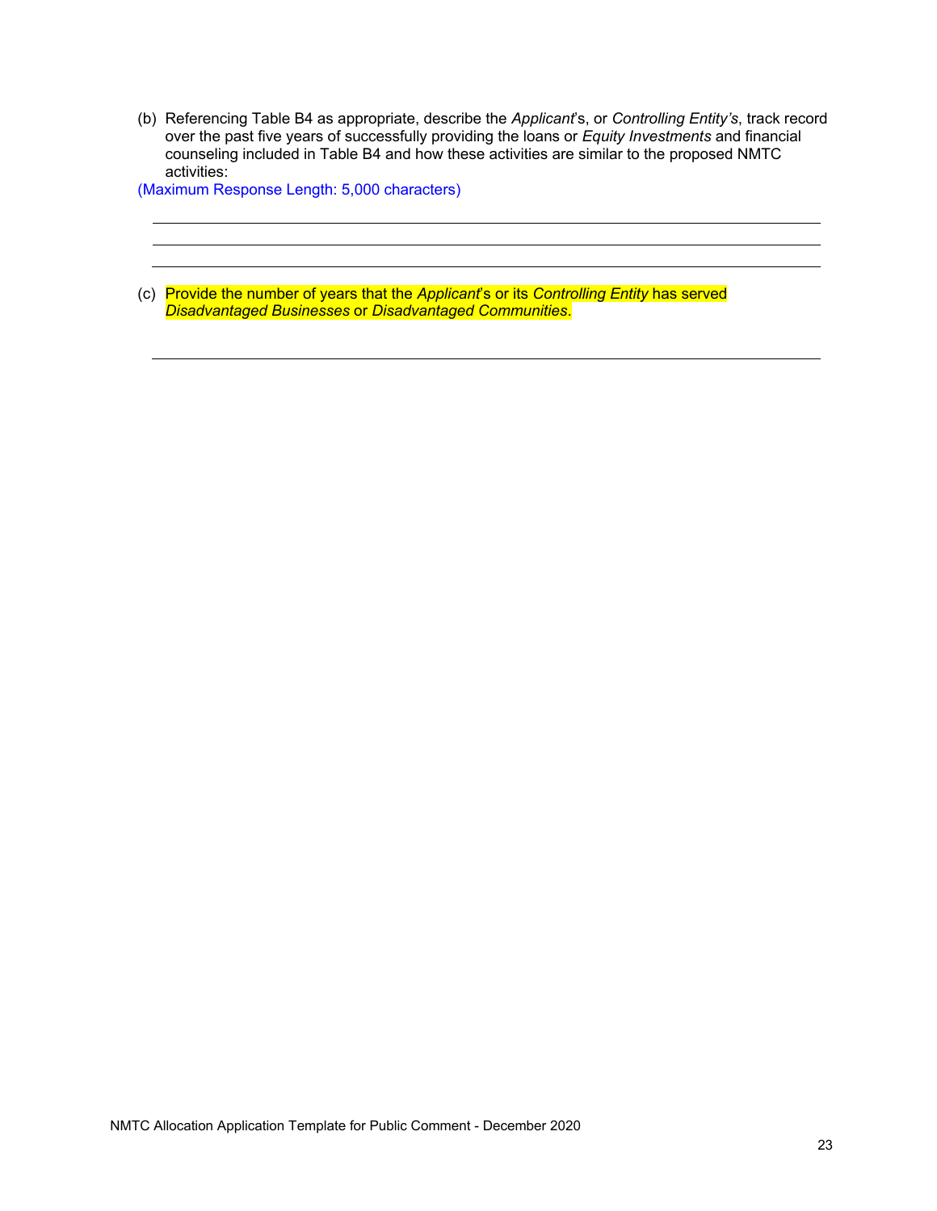(b) Referencing Table B4 as appropriate, describe the *Applicant*'s, or *Controlling Entity's*, track record over the past five years of successfully providing the loans or *Equity Investments* and financial counseling included in Table B4 and how these activities are similar to the proposed NMTC activities:

(Maximum Response Length: 5,000 characters)

---

---

---

(c) Provide the number of years that the *Applicant*'s or its *Controlling Entity* has served *Disadvantaged Businesses* or *Disadvantaged Communities*.

---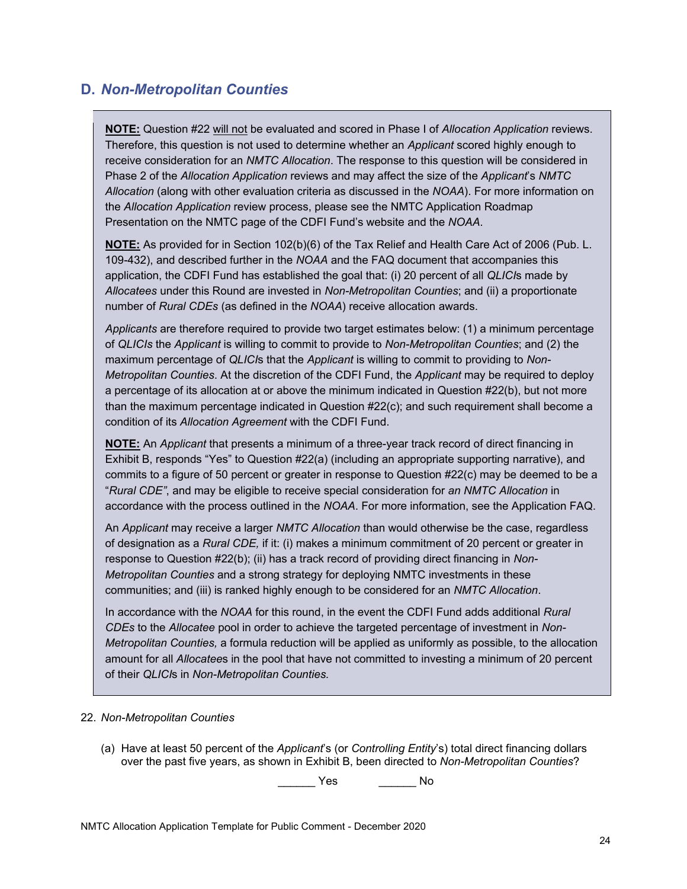## D. *Non-Metropolitan Counties*

**NOTE:** Question #22 will not be evaluated and scored in Phase I of *Allocation Application* reviews. Therefore, this question is not used to determine whether an *Applicant* scored highly enough to receive consideration for an *NMTC Allocation*. The response to this question will be considered in Phase 2 of the *Allocation Application* reviews and may affect the size of the *Applicant*'s *NMTC Allocation* (along with other evaluation criteria as discussed in the *NOAA*). For more information on the *Allocation Application* review process, please see the NMTC Application Roadmap Presentation on the NMTC page of the CDFI Fund's website and the *NOAA*.

**NOTE:** As provided for in Section 102(b)(6) of the Tax Relief and Health Care Act of 2006 (Pub. L. 109-432), and described further in the *NOAA* and the FAQ document that accompanies this application, the CDFI Fund has established the goal that: (i) 20 percent of all *QLICI*s made by *Allocatees* under this Round are invested in *Non-Metropolitan Counties*; and (ii) a proportionate number of *Rural CDEs* (as defined in the *NOAA*) receive allocation awards.

*Applicants* are therefore required to provide two target estimates below: (1) a minimum percentage of *QLICIs* the *Applicant* is willing to commit to provide to *Non-Metropolitan Counties*; and (2) the maximum percentage of *QLICI*s that the *Applicant* is willing to commit to providing to *Non-Metropolitan Counties*. At the discretion of the CDFI Fund, the *Applicant* may be required to deploy a percentage of its allocation at or above the minimum indicated in Question #22(b), but not more than the maximum percentage indicated in Question #22(c); and such requirement shall become a condition of its *Allocation Agreement* with the CDFI Fund.

**NOTE:** An *Applicant* that presents a minimum of a three-year track record of direct financing in Exhibit B, responds "Yes" to Question #22(a) (including an appropriate supporting narrative), and commits to a figure of 50 percent or greater in response to Question #22(c) may be deemed to be a "*Rural CDE*", and may be eligible to receive special consideration for *an NMTC Allocation* in accordance with the process outlined in the *NOAA*. For more information, see the Application FAQ.

An *Applicant* may receive a larger *NMTC Allocation* than would otherwise be the case, regardless of designation as a *Rural CDE,* if it: (i) makes a minimum commitment of 20 percent or greater in response to Question #22(b); (ii) has a track record of providing direct financing in *Non-Metropolitan Counties* and a strong strategy for deploying NMTC investments in these communities; and (iii) is ranked highly enough to be considered for an *NMTC Allocation*.

In accordance with the *NOAA* for this round, in the event the CDFI Fund adds additional *Rural CDEs* to the *Allocatee* pool in order to achieve the targeted percentage of investment in *Non-Metropolitan Counties,* a formula reduction will be applied as uniformly as possible, to the allocation amount for all *Allocatee*s in the pool that have not committed to investing a minimum of 20 percent of their *QLICI*s in *Non-Metropolitan Counties.*

22. *Non-Metropolitan Counties*

   (a) Have at least 50 percent of the *Applicant*'s (or *Controlling Entity*'s) total direct financing dollars over the past five years, as shown in Exhibit B, been directed to *Non-Metropolitan Counties*?

   ______ Yes ______ No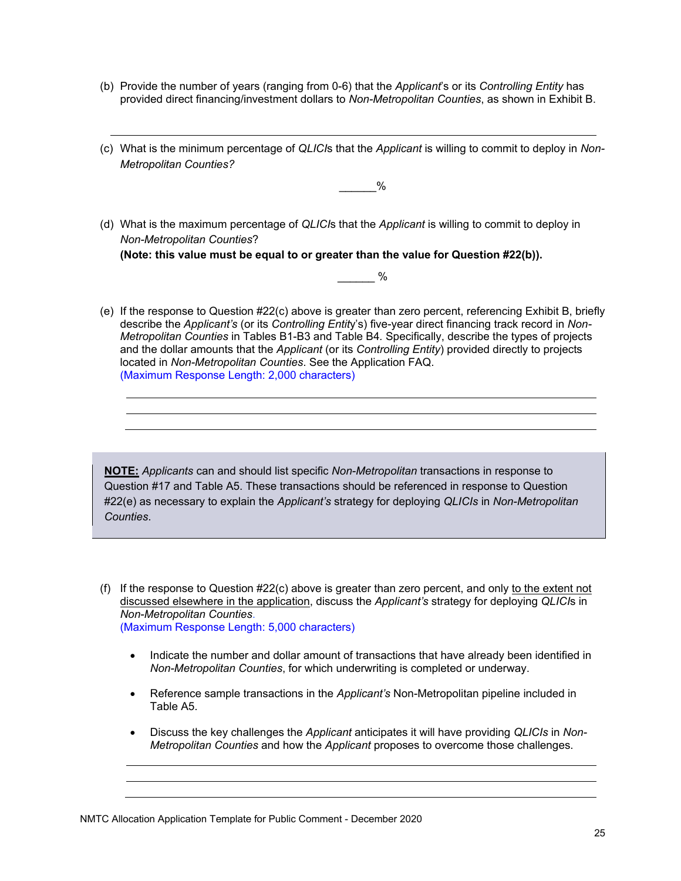(b) Provide the number of years (ranging from 0-6) that the *Applicant*'s or its *Controlling Entity* has provided direct financing/investment dollars to *Non-Metropolitan Counties*, as shown in Exhibit B.

___________________________________________

(c) What is the minimum percentage of *QLICI*s that the *Applicant* is willing to commit to deploy in *Non-Metropolitan Counties?*

______%

(d) What is the maximum percentage of *QLICI*s that the *Applicant* is willing to commit to deploy in *Non-Metropolitan Counties*?
**(Note: this value must be equal to or greater than the value for Question #22(b)).**

______ %

(e) If the response to Question #22(c) above is greater than zero percent, referencing Exhibit B, briefly describe the *Applicant's* (or its *Controlling Entity*'s) five-year direct financing track record in *Non-Metropolitan Counties* in Tables B1-B3 and Table B4. Specifically, describe the types of projects and the dollar amounts that the *Applicant* (or its *Controlling Entity*) provided directly to projects located in *Non-Metropolitan Counties*. See the Application FAQ.
(Maximum Response Length: 2,000 characters)

___________________________________________

___________________________________________

___________________________________________

> **NOTE:** *Applicants* can and should list specific *Non-Metropolitan* transactions in response to Question #17 and Table A5. These transactions should be referenced in response to Question #22(e) as necessary to explain the *Applicant's* strategy for deploying *QLICIs* in *Non-Metropolitan Counties*.

(f) If the response to Question #22(c) above is greater than zero percent, and only to the extent not discussed elsewhere in the application, discuss the *Applicant's* strategy for deploying *QLICI*s in *Non-Metropolitan Counties*.
(Maximum Response Length: 5,000 characters)

- Indicate the number and dollar amount of transactions that have already been identified in *Non-Metropolitan Counties*, for which underwriting is completed or underway.
- Reference sample transactions in the *Applicant's* Non-Metropolitan pipeline included in Table A5.
- Discuss the key challenges the *Applicant* anticipates it will have providing *QLICIs* in *Non-Metropolitan Counties* and how the *Applicant* proposes to overcome those challenges.

___________________________________________

___________________________________________

___________________________________________

NMTC Allocation Application Template for Public Comment - December 2020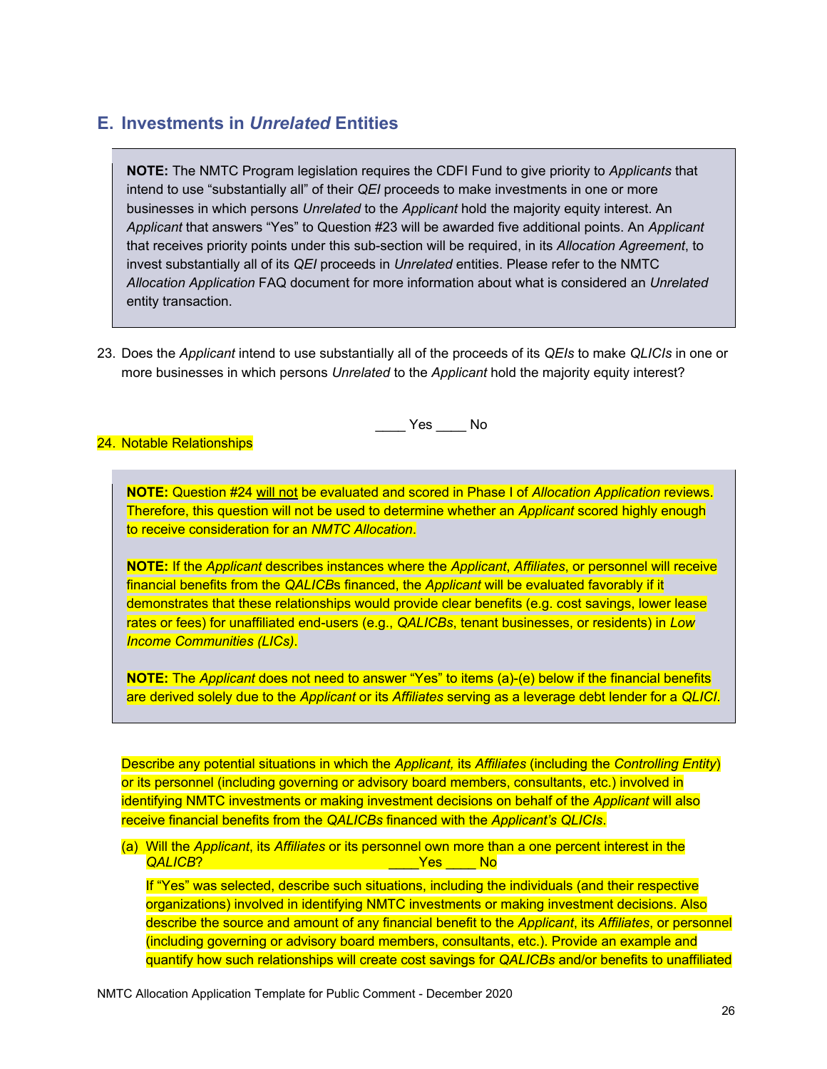## E. Investments in *Unrelated* Entities

> **NOTE:** The NMTC Program legislation requires the CDFI Fund to give priority to *Applicants* that intend to use "substantially all" of their *QEI* proceeds to make investments in one or more businesses in which persons *Unrelated* to the *Applicant* hold the majority equity interest. An *Applicant* that answers "Yes" to Question #23 will be awarded five additional points. An *Applicant* that receives priority points under this sub-section will be required, in its *Allocation Agreement*, to invest substantially all of its *QEI* proceeds in *Unrelated* entities. Please refer to the NMTC *Allocation Application* FAQ document for more information about what is considered an *Unrelated* entity transaction.

23. Does the *Applicant* intend to use substantially all of the proceeds of its *QEIs* to make *QLICIs* in one or more businesses in which persons *Unrelated* to the *Applicant* hold the majority equity interest?

    ____ Yes ____ No

24. Notable Relationships

> **NOTE:** Question #24 will not be evaluated and scored in Phase I of *Allocation Application* reviews. Therefore, this question will not be used to determine whether an *Applicant* scored highly enough to receive consideration for an *NMTC Allocation*.
>
> **NOTE:** If the *Applicant* describes instances where the *Applicant*, *Affiliates*, or personnel will receive financial benefits from the *QALICB*s financed, the *Applicant* will be evaluated favorably if it demonstrates that these relationships would provide clear benefits (e.g. cost savings, lower lease rates or fees) for unaffiliated end-users (e.g., *QALICBs*, tenant businesses, or residents) in *Low Income Communities (LICs)*.
>
> **NOTE:** The *Applicant* does not need to answer "Yes" to items (a)-(e) below if the financial benefits are derived solely due to the *Applicant* or its *Affiliates* serving as a leverage debt lender for a *QLICI*.

Describe any potential situations in which the *Applicant,* its *Affiliates* (including the *Controlling Entity*) or its personnel (including governing or advisory board members, consultants, etc.) involved in identifying NMTC investments or making investment decisions on behalf of the *Applicant* will also receive financial benefits from the *QALICBs* financed with the *Applicant's QLICIs*.

(a) Will the *Applicant*, its *Affiliates* or its personnel own more than a one percent interest in the *QALICB*? ____Yes ____ No

If "Yes" was selected, describe such situations, including the individuals (and their respective organizations) involved in identifying NMTC investments or making investment decisions. Also describe the source and amount of any financial benefit to the *Applicant*, its *Affiliates*, or personnel (including governing or advisory board members, consultants, etc.). Provide an example and quantify how such relationships will create cost savings for *QALICBs* and/or benefits to unaffiliated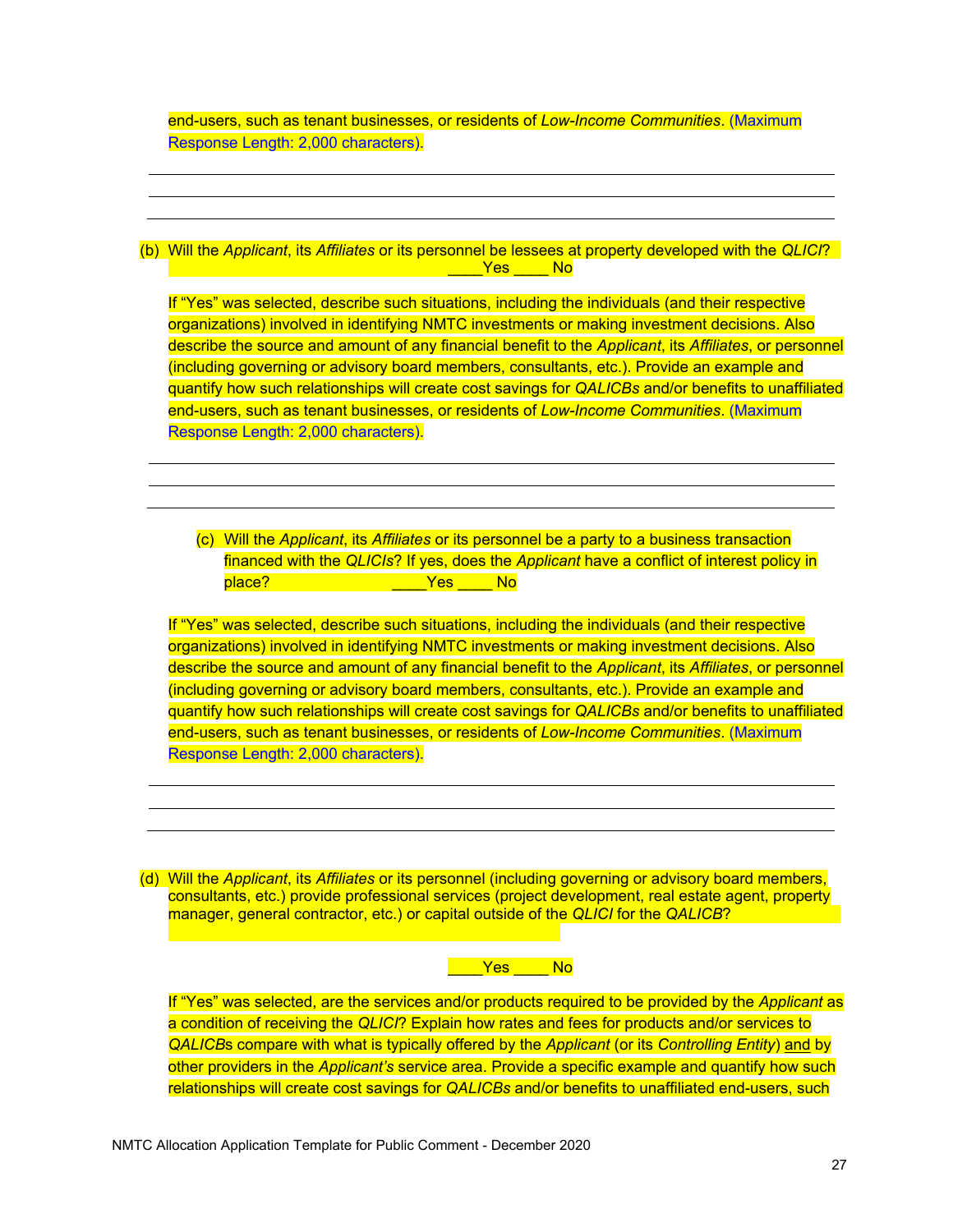end-users, such as tenant businesses, or residents of *Low-Income Communities*. (Maximum Response Length: 2,000 characters).

(b) Will the *Applicant*, its *Affiliates* or its personnel be lessees at property developed with the *QLICI*?
____Yes ____ No

If "Yes" was selected, describe such situations, including the individuals (and their respective organizations) involved in identifying NMTC investments or making investment decisions. Also describe the source and amount of any financial benefit to the *Applicant*, its *Affiliates*, or personnel (including governing or advisory board members, consultants, etc.). Provide an example and quantify how such relationships will create cost savings for *QALICBs* and/or benefits to unaffiliated end-users, such as tenant businesses, or residents of *Low-Income Communities*. (Maximum Response Length: 2,000 characters).

(c) Will the *Applicant*, its *Affiliates* or its personnel be a party to a business transaction financed with the *QLICIs*? If yes, does the *Applicant* have a conflict of interest policy in place? ____Yes ____ No

If "Yes" was selected, describe such situations, including the individuals (and their respective organizations) involved in identifying NMTC investments or making investment decisions. Also describe the source and amount of any financial benefit to the *Applicant*, its *Affiliates*, or personnel (including governing or advisory board members, consultants, etc.). Provide an example and quantify how such relationships will create cost savings for *QALICBs* and/or benefits to unaffiliated end-users, such as tenant businesses, or residents of *Low-Income Communities*. (Maximum Response Length: 2,000 characters).

(d) Will the *Applicant*, its *Affiliates* or its personnel (including governing or advisory board members, consultants, etc.) provide professional services (project development, real estate agent, property manager, general contractor, etc.) or capital outside of the *QLICI* for the *QALICB*?

____Yes ____ No

If "Yes" was selected, are the services and/or products required to be provided by the *Applicant* as a condition of receiving the *QLICI*? Explain how rates and fees for products and/or services to *QALICB*s compare with what is typically offered by the *Applicant* (or its *Controlling Entity*) and by other providers in the *Applicant's* service area. Provide a specific example and quantify how such relationships will create cost savings for *QALICBs* and/or benefits to unaffiliated end-users, such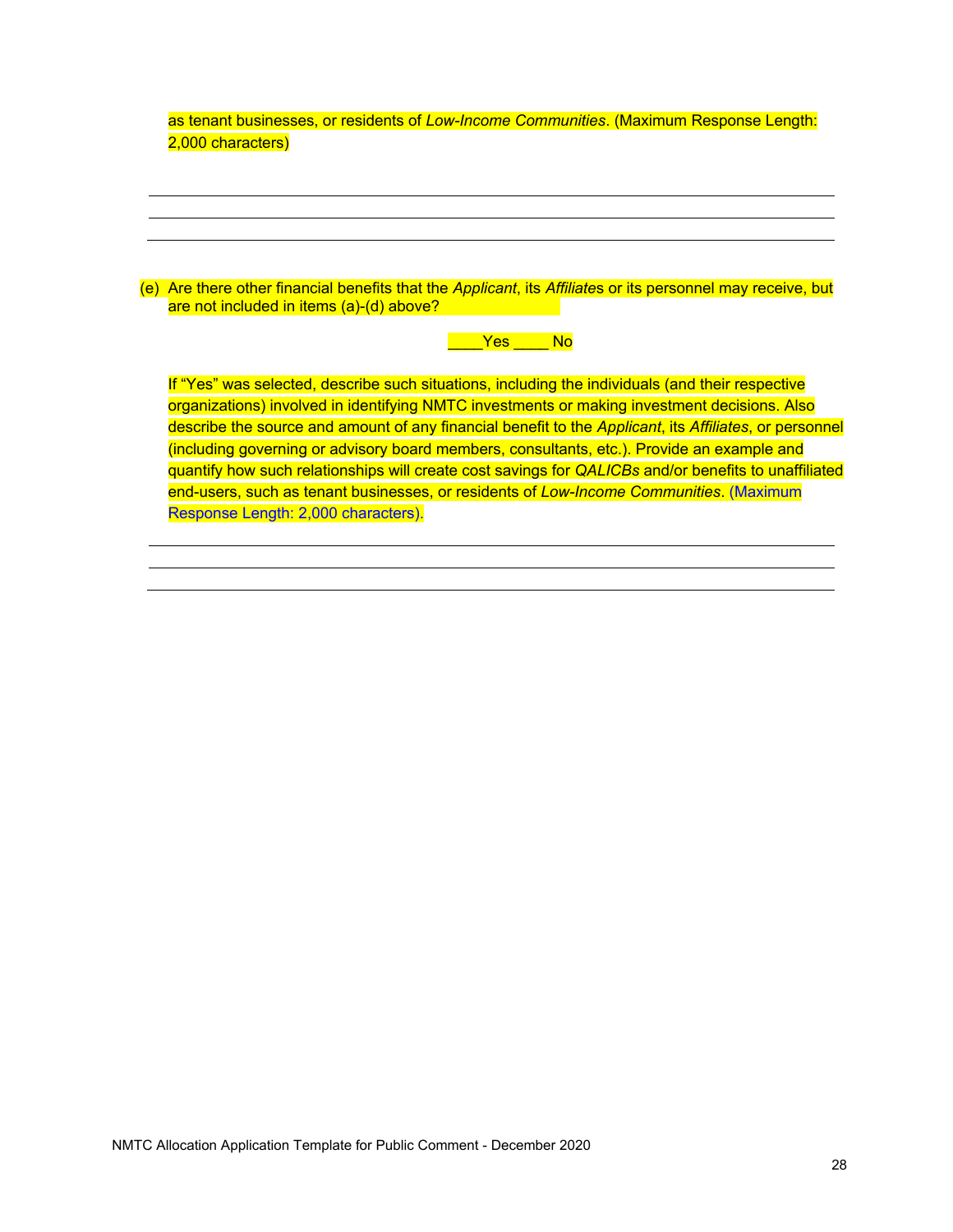as tenant businesses, or residents of *Low-Income Communities*. (Maximum Response Length: 2,000 characters)

---

---

---

(e) Are there other financial benefits that the *Applicant*, its *Affiliates* or its personnel may receive, but are not included in items (a)-(d) above?

____Yes ____ No

If "Yes" was selected, describe such situations, including the individuals (and their respective organizations) involved in identifying NMTC investments or making investment decisions. Also describe the source and amount of any financial benefit to the *Applicant*, its *Affiliates*, or personnel (including governing or advisory board members, consultants, etc.). Provide an example and quantify how such relationships will create cost savings for *QALICBs* and/or benefits to unaffiliated end-users, such as tenant businesses, or residents of *Low-Income Communities*. (Maximum Response Length: 2,000 characters).

---

---

---

NMTC Allocation Application Template for Public Comment - December 2020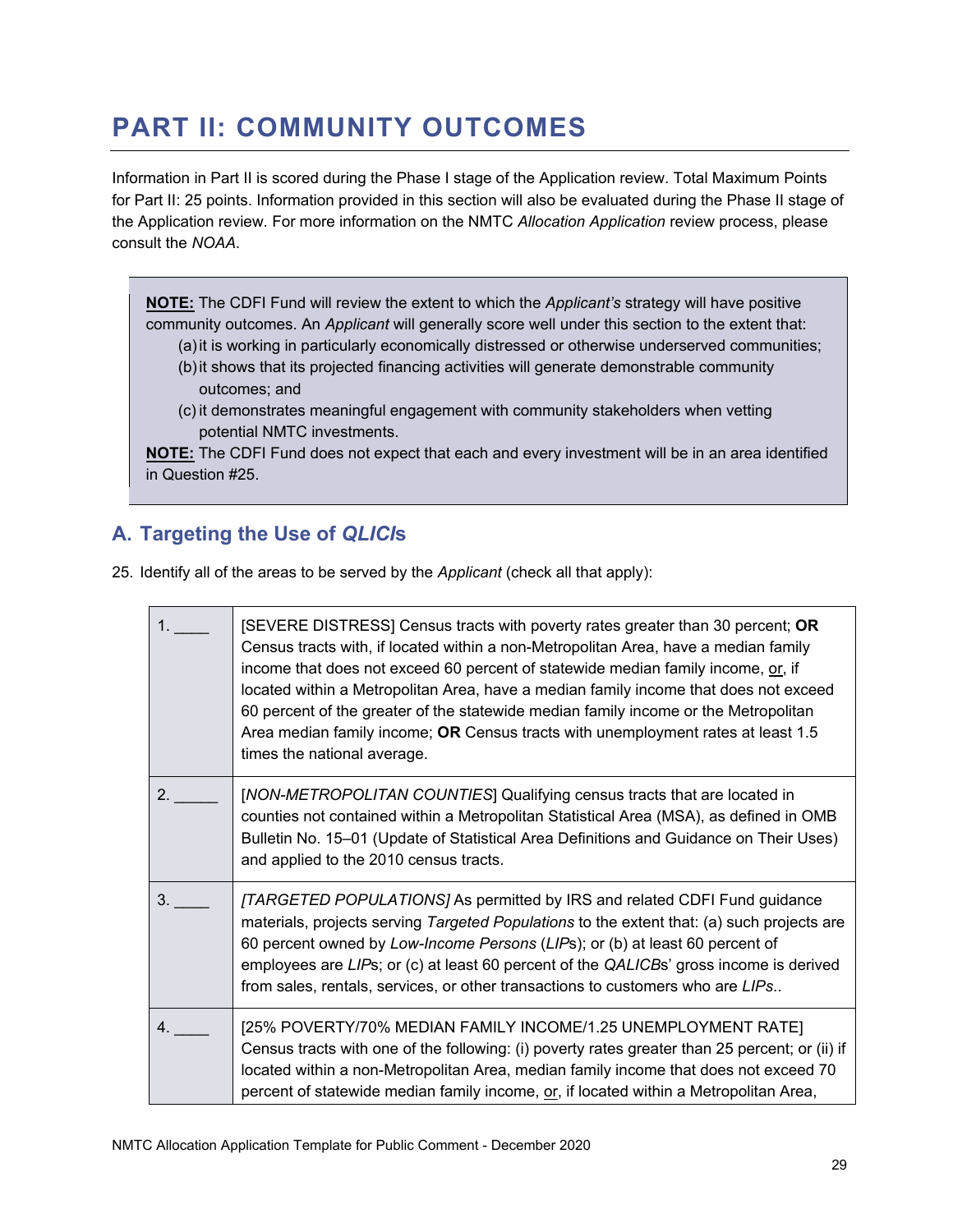# PART II: COMMUNITY OUTCOMES

Information in Part II is scored during the Phase I stage of the Application review. Total Maximum Points for Part II: 25 points. Information provided in this section will also be evaluated during the Phase II stage of the Application review. For more information on the NMTC *Allocation Application* review process, please consult the *NOAA*.

> **NOTE:** The CDFI Fund will review the extent to which the *Applicant's* strategy will have positive community outcomes. An *Applicant* will generally score well under this section to the extent that:
> (a) it is working in particularly economically distressed or otherwise underserved communities;
> (b) it shows that its projected financing activities will generate demonstrable community outcomes; and
> (c) it demonstrates meaningful engagement with community stakeholders when vetting potential NMTC investments.
>
> **NOTE:** The CDFI Fund does not expect that each and every investment will be in an area identified in Question #25.

## A. Targeting the Use of *QLICI*s

25. Identify all of the areas to be served by the *Applicant* (check all that apply):

| | |
|---|---|
| 1. ____ | [SEVERE DISTRESS] Census tracts with poverty rates greater than 30 percent; **OR** Census tracts with, if located within a non-Metropolitan Area, have a median family income that does not exceed 60 percent of statewide median family income, or, if located within a Metropolitan Area, have a median family income that does not exceed 60 percent of the greater of the statewide median family income or the Metropolitan Area median family income; **OR** Census tracts with unemployment rates at least 1.5 times the national average. |
| 2. _____ | [*NON-METROPOLITAN COUNTIES*] Qualifying census tracts that are located in counties not contained within a Metropolitan Statistical Area (MSA), as defined in OMB Bulletin No. 15–01 (Update of Statistical Area Definitions and Guidance on Their Uses) and applied to the 2010 census tracts. |
| 3. ____ | *[TARGETED POPULATIONS]* As permitted by IRS and related CDFI Fund guidance materials, projects serving *Targeted Populations* to the extent that: (a) such projects are 60 percent owned by *Low-Income Persons* (*LIP*s); or (b) at least 60 percent of employees are *LIP*s; or (c) at least 60 percent of the *QALICB*s' gross income is derived from sales, rentals, services, or other transactions to customers who are *LIPs*.. |
| 4. ____ | [25% POVERTY/70% MEDIAN FAMILY INCOME/1.25 UNEMPLOYMENT RATE] Census tracts with one of the following: (i) poverty rates greater than 25 percent; or (ii) if located within a non-Metropolitan Area, median family income that does not exceed 70 percent of statewide median family income, or, if located within a Metropolitan Area, |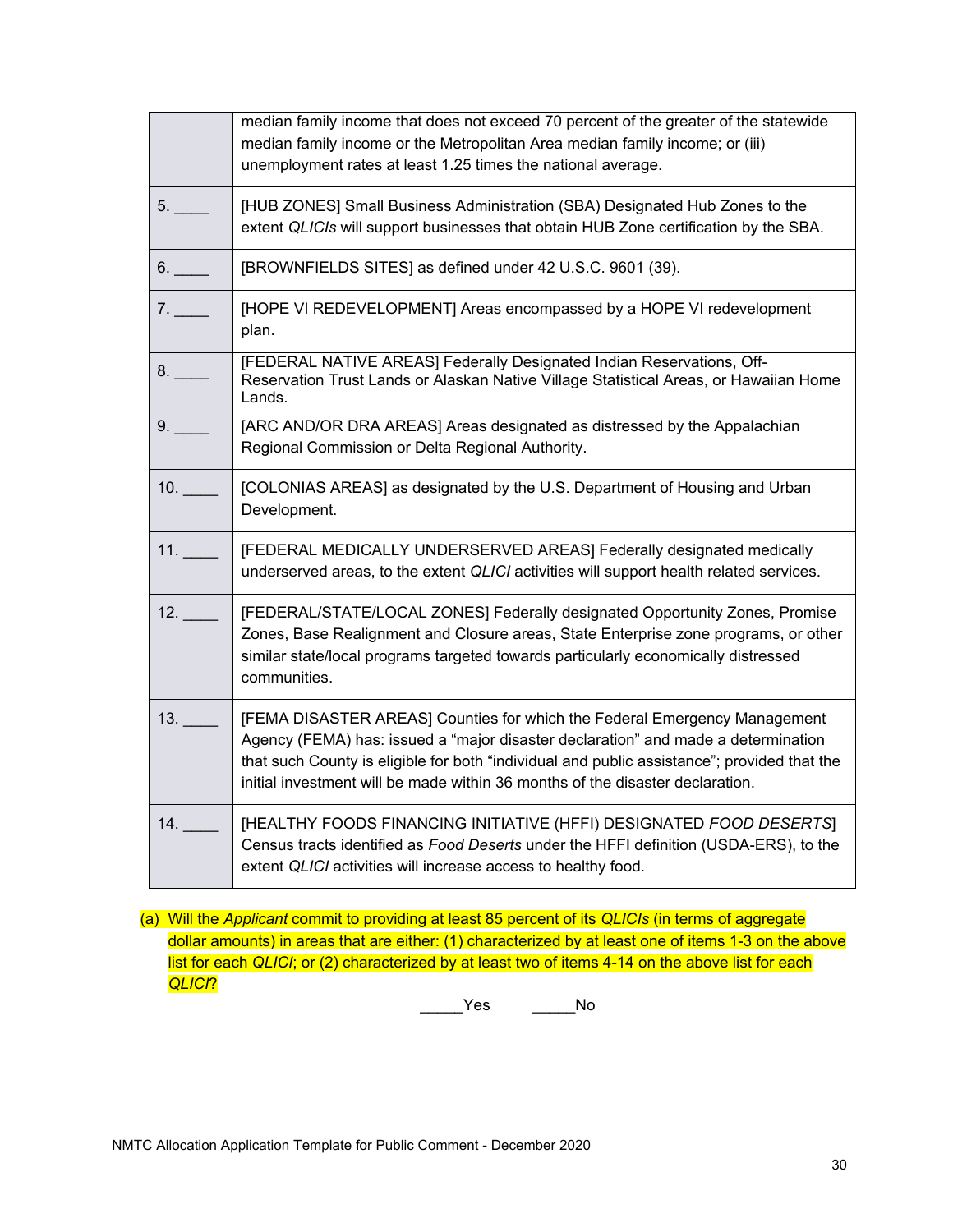| | |
|---|---|
| | median family income that does not exceed 70 percent of the greater of the statewide median family income or the Metropolitan Area median family income; or (iii) unemployment rates at least 1.25 times the national average. |
| 5. ____ | [HUB ZONES] Small Business Administration (SBA) Designated Hub Zones to the extent *QLICIs* will support businesses that obtain HUB Zone certification by the SBA. |
| 6. ____ | [BROWNFIELDS SITES] as defined under 42 U.S.C. 9601 (39). |
| 7. ____ | [HOPE VI REDEVELOPMENT] Areas encompassed by a HOPE VI redevelopment plan. |
| 8. ____ | [FEDERAL NATIVE AREAS] Federally Designated Indian Reservations, Off-Reservation Trust Lands or Alaskan Native Village Statistical Areas, or Hawaiian Home Lands. |
| 9. ____ | [ARC AND/OR DRA AREAS] Areas designated as distressed by the Appalachian Regional Commission or Delta Regional Authority. |
| 10. ____ | [COLONIAS AREAS] as designated by the U.S. Department of Housing and Urban Development. |
| 11. ____ | [FEDERAL MEDICALLY UNDERSERVED AREAS] Federally designated medically underserved areas, to the extent *QLICI* activities will support health related services. |
| 12. ____ | [FEDERAL/STATE/LOCAL ZONES] Federally designated Opportunity Zones, Promise Zones, Base Realignment and Closure areas, State Enterprise zone programs, or other similar state/local programs targeted towards particularly economically distressed communities. |
| 13. ____ | [FEMA DISASTER AREAS] Counties for which the Federal Emergency Management Agency (FEMA) has: issued a "major disaster declaration" and made a determination that such County is eligible for both "individual and public assistance"; provided that the initial investment will be made within 36 months of the disaster declaration. |
| 14. ____ | [HEALTHY FOODS FINANCING INITIATIVE (HFFI) DESIGNATED *FOOD DESERTS*] Census tracts identified as *Food Deserts* under the HFFI definition (USDA-ERS), to the extent *QLICI* activities will increase access to healthy food. |

(a) Will the *Applicant* commit to providing at least 85 percent of its *QLICIs* (in terms of aggregate dollar amounts) in areas that are either: (1) characterized by at least one of items 1-3 on the above list for each *QLICI*; or (2) characterized by at least two of items 4-14 on the above list for each *QLICI*?

_____Yes  _____No

NMTC Allocation Application Template for Public Comment - December 2020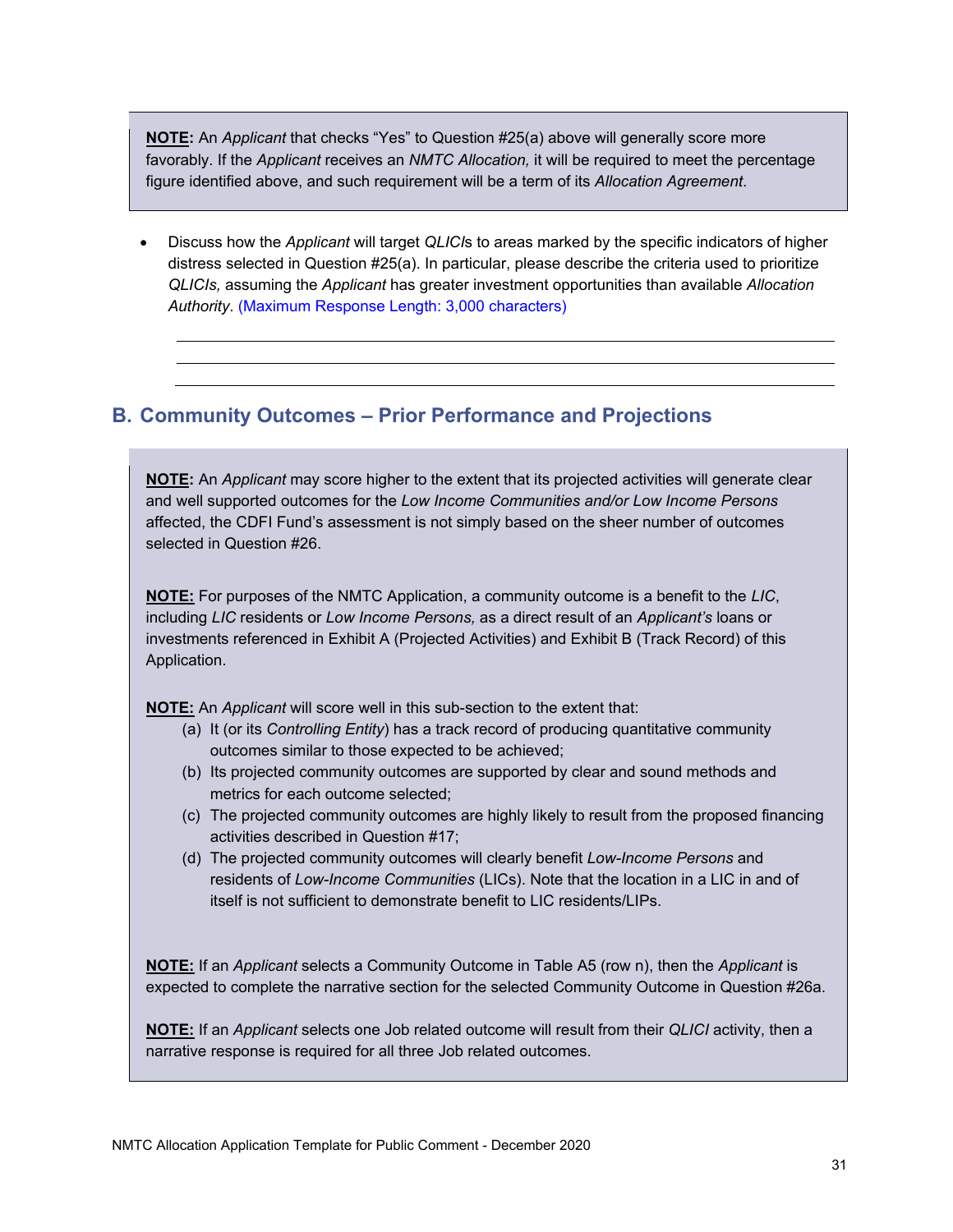> **NOTE:** An *Applicant* that checks "Yes" to Question #25(a) above will generally score more favorably. If the *Applicant* receives an *NMTC Allocation,* it will be required to meet the percentage figure identified above, and such requirement will be a term of its *Allocation Agreement*.

- Discuss how the *Applicant* will target *QLICI*s to areas marked by the specific indicators of higher distress selected in Question #25(a). In particular, please describe the criteria used to prioritize *QLICIs,* assuming the *Applicant* has greater investment opportunities than available *Allocation Authority*. (Maximum Response Length: 3,000 characters)

______________________________________________________________________

______________________________________________________________________

______________________________________________________________________

## B. Community Outcomes – Prior Performance and Projections

> **NOTE:** An *Applicant* may score higher to the extent that its projected activities will generate clear and well supported outcomes for the *Low Income Communities and/or Low Income Persons* affected, the CDFI Fund's assessment is not simply based on the sheer number of outcomes selected in Question #26.
>
> **NOTE:** For purposes of the NMTC Application, a community outcome is a benefit to the *LIC*, including *LIC* residents or *Low Income Persons,* as a direct result of an *Applicant's* loans or investments referenced in Exhibit A (Projected Activities) and Exhibit B (Track Record) of this Application.
>
> **NOTE:** An *Applicant* will score well in this sub-section to the extent that:
>
> (a) It (or its *Controlling Entity*) has a track record of producing quantitative community outcomes similar to those expected to be achieved;
>
> (b) Its projected community outcomes are supported by clear and sound methods and metrics for each outcome selected;
>
> (c) The projected community outcomes are highly likely to result from the proposed financing activities described in Question #17;
>
> (d) The projected community outcomes will clearly benefit *Low-Income Persons* and residents of *Low-Income Communities* (LICs). Note that the location in a LIC in and of itself is not sufficient to demonstrate benefit to LIC residents/LIPs.
>
> **NOTE:** If an *Applicant* selects a Community Outcome in Table A5 (row n), then the *Applicant* is expected to complete the narrative section for the selected Community Outcome in Question #26a.
>
> **NOTE:** If an *Applicant* selects one Job related outcome will result from their *QLICI* activity, then a narrative response is required for all three Job related outcomes.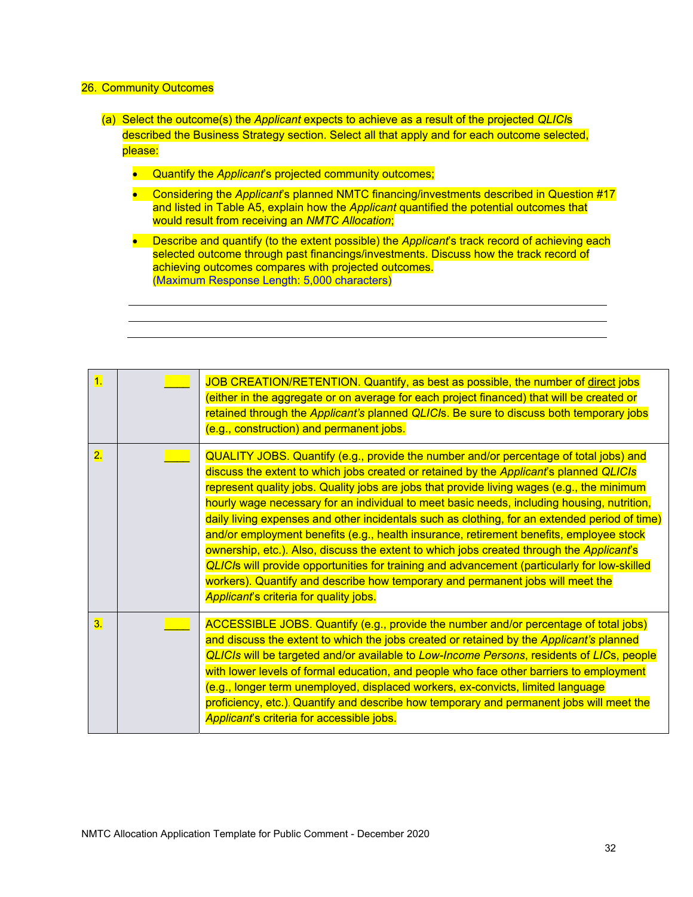26. Community Outcomes

(a) Select the outcome(s) the *Applicant* expects to achieve as a result of the projected *QLICIs* described the Business Strategy section. Select all that apply and for each outcome selected, please:

- Quantify the *Applicant*'s projected community outcomes;
- Considering the *Applicant*'s planned NMTC financing/investments described in Question #17 and listed in Table A5, explain how the *Applicant* quantified the potential outcomes that would result from receiving an *NMTC Allocation*;
- Describe and quantify (to the extent possible) the *Applicant*'s track record of achieving each selected outcome through past financings/investments. Discuss how the track record of achieving outcomes compares with projected outcomes.
  (Maximum Response Length: 5,000 characters)

| | | |
|---|---|---|
| 1. | ____ | JOB CREATION/RETENTION. Quantify, as best as possible, the number of direct jobs (either in the aggregate or on average for each project financed) that will be created or retained through the *Applicant's* planned *QLICIs*. Be sure to discuss both temporary jobs (e.g., construction) and permanent jobs. |
| 2. | ____ | QUALITY JOBS. Quantify (e.g., provide the number and/or percentage of total jobs) and discuss the extent to which jobs created or retained by the *Applicant*'s planned *QLICIs* represent quality jobs. Quality jobs are jobs that provide living wages (e.g., the minimum hourly wage necessary for an individual to meet basic needs, including housing, nutrition, daily living expenses and other incidentals such as clothing, for an extended period of time) and/or employment benefits (e.g., health insurance, retirement benefits, employee stock ownership, etc.). Also, discuss the extent to which jobs created through the *Applicant*'s *QLICIs* will provide opportunities for training and advancement (particularly for low-skilled workers). Quantify and describe how temporary and permanent jobs will meet the *Applicant*'s criteria for quality jobs. |
| 3. | ____ | ACCESSIBLE JOBS. Quantify (e.g., provide the number and/or percentage of total jobs) and discuss the extent to which the jobs created or retained by the *Applicant's* planned *QLICIs* will be targeted and/or available to *Low-Income Persons*, residents of *LICs*, people with lower levels of formal education, and people who face other barriers to employment (e.g., longer term unemployed, displaced workers, ex-convicts, limited language proficiency, etc.). Quantify and describe how temporary and permanent jobs will meet the *Applicant*'s criteria for accessible jobs. |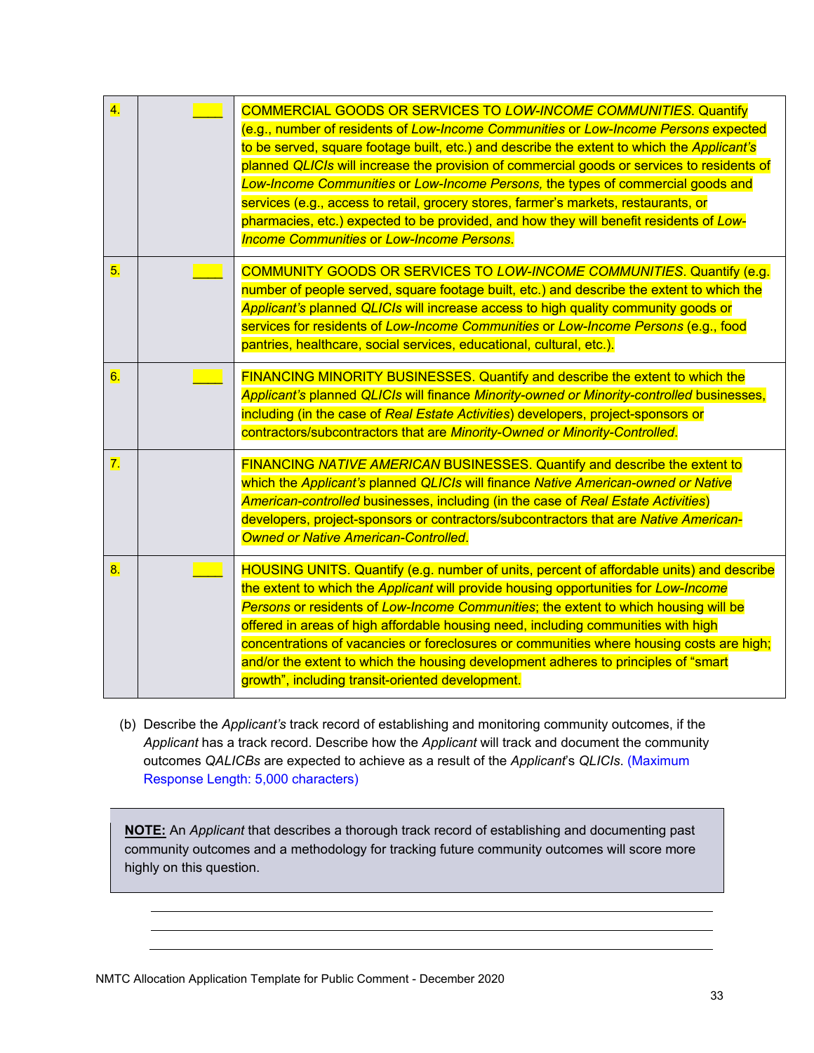| | | | |
|---|---|---|---|
| 4. | | ____ | COMMERCIAL GOODS OR SERVICES TO *LOW-INCOME COMMUNITIES*. Quantify (e.g., number of residents of *Low-Income Communities* or *Low-Income Persons* expected to be served, square footage built, etc.) and describe the extent to which the *Applicant's* planned *QLICIs* will increase the provision of commercial goods or services to residents of *Low-Income Communities* or *Low-Income Persons,* the types of commercial goods and services (e.g., access to retail, grocery stores, farmer's markets, restaurants, or pharmacies, etc.) expected to be provided, and how they will benefit residents of *Low-Income Communities* or *Low-Income Persons*. |
| 5. | | ____ | COMMUNITY GOODS OR SERVICES TO *LOW-INCOME COMMUNITIES*. Quantify (e.g. number of people served, square footage built, etc.) and describe the extent to which the *Applicant's* planned *QLICIs* will increase access to high quality community goods or services for residents of *Low-Income Communities* or *Low-Income Persons* (e.g., food pantries, healthcare, social services, educational, cultural, etc.). |
| 6. | | ____ | FINANCING MINORITY BUSINESSES. Quantify and describe the extent to which the *Applicant's* planned *QLICIs* will finance *Minority-owned or Minority-controlled* businesses, including (in the case of *Real Estate Activities*) developers, project-sponsors or contractors/subcontractors that are *Minority-Owned or Minority-Controlled*. |
| 7. | | | FINANCING *NATIVE AMERICAN* BUSINESSES. Quantify and describe the extent to which the *Applicant's* planned *QLICIs* will finance *Native American-owned or Native American-controlled* businesses, including (in the case of *Real Estate Activities*) developers, project-sponsors or contractors/subcontractors that are *Native American-Owned or Native American-Controlled*. |
| 8. | | ____ | HOUSING UNITS. Quantify (e.g. number of units, percent of affordable units) and describe the extent to which the *Applicant* will provide housing opportunities for *Low-Income Persons* or residents of *Low-Income Communities*; the extent to which housing will be offered in areas of high affordable housing need, including communities with high concentrations of vacancies or foreclosures or communities where housing costs are high; and/or the extent to which the housing development adheres to principles of "smart growth", including transit-oriented development. |

(b) Describe the *Applicant's* track record of establishing and monitoring community outcomes, if the *Applicant* has a track record. Describe how the *Applicant* will track and document the community outcomes *QALICBs* are expected to achieve as a result of the *Applicant*'s *QLICIs*. (Maximum Response Length: 5,000 characters)

> **NOTE:** An *Applicant* that describes a thorough track record of establishing and documenting past community outcomes and a methodology for tracking future community outcomes will score more highly on this question.

______________________________________________

______________________________________________

______________________________________________

NMTC Allocation Application Template for Public Comment - December 2020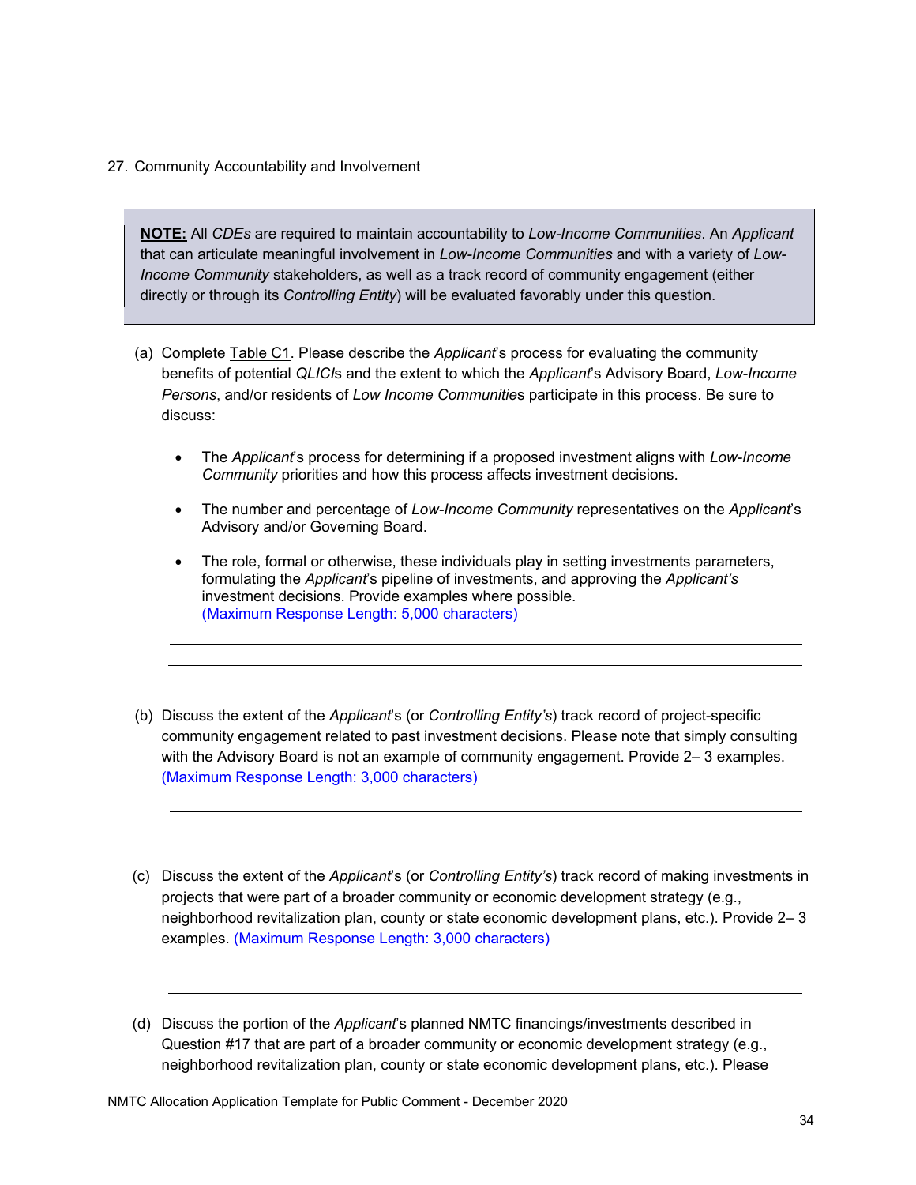27. Community Accountability and Involvement

> **NOTE:** All *CDEs* are required to maintain accountability to *Low-Income Communities*. An *Applicant* that can articulate meaningful involvement in *Low-Income Communities* and with a variety of *Low-Income Community* stakeholders, as well as a track record of community engagement (either directly or through its *Controlling Entity*) will be evaluated favorably under this question.

(a) Complete Table C1. Please describe the *Applicant*'s process for evaluating the community benefits of potential *QLICI*s and the extent to which the *Applicant*'s Advisory Board, *Low-Income Persons*, and/or residents of *Low Income Communities* participate in this process. Be sure to discuss:

- The *Applicant*'s process for determining if a proposed investment aligns with *Low-Income Community* priorities and how this process affects investment decisions.
- The number and percentage of *Low-Income Community* representatives on the *Applicant*'s Advisory and/or Governing Board.
- The role, formal or otherwise, these individuals play in setting investments parameters, formulating the *Applicant*'s pipeline of investments, and approving the *Applicant's* investment decisions. Provide examples where possible. (Maximum Response Length: 5,000 characters)

(b) Discuss the extent of the *Applicant*'s (or *Controlling Entity's*) track record of project-specific community engagement related to past investment decisions. Please note that simply consulting with the Advisory Board is not an example of community engagement. Provide 2– 3 examples. (Maximum Response Length: 3,000 characters)

(c) Discuss the extent of the *Applicant*'s (or *Controlling Entity's*) track record of making investments in projects that were part of a broader community or economic development strategy (e.g., neighborhood revitalization plan, county or state economic development plans, etc.). Provide 2– 3 examples. (Maximum Response Length: 3,000 characters)

(d) Discuss the portion of the *Applicant*'s planned NMTC financings/investments described in Question #17 that are part of a broader community or economic development strategy (e.g., neighborhood revitalization plan, county or state economic development plans, etc.). Please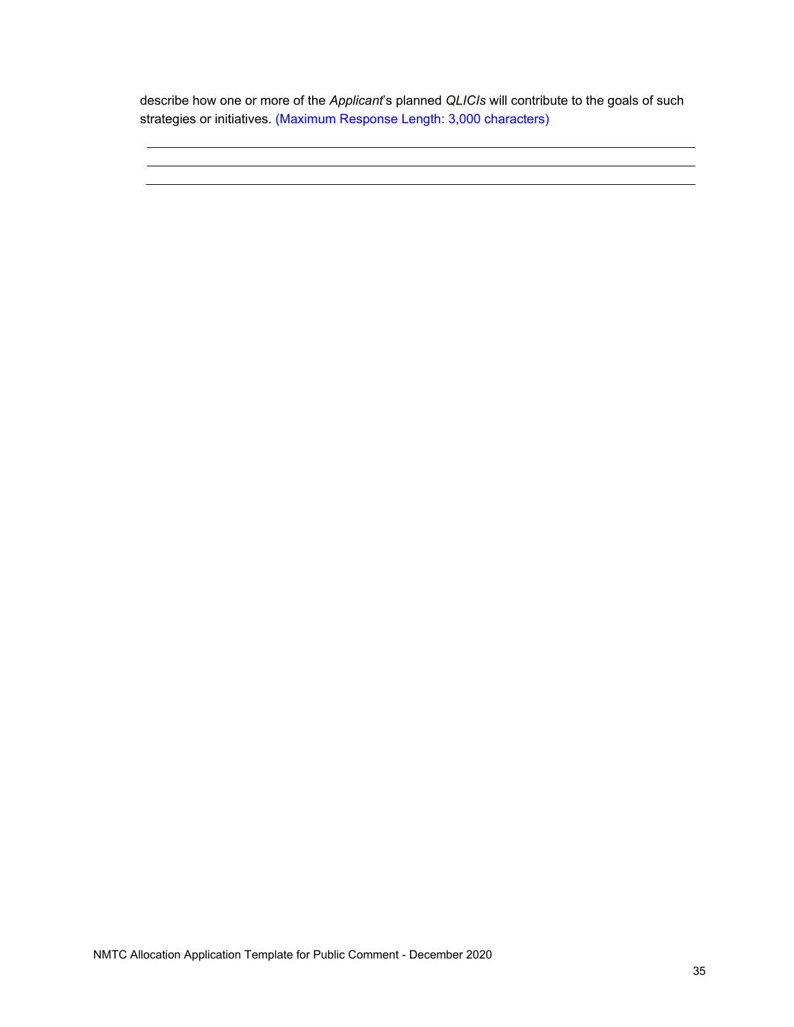describe how one or more of the *Applicant*'s planned *QLICIs* will contribute to the goals of such strategies or initiatives. (Maximum Response Length: 3,000 characters)

---

---

---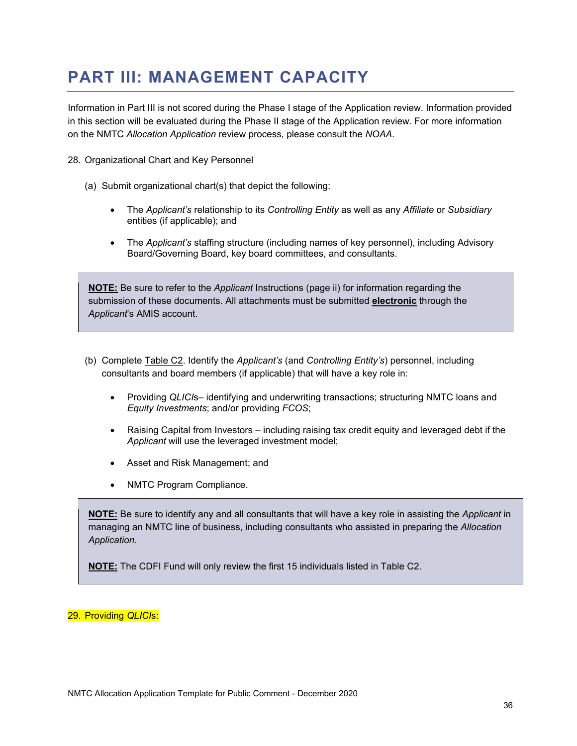# PART III: MANAGEMENT CAPACITY

Information in Part III is not scored during the Phase I stage of the Application review. Information provided in this section will be evaluated during the Phase II stage of the Application review. For more information on the NMTC *Allocation Application* review process, please consult the *NOAA*.

28. Organizational Chart and Key Personnel

   (a) Submit organizational chart(s) that depict the following:

   - The *Applicant's* relationship to its *Controlling Entity* as well as any *Affiliate* or *Subsidiary* entities (if applicable); and
   - The *Applicant's* staffing structure (including names of key personnel), including Advisory Board/Governing Board, key board committees, and consultants.

> **NOTE:** Be sure to refer to the *Applicant* Instructions (page ii) for information regarding the submission of these documents. All attachments must be submitted **electronic** through the *Applicant*'s AMIS account.

   (b) Complete Table C2. Identify the *Applicant's* (and *Controlling Entity's*) personnel, including consultants and board members (if applicable) that will have a key role in:

   - Providing *QLICI*s– identifying and underwriting transactions; structuring NMTC loans and *Equity Investments*; and/or providing *FCOS*;
   - Raising Capital from Investors – including raising tax credit equity and leveraged debt if the *Applicant* will use the leveraged investment model;
   - Asset and Risk Management; and
   - NMTC Program Compliance.

> **NOTE:** Be sure to identify any and all consultants that will have a key role in assisting the *Applicant* in managing an NMTC line of business, including consultants who assisted in preparing the *Allocation Application*.
>
> **NOTE:** The CDFI Fund will only review the first 15 individuals listed in Table C2.

29. Providing *QLICI*s: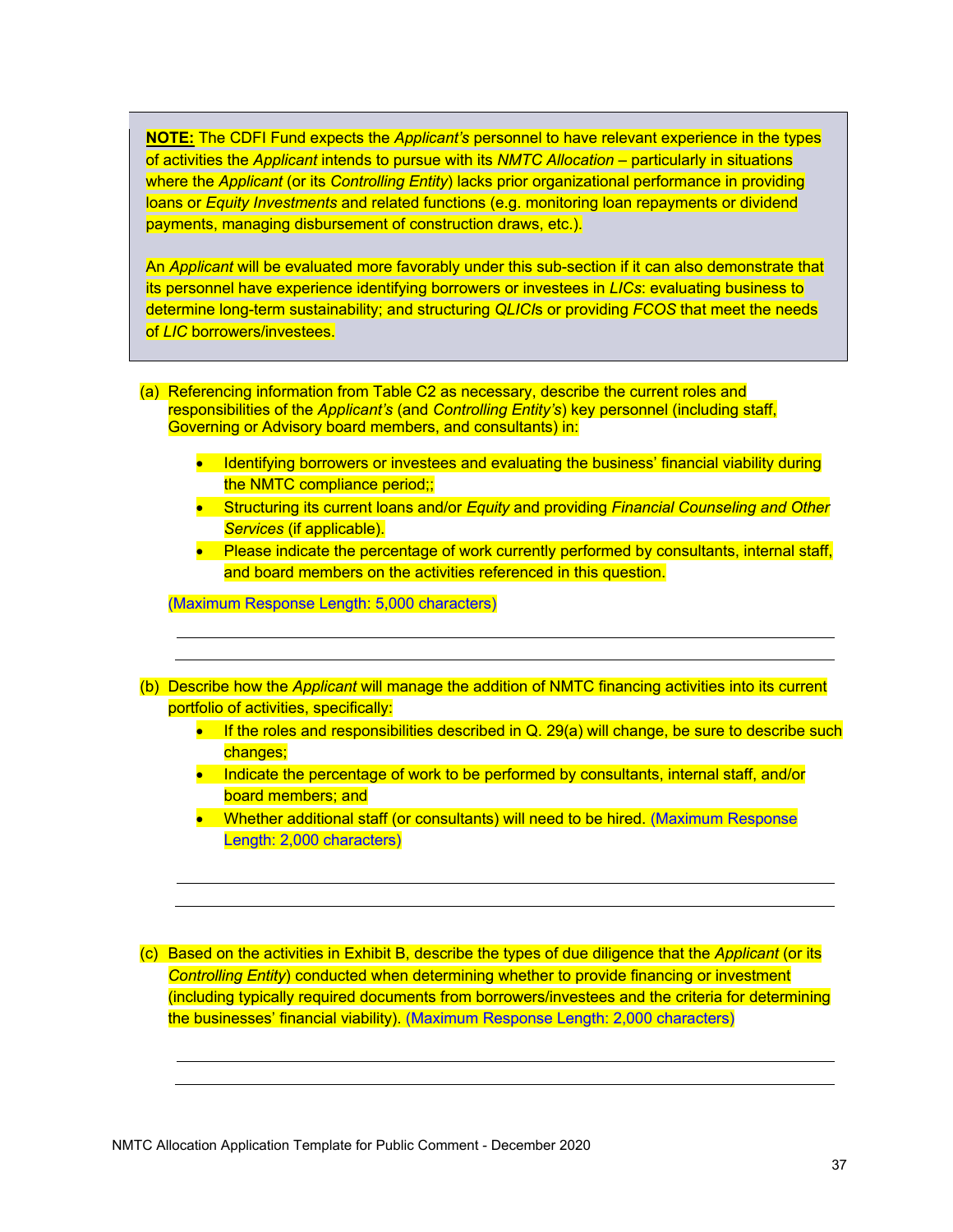**NOTE:** The CDFI Fund expects the *Applicant's* personnel to have relevant experience in the types of activities the *Applicant* intends to pursue with its *NMTC Allocation* – particularly in situations where the *Applicant* (or its *Controlling Entity*) lacks prior organizational performance in providing loans or *Equity Investments* and related functions (e.g. monitoring loan repayments or dividend payments, managing disbursement of construction draws, etc.).

An *Applicant* will be evaluated more favorably under this sub-section if it can also demonstrate that its personnel have experience identifying borrowers or investees in *LICs*: evaluating business to determine long-term sustainability; and structuring *QLICI*s or providing *FCOS* that meet the needs of *LIC* borrowers/investees.

(a) Referencing information from Table C2 as necessary, describe the current roles and responsibilities of the *Applicant's* (and *Controlling Entity's*) key personnel (including staff, Governing or Advisory board members, and consultants) in:

- Identifying borrowers or investees and evaluating the business' financial viability during the NMTC compliance period;;
- Structuring its current loans and/or *Equity* and providing *Financial Counseling and Other Services* (if applicable).
- Please indicate the percentage of work currently performed by consultants, internal staff, and board members on the activities referenced in this question.

(Maximum Response Length: 5,000 characters)

(b) Describe how the *Applicant* will manage the addition of NMTC financing activities into its current portfolio of activities, specifically:

- If the roles and responsibilities described in Q. 29(a) will change, be sure to describe such changes;
- Indicate the percentage of work to be performed by consultants, internal staff, and/or board members; and
- Whether additional staff (or consultants) will need to be hired. (Maximum Response Length: 2,000 characters)

(c) Based on the activities in Exhibit B, describe the types of due diligence that the *Applicant* (or its *Controlling Entity*) conducted when determining whether to provide financing or investment (including typically required documents from borrowers/investees and the criteria for determining the businesses' financial viability). (Maximum Response Length: 2,000 characters)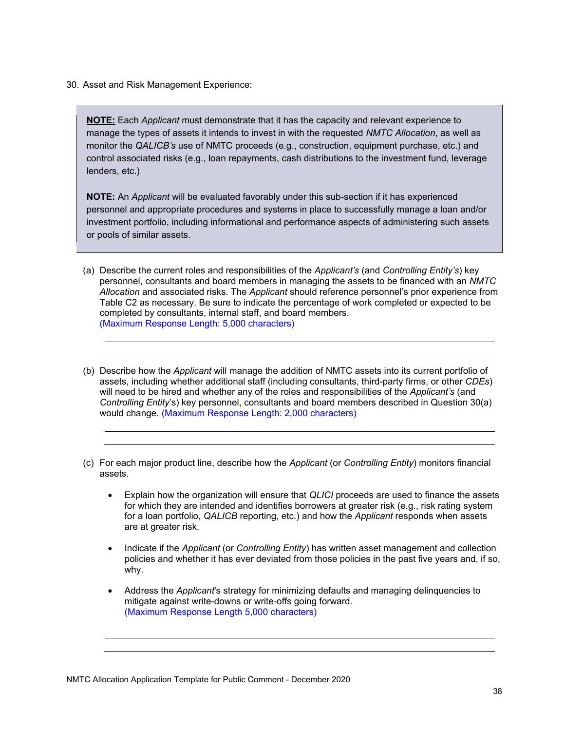30. Asset and Risk Management Experience:

> **NOTE:** Each *Applicant* must demonstrate that it has the capacity and relevant experience to manage the types of assets it intends to invest in with the requested *NMTC Allocation*, as well as monitor the *QALICB's* use of NMTC proceeds (e.g., construction, equipment purchase, etc.) and control associated risks (e.g., loan repayments, cash distributions to the investment fund, leverage lenders, etc.)
>
> **NOTE:** An *Applicant* will be evaluated favorably under this sub-section if it has experienced personnel and appropriate procedures and systems in place to successfully manage a loan and/or investment portfolio, including informational and performance aspects of administering such assets or pools of similar assets.

(a) Describe the current roles and responsibilities of the *Applicant's* (and *Controlling Entity's*) key personnel, consultants and board members in managing the assets to be financed with an *NMTC Allocation* and associated risks. The *Applicant* should reference personnel's prior experience from Table C2 as necessary. Be sure to indicate the percentage of work completed or expected to be completed by consultants, internal staff, and board members. (Maximum Response Length: 5,000 characters)

(b) Describe how the *Applicant* will manage the addition of NMTC assets into its current portfolio of assets, including whether additional staff (including consultants, third-party firms, or other *CDEs*) will need to be hired and whether any of the roles and responsibilities of the *Applicant's* (and *Controlling Entity's*) key personnel, consultants and board members described in Question 30(a) would change. (Maximum Response Length: 2,000 characters)

(c) For each major product line, describe how the *Applicant* (or *Controlling Entity*) monitors financial assets.

- Explain how the organization will ensure that *QLICI* proceeds are used to finance the assets for which they are intended and identifies borrowers at greater risk (e.g., risk rating system for a loan portfolio, *QALICB* reporting, etc.) and how the *Applicant* responds when assets are at greater risk.
- Indicate if the *Applicant* (or *Controlling Entity*) has written asset management and collection policies and whether it has ever deviated from those policies in the past five years and, if so, why.
- Address the *Applicant*'s strategy for minimizing defaults and managing delinquencies to mitigate against write-downs or write-offs going forward. (Maximum Response Length 5,000 characters)

NMTC Allocation Application Template for Public Comment - December 2020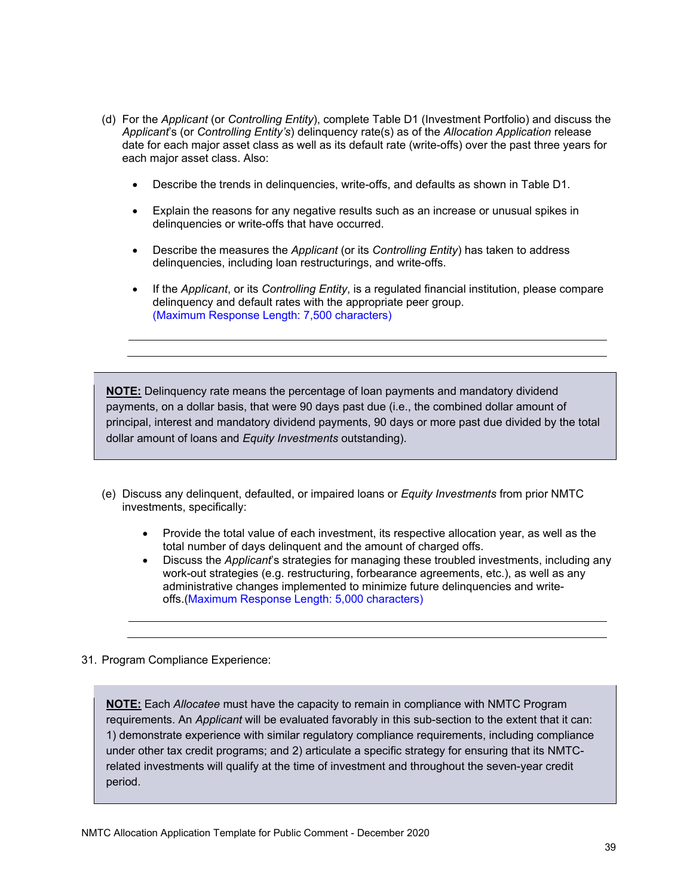(d) For the *Applicant* (or *Controlling Entity*), complete Table D1 (Investment Portfolio) and discuss the *Applicant*'s (or *Controlling Entity's*) delinquency rate(s) as of the *Allocation Application* release date for each major asset class as well as its default rate (write-offs) over the past three years for each major asset class. Also:

- Describe the trends in delinquencies, write-offs, and defaults as shown in Table D1.
- Explain the reasons for any negative results such as an increase or unusual spikes in delinquencies or write-offs that have occurred.
- Describe the measures the *Applicant* (or its *Controlling Entity*) has taken to address delinquencies, including loan restructurings, and write-offs.
- If the *Applicant*, or its *Controlling Entity*, is a regulated financial institution, please compare delinquency and default rates with the appropriate peer group.
  (Maximum Response Length: 7,500 characters)

---

> **NOTE:** Delinquency rate means the percentage of loan payments and mandatory dividend payments, on a dollar basis, that were 90 days past due (i.e., the combined dollar amount of principal, interest and mandatory dividend payments, 90 days or more past due divided by the total dollar amount of loans and *Equity Investments* outstanding).

(e) Discuss any delinquent, defaulted, or impaired loans or *Equity Investments* from prior NMTC investments, specifically:

- Provide the total value of each investment, its respective allocation year, as well as the total number of days delinquent and the amount of charged offs.
- Discuss the *Applicant*'s strategies for managing these troubled investments, including any work-out strategies (e.g. restructuring, forbearance agreements, etc.), as well as any administrative changes implemented to minimize future delinquencies and write-offs.(Maximum Response Length: 5,000 characters)

---

31. Program Compliance Experience:

> **NOTE:** Each *Allocatee* must have the capacity to remain in compliance with NMTC Program requirements. An *Applicant* will be evaluated favorably in this sub-section to the extent that it can: 1) demonstrate experience with similar regulatory compliance requirements, including compliance under other tax credit programs; and 2) articulate a specific strategy for ensuring that its NMTC-related investments will qualify at the time of investment and throughout the seven-year credit period.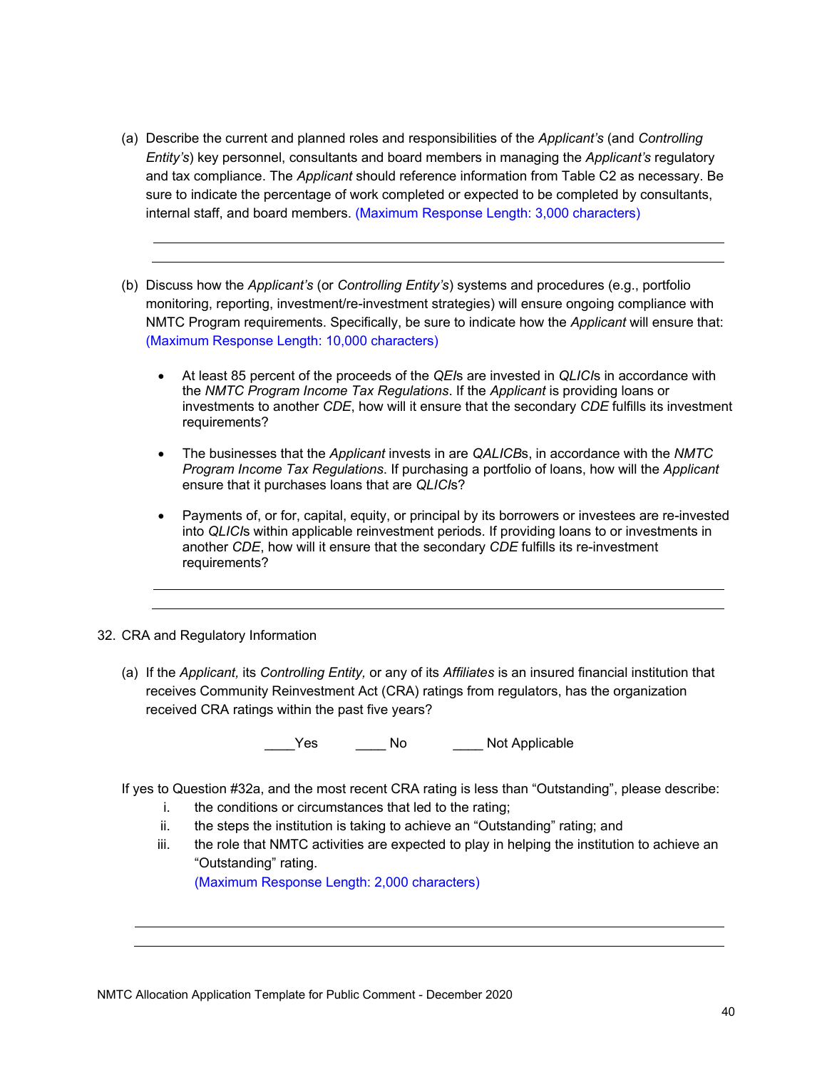(a) Describe the current and planned roles and responsibilities of the *Applicant's* (and *Controlling Entity's*) key personnel, consultants and board members in managing the *Applicant's* regulatory and tax compliance. The *Applicant* should reference information from Table C2 as necessary. Be sure to indicate the percentage of work completed or expected to be completed by consultants, internal staff, and board members. (Maximum Response Length: 3,000 characters)

---

(b) Discuss how the *Applicant's* (or *Controlling Entity's*) systems and procedures (e.g., portfolio monitoring, reporting, investment/re-investment strategies) will ensure ongoing compliance with NMTC Program requirements. Specifically, be sure to indicate how the *Applicant* will ensure that: (Maximum Response Length: 10,000 characters)

- At least 85 percent of the proceeds of the *QEI*s are invested in *QLICI*s in accordance with the *NMTC Program Income Tax Regulations*. If the *Applicant* is providing loans or investments to another *CDE*, how will it ensure that the secondary *CDE* fulfills its investment requirements?
- The businesses that the *Applicant* invests in are *QALICB*s, in accordance with the *NMTC Program Income Tax Regulations*. If purchasing a portfolio of loans, how will the *Applicant* ensure that it purchases loans that are *QLICI*s?
- Payments of, or for, capital, equity, or principal by its borrowers or investees are re-invested into *QLICI*s within applicable reinvestment periods. If providing loans to or investments in another *CDE*, how will it ensure that the secondary *CDE* fulfills its re-investment requirements?

---

32. CRA and Regulatory Information

(a) If the *Applicant,* its *Controlling Entity,* or any of its *Affiliates* is an insured financial institution that receives Community Reinvestment Act (CRA) ratings from regulators, has the organization received CRA ratings within the past five years?

____Yes ____ No ____ Not Applicable

If yes to Question #32a, and the most recent CRA rating is less than "Outstanding", please describe:

i. the conditions or circumstances that led to the rating;
ii. the steps the institution is taking to achieve an "Outstanding" rating; and
iii. the role that NMTC activities are expected to play in helping the institution to achieve an "Outstanding" rating. (Maximum Response Length: 2,000 characters)

---

NMTC Allocation Application Template for Public Comment - December 2020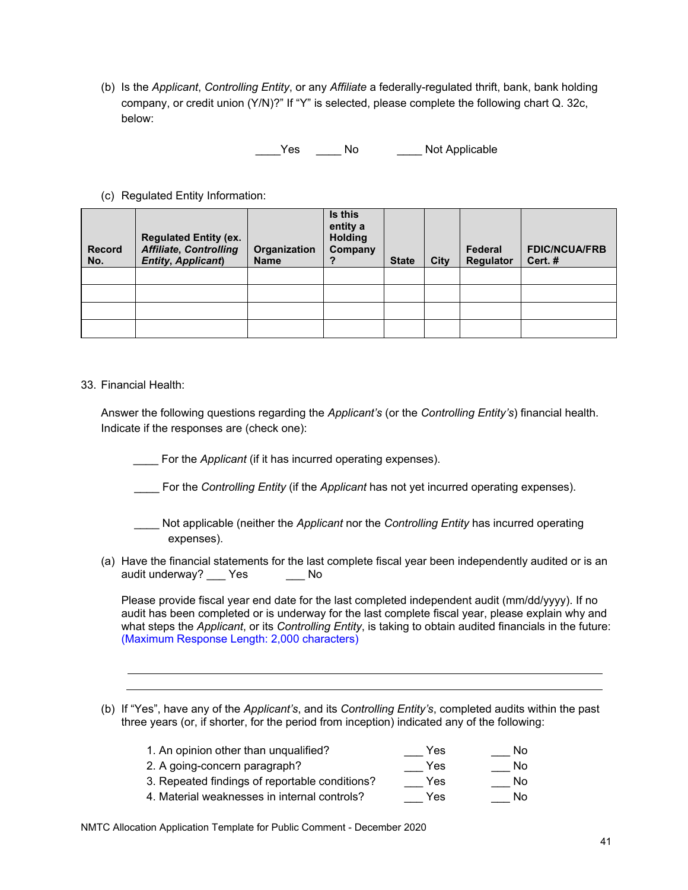(b) Is the *Applicant*, *Controlling Entity*, or any *Affiliate* a federally-regulated thrift, bank, bank holding company, or credit union (Y/N)?" If "Y" is selected, please complete the following chart Q. 32c, below:

____Yes ____ No ____ Not Applicable

(c) Regulated Entity Information:

| Record No. | Regulated Entity (ex. *Affiliate*, *Controlling Entity*, *Applicant*) | Organization Name | Is this entity a Holding Company ? | State | City | Federal Regulator | FDIC/NCUA/FRB Cert. # |
|---|---|---|---|---|---|---|---|
| | | | | | | | |
| | | | | | | | |
| | | | | | | | |
| | | | | | | | |

33. Financial Health:

Answer the following questions regarding the *Applicant's* (or the *Controlling Entity's*) financial health. Indicate if the responses are (check one):

____ For the *Applicant* (if it has incurred operating expenses).

____ For the *Controlling Entity* (if the *Applicant* has not yet incurred operating expenses).

____ Not applicable (neither the *Applicant* nor the *Controlling Entity* has incurred operating expenses).

(a) Have the financial statements for the last complete fiscal year been independently audited or is an audit underway? ___ Yes ___ No

Please provide fiscal year end date for the last completed independent audit (mm/dd/yyyy). If no audit has been completed or is underway for the last complete fiscal year, please explain why and what steps the *Applicant*, or its *Controlling Entity*, is taking to obtain audited financials in the future: (Maximum Response Length: 2,000 characters)

______________________________________________________________________

______________________________________________________________________

(b) If "Yes", have any of the *Applicant's*, and its *Controlling Entity's*, completed audits within the past three years (or, if shorter, for the period from inception) indicated any of the following:

1. An opinion other than unqualified? ___ Yes ___ No
2. A going-concern paragraph? ___ Yes ___ No
3. Repeated findings of reportable conditions? ___ Yes ___ No
4. Material weaknesses in internal controls? ___ Yes ___ No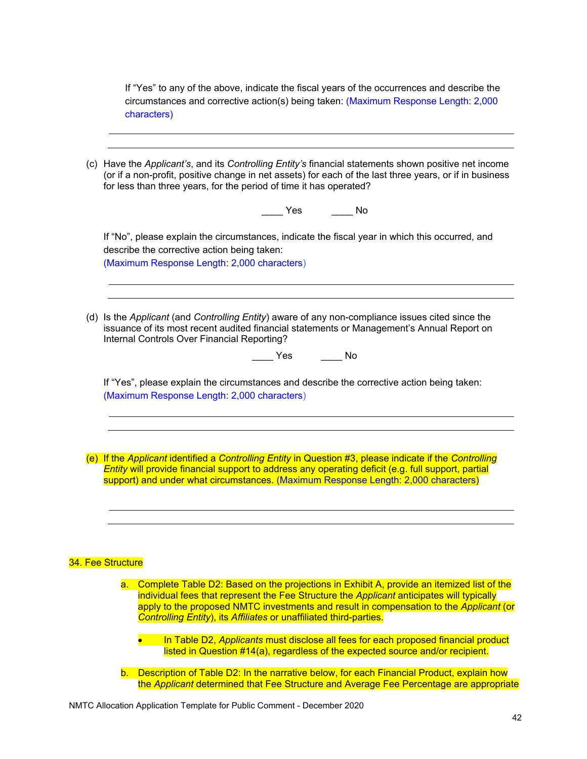If "Yes" to any of the above, indicate the fiscal years of the occurrences and describe the circumstances and corrective action(s) being taken: (Maximum Response Length: 2,000 characters)

______________________________________________________________________

______________________________________________________________________

(c) Have the *Applicant's*, and its *Controlling Entity's* financial statements shown positive net income (or if a non-profit, positive change in net assets) for each of the last three years, or if in business for less than three years, for the period of time it has operated?

____ Yes ____ No

If "No", please explain the circumstances, indicate the fiscal year in which this occurred, and describe the corrective action being taken:
(Maximum Response Length: 2,000 characters)

______________________________________________________________________

______________________________________________________________________

(d) Is the *Applicant* (and *Controlling Entity*) aware of any non-compliance issues cited since the issuance of its most recent audited financial statements or Management's Annual Report on Internal Controls Over Financial Reporting?

____ Yes ____ No

If "Yes", please explain the circumstances and describe the corrective action being taken:
(Maximum Response Length: 2,000 characters)

______________________________________________________________________

______________________________________________________________________

(e) If the *Applicant* identified a *Controlling Entity* in Question #3, please indicate if the *Controlling Entity* will provide financial support to address any operating deficit (e.g. full support, partial support) and under what circumstances. (Maximum Response Length: 2,000 characters)

______________________________________________________________________

______________________________________________________________________

34. Fee Structure

a. Complete Table D2: Based on the projections in Exhibit A, provide an itemized list of the individual fees that represent the Fee Structure the *Applicant* anticipates will typically apply to the proposed NMTC investments and result in compensation to the *Applicant* (or *Controlling Entity*), its *Affiliates* or unaffiliated third-parties.

- In Table D2, *Applicants* must disclose all fees for each proposed financial product listed in Question #14(a), regardless of the expected source and/or recipient.

b. Description of Table D2: In the narrative below, for each Financial Product, explain how the *Applicant* determined that Fee Structure and Average Fee Percentage are appropriate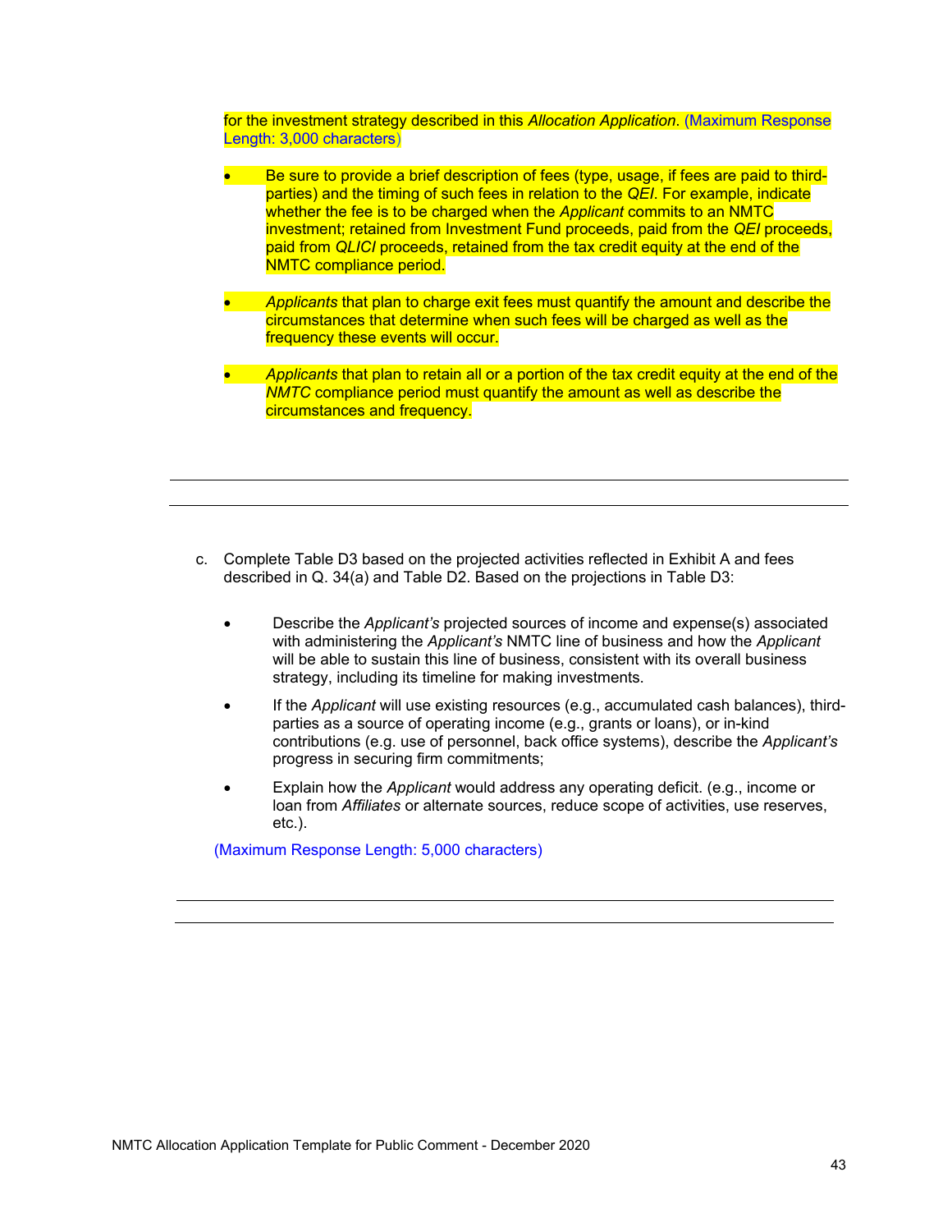for the investment strategy described in this *Allocation Application*. (Maximum Response Length: 3,000 characters)

- Be sure to provide a brief description of fees (type, usage, if fees are paid to third-parties) and the timing of such fees in relation to the *QEI*. For example, indicate whether the fee is to be charged when the *Applicant* commits to an NMTC investment; retained from Investment Fund proceeds, paid from the *QEI* proceeds, paid from *QLICI* proceeds, retained from the tax credit equity at the end of the NMTC compliance period.

- *Applicants* that plan to charge exit fees must quantify the amount and describe the circumstances that determine when such fees will be charged as well as the frequency these events will occur.

- *Applicants* that plan to retain all or a portion of the tax credit equity at the end of the *NMTC* compliance period must quantify the amount as well as describe the circumstances and frequency.

---

---

c. Complete Table D3 based on the projected activities reflected in Exhibit A and fees described in Q. 34(a) and Table D2. Based on the projections in Table D3:

   - Describe the *Applicant's* projected sources of income and expense(s) associated with administering the *Applicant's* NMTC line of business and how the *Applicant* will be able to sustain this line of business, consistent with its overall business strategy, including its timeline for making investments.

   - If the *Applicant* will use existing resources (e.g., accumulated cash balances), third-parties as a source of operating income (e.g., grants or loans), or in-kind contributions (e.g. use of personnel, back office systems), describe the *Applicant's* progress in securing firm commitments;

   - Explain how the *Applicant* would address any operating deficit. (e.g., income or loan from *Affiliates* or alternate sources, reduce scope of activities, use reserves, etc.).

   (Maximum Response Length: 5,000 characters)

---

---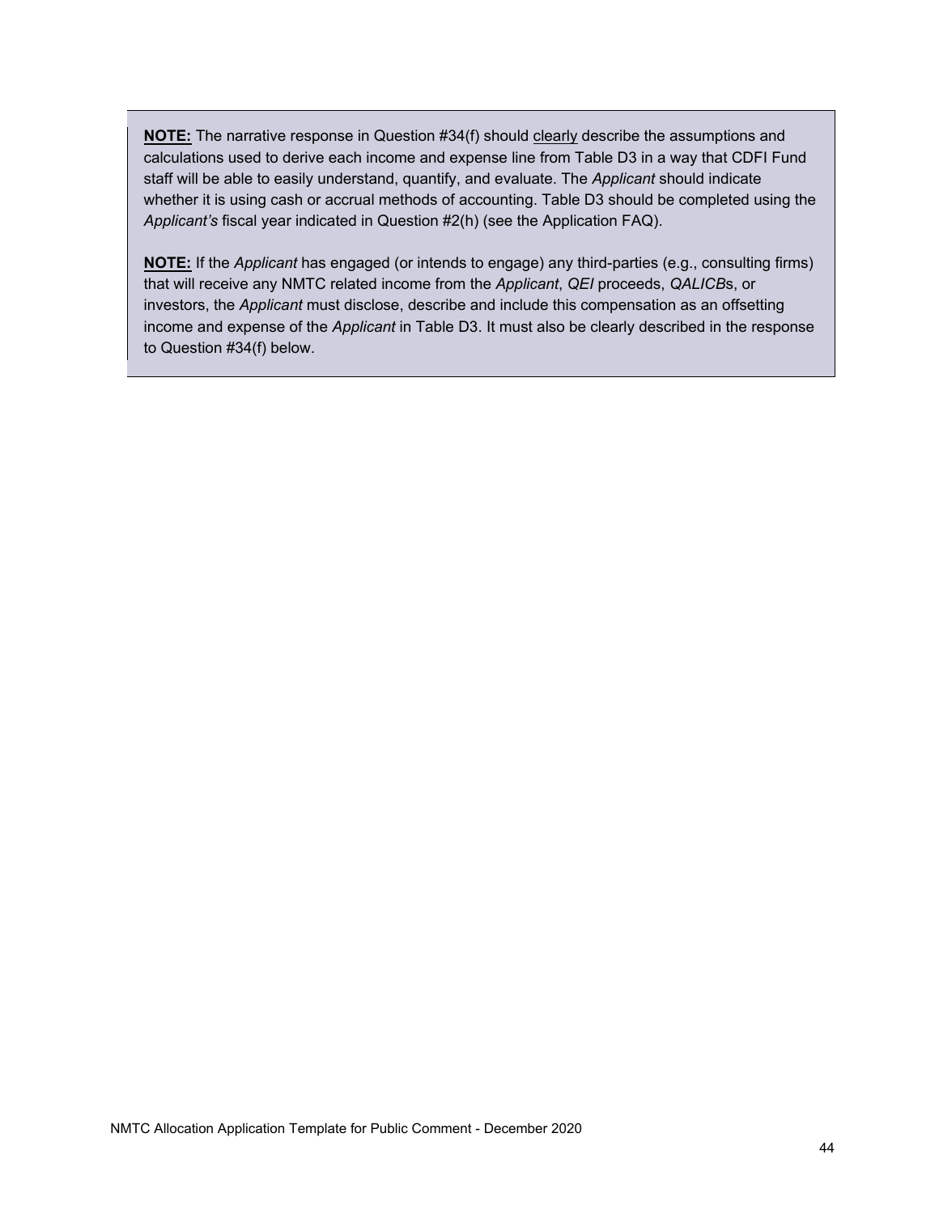**<u>NOTE:</u>** The narrative response in Question #34(f) should <u>clearly</u> describe the assumptions and calculations used to derive each income and expense line from Table D3 in a way that CDFI Fund staff will be able to easily understand, quantify, and evaluate. The *Applicant* should indicate whether it is using cash or accrual methods of accounting. Table D3 should be completed using the *Applicant's* fiscal year indicated in Question #2(h) (see the Application FAQ).

**<u>NOTE:</u>** If the *Applicant* has engaged (or intends to engage) any third-parties (e.g., consulting firms) that will receive any NMTC related income from the *Applicant*, *QEI* proceeds, *QALICB*s, or investors, the *Applicant* must disclose, describe and include this compensation as an offsetting income and expense of the *Applicant* in Table D3. It must also be clearly described in the response to Question #34(f) below.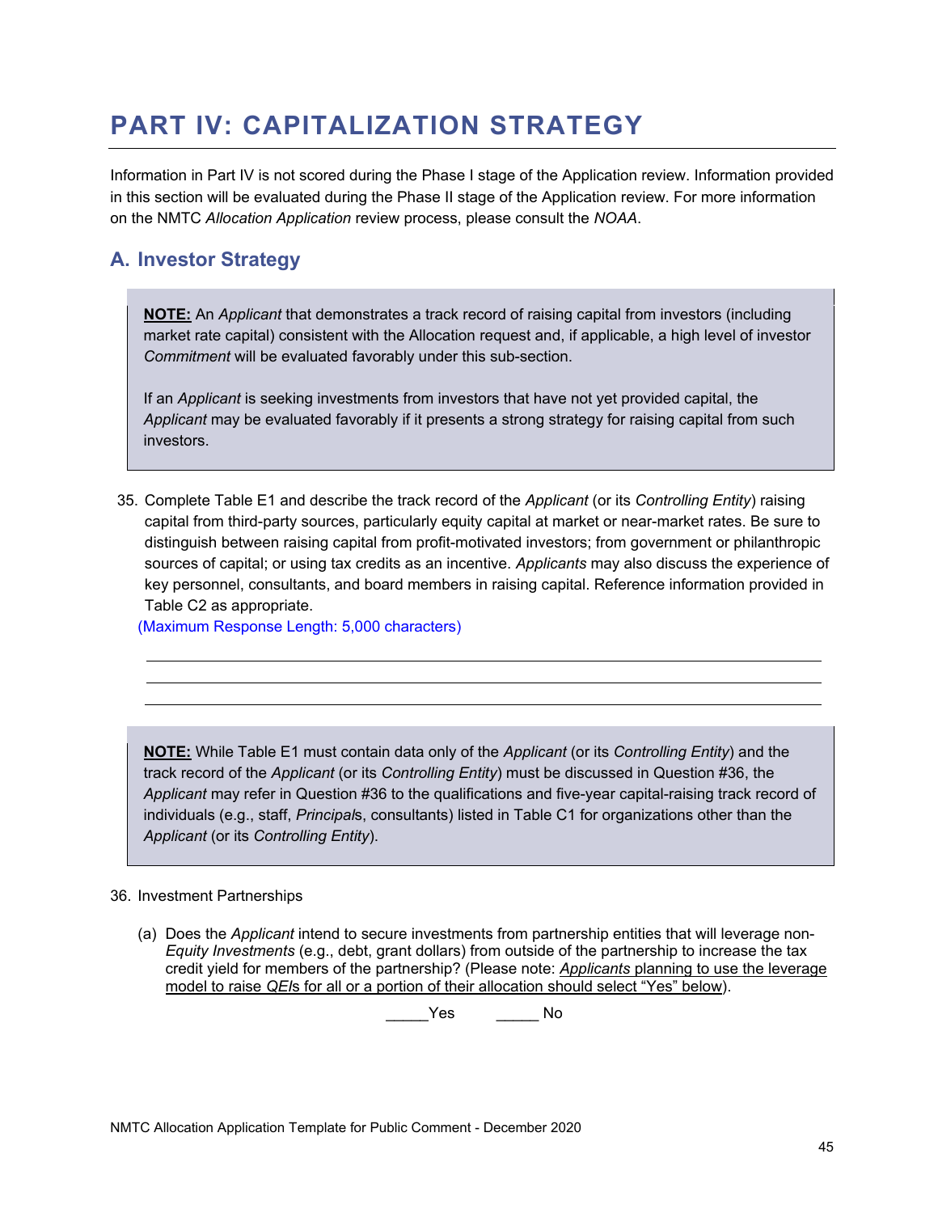# PART IV: CAPITALIZATION STRATEGY

Information in Part IV is not scored during the Phase I stage of the Application review. Information provided in this section will be evaluated during the Phase II stage of the Application review. For more information on the NMTC *Allocation Application* review process, please consult the *NOAA*.

## A. Investor Strategy

> **NOTE:** An *Applicant* that demonstrates a track record of raising capital from investors (including market rate capital) consistent with the Allocation request and, if applicable, a high level of investor *Commitment* will be evaluated favorably under this sub-section.
>
> If an *Applicant* is seeking investments from investors that have not yet provided capital, the *Applicant* may be evaluated favorably if it presents a strong strategy for raising capital from such investors.

35. Complete Table E1 and describe the track record of the *Applicant* (or its *Controlling Entity*) raising capital from third-party sources, particularly equity capital at market or near-market rates. Be sure to distinguish between raising capital from profit-motivated investors; from government or philanthropic sources of capital; or using tax credits as an incentive. *Applicants* may also discuss the experience of key personnel, consultants, and board members in raising capital. Reference information provided in Table C2 as appropriate.
(Maximum Response Length: 5,000 characters)

> **NOTE:** While Table E1 must contain data only of the *Applicant* (or its *Controlling Entity*) and the track record of the *Applicant* (or its *Controlling Entity*) must be discussed in Question #36, the *Applicant* may refer in Question #36 to the qualifications and five-year capital-raising track record of individuals (e.g., staff, *Principal*s, consultants) listed in Table C1 for organizations other than the *Applicant* (or its *Controlling Entity*).

36. Investment Partnerships

    (a) Does the *Applicant* intend to secure investments from partnership entities that will leverage non-*Equity Investments* (e.g., debt, grant dollars) from outside of the partnership to increase the tax credit yield for members of the partnership? (Please note: *Applicants* planning to use the leverage model to raise *QEI*s for all or a portion of their allocation should select "Yes" below).

    _____Yes  _____ No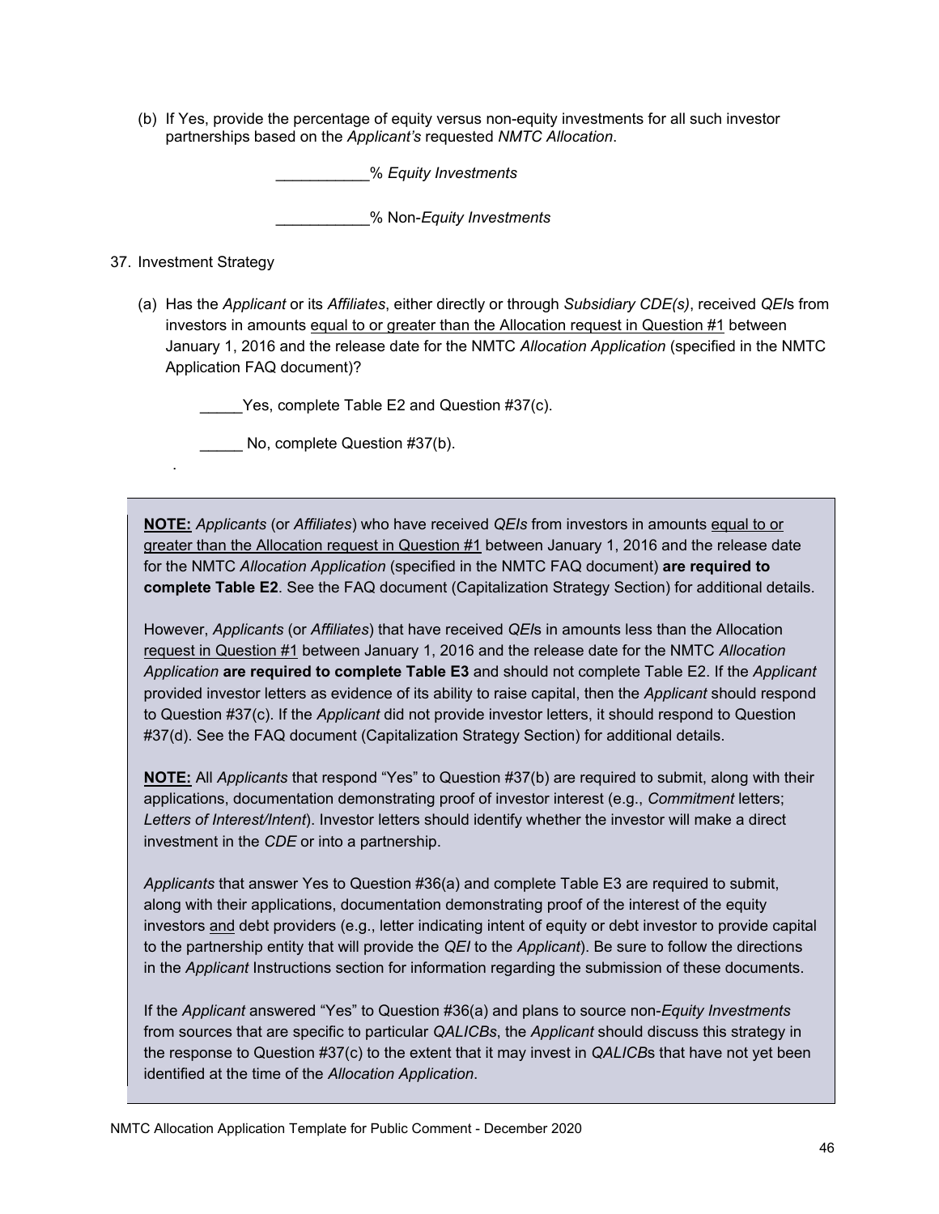(b) If Yes, provide the percentage of equity versus non-equity investments for all such investor partnerships based on the *Applicant's* requested *NMTC Allocation*.

___________% *Equity Investments*

___________% Non-*Equity Investments*

37. Investment Strategy

(a) Has the *Applicant* or its *Affiliates*, either directly or through *Subsidiary CDE(s)*, received *QEI*s from investors in amounts equal to or greater than the Allocation request in Question #1 between January 1, 2016 and the release date for the NMTC *Allocation Application* (specified in the NMTC Application FAQ document)?

_____Yes, complete Table E2 and Question #37(c).

_____ No, complete Question #37(b).

.

**NOTE:** *Applicants* (or *Affiliates*) who have received *QEIs* from investors in amounts equal to or greater than the Allocation request in Question #1 between January 1, 2016 and the release date for the NMTC *Allocation Application* (specified in the NMTC FAQ document) **are required to complete Table E2**. See the FAQ document (Capitalization Strategy Section) for additional details.

However, *Applicants* (or *Affiliates*) that have received *QEI*s in amounts less than the Allocation request in Question #1 between January 1, 2016 and the release date for the NMTC *Allocation Application* **are required to complete Table E3** and should not complete Table E2. If the *Applicant* provided investor letters as evidence of its ability to raise capital, then the *Applicant* should respond to Question #37(c). If the *Applicant* did not provide investor letters, it should respond to Question #37(d). See the FAQ document (Capitalization Strategy Section) for additional details.

**NOTE:** All *Applicants* that respond "Yes" to Question #37(b) are required to submit, along with their applications, documentation demonstrating proof of investor interest (e.g., *Commitment* letters; *Letters of Interest/Intent*). Investor letters should identify whether the investor will make a direct investment in the *CDE* or into a partnership.

*Applicants* that answer Yes to Question #36(a) and complete Table E3 are required to submit, along with their applications, documentation demonstrating proof of the interest of the equity investors and debt providers (e.g., letter indicating intent of equity or debt investor to provide capital to the partnership entity that will provide the *QEI* to the *Applicant*). Be sure to follow the directions in the *Applicant* Instructions section for information regarding the submission of these documents.

If the *Applicant* answered "Yes" to Question #36(a) and plans to source non-*Equity Investments* from sources that are specific to particular *QALICBs*, the *Applicant* should discuss this strategy in the response to Question #37(c) to the extent that it may invest in *QALICB*s that have not yet been identified at the time of the *Allocation Application*.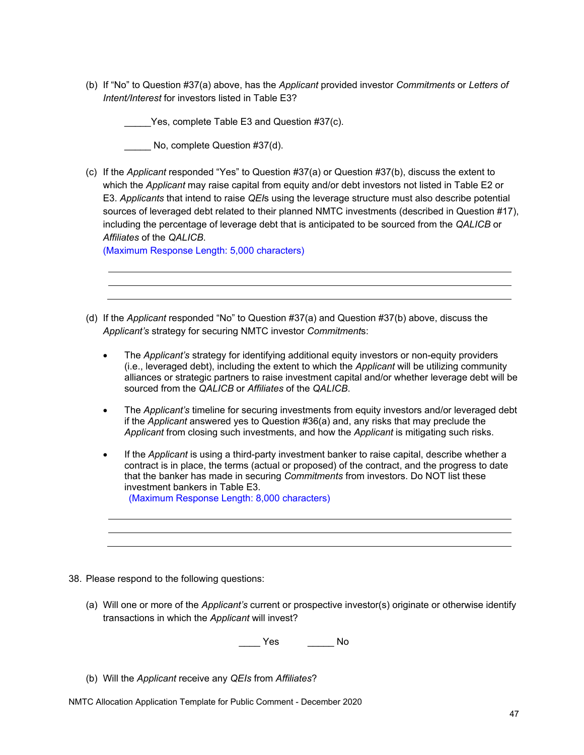(b) If "No" to Question #37(a) above, has the *Applicant* provided investor *Commitments* or *Letters of Intent/Interest* for investors listed in Table E3?

_____Yes, complete Table E3 and Question #37(c).

_____ No, complete Question #37(d).

(c) If the *Applicant* responded "Yes" to Question #37(a) or Question #37(b), discuss the extent to which the *Applicant* may raise capital from equity and/or debt investors not listed in Table E2 or E3. *Applicants* that intend to raise *QEI*s using the leverage structure must also describe potential sources of leveraged debt related to their planned NMTC investments (described in Question #17), including the percentage of leverage debt that is anticipated to be sourced from the *QALICB* or *Affiliates* of the *QALICB*.
(Maximum Response Length: 5,000 characters)

---

---

---

(d) If the *Applicant* responded "No" to Question #37(a) and Question #37(b) above, discuss the *Applicant's* strategy for securing NMTC investor *Commitment*s:

- The *Applicant's* strategy for identifying additional equity investors or non-equity providers (i.e., leveraged debt), including the extent to which the *Applicant* will be utilizing community alliances or strategic partners to raise investment capital and/or whether leverage debt will be sourced from the *QALICB* or *Affiliates* of the *QALICB*.
- The *Applicant's* timeline for securing investments from equity investors and/or leveraged debt if the *Applicant* answered yes to Question #36(a) and, any risks that may preclude the *Applicant* from closing such investments, and how the *Applicant* is mitigating such risks.
- If the *Applicant* is using a third-party investment banker to raise capital, describe whether a contract is in place, the terms (actual or proposed) of the contract, and the progress to date that the banker has made in securing *Commitments* from investors. Do NOT list these investment bankers in Table E3.
(Maximum Response Length: 8,000 characters)

---

---

---

38. Please respond to the following questions:

(a) Will one or more of the *Applicant's* current or prospective investor(s) originate or otherwise identify transactions in which the *Applicant* will invest?

____ Yes _____ No

(b) Will the *Applicant* receive any *QEIs* from *Affiliates*?

NMTC Allocation Application Template for Public Comment - December 2020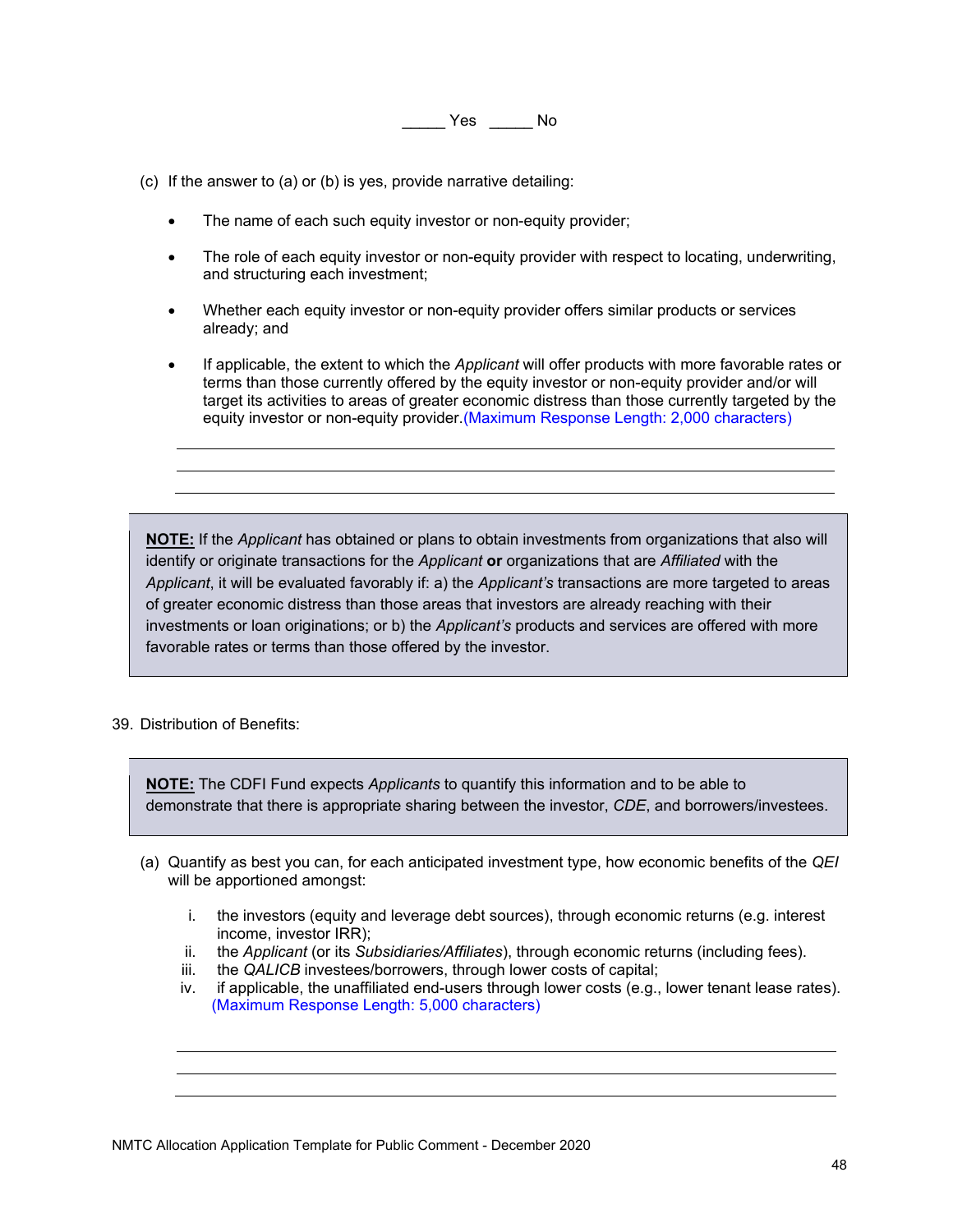_____ Yes _____ No

(c) If the answer to (a) or (b) is yes, provide narrative detailing:

- The name of each such equity investor or non-equity provider;
- The role of each equity investor or non-equity provider with respect to locating, underwriting, and structuring each investment;
- Whether each equity investor or non-equity provider offers similar products or services already; and
- If applicable, the extent to which the *Applicant* will offer products with more favorable rates or terms than those currently offered by the equity investor or non-equity provider and/or will target its activities to areas of greater economic distress than those currently targeted by the equity investor or non-equity provider.(Maximum Response Length: 2,000 characters)

______________________________________________________________________

______________________________________________________________________

______________________________________________________________________

> **NOTE:** If the *Applicant* has obtained or plans to obtain investments from organizations that also will identify or originate transactions for the *Applicant* **or** organizations that are *Affiliated* with the *Applicant*, it will be evaluated favorably if: a) the *Applicant's* transactions are more targeted to areas of greater economic distress than those areas that investors are already reaching with their investments or loan originations; or b) the *Applicant's* products and services are offered with more favorable rates or terms than those offered by the investor.

39. Distribution of Benefits:

> **NOTE:** The CDFI Fund expects *Applicants* to quantify this information and to be able to demonstrate that there is appropriate sharing between the investor, *CDE*, and borrowers/investees.

(a) Quantify as best you can, for each anticipated investment type, how economic benefits of the *QEI* will be apportioned amongst:

  i. the investors (equity and leverage debt sources), through economic returns (e.g. interest income, investor IRR);
  ii. the *Applicant* (or its *Subsidiaries/Affiliates*), through economic returns (including fees).
  iii. the *QALICB* investees/borrowers, through lower costs of capital;
  iv. if applicable, the unaffiliated end-users through lower costs (e.g., lower tenant lease rates). (Maximum Response Length: 5,000 characters)

______________________________________________________________________

______________________________________________________________________

______________________________________________________________________

NMTC Allocation Application Template for Public Comment - December 2020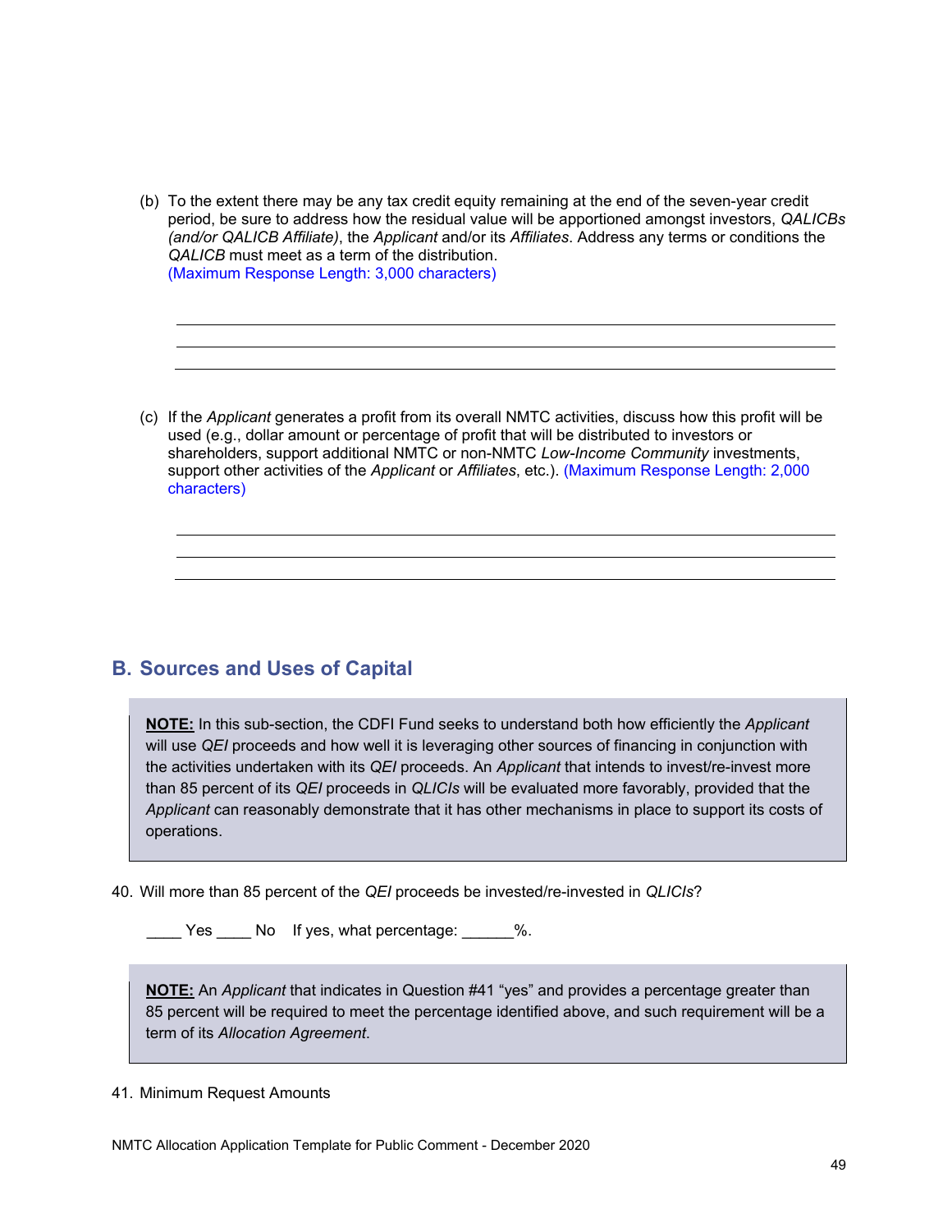(b) To the extent there may be any tax credit equity remaining at the end of the seven-year credit period, be sure to address how the residual value will be apportioned amongst investors, *QALICBs (and/or QALICB Affiliate)*, the *Applicant* and/or its *Affiliates*. Address any terms or conditions the *QALICB* must meet as a term of the distribution.
(Maximum Response Length: 3,000 characters)

______________________________________________________________________
______________________________________________________________________
______________________________________________________________________

(c) If the *Applicant* generates a profit from its overall NMTC activities, discuss how this profit will be used (e.g., dollar amount or percentage of profit that will be distributed to investors or shareholders, support additional NMTC or non-NMTC *Low-Income Community* investments, support other activities of the *Applicant* or *Affiliates*, etc.). (Maximum Response Length: 2,000 characters)

______________________________________________________________________
______________________________________________________________________
______________________________________________________________________

## B. Sources and Uses of Capital

> **NOTE:** In this sub-section, the CDFI Fund seeks to understand both how efficiently the *Applicant* will use *QEI* proceeds and how well it is leveraging other sources of financing in conjunction with the activities undertaken with its *QEI* proceeds. An *Applicant* that intends to invest/re-invest more than 85 percent of its *QEI* proceeds in *QLICIs* will be evaluated more favorably, provided that the *Applicant* can reasonably demonstrate that it has other mechanisms in place to support its costs of operations.

40. Will more than 85 percent of the *QEI* proceeds be invested/re-invested in *QLICIs*?

____ Yes ____ No   If yes, what percentage: ______%.

> **NOTE:** An *Applicant* that indicates in Question #41 "yes" and provides a percentage greater than 85 percent will be required to meet the percentage identified above, and such requirement will be a term of its *Allocation Agreement*.

41. Minimum Request Amounts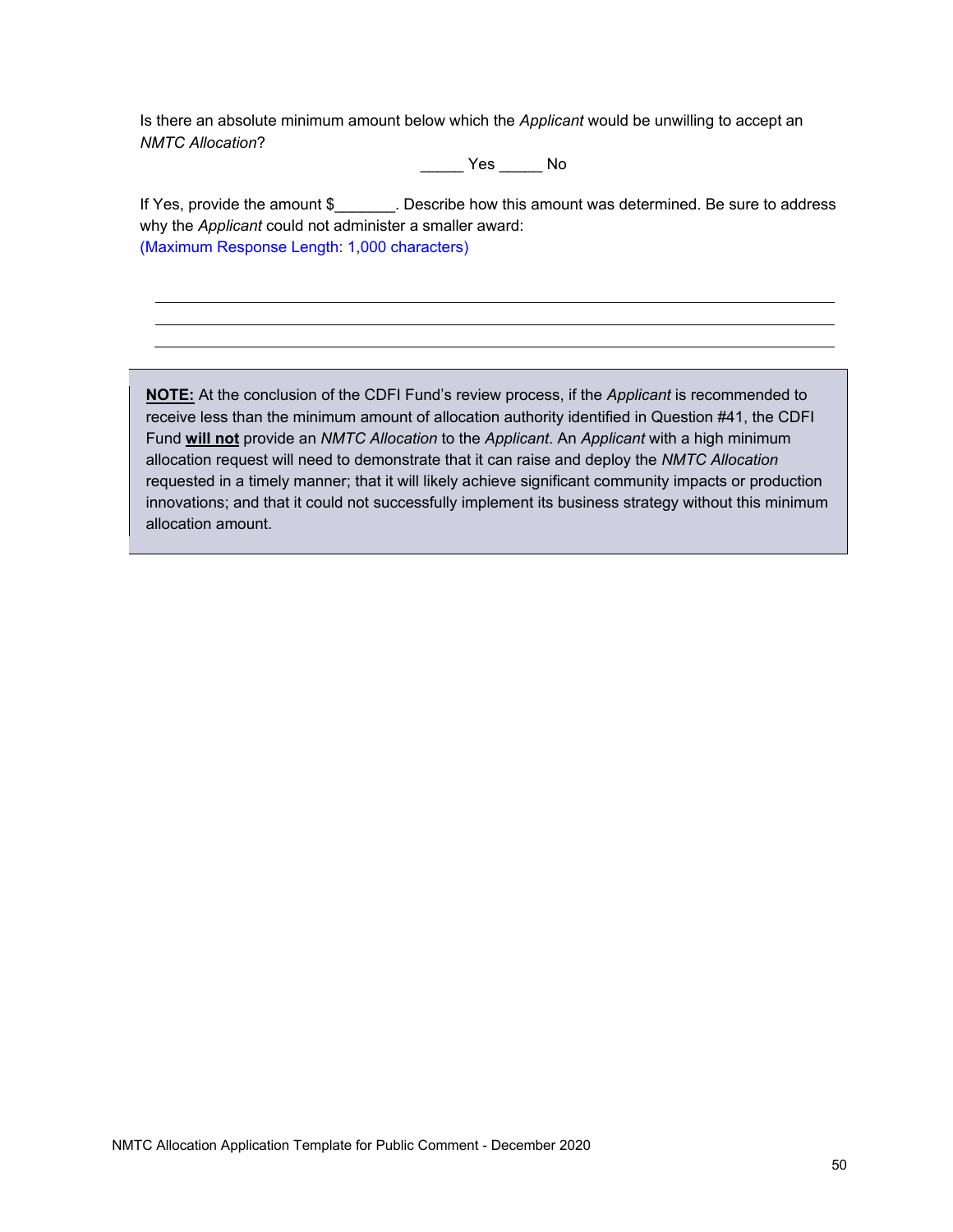Is there an absolute minimum amount below which the *Applicant* would be unwilling to accept an *NMTC Allocation*?

_____ Yes _____ No

If Yes, provide the amount $_______. Describe how this amount was determined. Be sure to address why the *Applicant* could not administer a smaller award:
(Maximum Response Length: 1,000 characters)

______________________________________________________________________________
______________________________________________________________________________
______________________________________________________________________________

> **NOTE:** At the conclusion of the CDFI Fund's review process, if the *Applicant* is recommended to receive less than the minimum amount of allocation authority identified in Question #41, the CDFI Fund **will not** provide an *NMTC Allocation* to the *Applicant*. An *Applicant* with a high minimum allocation request will need to demonstrate that it can raise and deploy the *NMTC Allocation* requested in a timely manner; that it will likely achieve significant community impacts or production innovations; and that it could not successfully implement its business strategy without this minimum allocation amount.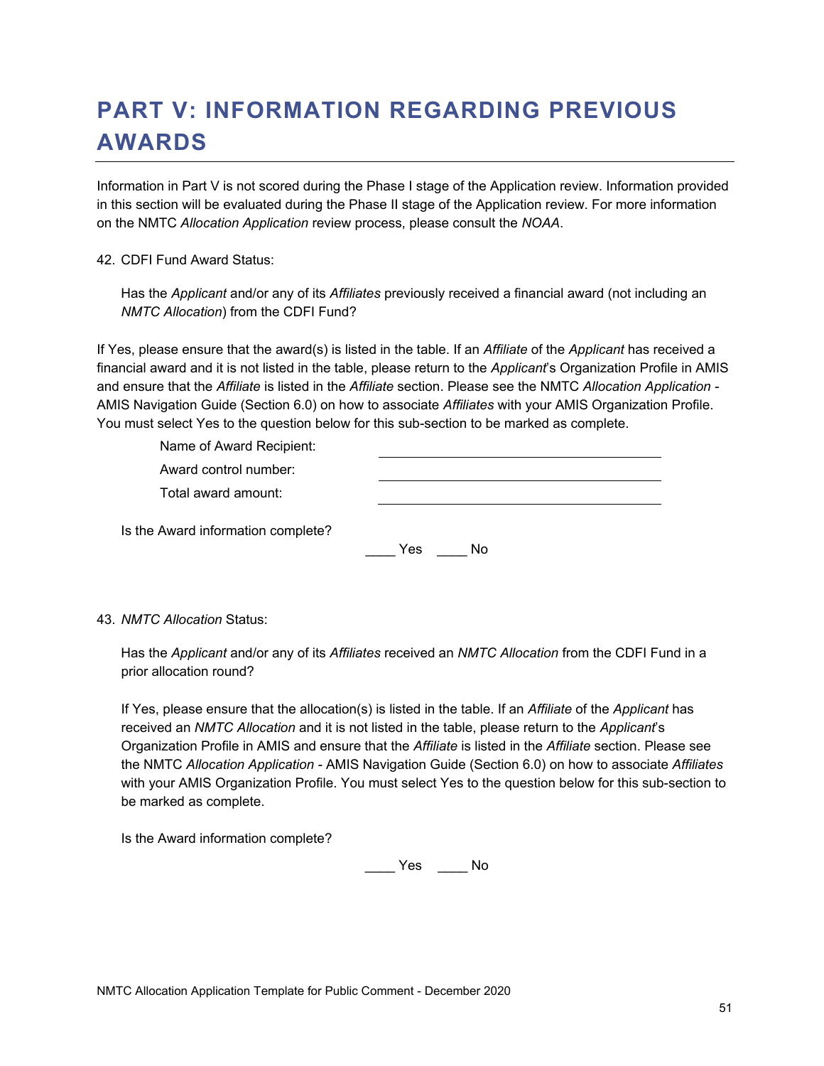# PART V: INFORMATION REGARDING PREVIOUS AWARDS

Information in Part V is not scored during the Phase I stage of the Application review. Information provided in this section will be evaluated during the Phase II stage of the Application review. For more information on the NMTC *Allocation Application* review process, please consult the *NOAA*.

42. CDFI Fund Award Status:

    Has the *Applicant* and/or any of its *Affiliates* previously received a financial award (not including an *NMTC Allocation*) from the CDFI Fund?

If Yes, please ensure that the award(s) is listed in the table. If an *Affiliate* of the *Applicant* has received a financial award and it is not listed in the table, please return to the *Applicant*'s Organization Profile in AMIS and ensure that the *Affiliate* is listed in the *Affiliate* section. Please see the NMTC *Allocation Application* - AMIS Navigation Guide (Section 6.0) on how to associate *Affiliates* with your AMIS Organization Profile. You must select Yes to the question below for this sub-section to be marked as complete.

Name of Award Recipient: ____________________

Award control number: ____________________

Total award amount: ____________________

Is the Award information complete?

____ Yes ____ No

43. *NMTC Allocation* Status:

    Has the *Applicant* and/or any of its *Affiliates* received an *NMTC Allocation* from the CDFI Fund in a prior allocation round?

    If Yes, please ensure that the allocation(s) is listed in the table. If an *Affiliate* of the *Applicant* has received an *NMTC Allocation* and it is not listed in the table, please return to the *Applicant*'s Organization Profile in AMIS and ensure that the *Affiliate* is listed in the *Affiliate* section. Please see the NMTC *Allocation Application* - AMIS Navigation Guide (Section 6.0) on how to associate *Affiliates* with your AMIS Organization Profile. You must select Yes to the question below for this sub-section to be marked as complete.

    Is the Award information complete?

____ Yes ____ No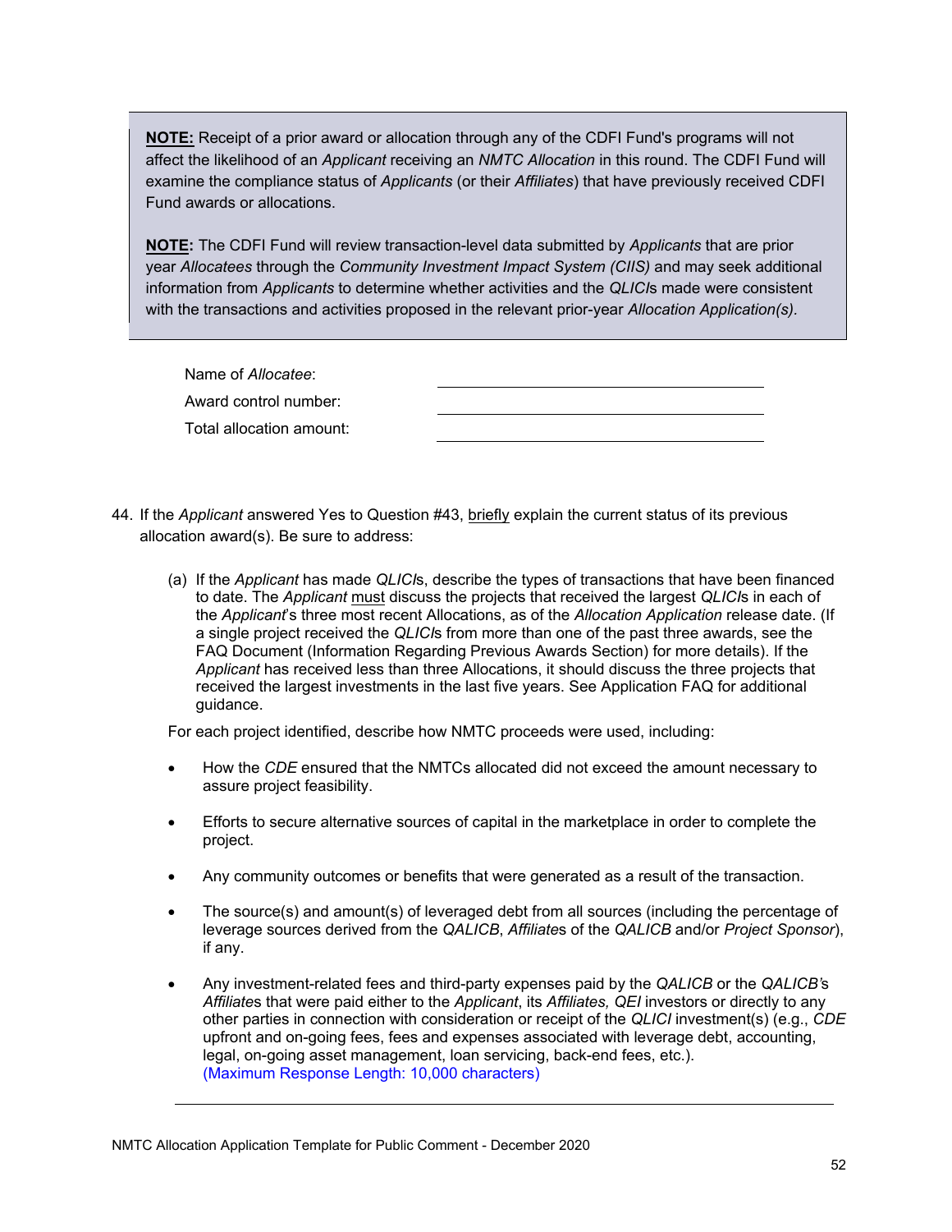> **<u>NOTE:</u>** Receipt of a prior award or allocation through any of the CDFI Fund's programs will not affect the likelihood of an *Applicant* receiving an *NMTC Allocation* in this round. The CDFI Fund will examine the compliance status of *Applicants* (or their *Affiliates*) that have previously received CDFI Fund awards or allocations.
>
> **<u>NOTE</u>:** The CDFI Fund will review transaction-level data submitted by *Applicants* that are prior year *Allocatees* through the *Community Investment Impact System (CIIS)* and may seek additional information from *Applicants* to determine whether activities and the *QLICI*s made were consistent with the transactions and activities proposed in the relevant prior-year *Allocation Application(s).*

Name of *Allocatee*: ______________________________

Award control number: ______________________________

Total allocation amount: ______________________________

44. If the *Applicant* answered Yes to Question #43, <u>briefly</u> explain the current status of its previous allocation award(s). Be sure to address:

    (a) If the *Applicant* has made *QLICI*s, describe the types of transactions that have been financed to date. The *Applicant* <u>must</u> discuss the projects that received the largest *QLICI*s in each of the *Applicant*'s three most recent Allocations, as of the *Allocation Application* release date. (If a single project received the *QLICI*s from more than one of the past three awards, see the FAQ Document (Information Regarding Previous Awards Section) for more details). If the *Applicant* has received less than three Allocations, it should discuss the three projects that received the largest investments in the last five years. See Application FAQ for additional guidance.

    For each project identified, describe how NMTC proceeds were used, including:

    - How the *CDE* ensured that the NMTCs allocated did not exceed the amount necessary to assure project feasibility.
    - Efforts to secure alternative sources of capital in the marketplace in order to complete the project.
    - Any community outcomes or benefits that were generated as a result of the transaction.
    - The source(s) and amount(s) of leveraged debt from all sources (including the percentage of leverage sources derived from the *QALICB*, *Affiliate*s of the *QALICB* and/or *Project Sponsor*), if any.
    - Any investment-related fees and third-party expenses paid by the *QALICB* or the *QALICB's Affiliate*s that were paid either to the *Applicant*, its *Affiliates, QEI* investors or directly to any other parties in connection with consideration or receipt of the *QLICI* investment(s) (e.g., *CDE* upfront and on-going fees, fees and expenses associated with leverage debt, accounting, legal, on-going asset management, loan servicing, back-end fees, etc.). (Maximum Response Length: 10,000 characters)

NMTC Allocation Application Template for Public Comment - December 2020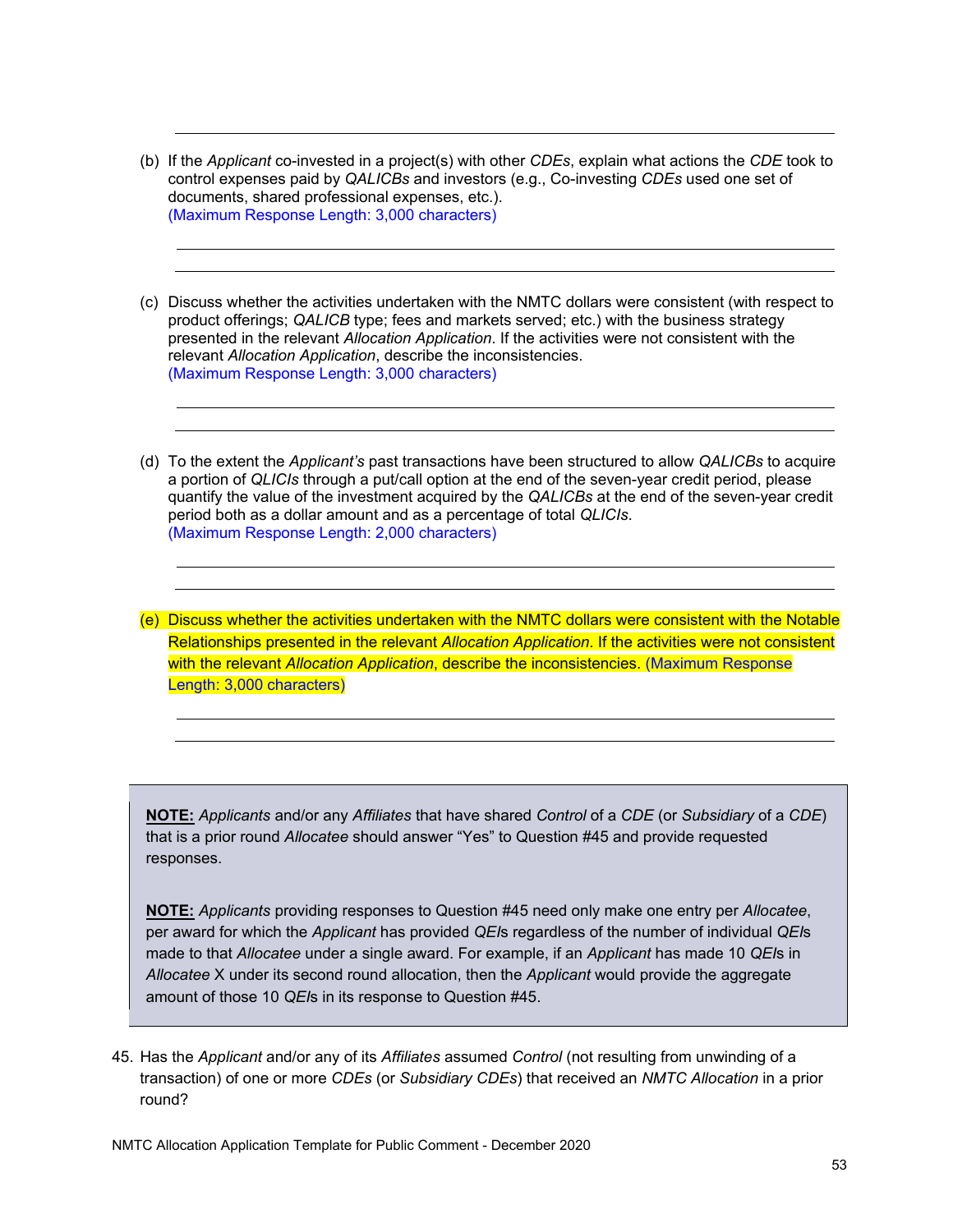(b) If the *Applicant* co-invested in a project(s) with other *CDEs*, explain what actions the *CDE* took to control expenses paid by *QALICBs* and investors (e.g., Co-investing *CDEs* used one set of documents, shared professional expenses, etc.).
(Maximum Response Length: 3,000 characters)

(c) Discuss whether the activities undertaken with the NMTC dollars were consistent (with respect to product offerings; *QALICB* type; fees and markets served; etc.) with the business strategy presented in the relevant *Allocation Application*. If the activities were not consistent with the relevant *Allocation Application*, describe the inconsistencies.
(Maximum Response Length: 3,000 characters)

(d) To the extent the *Applicant's* past transactions have been structured to allow *QALICBs* to acquire a portion of *QLICIs* through a put/call option at the end of the seven-year credit period, please quantify the value of the investment acquired by the *QALICBs* at the end of the seven-year credit period both as a dollar amount and as a percentage of total *QLICIs*.
(Maximum Response Length: 2,000 characters)

(e) Discuss whether the activities undertaken with the NMTC dollars were consistent with the Notable Relationships presented in the relevant *Allocation Application*. If the activities were not consistent with the relevant *Allocation Application*, describe the inconsistencies. (Maximum Response Length: 3,000 characters)

> **NOTE:** *Applicants* and/or any *Affiliates* that have shared *Control* of a *CDE* (or *Subsidiary* of a *CDE*) that is a prior round *Allocatee* should answer "Yes" to Question #45 and provide requested responses.
>
> **NOTE:** *Applicants* providing responses to Question #45 need only make one entry per *Allocatee*, per award for which the *Applicant* has provided *QEI*s regardless of the number of individual *QEI*s made to that *Allocatee* under a single award. For example, if an *Applicant* has made 10 *QEI*s in *Allocatee* X under its second round allocation, then the *Applicant* would provide the aggregate amount of those 10 *QEI*s in its response to Question #45.

45. Has the *Applicant* and/or any of its *Affiliates* assumed *Control* (not resulting from unwinding of a transaction) of one or more *CDEs* (or *Subsidiary CDEs*) that received an *NMTC Allocation* in a prior round?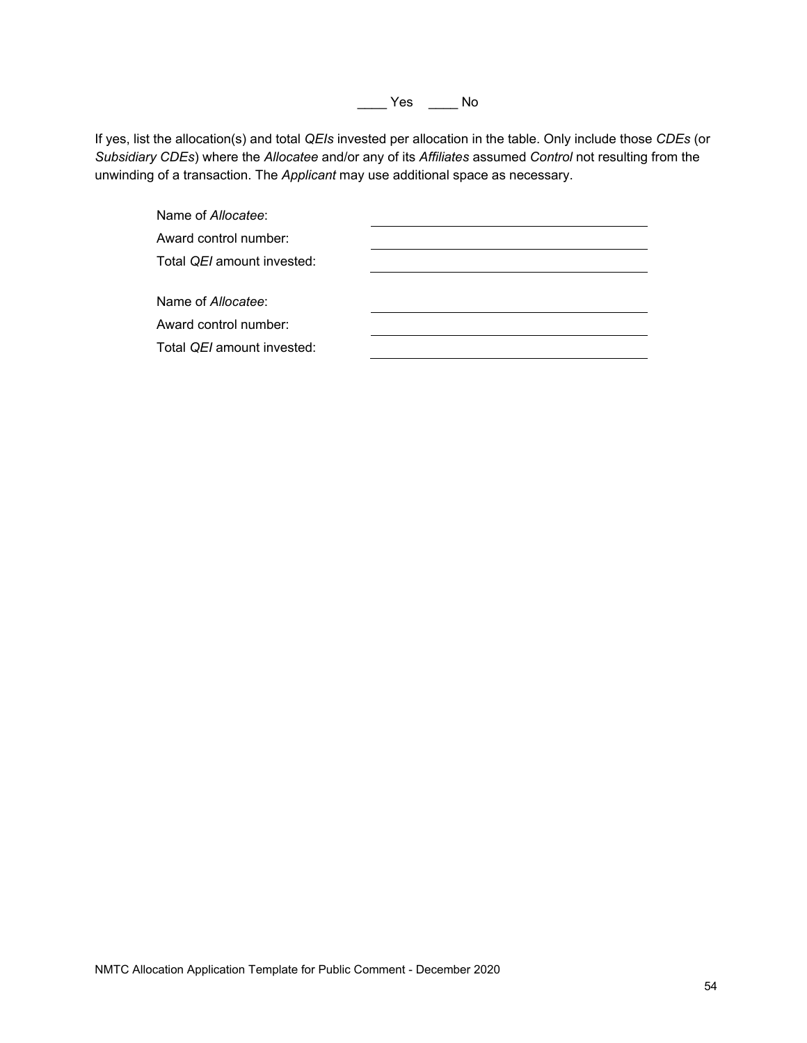____ Yes ____ No

If yes, list the allocation(s) and total *QEIs* invested per allocation in the table. Only include those *CDEs* (or *Subsidiary CDEs*) where the *Allocatee* and/or any of its *Affiliates* assumed *Control* not resulting from the unwinding of a transaction. The *Applicant* may use additional space as necessary.

Name of *Allocatee*: ______________________________

Award control number: ______________________________

Total *QEI* amount invested: ______________________________

Name of *Allocatee*: ______________________________

Award control number: ______________________________

Total *QEI* amount invested: ______________________________

NMTC Allocation Application Template for Public Comment - December 2020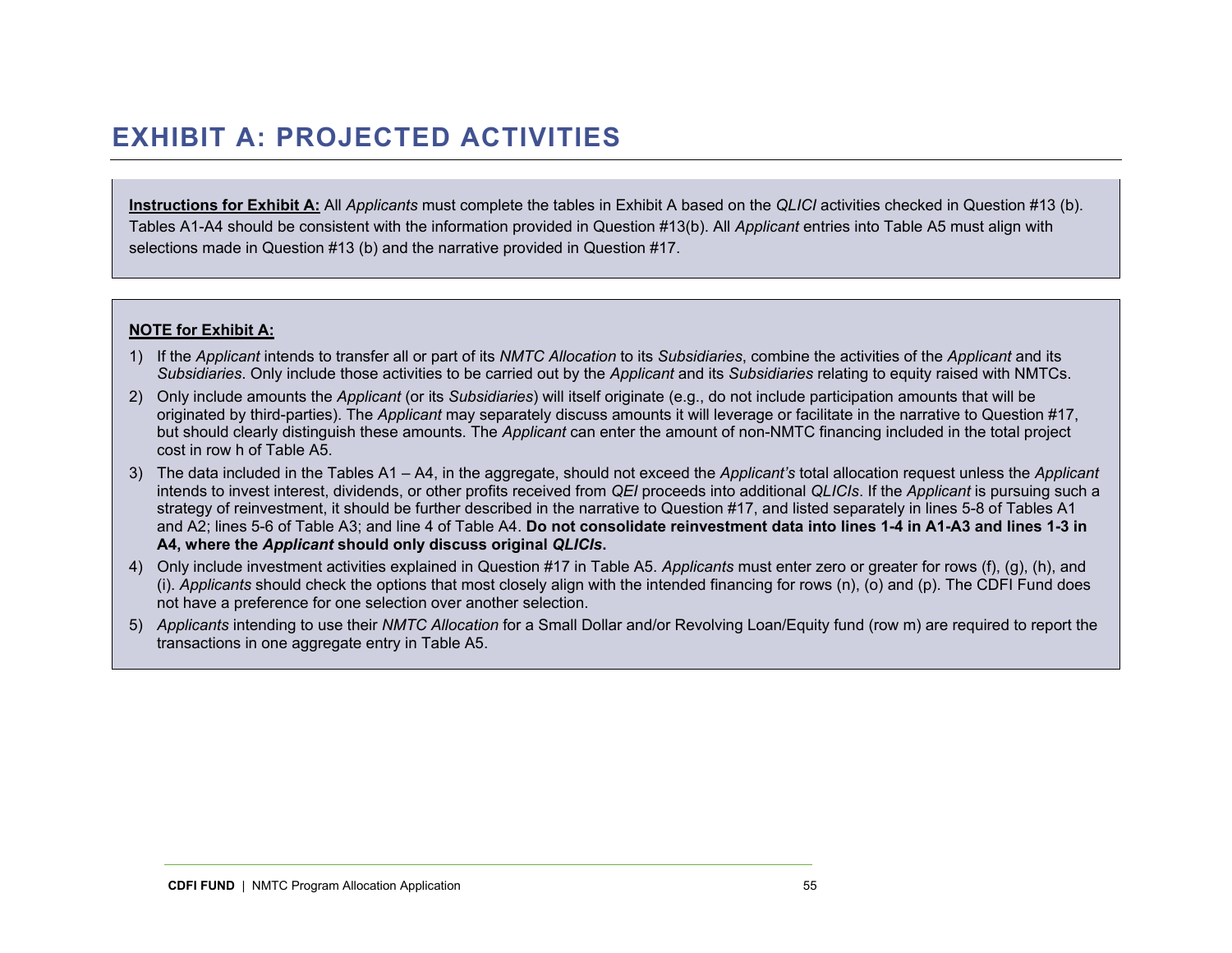# EXHIBIT A: PROJECTED ACTIVITIES

**Instructions for Exhibit A:** All *Applicants* must complete the tables in Exhibit A based on the *QLICI* activities checked in Question #13 (b). Tables A1-A4 should be consistent with the information provided in Question #13(b). All *Applicant* entries into Table A5 must align with selections made in Question #13 (b) and the narrative provided in Question #17.

**NOTE for Exhibit A:**

1) If the *Applicant* intends to transfer all or part of its *NMTC Allocation* to its *Subsidiaries*, combine the activities of the *Applicant* and its *Subsidiaries*. Only include those activities to be carried out by the *Applicant* and its *Subsidiaries* relating to equity raised with NMTCs.
2) Only include amounts the *Applicant* (or its *Subsidiaries*) will itself originate (e.g., do not include participation amounts that will be originated by third-parties). The *Applicant* may separately discuss amounts it will leverage or facilitate in the narrative to Question #17, but should clearly distinguish these amounts. The *Applicant* can enter the amount of non-NMTC financing included in the total project cost in row h of Table A5.
3) The data included in the Tables A1 – A4, in the aggregate, should not exceed the *Applicant's* total allocation request unless the *Applicant* intends to invest interest, dividends, or other profits received from *QEI* proceeds into additional *QLICIs*. If the *Applicant* is pursuing such a strategy of reinvestment, it should be further described in the narrative to Question #17, and listed separately in lines 5-8 of Tables A1 and A2; lines 5-6 of Table A3; and line 4 of Table A4. **Do not consolidate reinvestment data into lines 1-4 in A1-A3 and lines 1-3 in A4, where the *Applicant* should only discuss original *QLICIs*.**
4) Only include investment activities explained in Question #17 in Table A5. *Applicants* must enter zero or greater for rows (f), (g), (h), and (i). *Applicants* should check the options that most closely align with the intended financing for rows (n), (o) and (p). The CDFI Fund does not have a preference for one selection over another selection.
5) *Applicants* intending to use their *NMTC Allocation* for a Small Dollar and/or Revolving Loan/Equity fund (row m) are required to report the transactions in one aggregate entry in Table A5.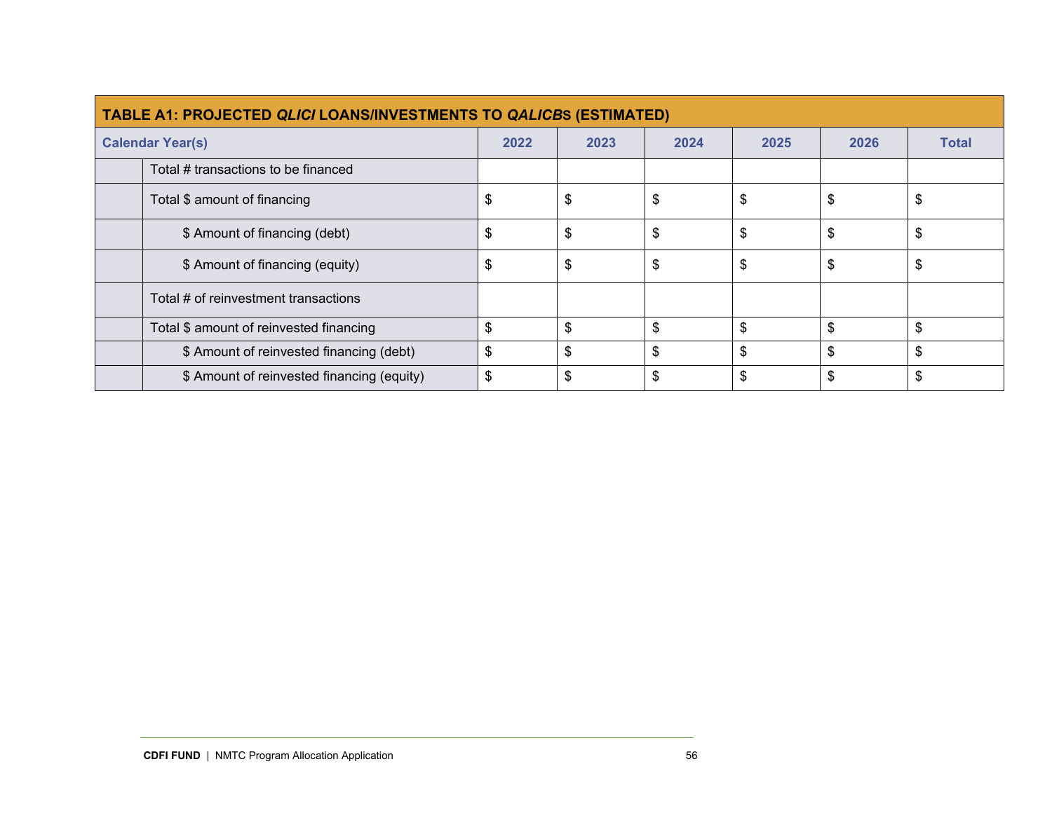| **TABLE A1: PROJECTED *QLICI* LOANS/INVESTMENTS TO *QALICB*S (ESTIMATED)** | | | | | | | |
|---|---|---|---|---|---|---|---|
| **Calendar Year(s)** | | **2022** | **2023** | **2024** | **2025** | **2026** | **Total** |
| | Total # transactions to be financed | | | | | | |
| | Total $ amount of financing | $ | $ | $ | $ | $ | $ |
| | $ Amount of financing (debt) | $ | $ | $ | $ | $ | $ |
| | $ Amount of financing (equity) | $ | $ | $ | $ | $ | $ |
| | Total # of reinvestment transactions | | | | | | |
| | Total $ amount of reinvested financing | $ | $ | $ | $ | $ | $ |
| | $ Amount of reinvested financing (debt) | $ | $ | $ | $ | $ | $ |
| | $ Amount of reinvested financing (equity) | $ | $ | $ | $ | $ | $ |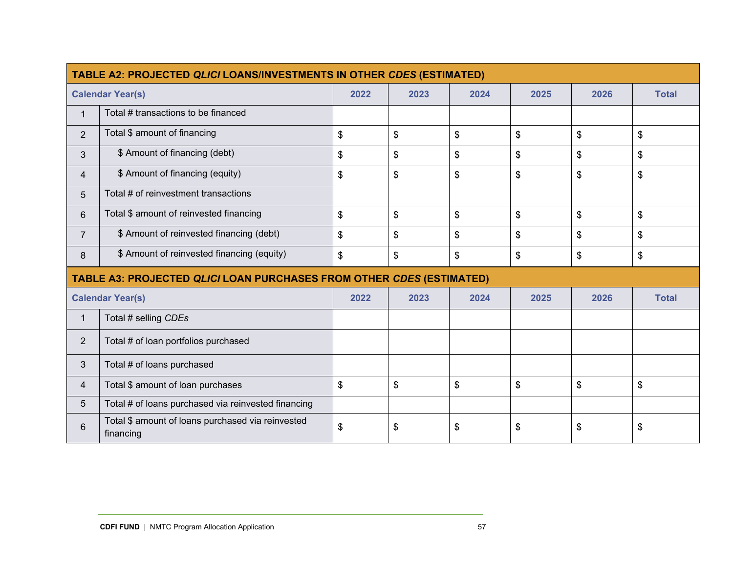| TABLE A2: PROJECTED *QLICI* LOANS/INVESTMENTS IN OTHER *CDES* (ESTIMATED) | | | | | | | |
|---|---|---|---|---|---|---|---|
| **Calendar Year(s)** | | **2022** | **2023** | **2024** | **2025** | **2026** | **Total** |
| 1 | Total # transactions to be financed | | | | | | |
| 2 | Total $ amount of financing | $ | $ | $ | $ | $ | $ |
| 3 | $ Amount of financing (debt) | $ | $ | $ | $ | $ | $ |
| 4 | $ Amount of financing (equity) | $ | $ | $ | $ | $ | $ |
| 5 | Total # of reinvestment transactions | | | | | | |
| 6 | Total $ amount of reinvested financing | $ | $ | $ | $ | $ | $ |
| 7 | $ Amount of reinvested financing (debt) | $ | $ | $ | $ | $ | $ |
| 8 | $ Amount of reinvested financing (equity) | $ | $ | $ | $ | $ | $ |

| TABLE A3: PROJECTED *QLICI* LOAN PURCHASES FROM OTHER *CDES* (ESTIMATED) | | | | | | | |
|---|---|---|---|---|---|---|---|
| **Calendar Year(s)** | | **2022** | **2023** | **2024** | **2025** | **2026** | **Total** |
| 1 | Total # selling *CDEs* | | | | | | |
| 2 | Total # of loan portfolios purchased | | | | | | |
| 3 | Total # of loans purchased | | | | | | |
| 4 | Total $ amount of loan purchases | $ | $ | $ | $ | $ | $ |
| 5 | Total # of loans purchased via reinvested financing | | | | | | |
| 6 | Total $ amount of loans purchased via reinvested financing | $ | $ | $ | $ | $ | $ |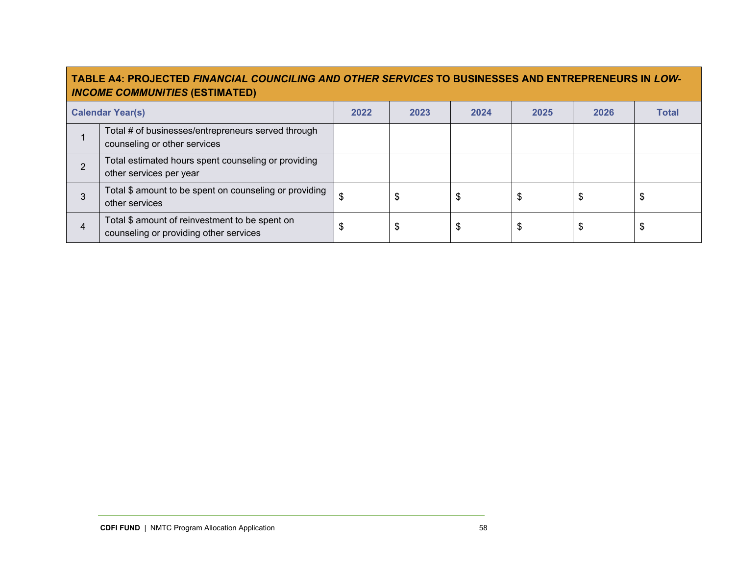| **TABLE A4: PROJECTED *FINANCIAL COUNCILING AND OTHER SERVICES* TO BUSINESSES AND ENTREPRENEURS IN *LOW-INCOME COMMUNITIES* (ESTIMATED)** | | | | | | | |
|---|---|---|---|---|---|---|---|
| **Calendar Year(s)** | | **2022** | **2023** | **2024** | **2025** | **2026** | **Total** |
| 1 | Total # of businesses/entrepreneurs served through counseling or other services | | | | | | |
| 2 | Total estimated hours spent counseling or providing other services per year | | | | | | |
| 3 | Total $ amount to be spent on counseling or providing other services | $ | $ | $ | $ | $ | $ |
| 4 | Total $ amount of reinvestment to be spent on counseling or providing other services | $ | $ | $ | $ | $ | $ |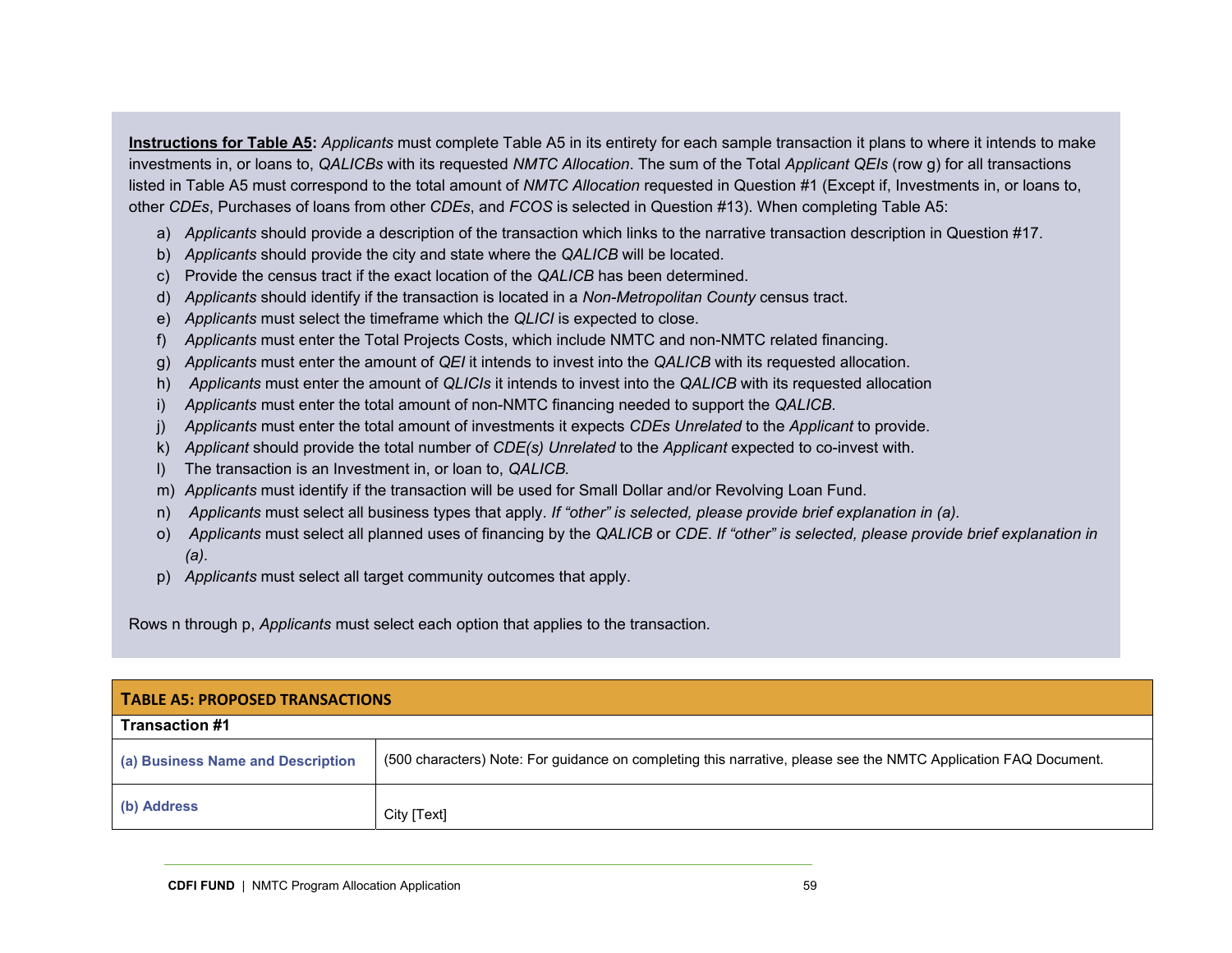**<u>Instructions for Table A5</u>:** *Applicants* must complete Table A5 in its entirety for each sample transaction it plans to where it intends to make investments in, or loans to, *QALICBs* with its requested *NMTC Allocation*. The sum of the Total *Applicant QEIs* (row g) for all transactions listed in Table A5 must correspond to the total amount of *NMTC Allocation* requested in Question #1 (Except if, Investments in, or loans to, other *CDEs*, Purchases of loans from other *CDEs*, and *FCOS* is selected in Question #13). When completing Table A5:

a) *Applicants* should provide a description of the transaction which links to the narrative transaction description in Question #17.
b) *Applicants* should provide the city and state where the *QALICB* will be located.
c) Provide the census tract if the exact location of the *QALICB* has been determined.
d) *Applicants* should identify if the transaction is located in a *Non-Metropolitan County* census tract.
e) *Applicants* must select the timeframe which the *QLICI* is expected to close.
f) *Applicants* must enter the Total Projects Costs, which include NMTC and non-NMTC related financing.
g) *Applicants* must enter the amount of *QEI* it intends to invest into the *QALICB* with its requested allocation.
h) *Applicants* must enter the amount of *QLICIs* it intends to invest into the *QALICB* with its requested allocation
i) *Applicants* must enter the total amount of non-NMTC financing needed to support the *QALICB*.
j) *Applicants* must enter the total amount of investments it expects *CDEs Unrelated* to the *Applicant* to provide.
k) *Applicant* should provide the total number of *CDE(s) Unrelated* to the *Applicant* expected to co-invest with.
l) The transaction is an Investment in, or loan to, *QALICB.*
m) *Applicants* must identify if the transaction will be used for Small Dollar and/or Revolving Loan Fund.
n) *Applicants* must select all business types that apply. *If "other" is selected, please provide brief explanation in (a).*
o) *Applicants* must select all planned uses of financing by the *QALICB* or *CDE*. *If "other" is selected, please provide brief explanation in (a).*
p) *Applicants* must select all target community outcomes that apply.

Rows n through p, *Applicants* must select each option that applies to the transaction.

| **TABLE A5: PROPOSED TRANSACTIONS** | |
|---|---|
| **Transaction #1** | |
| **(a) Business Name and Description** | (500 characters) Note: For guidance on completing this narrative, please see the NMTC Application FAQ Document. |
| **(b) Address** | City [Text] |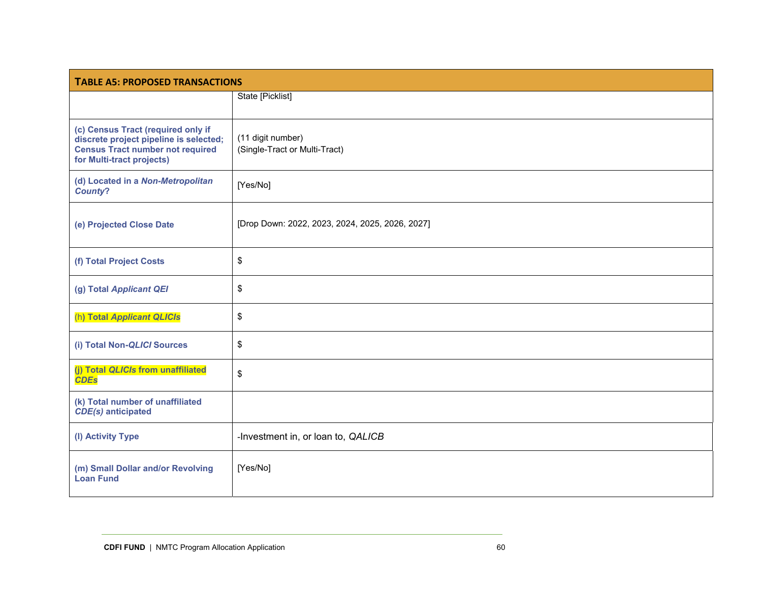| TABLE A5: PROPOSED TRANSACTIONS | |
|---|---|
| | State [Picklist] |
| **(c) Census Tract (required only if discrete project pipeline is selected; Census Tract number not required for Multi-tract projects)** | (11 digit number)<br>(Single-Tract or Multi-Tract) |
| **(d) Located in a *Non-Metropolitan County*?** | [Yes/No] |
| **(e) Projected Close Date** | [Drop Down: 2022, 2023, 2024, 2025, 2026, 2027] |
| **(f) Total Project Costs** | $ |
| **(g) Total *Applicant QEI*** | $ |
| **(h) Total *Applicant QLICIs*** | $ |
| **(i) Total Non-*QLICI* Sources** | $ |
| **(j) Total *QLICIs* from unaffiliated *CDEs*** | $ |
| **(k) Total number of unaffiliated *CDE(s)* anticipated** | |
| **(l) Activity Type** | -Investment in, or loan to, *QALICB* |
| **(m) Small Dollar and/or Revolving Loan Fund** | [Yes/No] |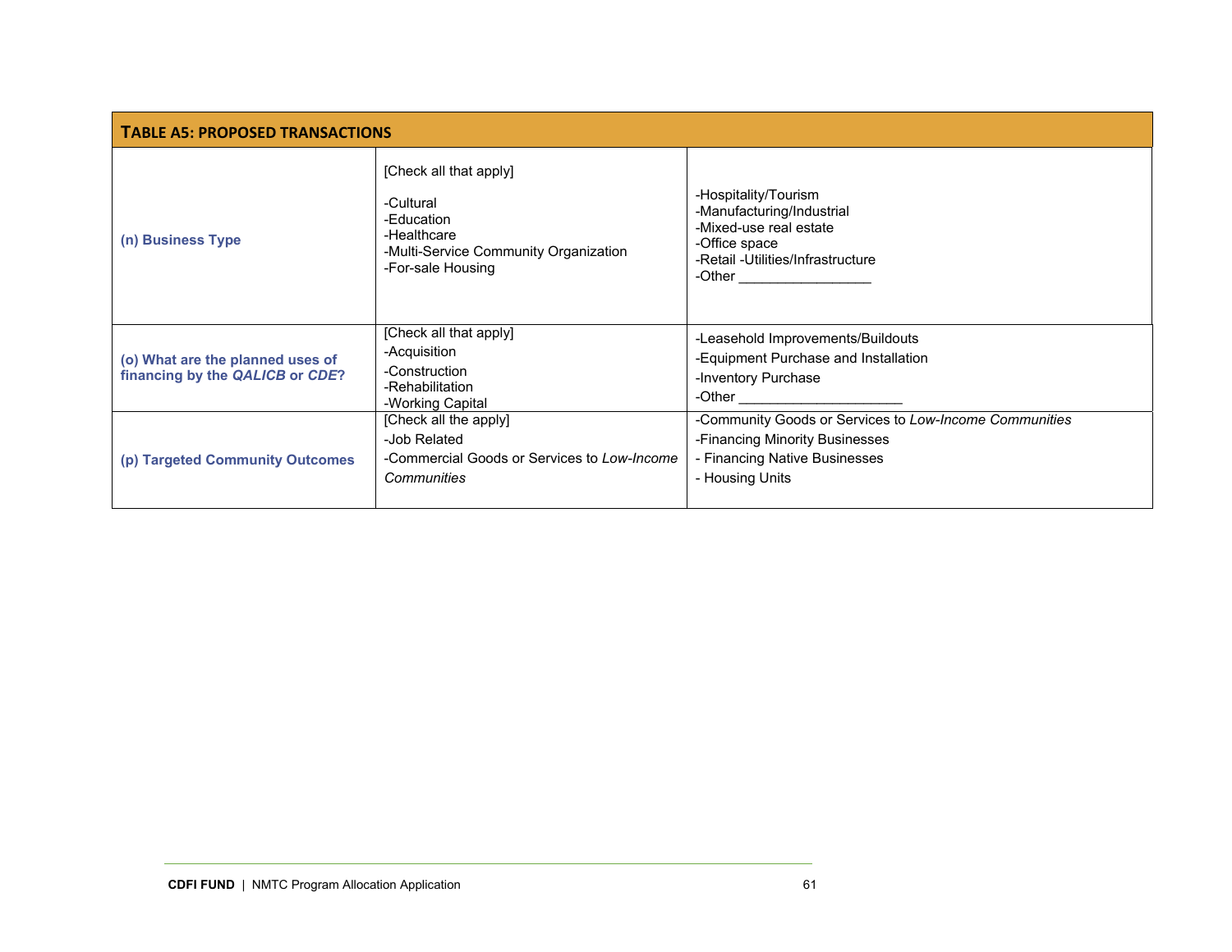| TABLE A5: PROPOSED TRANSACTIONS | | |
|---|---|---|
| **(n) Business Type** | [Check all that apply]<br><br>-Cultural<br>-Education<br>-Healthcare<br>-Multi-Service Community Organization<br>-For-sale Housing | -Hospitality/Tourism<br>-Manufacturing/Industrial<br>-Mixed-use real estate<br>-Office space<br>-Retail -Utilities/Infrastructure<br>-Other ________________ |
| **(o) What are the planned uses of financing by the *QALICB* or *CDE*?** | [Check all that apply]<br>-Acquisition<br>-Construction<br>-Rehabilitation<br>-Working Capital | -Leasehold Improvements/Buildouts<br>-Equipment Purchase and Installation<br>-Inventory Purchase<br>-Other ____________________ |
| **(p) Targeted Community Outcomes** | [Check all the apply]<br>-Job Related<br>-Commercial Goods or Services to *Low-Income Communities* | -Community Goods or Services to *Low-Income Communities*<br>-Financing Minority Businesses<br>- Financing Native Businesses<br>- Housing Units |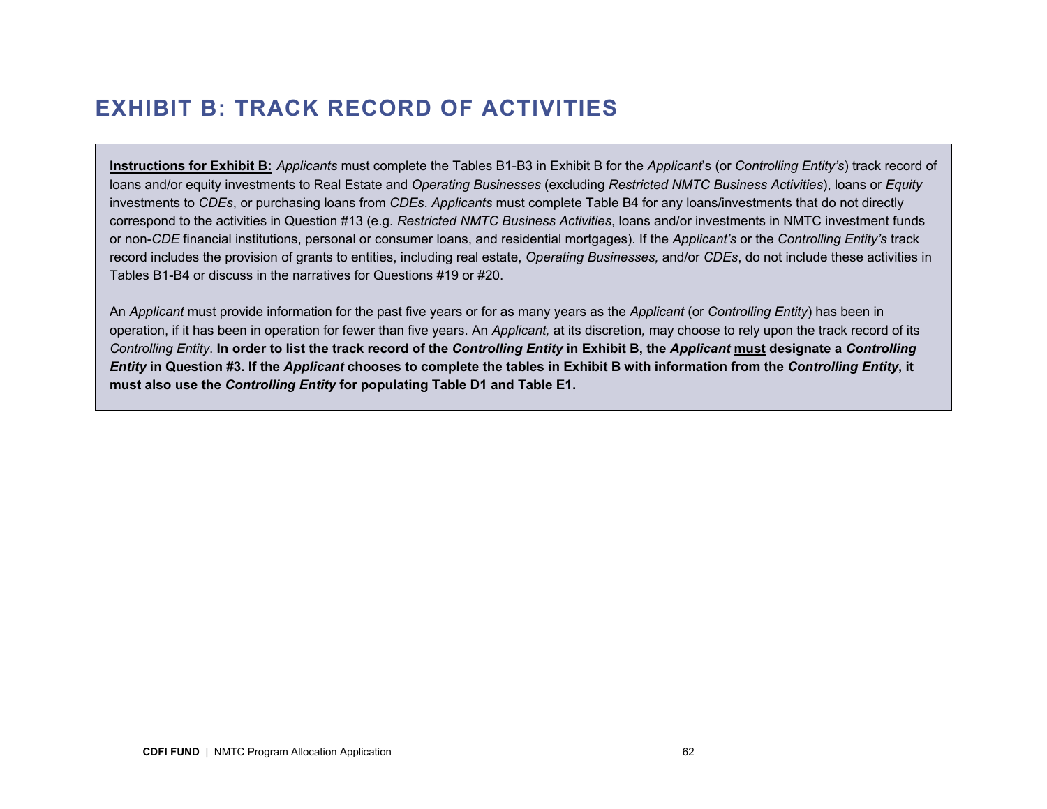# EXHIBIT B: TRACK RECORD OF ACTIVITIES

**Instructions for Exhibit B:** *Applicants* must complete the Tables B1-B3 in Exhibit B for the *Applicant*'s (or *Controlling Entity's*) track record of loans and/or equity investments to Real Estate and *Operating Businesses* (excluding *Restricted NMTC Business Activities*), loans or *Equity* investments to *CDEs*, or purchasing loans from *CDEs*. *Applicants* must complete Table B4 for any loans/investments that do not directly correspond to the activities in Question #13 (e.g. *Restricted NMTC Business Activities*, loans and/or investments in NMTC investment funds or non-*CDE* financial institutions, personal or consumer loans, and residential mortgages). If the *Applicant's* or the *Controlling Entity's* track record includes the provision of grants to entities, including real estate, *Operating Businesses,* and/or *CDEs*, do not include these activities in Tables B1-B4 or discuss in the narratives for Questions #19 or #20.

An *Applicant* must provide information for the past five years or for as many years as the *Applicant* (or *Controlling Entity*) has been in operation, if it has been in operation for fewer than five years. An *Applicant,* at its discretion, may choose to rely upon the track record of its *Controlling Entity*. **In order to list the track record of the *Controlling Entity* in Exhibit B, the *Applicant* must designate a *Controlling Entity* in Question #3. If the *Applicant* chooses to complete the tables in Exhibit B with information from the *Controlling Entity*, it must also use the *Controlling Entity* for populating Table D1 and Table E1.**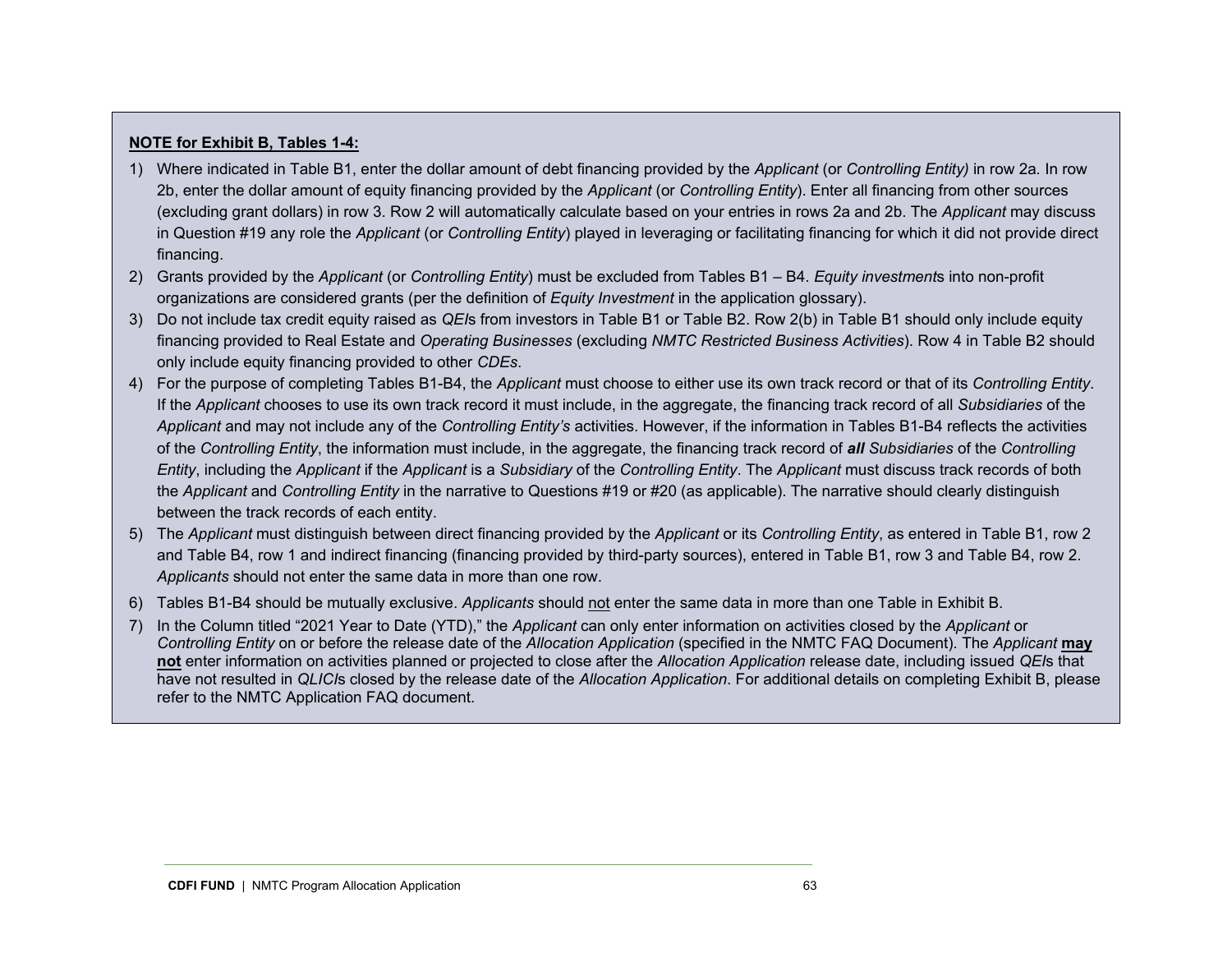**NOTE for Exhibit B, Tables 1-4:**

1) Where indicated in Table B1, enter the dollar amount of debt financing provided by the *Applicant* (or *Controlling Entity)* in row 2a. In row 2b, enter the dollar amount of equity financing provided by the *Applicant* (or *Controlling Entity*). Enter all financing from other sources (excluding grant dollars) in row 3. Row 2 will automatically calculate based on your entries in rows 2a and 2b. The *Applicant* may discuss in Question #19 any role the *Applicant* (or *Controlling Entity*) played in leveraging or facilitating financing for which it did not provide direct financing.
2) Grants provided by the *Applicant* (or *Controlling Entity*) must be excluded from Tables B1 – B4. *Equity investment*s into non-profit organizations are considered grants (per the definition of *Equity Investment* in the application glossary).
3) Do not include tax credit equity raised as *QEI*s from investors in Table B1 or Table B2. Row 2(b) in Table B1 should only include equity financing provided to Real Estate and *Operating Businesses* (excluding *NMTC Restricted Business Activities*). Row 4 in Table B2 should only include equity financing provided to other *CDEs*.
4) For the purpose of completing Tables B1-B4, the *Applicant* must choose to either use its own track record or that of its *Controlling Entity*. If the *Applicant* chooses to use its own track record it must include, in the aggregate, the financing track record of all *Subsidiaries* of the *Applicant* and may not include any of the *Controlling Entity's* activities. However, if the information in Tables B1-B4 reflects the activities of the *Controlling Entity*, the information must include, in the aggregate, the financing track record of ***all*** *Subsidiaries* of the *Controlling Entity*, including the *Applicant* if the *Applicant* is a *Subsidiary* of the *Controlling Entity*. The *Applicant* must discuss track records of both the *Applicant* and *Controlling Entity* in the narrative to Questions #19 or #20 (as applicable). The narrative should clearly distinguish between the track records of each entity.
5) The *Applicant* must distinguish between direct financing provided by the *Applicant* or its *Controlling Entity*, as entered in Table B1, row 2 and Table B4, row 1 and indirect financing (financing provided by third-party sources), entered in Table B1, row 3 and Table B4, row 2. *Applicants* should not enter the same data in more than one row.
6) Tables B1-B4 should be mutually exclusive. *Applicants* should not enter the same data in more than one Table in Exhibit B.
7) In the Column titled "2021 Year to Date (YTD)," the *Applicant* can only enter information on activities closed by the *Applicant* or *Controlling Entity* on or before the release date of the *Allocation Application* (specified in the NMTC FAQ Document). The *Applicant* **may not** enter information on activities planned or projected to close after the *Allocation Application* release date, including issued *QEI*s that have not resulted in *QLICI*s closed by the release date of the *Allocation Application*. For additional details on completing Exhibit B, please refer to the NMTC Application FAQ document.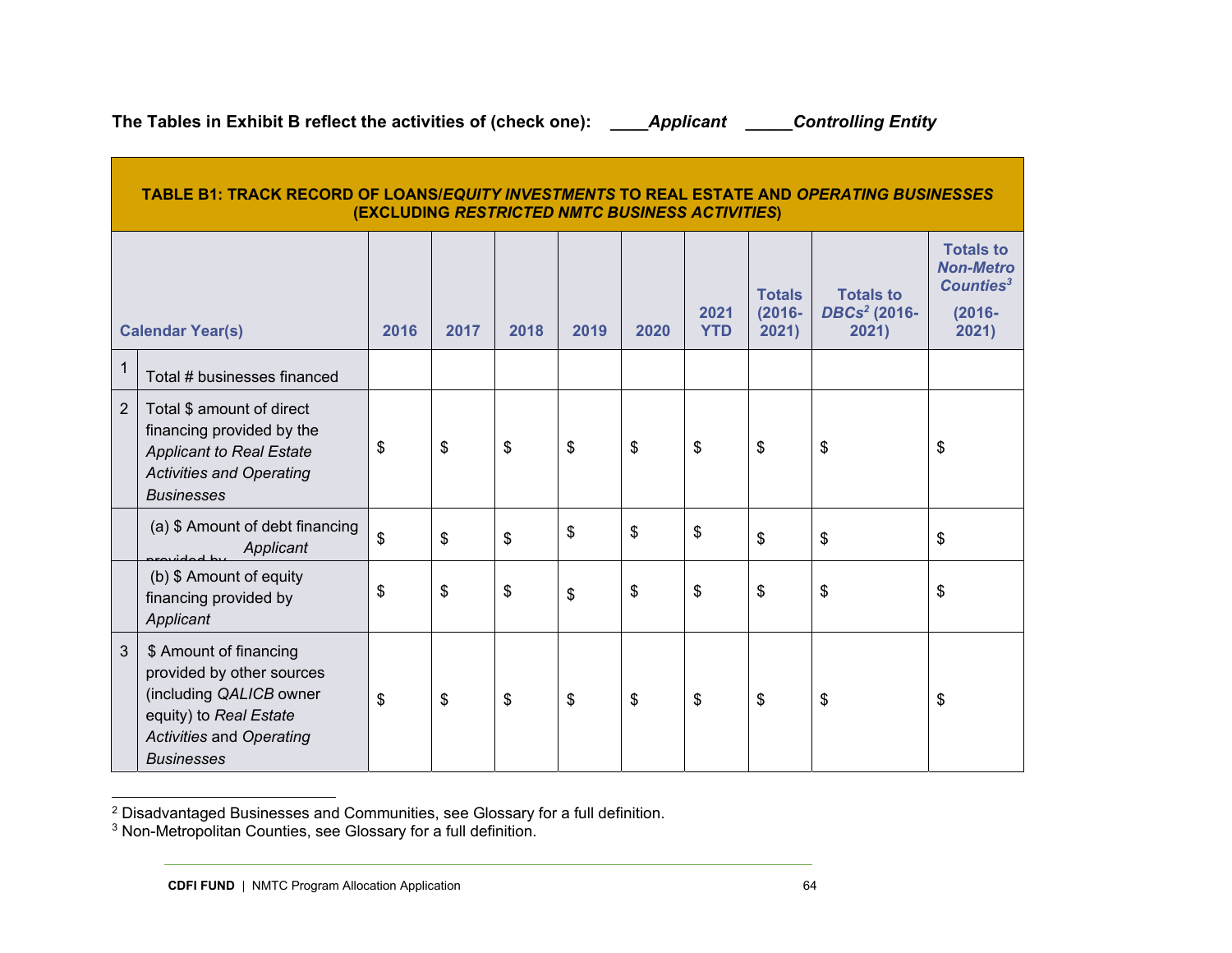**The Tables in Exhibit B reflect the activities of (check one): \_\_\_\_*Applicant* \_\_\_\_\_*Controlling Entity***

| **TABLE B1: TRACK RECORD OF LOANS/*EQUITY INVESTMENTS* TO REAL ESTATE AND *OPERATING BUSINESSES* (EXCLUDING *RESTRICTED NMTC BUSINESS ACTIVITIES*)** | | | | | | | | | | |
|---|---|---|---|---|---|---|---|---|---|---|
| **Calendar Year(s)** | | **2016** | **2017** | **2018** | **2019** | **2020** | **2021 YTD** | **Totals (2016-2021)** | **Totals to *DBCs*[2] (2016-2021)** | **Totals to *Non-Metro Counties*[3] (2016-2021)** |
| 1 | Total # businesses financed | | | | | | | | | |
| 2 | Total $ amount of direct financing provided by the *Applicant to Real Estate Activities and Operating Businesses* | $ | $ | $ | $ | $ | $ | $ | $ | $ |
| | (a) $ Amount of debt financing provided by *Applicant* | $ | $ | $ | $ | $ | $ | $ | $ | $ |
| | (b) $ Amount of equity financing provided by *Applicant* | $ | $ | $ | $ | $ | $ | $ | $ | $ |
| 3 | $ Amount of financing provided by other sources (including *QALICB* owner equity) to *Real Estate Activities* and *Operating Businesses* | $ | $ | $ | $ | $ | $ | $ | $ | $ |

[2] Disadvantaged Businesses and Communities, see Glossary for a full definition.
[3] Non-Metropolitan Counties, see Glossary for a full definition.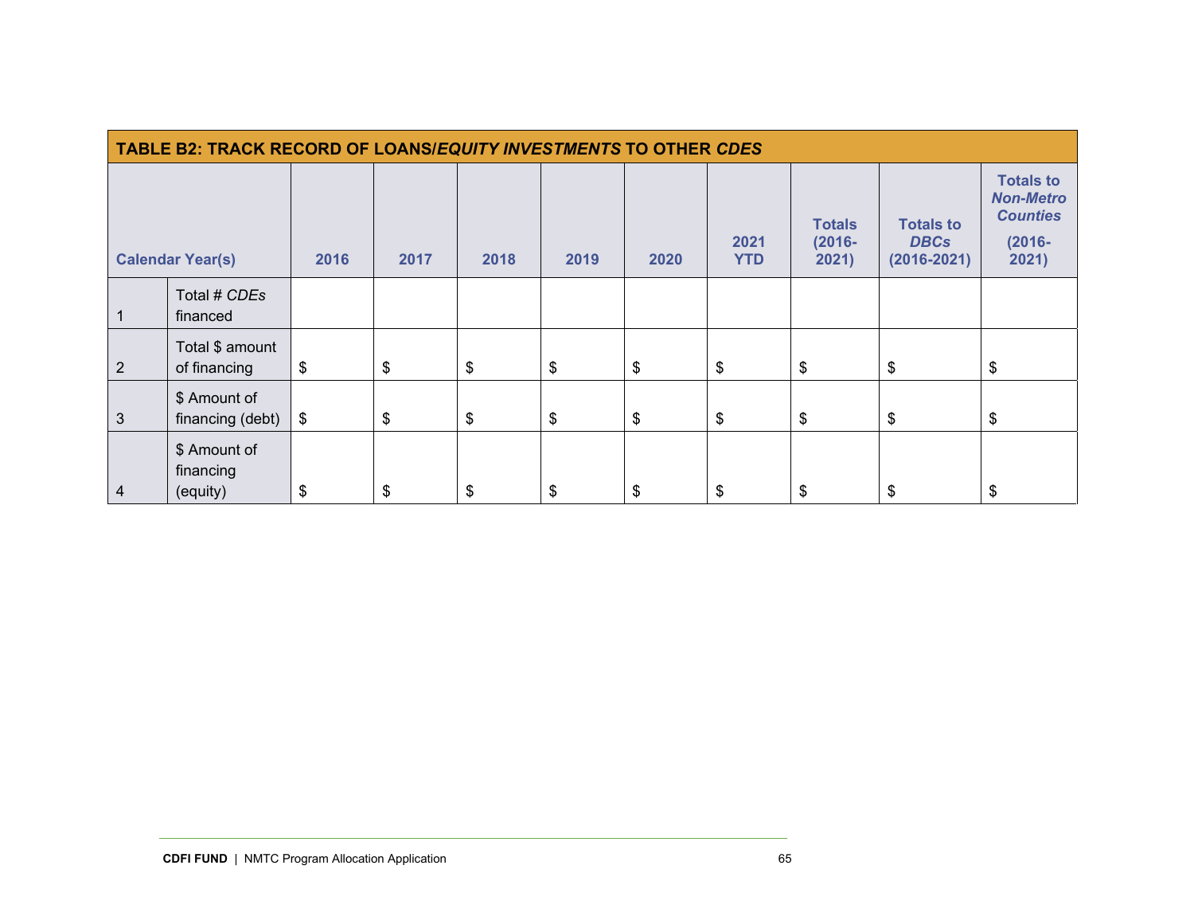| **TABLE B2: TRACK RECORD OF LOANS/*EQUITY INVESTMENTS* TO OTHER *CDES*** | | | | | | | | | | |
|---|---|---|---|---|---|---|---|---|---|---|
| **Calendar Year(s)** | | **2016** | **2017** | **2018** | **2019** | **2020** | **2021 YTD** | **Totals (2016-2021)** | **Totals to *DBCs* (2016-2021)** | **Totals to *Non-Metro Counties* (2016-2021)** |
| 1 | Total # *CDEs* financed | | | | | | | | | |
| 2 | Total $ amount of financing | $ | $ | $ | $ | $ | $ | $ | $ | $ |
| 3 | $ Amount of financing (debt) | $ | $ | $ | $ | $ | $ | $ | $ | $ |
| 4 | $ Amount of financing (equity) | $ | $ | $ | $ | $ | $ | $ | $ | $ |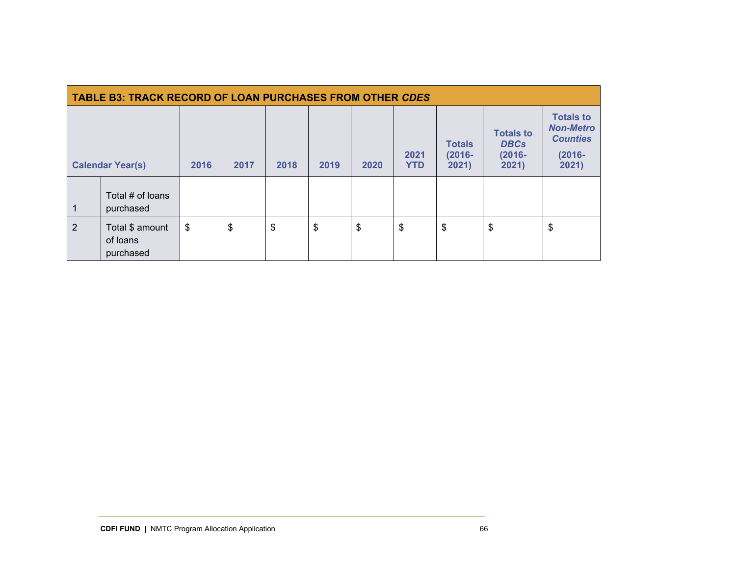| TABLE B3: TRACK RECORD OF LOAN PURCHASES FROM OTHER *CDES* | | | | | | | | | | |
|---|---|---|---|---|---|---|---|---|---|---|
| **Calendar Year(s)** | | **2016** | **2017** | **2018** | **2019** | **2020** | **2021 YTD** | **Totals (2016-2021)** | **Totals to *DBCs* (2016-2021)** | **Totals to *Non-Metro Counties* (2016-2021)** |
| 1 | Total # of loans purchased | | | | | | | | | |
| 2 | Total $ amount of loans purchased | $ | $ | $ | $ | $ | $ | $ | $ | $ |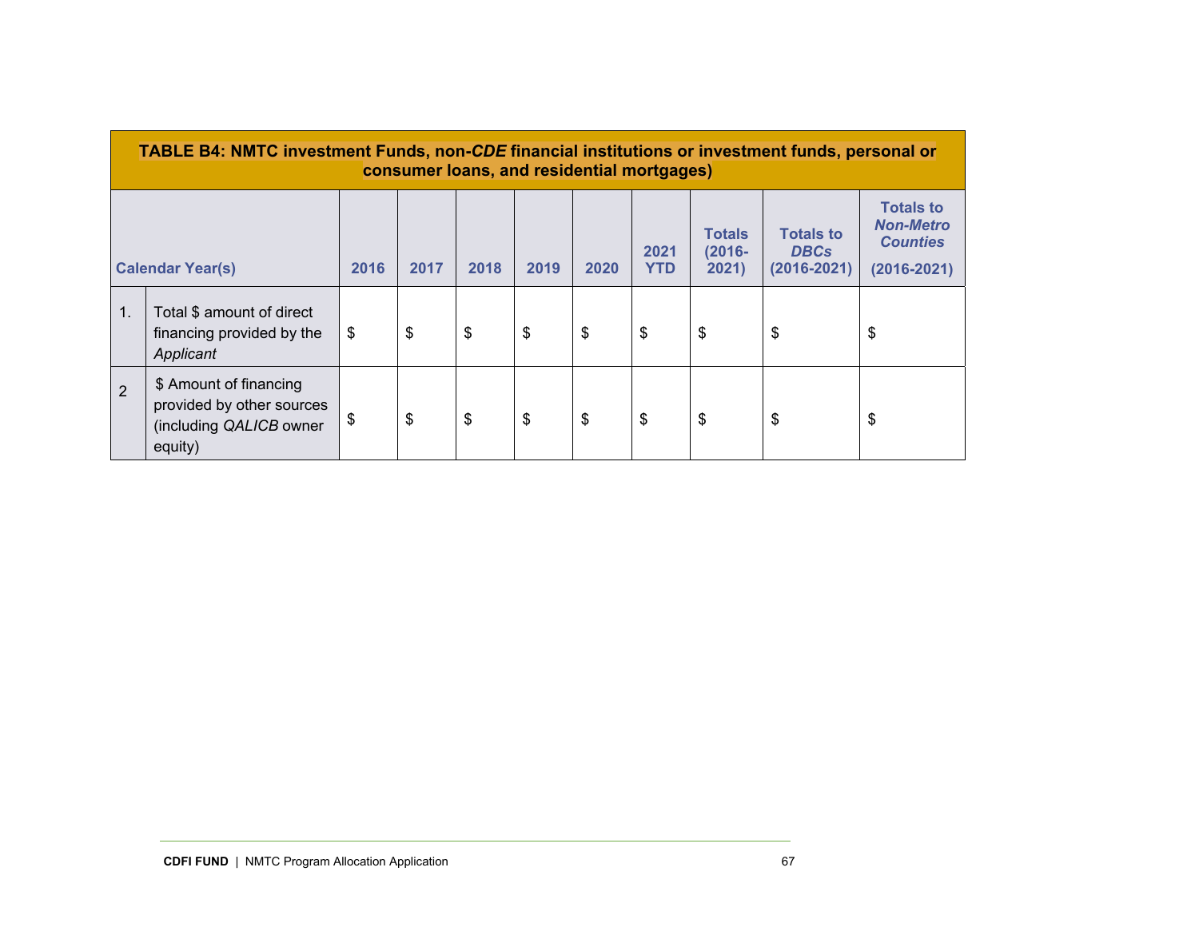**TABLE B4: NMTC investment Funds, non-*CDE* financial institutions or investment funds, personal or consumer loans, and residential mortgages)**

| | Calendar Year(s) | 2016 | 2017 | 2018 | 2019 | 2020 | 2021 YTD | Totals (2016-2021) | Totals to *DBCs* (2016-2021) | Totals to *Non-Metro Counties* (2016-2021) |
|---|---|---|---|---|---|---|---|---|---|---|
| 1. | Total $ amount of direct financing provided by the *Applicant* | $ | $ | $ | $ | $ | $ | $ | $ | $ |
| 2 | $ Amount of financing provided by other sources (including *QALICB* owner equity) | $ | $ | $ | $ | $ | $ | $ | $ | $ |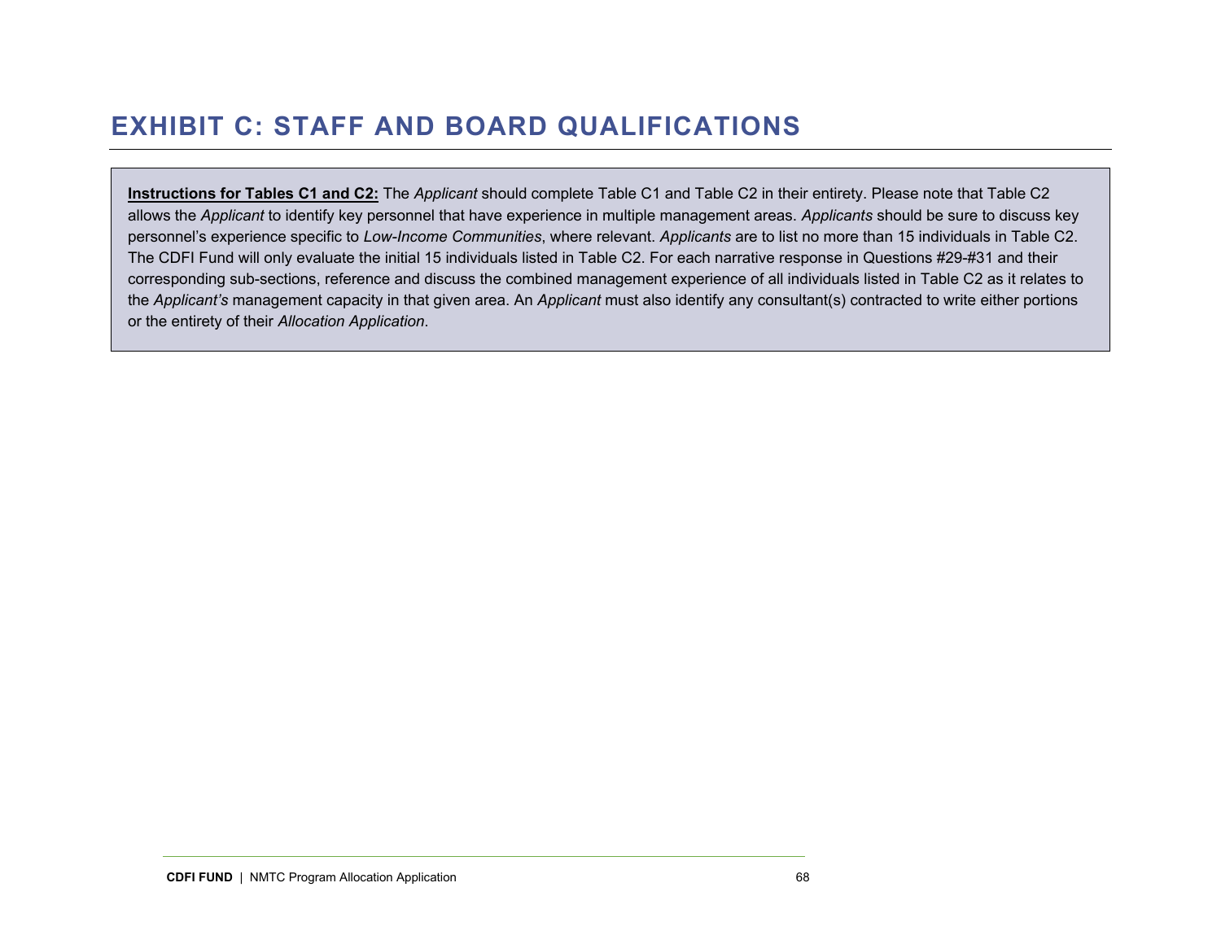# EXHIBIT C: STAFF AND BOARD QUALIFICATIONS

**Instructions for Tables C1 and C2:** The *Applicant* should complete Table C1 and Table C2 in their entirety. Please note that Table C2 allows the *Applicant* to identify key personnel that have experience in multiple management areas. *Applicants* should be sure to discuss key personnel's experience specific to *Low-Income Communities*, where relevant. *Applicants* are to list no more than 15 individuals in Table C2. The CDFI Fund will only evaluate the initial 15 individuals listed in Table C2. For each narrative response in Questions #29-#31 and their corresponding sub-sections, reference and discuss the combined management experience of all individuals listed in Table C2 as it relates to the *Applicant's* management capacity in that given area. An *Applicant* must also identify any consultant(s) contracted to write either portions or the entirety of their *Allocation Application*.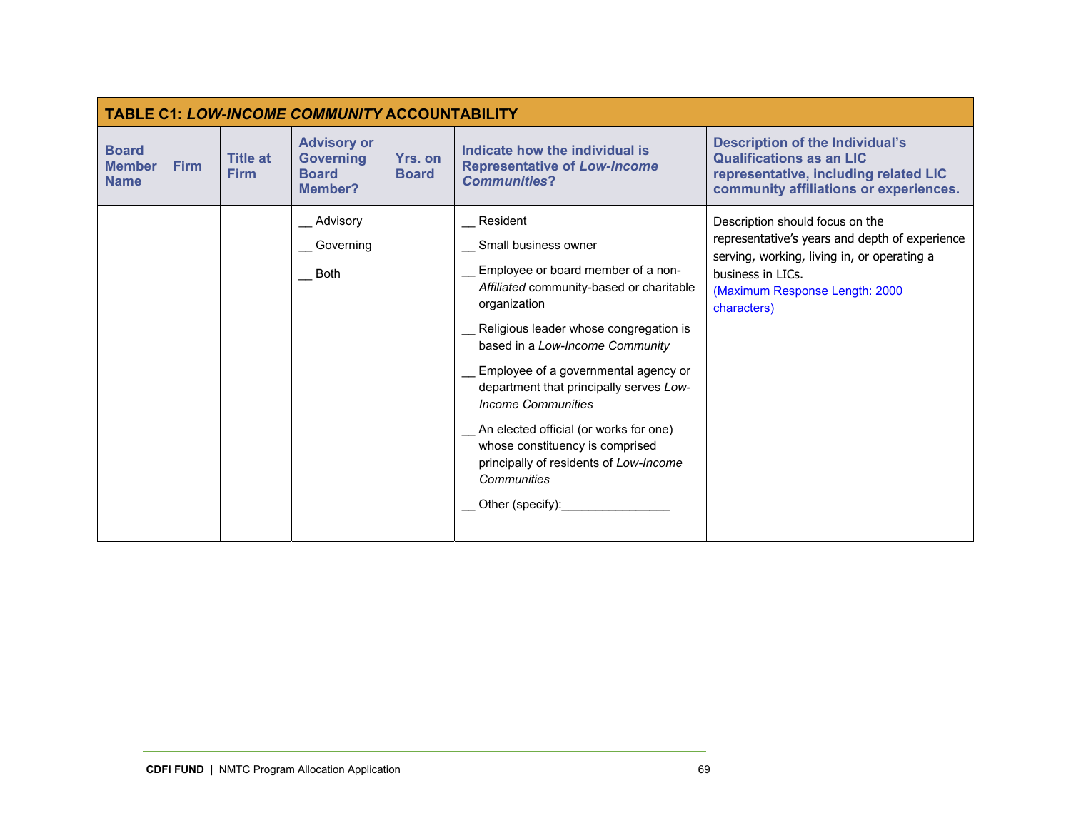| TABLE C1: *LOW-INCOME COMMUNITY* ACCOUNTABILITY | | | | | | |
|---|---|---|---|---|---|---|
| **Board Member Name** | **Firm** | **Title at Firm** | **Advisory or Governing Board Member?** | **Yrs. on Board** | **Indicate how the individual is Representative of *Low-Income Communities*?** | **Description of the Individual's Qualifications as an LIC representative, including related LIC community affiliations or experiences.** |
| | | | __ Advisory<br>__ Governing<br>__ Both | | __ Resident<br>__ Small business owner<br>__ Employee or board member of a non-*Affiliated* community-based or charitable organization<br>__ Religious leader whose congregation is based in a *Low-Income Community*<br>__ Employee of a governmental agency or department that principally serves *Low-Income Communities*<br>__ An elected official (or works for one) whose constituency is comprised principally of residents of *Low-Income Communities*<br>__ Other (specify):________________ | Description should focus on the representative's years and depth of experience serving, working, living in, or operating a business in LICs.<br>(Maximum Response Length: 2000 characters) |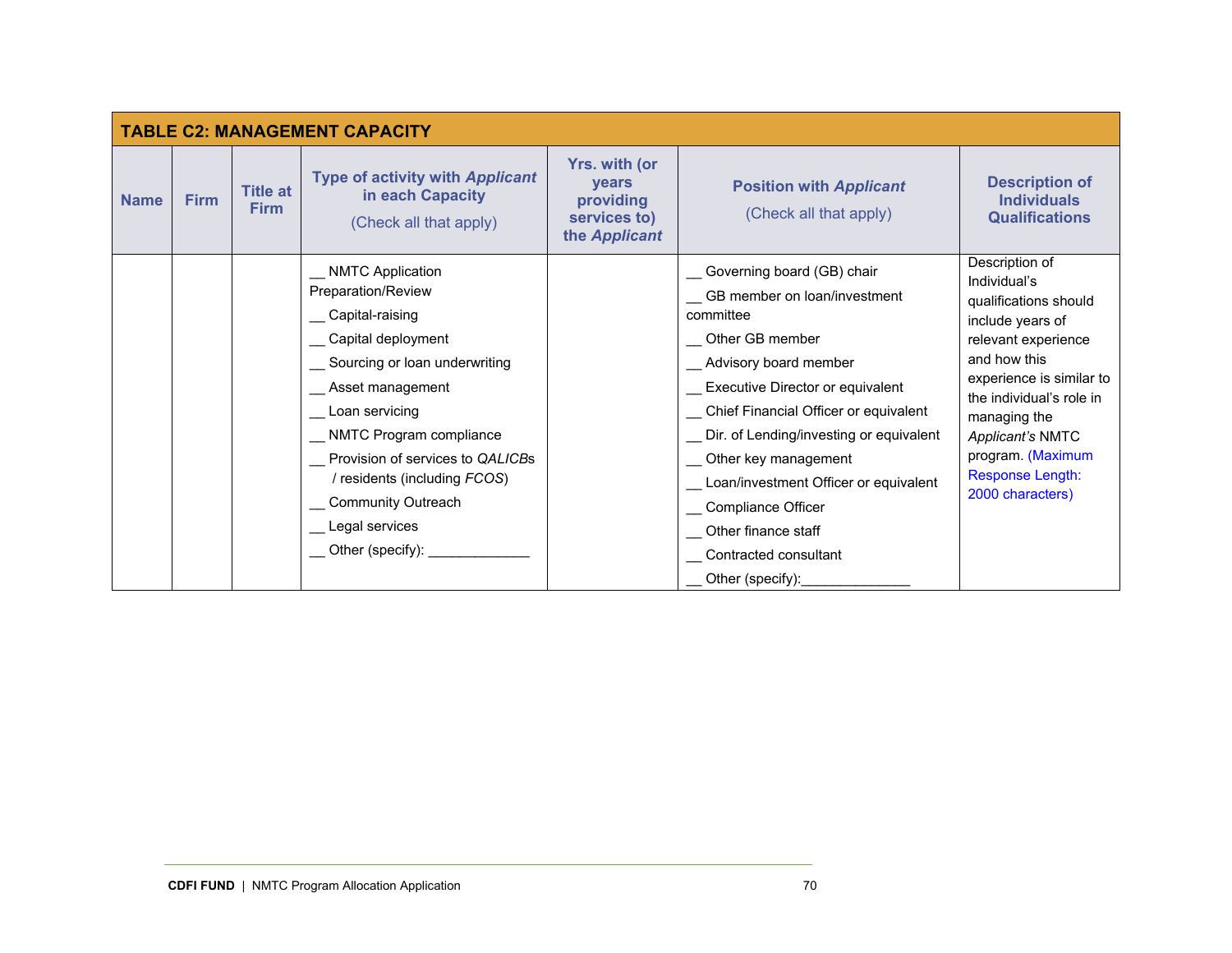**TABLE C2: MANAGEMENT CAPACITY**

| Name | Firm | Title at Firm | Type of activity with *Applicant* in each Capacity (Check all that apply) | Yrs. with (or years providing services to) the *Applicant* | Position with *Applicant* (Check all that apply) | Description of Individuals Qualifications |
|---|---|---|---|---|---|---|
| | | | __ NMTC Application Preparation/Review<br>__ Capital-raising<br>__ Capital deployment<br>__ Sourcing or loan underwriting<br>__ Asset management<br>__ Loan servicing<br>__ NMTC Program compliance<br>__ Provision of services to *QALICB*s / residents (including *FCOS*)<br>__ Community Outreach<br>__ Legal services<br>__ Other (specify): _____________ | | __ Governing board (GB) chair<br>__ GB member on loan/investment committee<br>__ Other GB member<br>__ Advisory board member<br>__ Executive Director or equivalent<br>__ Chief Financial Officer or equivalent<br>__ Dir. of Lending/investing or equivalent<br>__ Other key management<br>__ Loan/investment Officer or equivalent<br>__ Compliance Officer<br>__ Other finance staff<br>__ Contracted consultant<br>__ Other (specify):______________ | Description of Individual's qualifications should include years of relevant experience and how this experience is similar to the individual's role in managing the *Applicant's* NMTC program. (Maximum Response Length: 2000 characters) |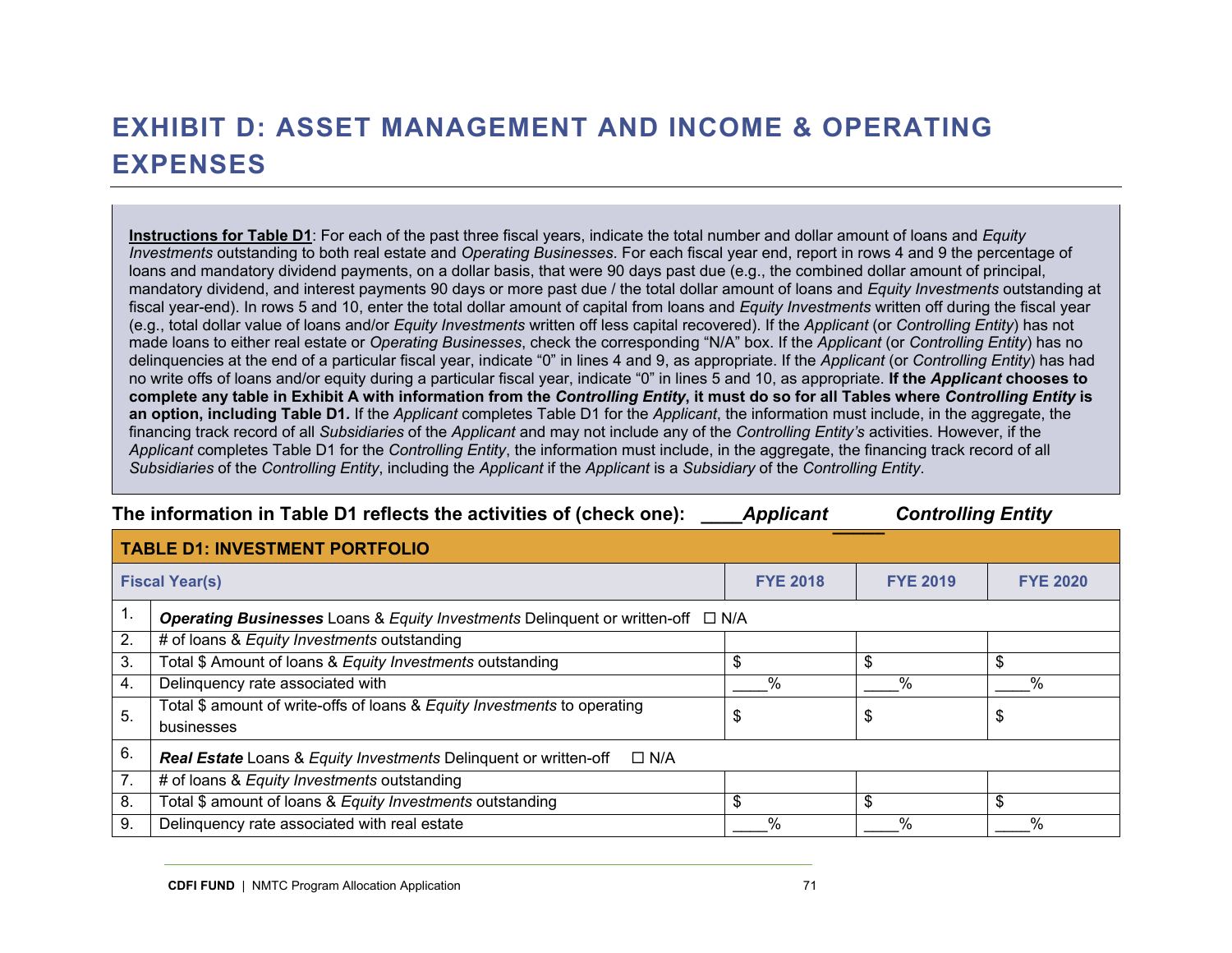# EXHIBIT D: ASSET MANAGEMENT AND INCOME & OPERATING EXPENSES

**Instructions for Table D1**: For each of the past three fiscal years, indicate the total number and dollar amount of loans and *Equity Investments* outstanding to both real estate and *Operating Businesses*. For each fiscal year end, report in rows 4 and 9 the percentage of loans and mandatory dividend payments, on a dollar basis, that were 90 days past due (e.g., the combined dollar amount of principal, mandatory dividend, and interest payments 90 days or more past due / the total dollar amount of loans and *Equity Investments* outstanding at fiscal year-end). In rows 5 and 10, enter the total dollar amount of capital from loans and *Equity Investments* written off during the fiscal year (e.g., total dollar value of loans and/or *Equity Investments* written off less capital recovered). If the *Applicant* (or *Controlling Entity*) has not made loans to either real estate or *Operating Businesses*, check the corresponding "N/A" box. If the *Applicant* (or *Controlling Entity*) has no delinquencies at the end of a particular fiscal year, indicate "0" in lines 4 and 9, as appropriate. If the *Applicant* (or *Controlling Entity*) has had no write offs of loans and/or equity during a particular fiscal year, indicate "0" in lines 5 and 10, as appropriate. **If the *Applicant* chooses to complete any table in Exhibit A with information from the *Controlling Entity*, it must do so for all Tables where *Controlling Entity* is an option, including Table D1.** If the *Applicant* completes Table D1 for the *Applicant*, the information must include, in the aggregate, the financing track record of all *Subsidiaries* of the *Applicant* and may not include any of the *Controlling Entity's* activities. However, if the *Applicant* completes Table D1 for the *Controlling Entity*, the information must include, in the aggregate, the financing track record of all *Subsidiaries* of the *Controlling Entity*, including the *Applicant* if the *Applicant* is a *Subsidiary* of the *Controlling Entity*.

**The information in Table D1 reflects the activities of (check one): ____*Applicant* ____*Controlling Entity***

| **TABLE D1: INVESTMENT PORTFOLIO** | | | | |
|---|---|---|---|---|
| **Fiscal Year(s)** | | **FYE 2018** | **FYE 2019** | **FYE 2020** |
| 1. | ***Operating Businesses*** Loans & *Equity Investments* Delinquent or written-off ☐ N/A | | | |
| 2. | # of loans & *Equity Investments* outstanding | | | |
| 3. | Total $ Amount of loans & *Equity Investments* outstanding | $ | $ | $ |
| 4. | Delinquency rate associated with | ____% | ____% | ____% |
| 5. | Total $ amount of write-offs of loans & *Equity Investments* to operating businesses | $ | $ | $ |
| 6. | ***Real Estate*** Loans & *Equity Investments* Delinquent or written-off ☐ N/A | | | |
| 7. | # of loans & *Equity Investments* outstanding | | | |
| 8. | Total $ amount of loans & *Equity Investments* outstanding | $ | $ | $ |
| 9. | Delinquency rate associated with real estate | ____% | ____% | ____% |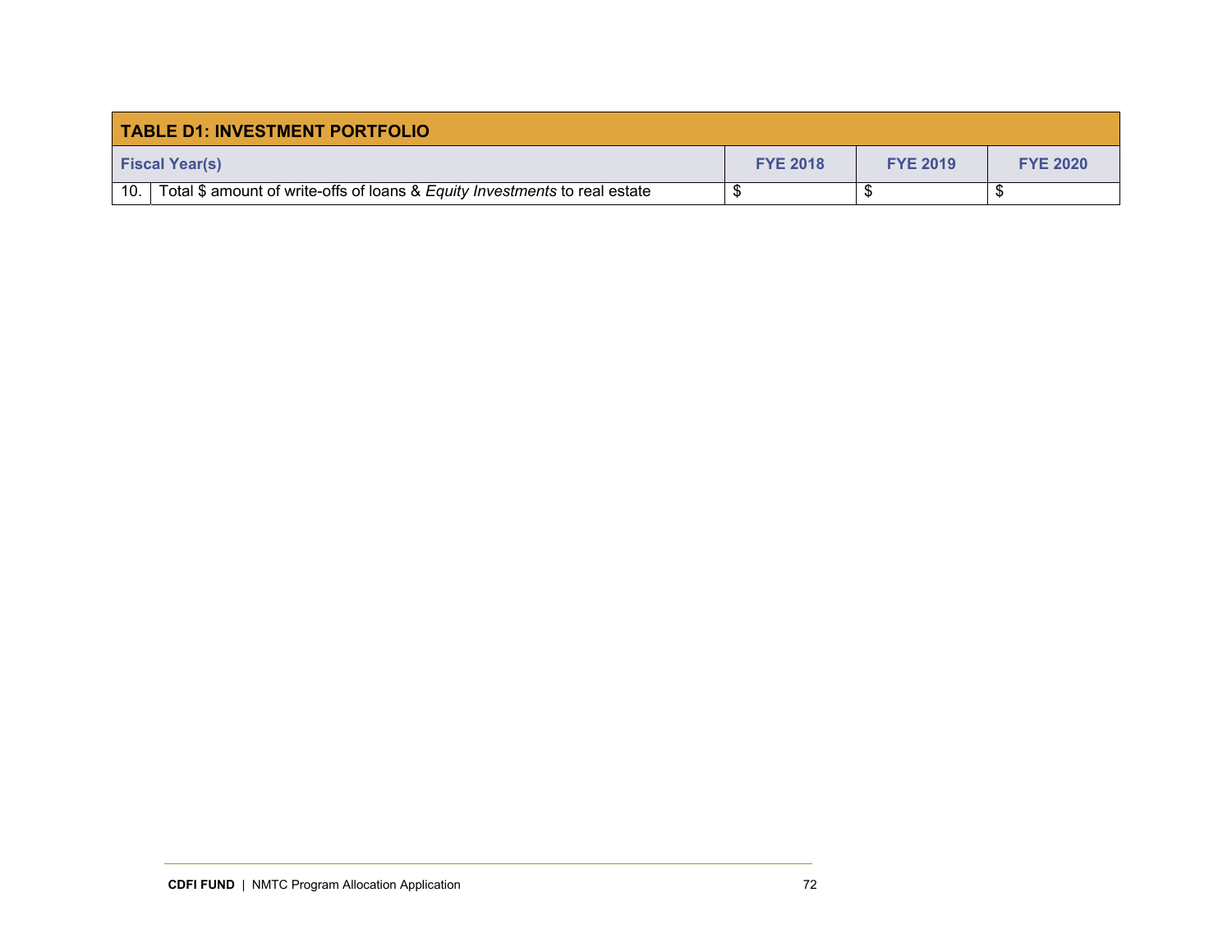| TABLE D1: INVESTMENT PORTFOLIO | | | | |
|---|---|---|---|---|
| **Fiscal Year(s)** | | **FYE 2018** | **FYE 2019** | **FYE 2020** |
| 10. | Total $ amount of write-offs of loans & *Equity Investments* to real estate | $ | $ | $ |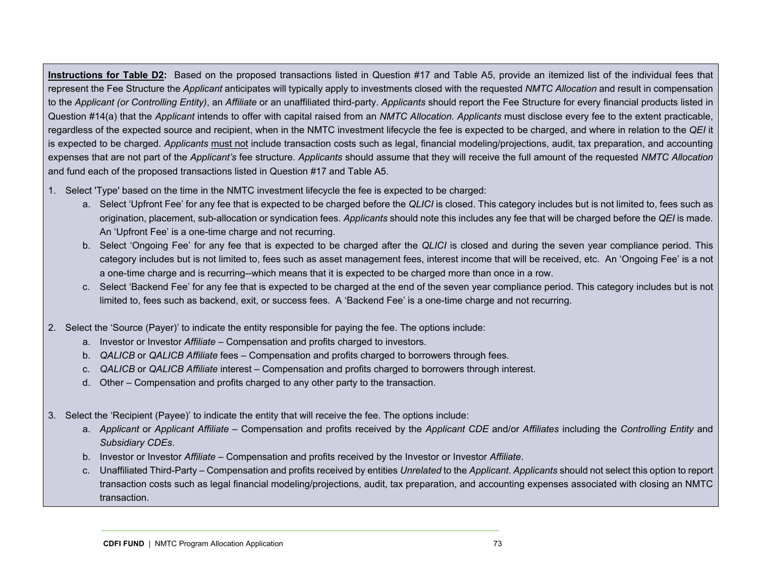**<u>Instructions for Table D2</u>:** Based on the proposed transactions listed in Question #17 and Table A5, provide an itemized list of the individual fees that represent the Fee Structure the *Applicant* anticipates will typically apply to investments closed with the requested *NMTC Allocation* and result in compensation to the *Applicant (or Controlling Entity)*, an *Affiliate* or an unaffiliated third-party. *Applicants* should report the Fee Structure for every financial products listed in Question #14(a) that the *Applicant* intends to offer with capital raised from an *NMTC Allocation*. *Applicants* must disclose every fee to the extent practicable, regardless of the expected source and recipient, when in the NMTC investment lifecycle the fee is expected to be charged, and where in relation to the *QEI* it is expected to be charged. *Applicants* <u>must not</u> include transaction costs such as legal, financial modeling/projections, audit, tax preparation, and accounting expenses that are not part of the *Applicant's* fee structure. *Applicants* should assume that they will receive the full amount of the requested *NMTC Allocation* and fund each of the proposed transactions listed in Question #17 and Table A5.

1. Select 'Type' based on the time in the NMTC investment lifecycle the fee is expected to be charged:
    a. Select 'Upfront Fee' for any fee that is expected to be charged before the *QLICI* is closed. This category includes but is not limited to, fees such as origination, placement, sub-allocation or syndication fees. *Applicants* should note this includes any fee that will be charged before the *QEI* is made. An 'Upfront Fee' is a one-time charge and not recurring.
    b. Select 'Ongoing Fee' for any fee that is expected to be charged after the *QLICI* is closed and during the seven year compliance period. This category includes but is not limited to, fees such as asset management fees, interest income that will be received, etc. An 'Ongoing Fee' is a not a one-time charge and is recurring--which means that it is expected to be charged more than once in a row.
    c. Select 'Backend Fee' for any fee that is expected to be charged at the end of the seven year compliance period. This category includes but is not limited to, fees such as backend, exit, or success fees. A 'Backend Fee' is a one-time charge and not recurring.

2. Select the 'Source (Payer)' to indicate the entity responsible for paying the fee. The options include:
    a. Investor or Investor *Affiliate* – Compensation and profits charged to investors.
    b. *QALICB* or *QALICB Affiliate* fees – Compensation and profits charged to borrowers through fees.
    c. *QALICB* or *QALICB Affiliate* interest – Compensation and profits charged to borrowers through interest.
    d. Other – Compensation and profits charged to any other party to the transaction.

3. Select the 'Recipient (Payee)' to indicate the entity that will receive the fee. The options include:
    a. *Applicant* or *Applicant Affiliate* – Compensation and profits received by the *Applicant CDE* and/or *Affiliates* including the *Controlling Entity* and *Subsidiary CDEs*.
    b. Investor or Investor *Affiliate* – Compensation and profits received by the Investor or Investor *Affiliate*.
    c. Unaffiliated Third-Party – Compensation and profits received by entities *Unrelated* to the *Applicant*. *Applicants* should not select this option to report transaction costs such as legal financial modeling/projections, audit, tax preparation, and accounting expenses associated with closing an NMTC transaction.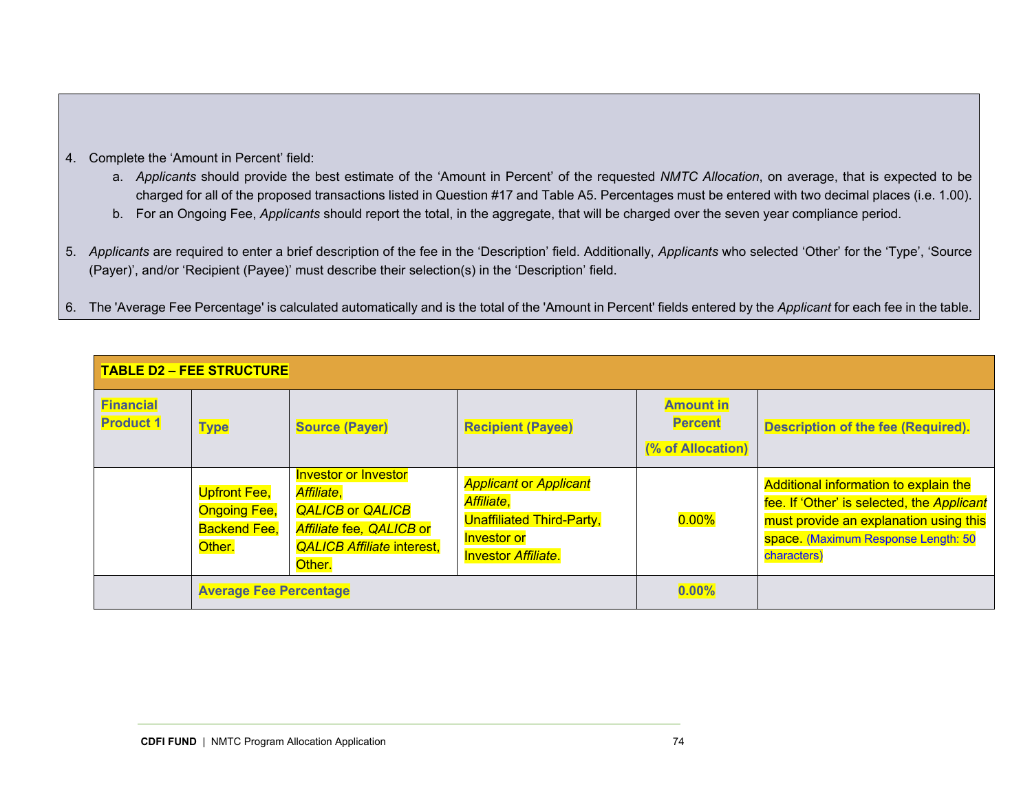4. Complete the 'Amount in Percent' field:
    a. *Applicants* should provide the best estimate of the 'Amount in Percent' of the requested *NMTC Allocation*, on average, that is expected to be charged for all of the proposed transactions listed in Question #17 and Table A5. Percentages must be entered with two decimal places (i.e. 1.00).
    b. For an Ongoing Fee, *Applicants* should report the total, in the aggregate, that will be charged over the seven year compliance period.

5. *Applicants* are required to enter a brief description of the fee in the 'Description' field. Additionally, *Applicants* who selected 'Other' for the 'Type', 'Source (Payer)', and/or 'Recipient (Payee)' must describe their selection(s) in the 'Description' field.

6. The 'Average Fee Percentage' is calculated automatically and is the total of the 'Amount in Percent' fields entered by the *Applicant* for each fee in the table.

| **TABLE D2 – FEE STRUCTURE** | | | | | |
|---|---|---|---|---|---|
| **Financial Product 1** | **Type** | **Source (Payer)** | **Recipient (Payee)** | **Amount in Percent (% of Allocation)** | **Description of the fee (Required).** |
| | Upfront Fee, Ongoing Fee, Backend Fee, Other. | Investor or Investor *Affiliate*, *QALICB* or *QALICB Affiliate* fee, *QALICB* or *QALICB Affiliate* interest, Other. | *Applicant* or *Applicant Affiliate*, Unaffiliated Third-Party, Investor or Investor *Affiliate*. | 0.00% | Additional information to explain the fee. If 'Other' is selected, the *Applicant* must provide an explanation using this space. (Maximum Response Length: 50 characters) |
| | **Average Fee Percentage** | | | **0.00%** | |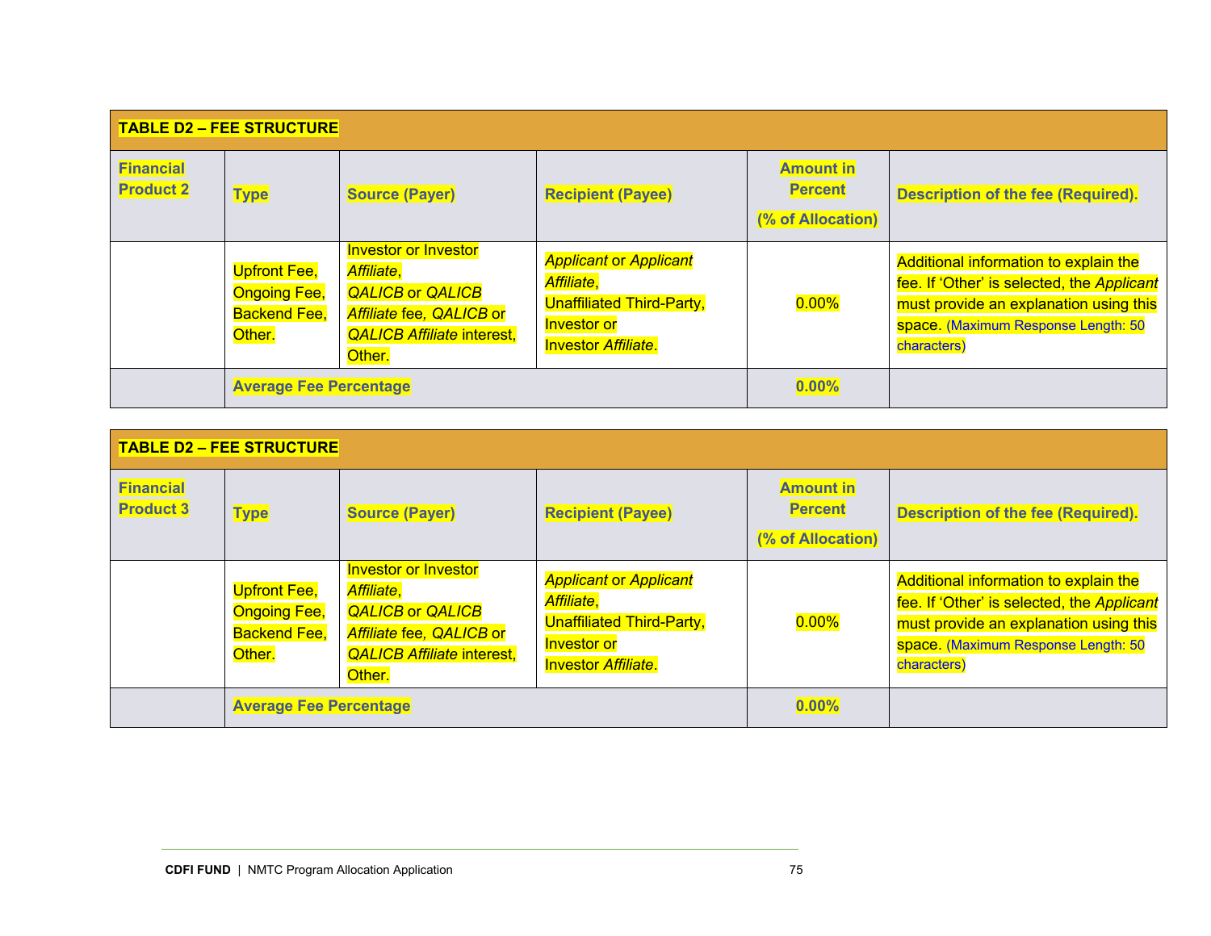| **TABLE D2 – FEE STRUCTURE** | | | | | |
|---|---|---|---|---|---|
| **Financial Product 2** | **Type** | **Source (Payer)** | **Recipient (Payee)** | **Amount in Percent (% of Allocation)** | **Description of the fee (Required).** |
| | Upfront Fee, Ongoing Fee, Backend Fee, Other. | Investor or Investor *Affiliate*, *QALICB* or *QALICB Affiliate* fee, *QALICB* or *QALICB Affiliate* interest, Other. | *Applicant* or *Applicant Affiliate*, Unaffiliated Third-Party, Investor or Investor *Affiliate*. | 0.00% | Additional information to explain the fee. If 'Other' is selected, the *Applicant* must provide an explanation using this space. (Maximum Response Length: 50 characters) |
| | **Average Fee Percentage** | | | **0.00%** | |

| **TABLE D2 – FEE STRUCTURE** | | | | | |
|---|---|---|---|---|---|
| **Financial Product 3** | **Type** | **Source (Payer)** | **Recipient (Payee)** | **Amount in Percent (% of Allocation)** | **Description of the fee (Required).** |
| | Upfront Fee, Ongoing Fee, Backend Fee, Other. | Investor or Investor *Affiliate*, *QALICB* or *QALICB Affiliate* fee, *QALICB* or *QALICB Affiliate* interest, Other. | *Applicant* or *Applicant Affiliate*, Unaffiliated Third-Party, Investor or Investor *Affiliate*. | 0.00% | Additional information to explain the fee. If 'Other' is selected, the *Applicant* must provide an explanation using this space. (Maximum Response Length: 50 characters) |
| | **Average Fee Percentage** | | | **0.00%** | |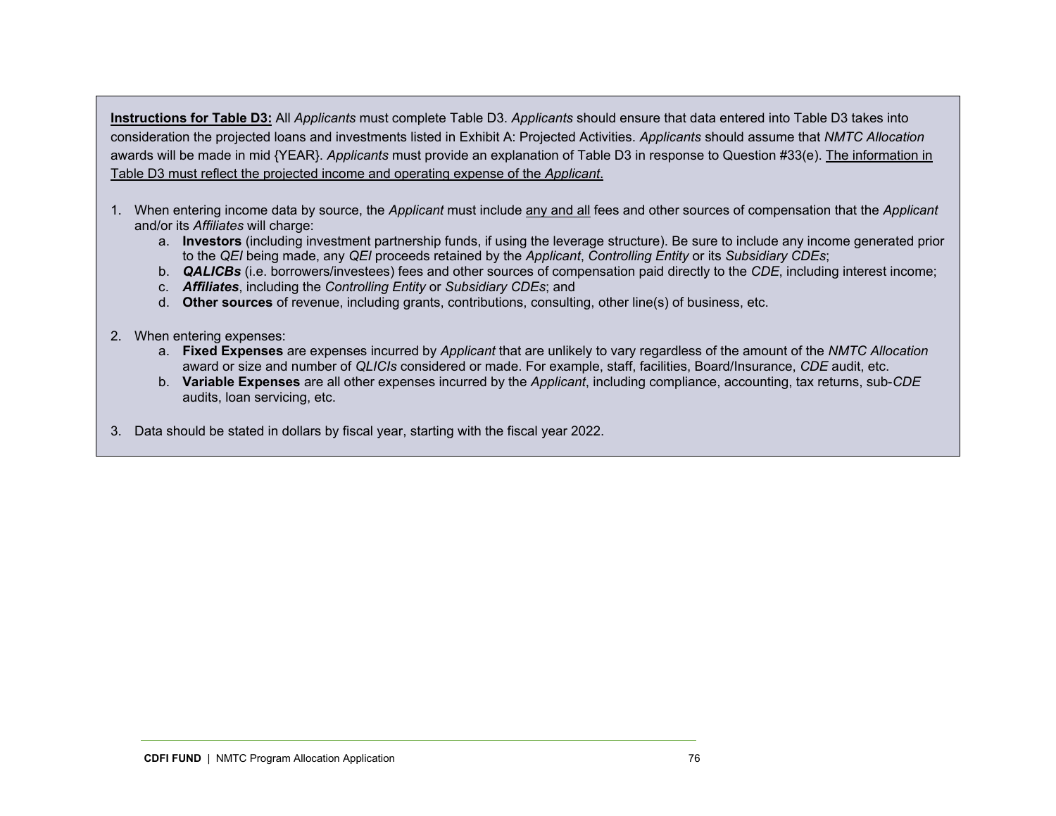**<u>Instructions for Table D3:</u>** All *Applicants* must complete Table D3. *Applicants* should ensure that data entered into Table D3 takes into consideration the projected loans and investments listed in Exhibit A: Projected Activities. *Applicants* should assume that *NMTC Allocation* awards will be made in mid {YEAR}. *Applicants* must provide an explanation of Table D3 in response to Question #33(e). <u>The information in Table D3 must reflect the projected income and operating expense of the *Applicant*.</u>

1. When entering income data by source, the *Applicant* must include <u>any and all</u> fees and other sources of compensation that the *Applicant* and/or its *Affiliates* will charge:
   a. **Investors** (including investment partnership funds, if using the leverage structure). Be sure to include any income generated prior to the *QEI* being made, any *QEI* proceeds retained by the *Applicant*, *Controlling Entity* or its *Subsidiary CDEs*;
   b. ***QALICBs*** (i.e. borrowers/investees) fees and other sources of compensation paid directly to the *CDE*, including interest income;
   c. ***Affiliates***, including the *Controlling Entity* or *Subsidiary CDEs*; and
   d. **Other sources** of revenue, including grants, contributions, consulting, other line(s) of business, etc.

2. When entering expenses:
   a. **Fixed Expenses** are expenses incurred by *Applicant* that are unlikely to vary regardless of the amount of the *NMTC Allocation* award or size and number of *QLICIs* considered or made. For example, staff, facilities, Board/Insurance, *CDE* audit, etc.
   b. **Variable Expenses** are all other expenses incurred by the *Applicant*, including compliance, accounting, tax returns, sub-*CDE* audits, loan servicing, etc.

3. Data should be stated in dollars by fiscal year, starting with the fiscal year 2022.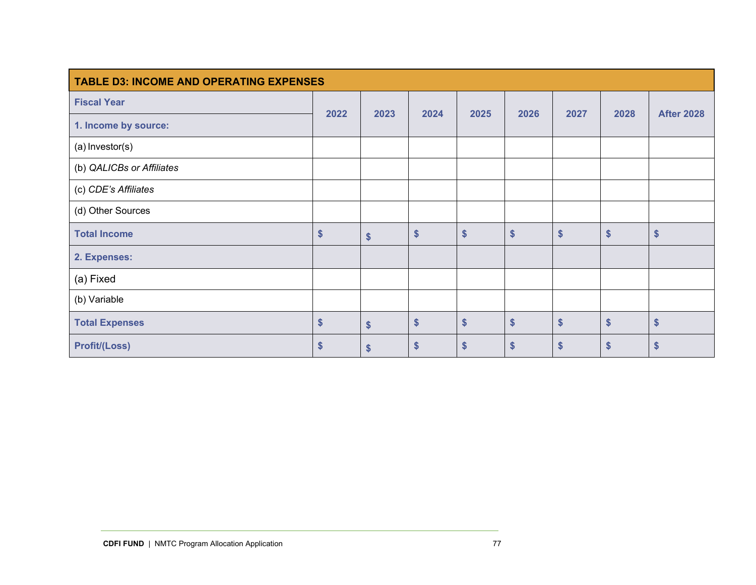| TABLE D3: INCOME AND OPERATING EXPENSES | | | | | | | | |
|---|---|---|---|---|---|---|---|---|
| **Fiscal Year** | **2022** | **2023** | **2024** | **2025** | **2026** | **2027** | **2028** | **After 2028** |
| **1. Income by source:** | | | | | | | | |
| (a) Investor(s) | | | | | | | | |
| (b) *QALICBs or Affiliates* | | | | | | | | |
| (c) *CDE's Affiliates* | | | | | | | | |
| (d) Other Sources | | | | | | | | |
| **Total Income** | **$** | **$** | **$** | **$** | **$** | **$** | **$** | **$** |
| **2. Expenses:** | | | | | | | | |
| (a) Fixed | | | | | | | | |
| (b) Variable | | | | | | | | |
| **Total Expenses** | **$** | **$** | **$** | **$** | **$** | **$** | **$** | **$** |
| **Profit/(Loss)** | **$** | **$** | **$** | **$** | **$** | **$** | **$** | **$** |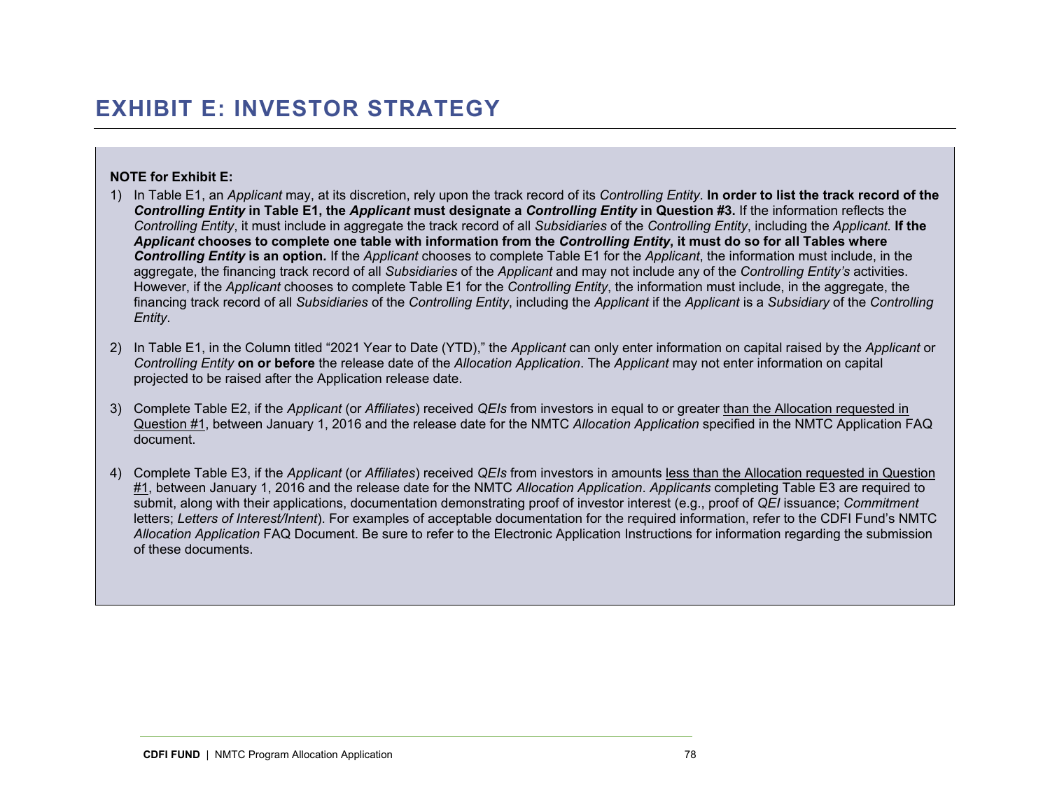# EXHIBIT E: INVESTOR STRATEGY

**NOTE for Exhibit E:**

1) In Table E1, an *Applicant* may, at its discretion, rely upon the track record of its *Controlling Entity*. **In order to list the track record of the *Controlling Entity* in Table E1, the *Applicant* must designate a *Controlling Entity* in Question #3.** If the information reflects the *Controlling Entity*, it must include in aggregate the track record of all *Subsidiaries* of the *Controlling Entity*, including the *Applicant.* **If the *Applicant* chooses to complete one table with information from the *Controlling Entity*, it must do so for all Tables where *Controlling Entity* is an option.** If the *Applicant* chooses to complete Table E1 for the *Applicant*, the information must include, in the aggregate, the financing track record of all *Subsidiaries* of the *Applicant* and may not include any of the *Controlling Entity's* activities. However, if the *Applicant* chooses to complete Table E1 for the *Controlling Entity*, the information must include, in the aggregate, the financing track record of all *Subsidiaries* of the *Controlling Entity*, including the *Applicant* if the *Applicant* is a *Subsidiary* of the *Controlling Entity*.

2) In Table E1, in the Column titled "2021 Year to Date (YTD)," the *Applicant* can only enter information on capital raised by the *Applicant* or *Controlling Entity* **on or before** the release date of the *Allocation Application*. The *Applicant* may not enter information on capital projected to be raised after the Application release date.

3) Complete Table E2, if the *Applicant* (or *Affiliates*) received *QEIs* from investors in equal to or greater than the Allocation requested in Question #1, between January 1, 2016 and the release date for the NMTC *Allocation Application* specified in the NMTC Application FAQ document.

4) Complete Table E3, if the *Applicant* (or *Affiliates*) received *QEIs* from investors in amounts less than the Allocation requested in Question #1, between January 1, 2016 and the release date for the NMTC *Allocation Application*. *Applicants* completing Table E3 are required to submit, along with their applications, documentation demonstrating proof of investor interest (e.g., proof of *QEI* issuance; *Commitment* letters; *Letters of Interest/Intent*). For examples of acceptable documentation for the required information, refer to the CDFI Fund's NMTC *Allocation Application* FAQ Document. Be sure to refer to the Electronic Application Instructions for information regarding the submission of these documents.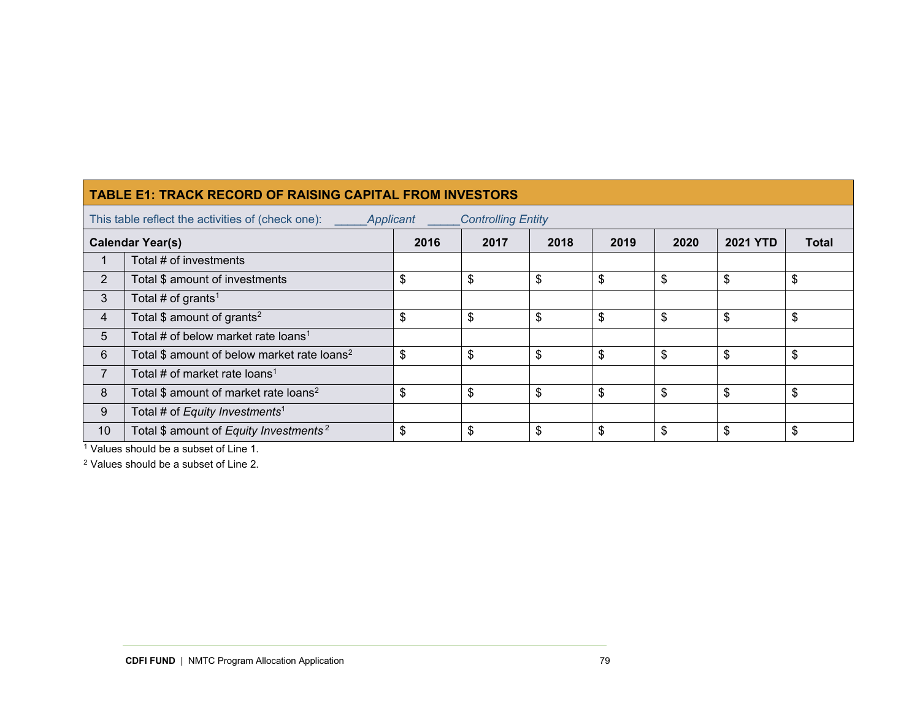## TABLE E1: TRACK RECORD OF RAISING CAPITAL FROM INVESTORS

This table reflect the activities of (check one): _____*Applicant* _____*Controlling Entity*

| | Calendar Year(s) | 2016 | 2017 | 2018 | 2019 | 2020 | 2021 YTD | Total |
|---|---|---|---|---|---|---|---|---|
| 1 | Total # of investments | | | | | | | |
| 2 | Total $ amount of investments | $ | $ | $ | $ | $ | $ | $ |
| 3 | Total # of grants[1] | | | | | | | |
| 4 | Total $ amount of grants[2] | $ | $ | $ | $ | $ | $ | $ |
| 5 | Total # of below market rate loans[1] | | | | | | | |
| 6 | Total $ amount of below market rate loans[2] | $ | $ | $ | $ | $ | $ | $ |
| 7 | Total # of market rate loans[1] | | | | | | | |
| 8 | Total $ amount of market rate loans[2] | $ | $ | $ | $ | $ | $ | $ |
| 9 | Total # of *Equity Investments*[1] | | | | | | | |
| 10 | Total $ amount of *Equity Investments*[2] | $ | $ | $ | $ | $ | $ | $ |

[1] Values should be a subset of Line 1.

[2] Values should be a subset of Line 2.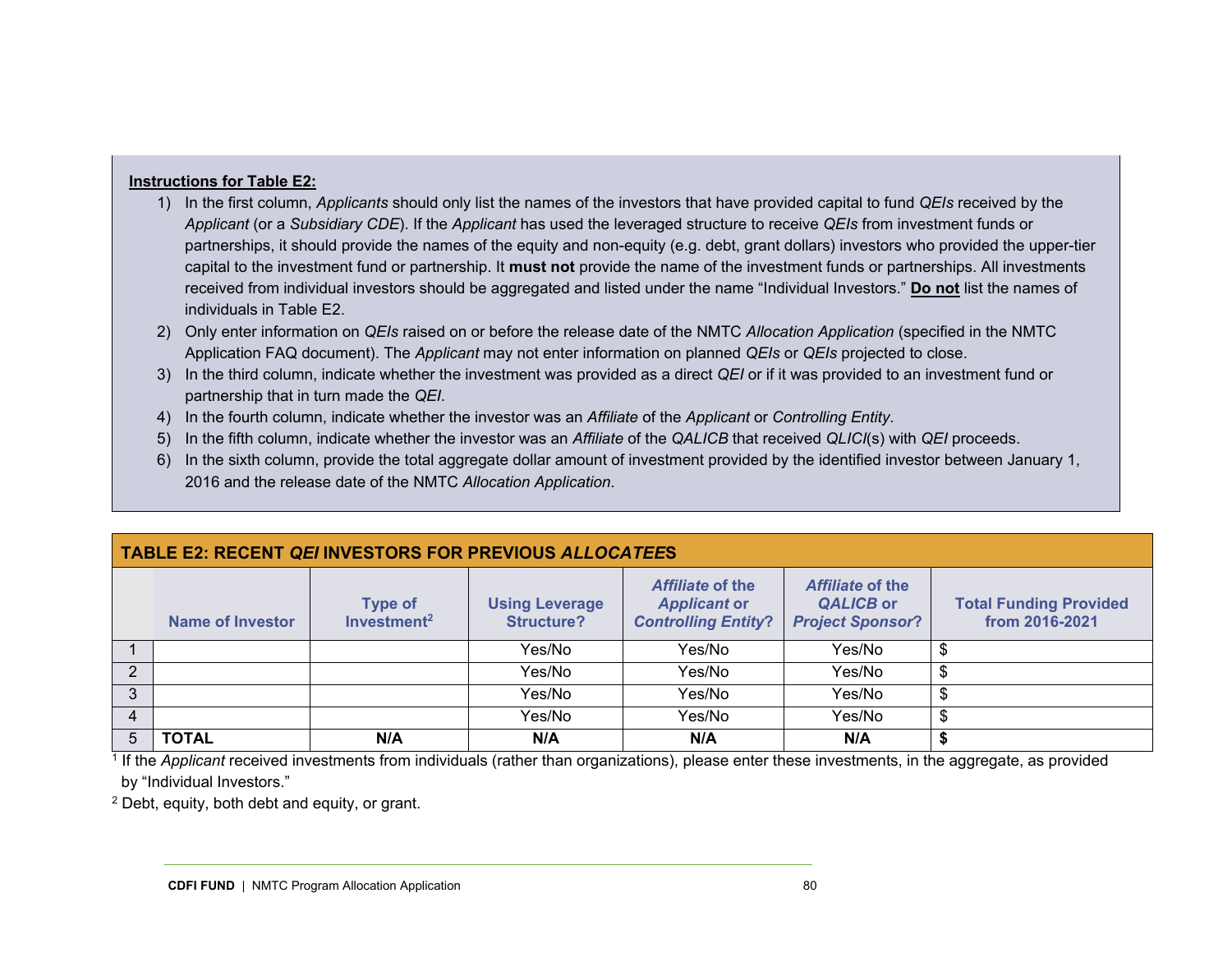**<u>Instructions for Table E2:</u>**

1) In the first column, *Applicants* should only list the names of the investors that have provided capital to fund *QEIs* received by the *Applicant* (or a *Subsidiary CDE*). If the *Applicant* has used the leveraged structure to receive *QEIs* from investment funds or partnerships, it should provide the names of the equity and non-equity (e.g. debt, grant dollars) investors who provided the upper-tier capital to the investment fund or partnership. It **must not** provide the name of the investment funds or partnerships. All investments received from individual investors should be aggregated and listed under the name "Individual Investors." **<u>Do not</u>** list the names of individuals in Table E2.
2) Only enter information on *QEIs* raised on or before the release date of the NMTC *Allocation Application* (specified in the NMTC Application FAQ document). The *Applicant* may not enter information on planned *QEIs* or *QEIs* projected to close.
3) In the third column, indicate whether the investment was provided as a direct *QEI* or if it was provided to an investment fund or partnership that in turn made the *QEI*.
4) In the fourth column, indicate whether the investor was an *Affiliate* of the *Applicant* or *Controlling Entity*.
5) In the fifth column, indicate whether the investor was an *Affiliate* of the *QALICB* that received *QLICI*(s) with *QEI* proceeds.
6) In the sixth column, provide the total aggregate dollar amount of investment provided by the identified investor between January 1, 2016 and the release date of the NMTC *Allocation Application*.

**TABLE E2: RECENT *QEI* INVESTORS FOR PREVIOUS *ALLOCATEES***

| | Name of Investor | Type of Investment[2] | Using Leverage Structure? | *Affiliate* of the *Applicant* or *Controlling Entity*? | *Affiliate* of the *QALICB* or *Project Sponsor*? | Total Funding Provided from 2016-2021 |
|---|---|---|---|---|---|---|
| 1 | | | Yes/No | Yes/No | Yes/No | $ |
| 2 | | | Yes/No | Yes/No | Yes/No | $ |
| 3 | | | Yes/No | Yes/No | Yes/No | $ |
| 4 | | | Yes/No | Yes/No | Yes/No | $ |
| 5 | **TOTAL** | **N/A** | **N/A** | **N/A** | **N/A** | **$** |

[1] If the *Applicant* received investments from individuals (rather than organizations), please enter these investments, in the aggregate, as provided by "Individual Investors."

[2] Debt, equity, both debt and equity, or grant.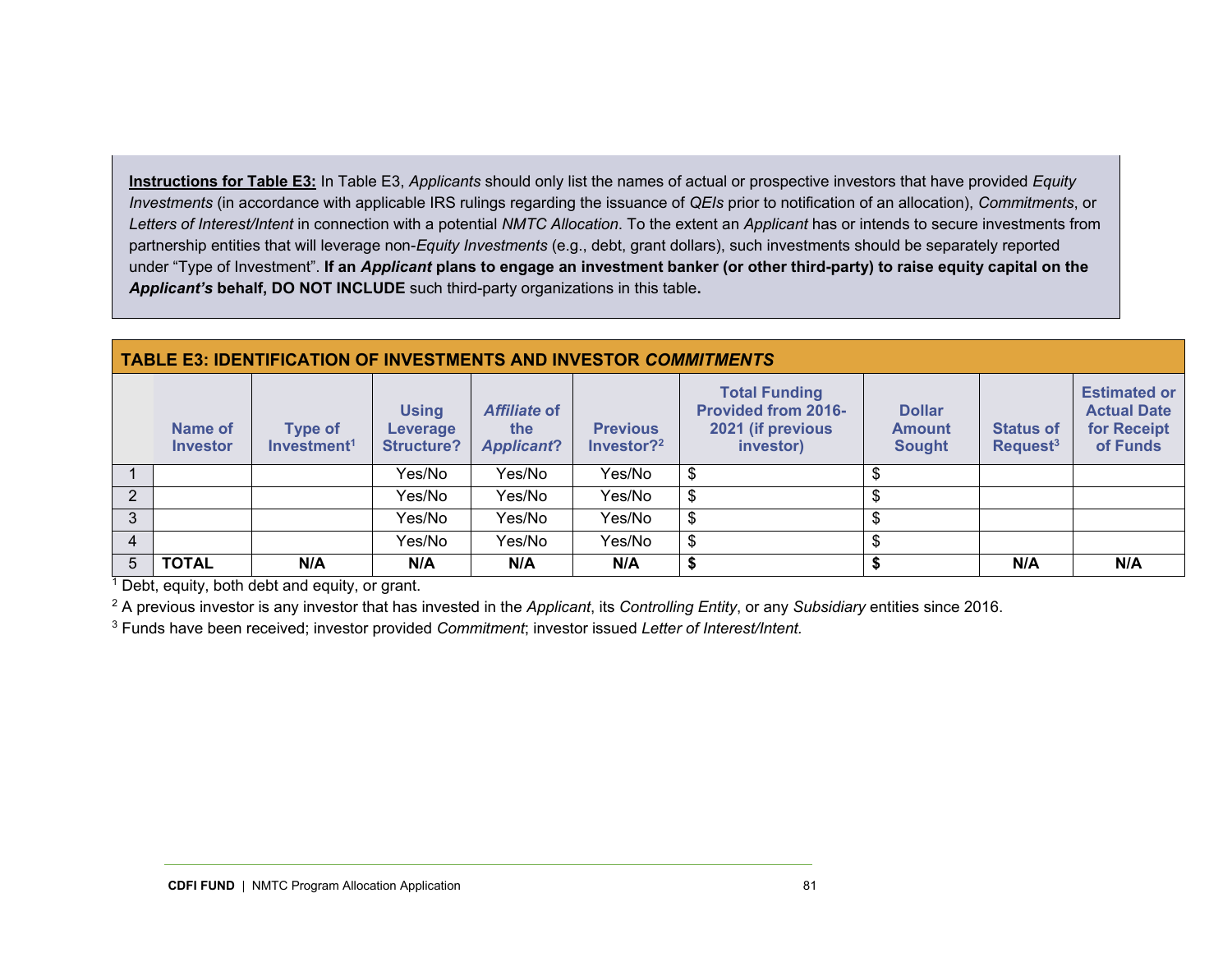**<u>Instructions for Table E3:</u>** In Table E3, *Applicants* should only list the names of actual or prospective investors that have provided *Equity Investments* (in accordance with applicable IRS rulings regarding the issuance of *QEIs* prior to notification of an allocation), *Commitments*, or *Letters of Interest/Intent* in connection with a potential *NMTC Allocation*. To the extent an *Applicant* has or intends to secure investments from partnership entities that will leverage non-*Equity Investments* (e.g., debt, grant dollars), such investments should be separately reported under "Type of Investment". **If an *Applicant* plans to engage an investment banker (or other third-party) to raise equity capital on the *Applicant's* behalf, DO NOT INCLUDE** such third-party organizations in this table**.**

**TABLE E3: IDENTIFICATION OF INVESTMENTS AND INVESTOR *COMMITMENTS***

| | Name of Investor | Type of Investment[1] | Using Leverage Structure? | *Affiliate* of the *Applicant*? | Previous Investor?[2] | Total Funding Provided from 2016-2021 (if previous investor) | Dollar Amount Sought | Status of Request[3] | Estimated or Actual Date for Receipt of Funds |
|---|---|---|---|---|---|---|---|---|---|
| 1 | | | Yes/No | Yes/No | Yes/No | $ | $ | | |
| 2 | | | Yes/No | Yes/No | Yes/No | $ | $ | | |
| 3 | | | Yes/No | Yes/No | Yes/No | $ | $ | | |
| 4 | | | Yes/No | Yes/No | Yes/No | $ | $ | | |
| 5 | **TOTAL** | **N/A** | **N/A** | **N/A** | **N/A** | **$** | **$** | **N/A** | **N/A** |

[1] Debt, equity, both debt and equity, or grant.

[2] A previous investor is any investor that has invested in the *Applicant*, its *Controlling Entity*, or any *Subsidiary* entities since 2016.

[3] Funds have been received; investor provided *Commitment*; investor issued *Letter of Interest/Intent.*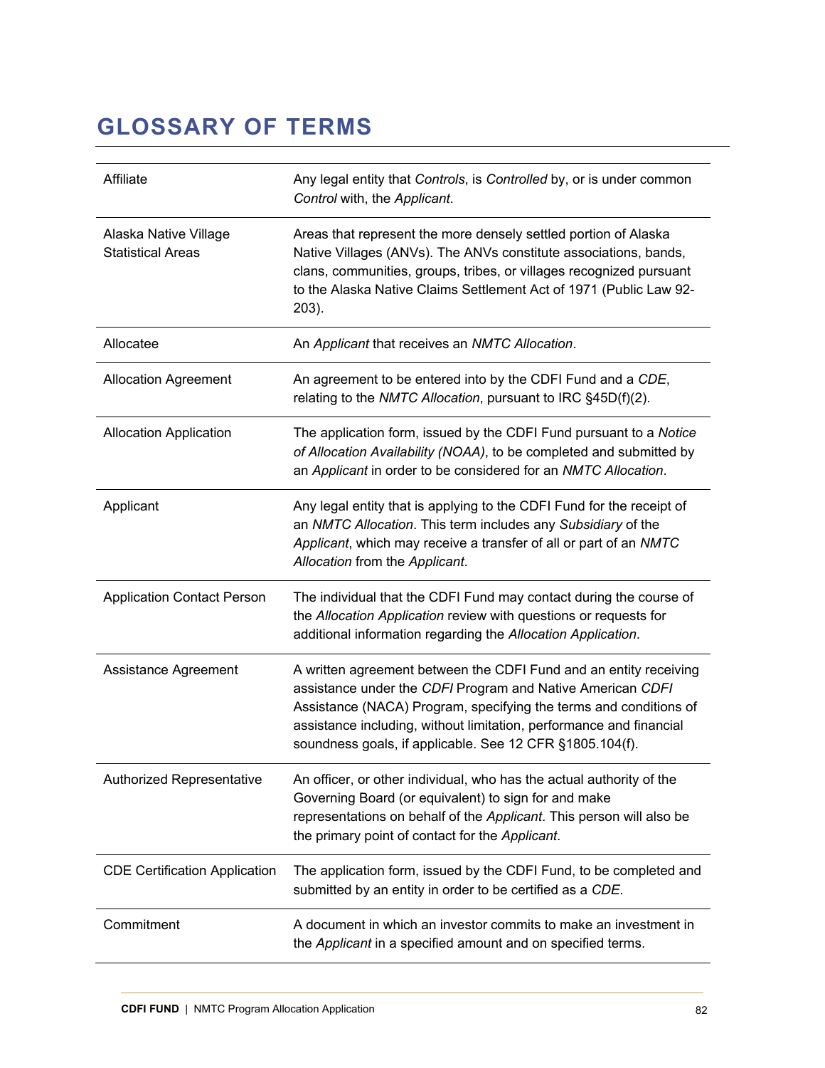# GLOSSARY OF TERMS

| | |
|---|---|
| Affiliate | Any legal entity that *Controls*, is *Controlled* by, or is under common *Control* with, the *Applicant*. |
| Alaska Native Village Statistical Areas | Areas that represent the more densely settled portion of Alaska Native Villages (ANVs). The ANVs constitute associations, bands, clans, communities, groups, tribes, or villages recognized pursuant to the Alaska Native Claims Settlement Act of 1971 (Public Law 92-203). |
| Allocatee | An *Applicant* that receives an *NMTC Allocation*. |
| Allocation Agreement | An agreement to be entered into by the CDFI Fund and a *CDE*, relating to the *NMTC Allocation*, pursuant to IRC §45D(f)(2). |
| Allocation Application | The application form, issued by the CDFI Fund pursuant to a *Notice of Allocation Availability (NOAA)*, to be completed and submitted by an *Applicant* in order to be considered for an *NMTC Allocation*. |
| Applicant | Any legal entity that is applying to the CDFI Fund for the receipt of an *NMTC Allocation*. This term includes any *Subsidiary* of the *Applicant*, which may receive a transfer of all or part of an *NMTC Allocation* from the *Applicant*. |
| Application Contact Person | The individual that the CDFI Fund may contact during the course of the *Allocation Application* review with questions or requests for additional information regarding the *Allocation Application*. |
| Assistance Agreement | A written agreement between the CDFI Fund and an entity receiving assistance under the *CDFI* Program and Native American *CDFI* Assistance (NACA) Program, specifying the terms and conditions of assistance including, without limitation, performance and financial soundness goals, if applicable. See 12 CFR §1805.104(f). |
| Authorized Representative | An officer, or other individual, who has the actual authority of the Governing Board (or equivalent) to sign for and make representations on behalf of the *Applicant*. This person will also be the primary point of contact for the *Applicant*. |
| CDE Certification Application | The application form, issued by the CDFI Fund, to be completed and submitted by an entity in order to be certified as a *CDE*. |
| Commitment | A document in which an investor commits to make an investment in the *Applicant* in a specified amount and on specified terms. |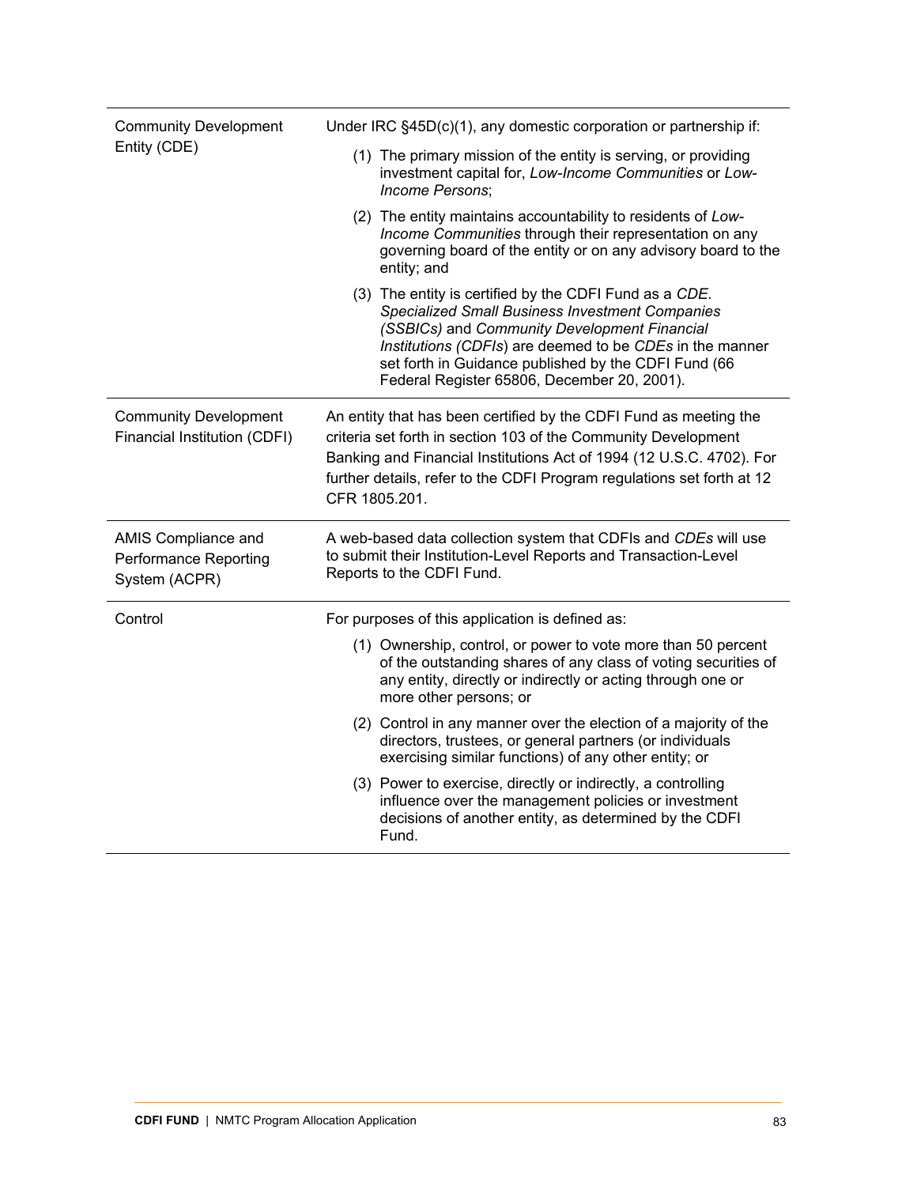| | |
|---|---|
| Community Development Entity (CDE) | Under IRC §45D(c)(1), any domestic corporation or partnership if: (1) The primary mission of the entity is serving, or providing investment capital for, *Low-Income Communities* or *Low-Income Persons*; (2) The entity maintains accountability to residents of *Low-Income Communities* through their representation on any governing board of the entity or on any advisory board to the entity; and (3) The entity is certified by the CDFI Fund as a *CDE*. *Specialized Small Business Investment Companies (SSBICs)* and *Community Development Financial Institutions (CDFIs*) are deemed to be *CDEs* in the manner set forth in Guidance published by the CDFI Fund (66 Federal Register 65806, December 20, 2001). |
| Community Development Financial Institution (CDFI) | An entity that has been certified by the CDFI Fund as meeting the criteria set forth in section 103 of the Community Development Banking and Financial Institutions Act of 1994 (12 U.S.C. 4702). For further details, refer to the CDFI Program regulations set forth at 12 CFR 1805.201. |
| AMIS Compliance and Performance Reporting System (ACPR) | A web-based data collection system that CDFIs and *CDEs* will use to submit their Institution-Level Reports and Transaction-Level Reports to the CDFI Fund. |
| Control | For purposes of this application is defined as: (1) Ownership, control, or power to vote more than 50 percent of the outstanding shares of any class of voting securities of any entity, directly or indirectly or acting through one or more other persons; or (2) Control in any manner over the election of a majority of the directors, trustees, or general partners (or individuals exercising similar functions) of any other entity; or (3) Power to exercise, directly or indirectly, a controlling influence over the management policies or investment decisions of another entity, as determined by the CDFI Fund. |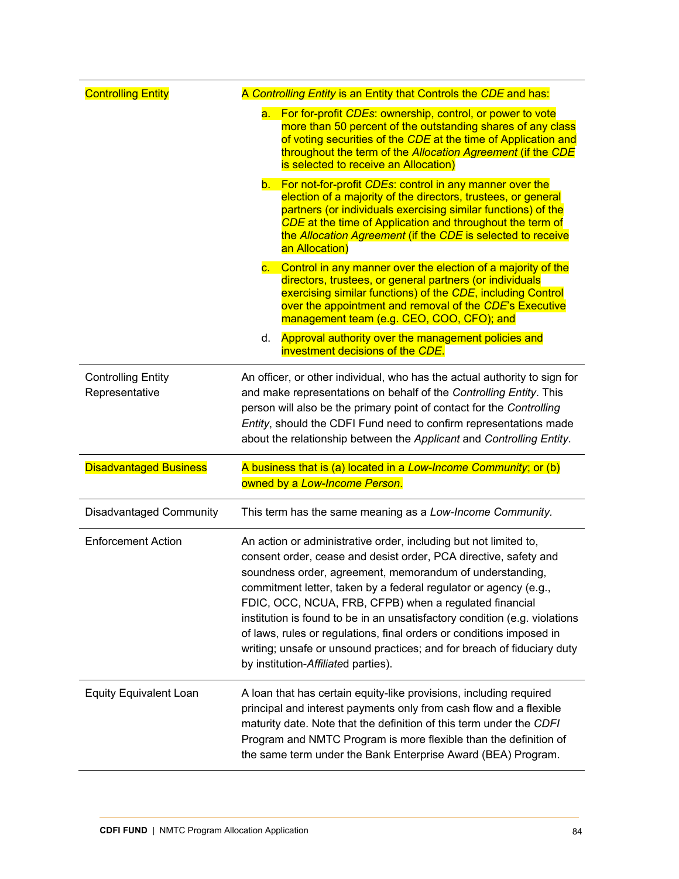| | |
|---|---|
| Controlling Entity | A *Controlling Entity* is an Entity that Controls the *CDE* and has:<br>a. For for-profit *CDEs*: ownership, control, or power to vote more than 50 percent of the outstanding shares of any class of voting securities of the *CDE* at the time of Application and throughout the term of the *Allocation Agreement* (if the *CDE* is selected to receive an Allocation)<br>b. For not-for-profit *CDEs*: control in any manner over the election of a majority of the directors, trustees, or general partners (or individuals exercising similar functions) of the *CDE* at the time of Application and throughout the term of the *Allocation Agreement* (if the *CDE* is selected to receive an Allocation)<br>c. Control in any manner over the election of a majority of the directors, trustees, or general partners (or individuals exercising similar functions) of the *CDE*, including Control over the appointment and removal of the *CDE*'s Executive management team (e.g. CEO, COO, CFO); and<br>d. Approval authority over the management policies and investment decisions of the *CDE*. |
| Controlling Entity Representative | An officer, or other individual, who has the actual authority to sign for and make representations on behalf of the *Controlling Entity*. This person will also be the primary point of contact for the *Controlling Entity*, should the CDFI Fund need to confirm representations made about the relationship between the *Applicant* and *Controlling Entity*. |
| Disadvantaged Business | A business that is (a) located in a *Low-Income Community*; or (b) owned by a *Low-Income Person*. |
| Disadvantaged Community | This term has the same meaning as a *Low-Income Community.* |
| Enforcement Action | An action or administrative order, including but not limited to, consent order, cease and desist order, PCA directive, safety and soundness order, agreement, memorandum of understanding, commitment letter, taken by a federal regulator or agency (e.g., FDIC, OCC, NCUA, FRB, CFPB) when a regulated financial institution is found to be in an unsatisfactory condition (e.g. violations of laws, rules or regulations, final orders or conditions imposed in writing; unsafe or unsound practices; and for breach of fiduciary duty by institution-*Affiliate*d parties). |
| Equity Equivalent Loan | A loan that has certain equity-like provisions, including required principal and interest payments only from cash flow and a flexible maturity date. Note that the definition of this term under the *CDFI* Program and NMTC Program is more flexible than the definition of the same term under the Bank Enterprise Award (BEA) Program. |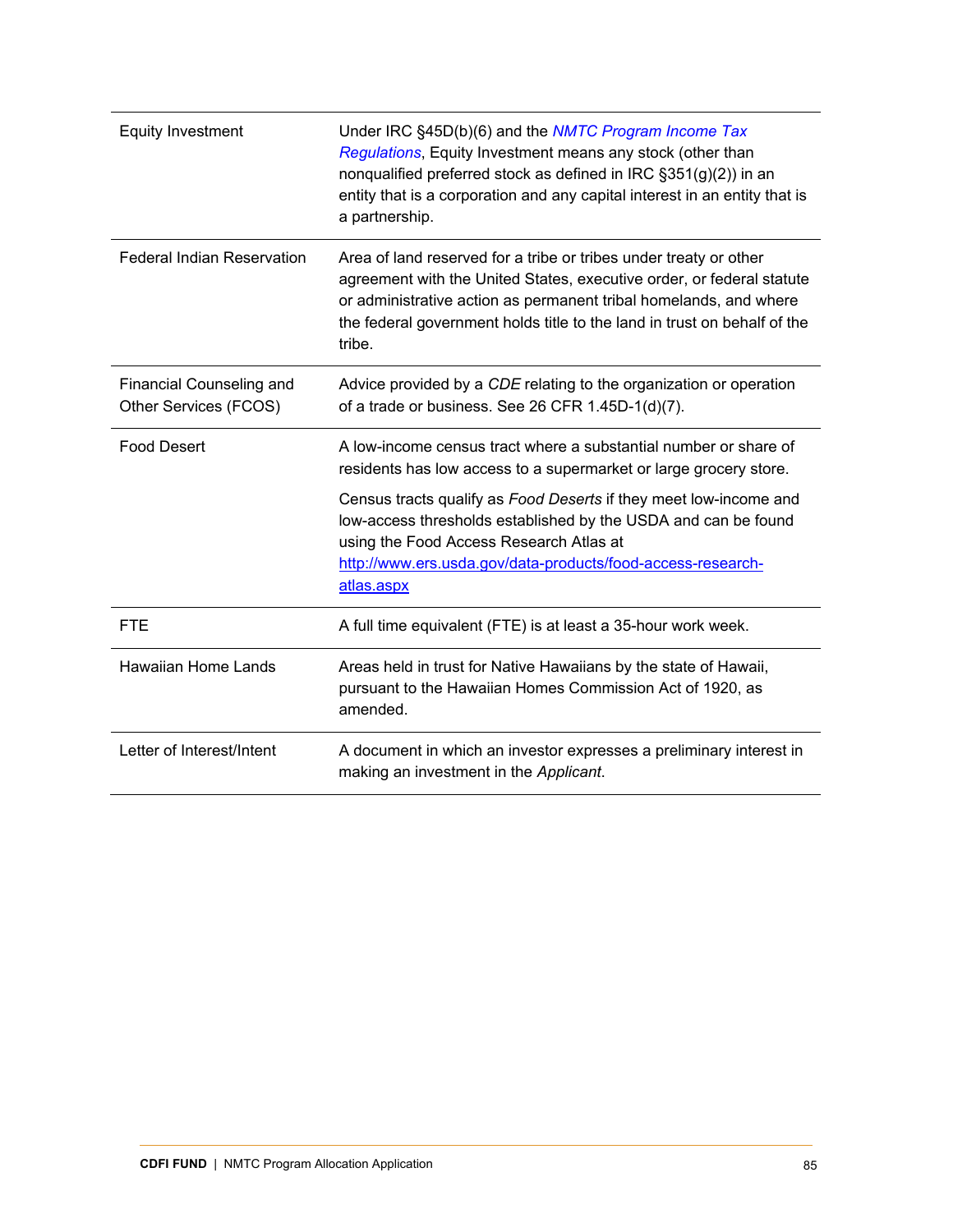| | |
|---|---|
| Equity Investment | Under IRC §45D(b)(6) and the *NMTC Program Income Tax Regulations*, Equity Investment means any stock (other than nonqualified preferred stock as defined in IRC §351(g)(2)) in an entity that is a corporation and any capital interest in an entity that is a partnership. |
| Federal Indian Reservation | Area of land reserved for a tribe or tribes under treaty or other agreement with the United States, executive order, or federal statute or administrative action as permanent tribal homelands, and where the federal government holds title to the land in trust on behalf of the tribe. |
| Financial Counseling and Other Services (FCOS) | Advice provided by a *CDE* relating to the organization or operation of a trade or business. See 26 CFR 1.45D-1(d)(7). |
| Food Desert | A low-income census tract where a substantial number or share of residents has low access to a supermarket or large grocery store.<br><br>Census tracts qualify as *Food Deserts* if they meet low-income and low-access thresholds established by the USDA and can be found using the Food Access Research Atlas at http://www.ers.usda.gov/data-products/food-access-research-atlas.aspx |
| FTE | A full time equivalent (FTE) is at least a 35-hour work week. |
| Hawaiian Home Lands | Areas held in trust for Native Hawaiians by the state of Hawaii, pursuant to the Hawaiian Homes Commission Act of 1920, as amended. |
| Letter of Interest/Intent | A document in which an investor expresses a preliminary interest in making an investment in the *Applicant*. |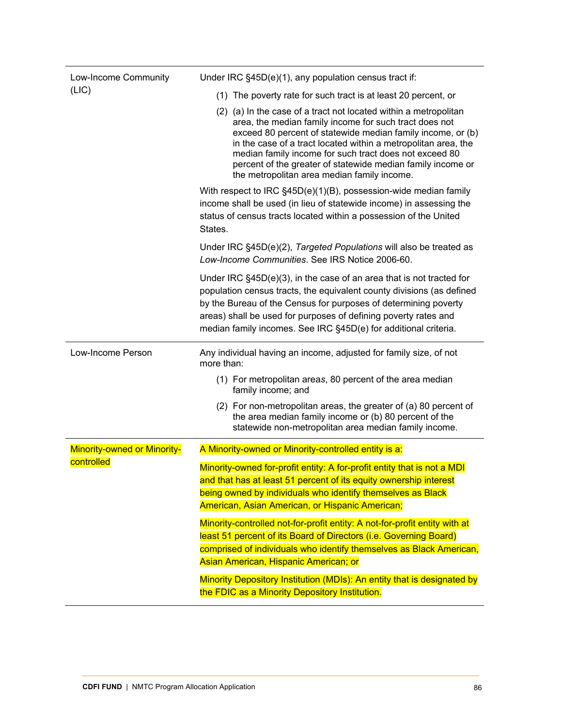| | |
|---|---|
| Low-Income Community (LIC) | Under IRC §45D(e)(1), any population census tract if:<br>(1) The poverty rate for such tract is at least 20 percent, or<br>(2) (a) In the case of a tract not located within a metropolitan area, the median family income for such tract does not exceed 80 percent of statewide median family income, or (b) in the case of a tract located within a metropolitan area, the median family income for such tract does not exceed 80 percent of the greater of statewide median family income or the metropolitan area median family income.<br>With respect to IRC §45D(e)(1)(B), possession-wide median family income shall be used (in lieu of statewide income) in assessing the status of census tracts located within a possession of the United States.<br>Under IRC §45D(e)(2), *Targeted Populations* will also be treated as *Low-Income Communities*. See IRS Notice 2006-60.<br>Under IRC §45D(e)(3), in the case of an area that is not tracted for population census tracts, the equivalent county divisions (as defined by the Bureau of the Census for purposes of determining poverty areas) shall be used for purposes of defining poverty rates and median family incomes. See IRC §45D(e) for additional criteria. |
| Low-Income Person | Any individual having an income, adjusted for family size, of not more than:<br>(1) For metropolitan areas, 80 percent of the area median family income; and<br>(2) For non-metropolitan areas, the greater of (a) 80 percent of the area median family income or (b) 80 percent of the statewide non-metropolitan area median family income. |
| Minority-owned or Minority-controlled | A Minority-owned or Minority-controlled entity is a:<br>Minority-owned for-profit entity: A for-profit entity that is not a MDI and that has at least 51 percent of its equity ownership interest being owned by individuals who identify themselves as Black American, Asian American, or Hispanic American;<br>Minority-controlled not-for-profit entity: A not-for-profit entity with at least 51 percent of its Board of Directors (i.e. Governing Board) comprised of individuals who identify themselves as Black American, Asian American, Hispanic American; or<br>Minority Depository Institution (MDIs): An entity that is designated by the FDIC as a Minority Depository Institution. |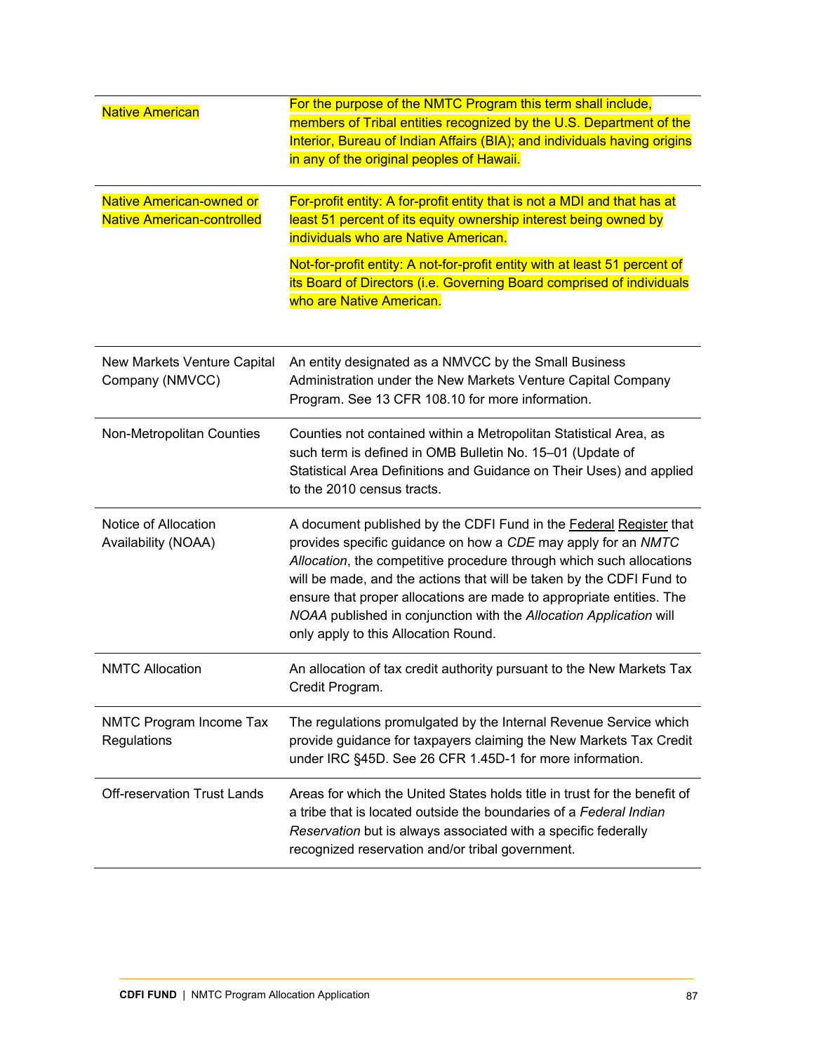| | |
|---|---|
| Native American | For the purpose of the NMTC Program this term shall include, members of Tribal entities recognized by the U.S. Department of the Interior, Bureau of Indian Affairs (BIA); and individuals having origins in any of the original peoples of Hawaii. |
| Native American-owned or Native American-controlled | For-profit entity: A for-profit entity that is not a MDI and that has at least 51 percent of its equity ownership interest being owned by individuals who are Native American.<br><br>Not-for-profit entity: A not-for-profit entity with at least 51 percent of its Board of Directors (i.e. Governing Board comprised of individuals who are Native American. |
| New Markets Venture Capital Company (NMVCC) | An entity designated as a NMVCC by the Small Business Administration under the New Markets Venture Capital Company Program. See 13 CFR 108.10 for more information. |
| Non-Metropolitan Counties | Counties not contained within a Metropolitan Statistical Area, as such term is defined in OMB Bulletin No. 15–01 (Update of Statistical Area Definitions and Guidance on Their Uses) and applied to the 2010 census tracts. |
| Notice of Allocation Availability (NOAA) | A document published by the CDFI Fund in the Federal Register that provides specific guidance on how a *CDE* may apply for an *NMTC Allocation*, the competitive procedure through which such allocations will be made, and the actions that will be taken by the CDFI Fund to ensure that proper allocations are made to appropriate entities. The *NOAA* published in conjunction with the *Allocation Application* will only apply to this Allocation Round. |
| NMTC Allocation | An allocation of tax credit authority pursuant to the New Markets Tax Credit Program. |
| NMTC Program Income Tax Regulations | The regulations promulgated by the Internal Revenue Service which provide guidance for taxpayers claiming the New Markets Tax Credit under IRC §45D. See 26 CFR 1.45D-1 for more information. |
| Off-reservation Trust Lands | Areas for which the United States holds title in trust for the benefit of a tribe that is located outside the boundaries of a *Federal Indian Reservation* but is always associated with a specific federally recognized reservation and/or tribal government. |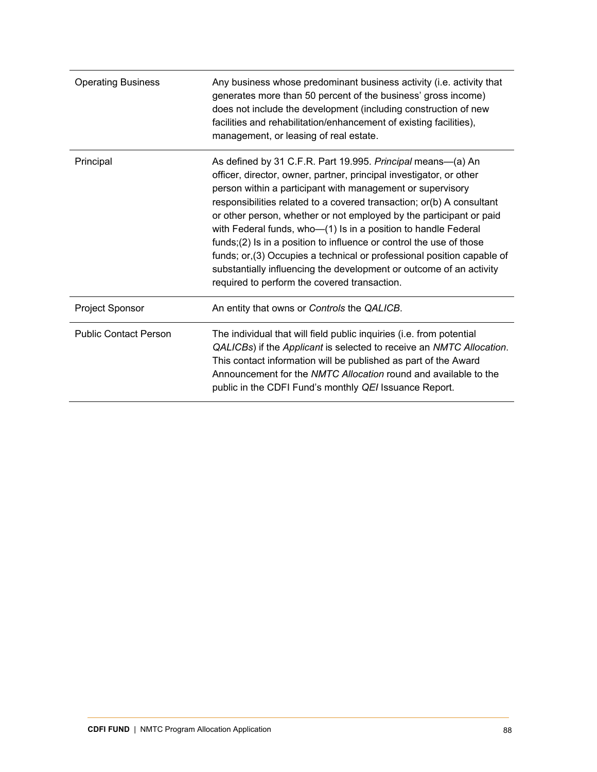| | |
|---|---|
| Operating Business | Any business whose predominant business activity (i.e. activity that generates more than 50 percent of the business' gross income) does not include the development (including construction of new facilities and rehabilitation/enhancement of existing facilities), management, or leasing of real estate. |
| Principal | As defined by 31 C.F.R. Part 19.995. *Principal* means—(a) An officer, director, owner, partner, principal investigator, or other person within a participant with management or supervisory responsibilities related to a covered transaction; or(b) A consultant or other person, whether or not employed by the participant or paid with Federal funds, who—(1) Is in a position to handle Federal funds;(2) Is in a position to influence or control the use of those funds; or,(3) Occupies a technical or professional position capable of substantially influencing the development or outcome of an activity required to perform the covered transaction. |
| Project Sponsor | An entity that owns or *Controls* the *QALICB*. |
| Public Contact Person | The individual that will field public inquiries (i.e. from potential *QALICBs*) if the *Applicant* is selected to receive an *NMTC Allocation*. This contact information will be published as part of the Award Announcement for the *NMTC Allocation* round and available to the public in the CDFI Fund's monthly *QEI* Issuance Report. |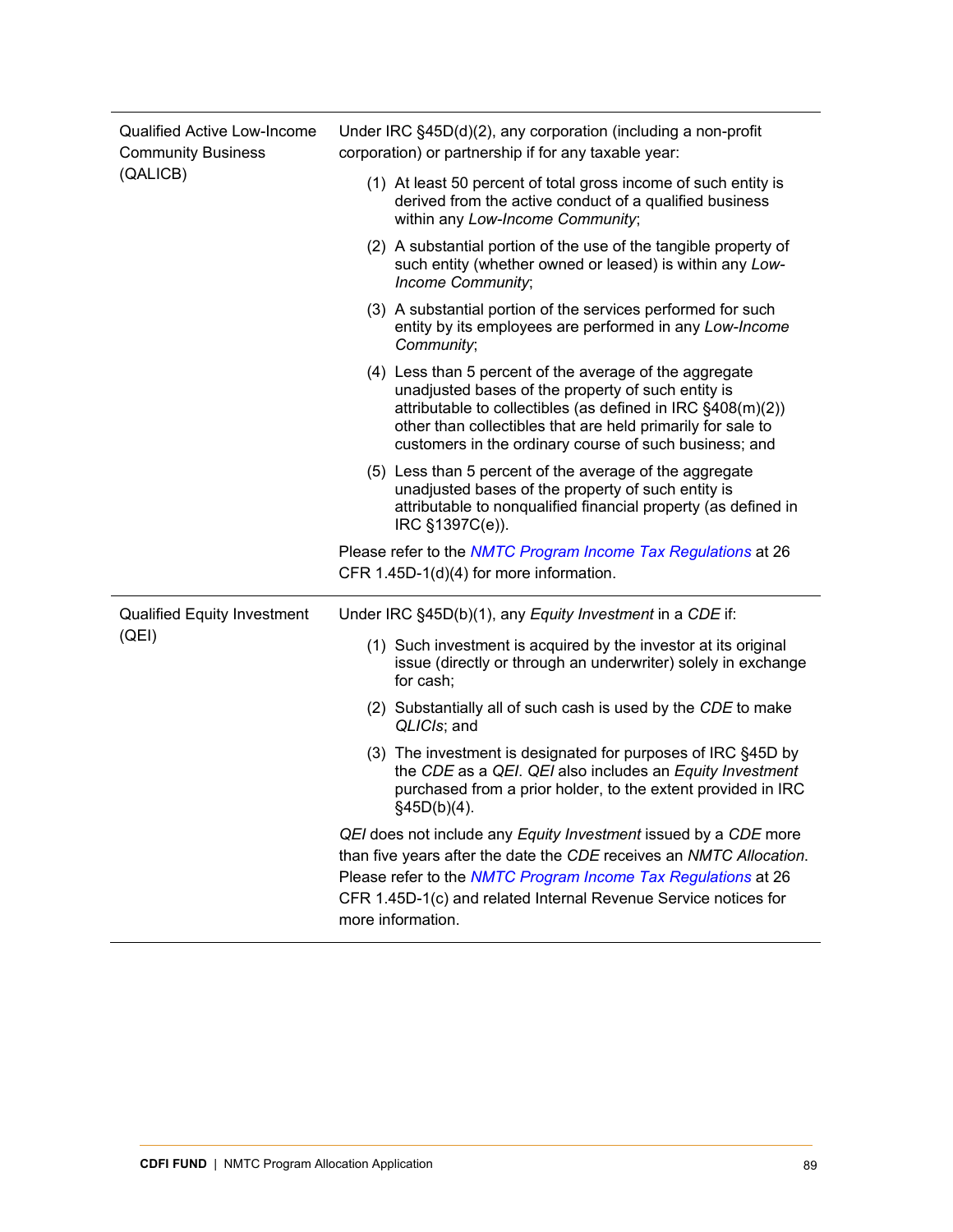| | |
|---|---|
| Qualified Active Low-Income Community Business (QALICB) | Under IRC §45D(d)(2), any corporation (including a non-profit corporation) or partnership if for any taxable year:<br><br>(1) At least 50 percent of total gross income of such entity is derived from the active conduct of a qualified business within any *Low-Income Community*;<br><br>(2) A substantial portion of the use of the tangible property of such entity (whether owned or leased) is within any *Low-Income Community*;<br><br>(3) A substantial portion of the services performed for such entity by its employees are performed in any *Low-Income Community*;<br><br>(4) Less than 5 percent of the average of the aggregate unadjusted bases of the property of such entity is attributable to collectibles (as defined in IRC §408(m)(2)) other than collectibles that are held primarily for sale to customers in the ordinary course of such business; and<br><br>(5) Less than 5 percent of the average of the aggregate unadjusted bases of the property of such entity is attributable to nonqualified financial property (as defined in IRC §1397C(e)).<br><br>Please refer to the *NMTC Program Income Tax Regulations* at 26 CFR 1.45D-1(d)(4) for more information. |
| Qualified Equity Investment (QEI) | Under IRC §45D(b)(1), any *Equity Investment* in a *CDE* if:<br><br>(1) Such investment is acquired by the investor at its original issue (directly or through an underwriter) solely in exchange for cash;<br><br>(2) Substantially all of such cash is used by the *CDE* to make *QLICIs*; and<br><br>(3) The investment is designated for purposes of IRC §45D by the *CDE* as a *QEI*. *QEI* also includes an *Equity Investment* purchased from a prior holder, to the extent provided in IRC §45D(b)(4).<br><br>*QEI* does not include any *Equity Investment* issued by a *CDE* more than five years after the date the *CDE* receives an *NMTC Allocation*. Please refer to the *NMTC Program Income Tax Regulations* at 26 CFR 1.45D-1(c) and related Internal Revenue Service notices for more information. |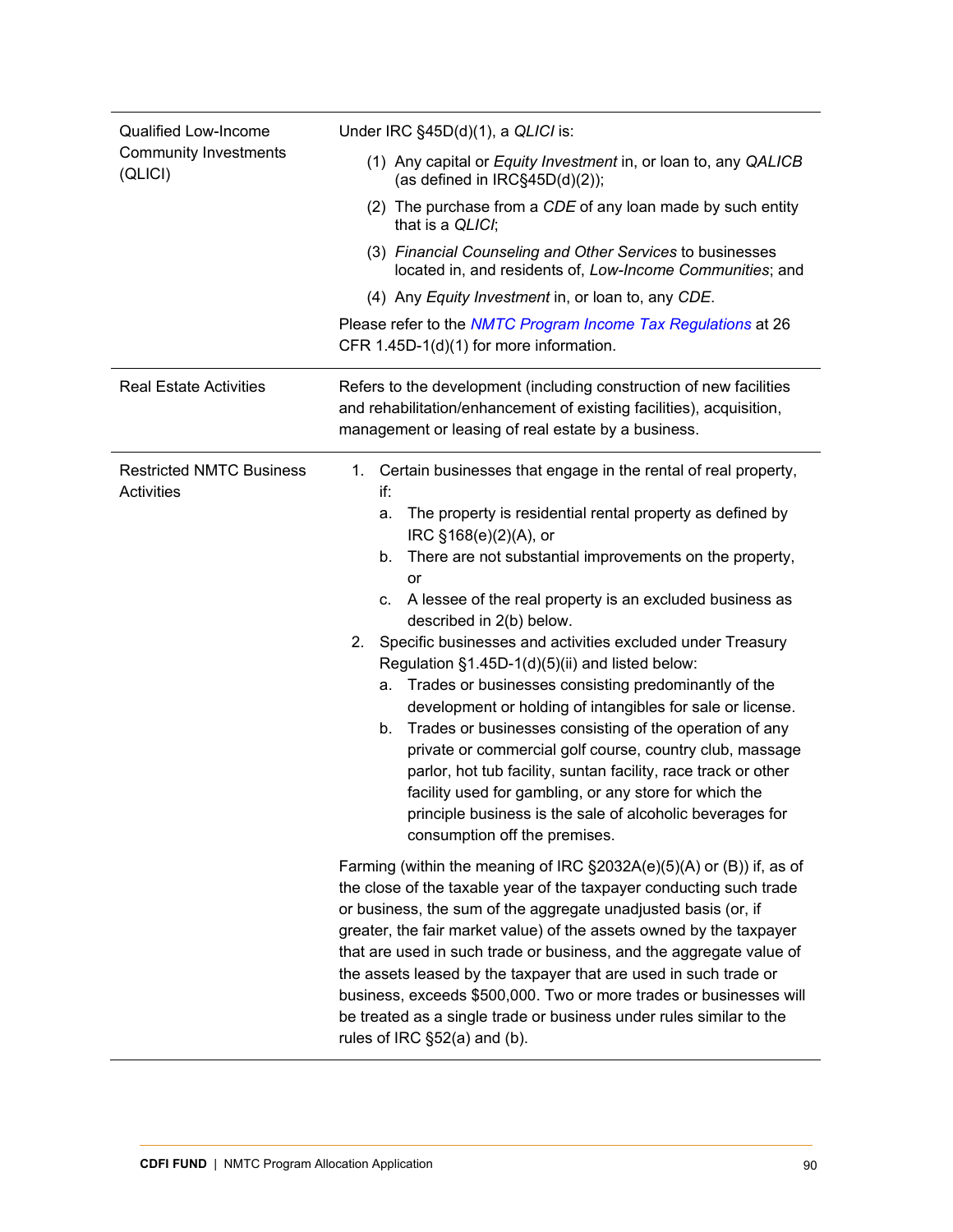| | |
|---|---|
| Qualified Low-Income Community Investments (QLICI) | Under IRC §45D(d)(1), a *QLICI* is:<br>(1) Any capital or *Equity Investment* in, or loan to, any *QALICB* (as defined in IRC§45D(d)(2));<br>(2) The purchase from a *CDE* of any loan made by such entity that is a *QLICI*;<br>(3) *Financial Counseling and Other Services* to businesses located in, and residents of, *Low-Income Communities*; and<br>(4) Any *Equity Investment* in, or loan to, any *CDE*.<br>Please refer to the [NMTC Program Income Tax Regulations]() at 26 CFR 1.45D-1(d)(1) for more information. |
| Real Estate Activities | Refers to the development (including construction of new facilities and rehabilitation/enhancement of existing facilities), acquisition, management or leasing of real estate by a business. |
| Restricted NMTC Business Activities | 1. Certain businesses that engage in the rental of real property, if:<br>a. The property is residential rental property as defined by IRC §168(e)(2)(A), or<br>b. There are not substantial improvements on the property, or<br>c. A lessee of the real property is an excluded business as described in 2(b) below.<br>2. Specific businesses and activities excluded under Treasury Regulation §1.45D-1(d)(5)(ii) and listed below:<br>a. Trades or businesses consisting predominantly of the development or holding of intangibles for sale or license.<br>b. Trades or businesses consisting of the operation of any private or commercial golf course, country club, massage parlor, hot tub facility, suntan facility, race track or other facility used for gambling, or any store for which the principle business is the sale of alcoholic beverages for consumption off the premises.<br>Farming (within the meaning of IRC §2032A(e)(5)(A) or (B)) if, as of the close of the taxable year of the taxpayer conducting such trade or business, the sum of the aggregate unadjusted basis (or, if greater, the fair market value) of the assets owned by the taxpayer that are used in such trade or business, and the aggregate value of the assets leased by the taxpayer that are used in such trade or business, exceeds $500,000. Two or more trades or businesses will be treated as a single trade or business under rules similar to the rules of IRC §52(a) and (b). |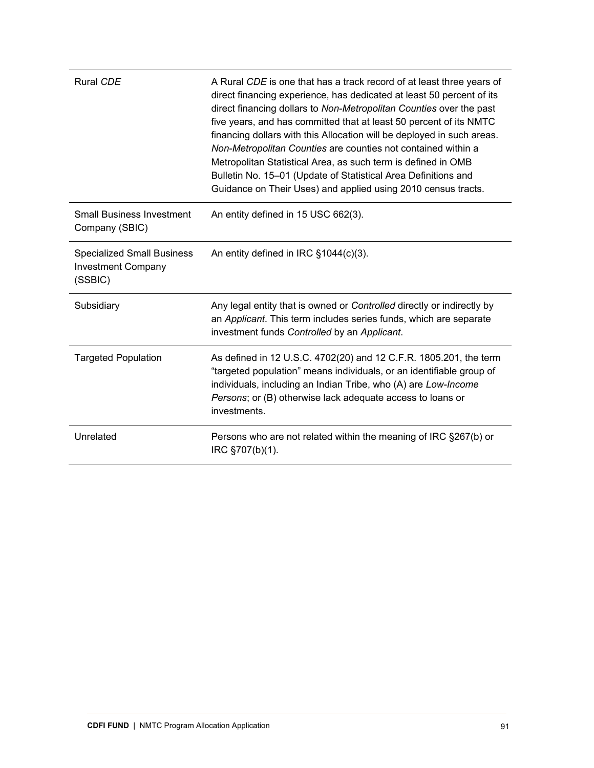| | |
|---|---|
| Rural *CDE* | A Rural *CDE* is one that has a track record of at least three years of direct financing experience, has dedicated at least 50 percent of its direct financing dollars to *Non-Metropolitan Counties* over the past five years, and has committed that at least 50 percent of its NMTC financing dollars with this Allocation will be deployed in such areas. *Non-Metropolitan Counties* are counties not contained within a Metropolitan Statistical Area, as such term is defined in OMB Bulletin No. 15–01 (Update of Statistical Area Definitions and Guidance on Their Uses) and applied using 2010 census tracts. |
| Small Business Investment Company (SBIC) | An entity defined in 15 USC 662(3). |
| Specialized Small Business Investment Company (SSBIC) | An entity defined in IRC §1044(c)(3). |
| Subsidiary | Any legal entity that is owned or *Controlled* directly or indirectly by an *Applicant*. This term includes series funds, which are separate investment funds *Controlled* by an *Applicant*. |
| Targeted Population | As defined in 12 U.S.C. 4702(20) and 12 C.F.R. 1805.201, the term "targeted population" means individuals, or an identifiable group of individuals, including an Indian Tribe, who (A) are *Low-Income Persons*; or (B) otherwise lack adequate access to loans or investments. |
| Unrelated | Persons who are not related within the meaning of IRC §267(b) or IRC §707(b)(1). |